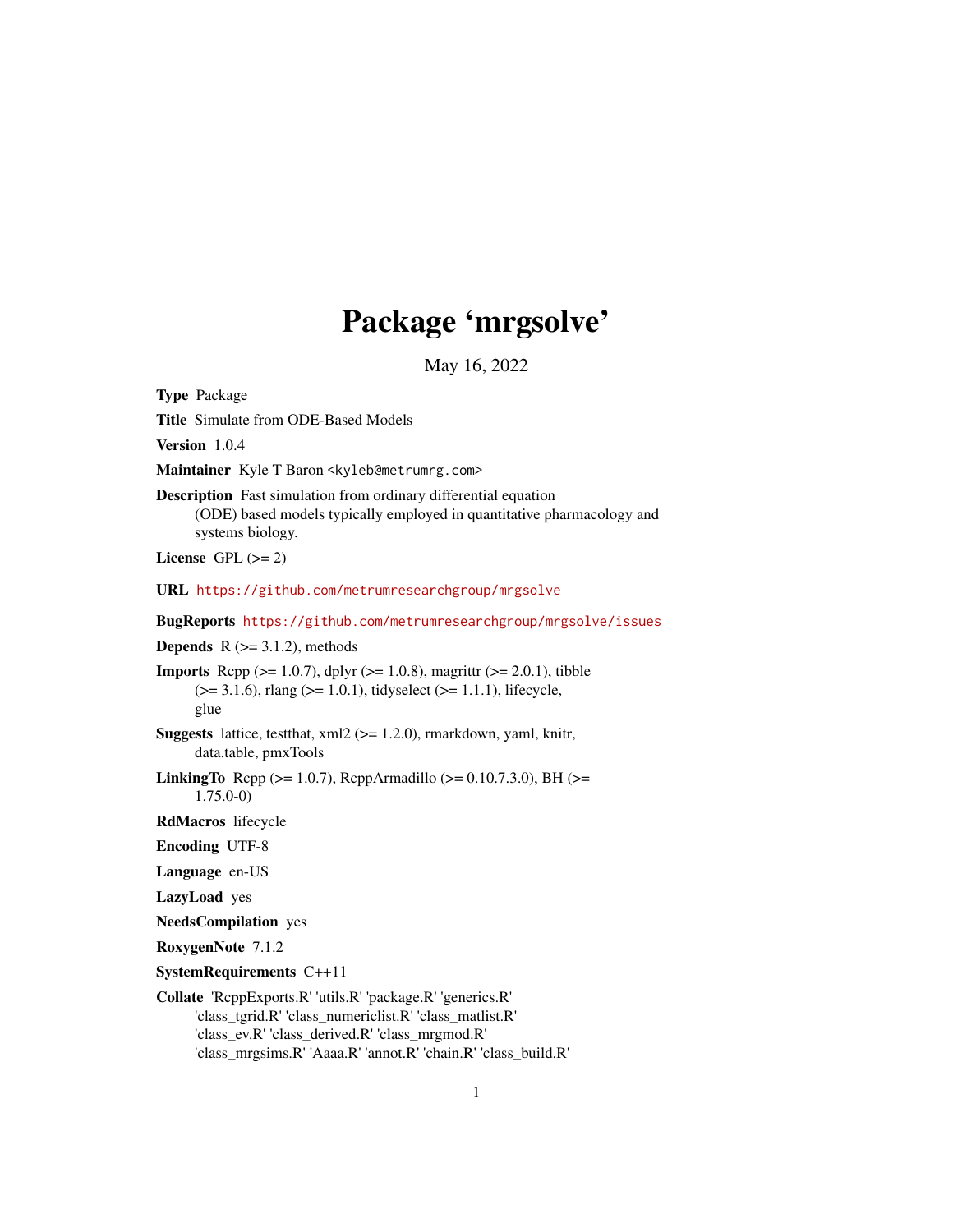# Package 'mrgsolve'

May 16, 2022

**Type** Package

**Title** Simulate from ODE-Based Models

**Version** 1.0.4

**Maintainer** Kyle T Baron <kyleb@metrumrg.com>

**Description** Fast simulation from ordinary differential equation (ODE) based models typically employed in quantitative pharmacology and systems biology.

**License** GPL (>= 2)

**URL** https://github.com/metrumresearchgroup/mrgsolve

**BugReports** https://github.com/metrumresearchgroup/mrgsolve/issues

**Depends** R (>= 3.1.2), methods

**Imports** Rcpp (>= 1.0.7), dplyr (>= 1.0.8), magrittr (>= 2.0.1), tibble (>= 3.1.6), rlang (>= 1.0.1), tidyselect (>= 1.1.1), lifecycle, glue

**Suggests** lattice, testthat, xml2 (>= 1.2.0), rmarkdown, yaml, knitr, data.table, pmxTools

**LinkingTo** Rcpp (>= 1.0.7), RcppArmadillo (>= 0.10.7.3.0), BH (>= 1.75.0-0)

**RdMacros** lifecycle

**Encoding** UTF-8

**Language** en-US

**LazyLoad** yes

**NeedsCompilation** yes

**RoxygenNote** 7.1.2

**SystemRequirements** C++11

**Collate** 'RcppExports.R' 'utils.R' 'package.R' 'generics.R' 'class_tgrid.R' 'class_numericlist.R' 'class_matlist.R' 'class_ev.R' 'class_derived.R' 'class_mrgmod.R' 'class_mrgsims.R' 'Aaaa.R' 'annot.R' 'chain.R' 'class_build.R'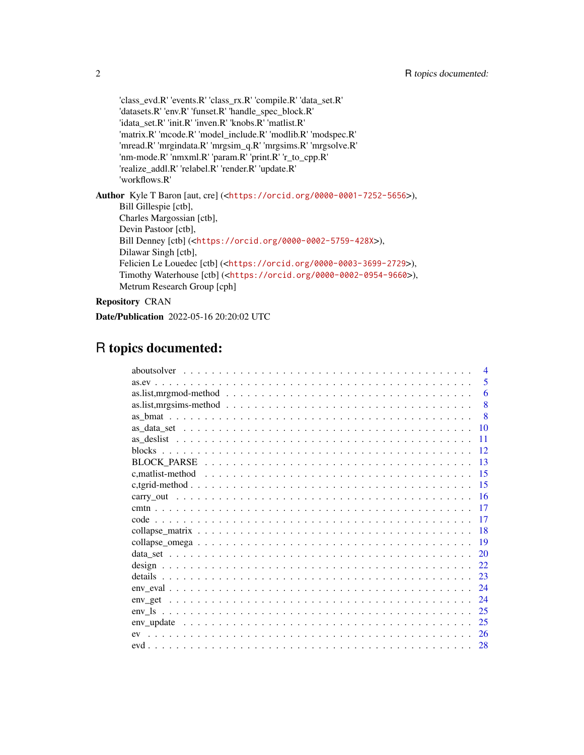'class_evd.R' 'events.R' 'class_rx.R' 'compile.R' 'data_set.R' 'datasets.R' 'env.R' 'funset.R' 'handle_spec_block.R' 'idata_set.R' 'init.R' 'inven.R' 'knobs.R' 'matlist.R' 'matrix.R' 'mcode.R' 'model_include.R' 'modlib.R' 'modspec.R' 'mread.R' 'mrgindata.R' 'mrgsim_q.R' 'mrgsims.R' 'mrgsolve.R' 'nm-mode.R' 'nmxml.R' 'param.R' 'print.R' 'r_to_cpp.R' 'realize_addl.R' 'relabel.R' 'render.R' 'update.R' 'workflows.R'

**Author** Kyle T Baron [aut, cre] (<https://orcid.org/0000-0001-7252-5656>),
Bill Gillespie [ctb],
Charles Margossian [ctb],
Devin Pastoor [ctb],
Bill Denney [ctb] (<https://orcid.org/0000-0002-5759-428X>),
Dilawar Singh [ctb],
Felicien Le Louedec [ctb] (<https://orcid.org/0000-0003-3699-2729>),
Timothy Waterhouse [ctb] (<https://orcid.org/0000-0002-0954-9660>),
Metrum Research Group [cph]

**Repository** CRAN

**Date/Publication** 2022-05-16 20:20:02 UTC

# R topics documented:

| | |
|---|---|
| aboutsolver | 4 |
| as.ev | 5 |
| as.list,mrgmod-method | 6 |
| as.list,mrgsims-method | 8 |
| as_bmat | 8 |
| as_data_set | 10 |
| as_deslist | 11 |
| blocks | 12 |
| BLOCK_PARSE | 13 |
| c,matlist-method | 15 |
| c,tgrid-method | 15 |
| carry_out | 16 |
| cmtn | 17 |
| code | 17 |
| collapse_matrix | 18 |
| collapse_omega | 19 |
| data_set | 20 |
| design | 22 |
| details | 23 |
| env_eval | 24 |
| env_get | 24 |
| env_ls | 25 |
| env_update | 25 |
| ev | 26 |
| evd | 28 |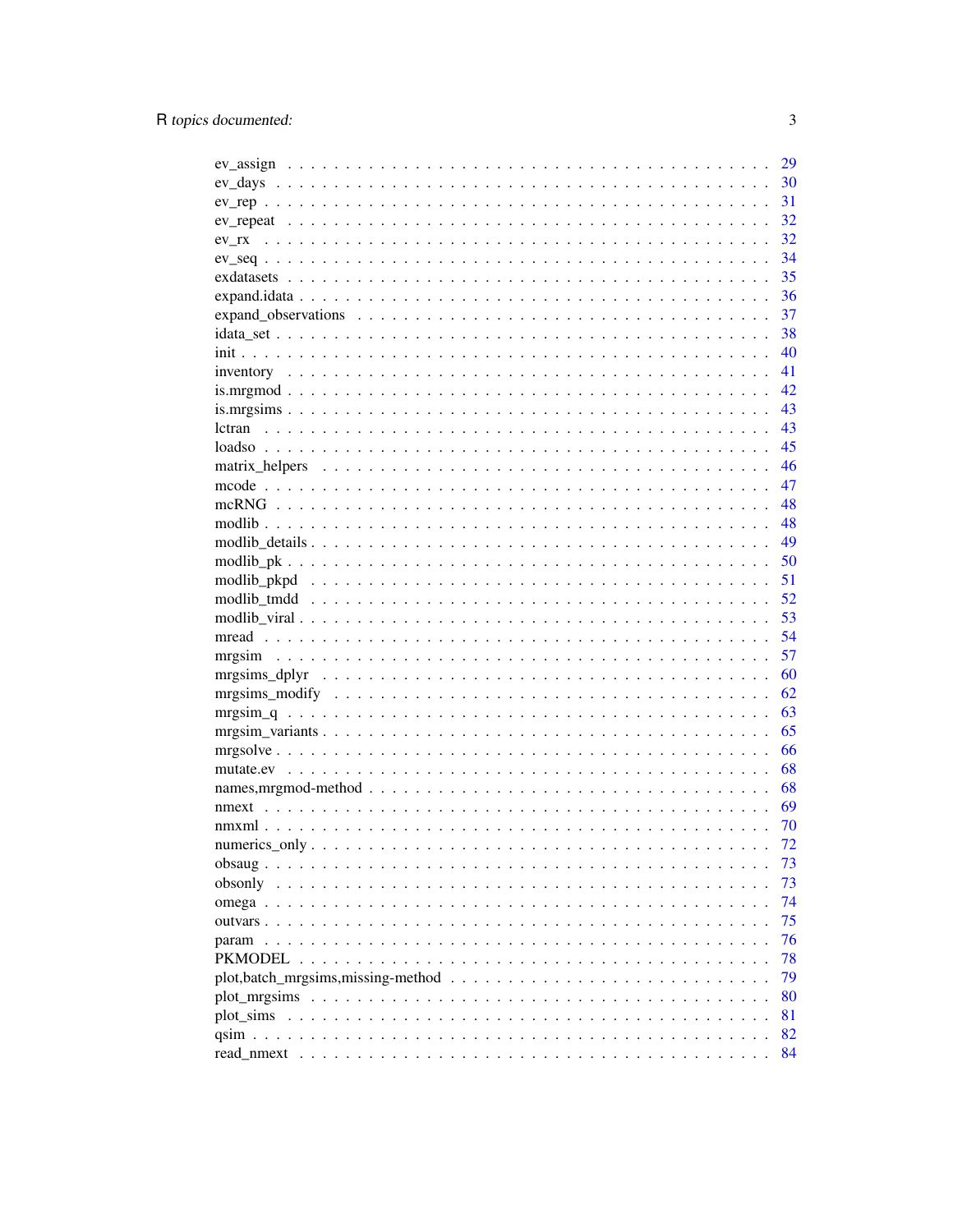ev_assign . . . . . . . . . . . . . . . . . . . . . . . . . . . . . . . . . . . . . . . . . 29
ev_days . . . . . . . . . . . . . . . . . . . . . . . . . . . . . . . . . . . . . . . . . . 30
ev_rep . . . . . . . . . . . . . . . . . . . . . . . . . . . . . . . . . . . . . . . . . . . 31
ev_repeat . . . . . . . . . . . . . . . . . . . . . . . . . . . . . . . . . . . . . . . . . 32
ev_rx . . . . . . . . . . . . . . . . . . . . . . . . . . . . . . . . . . . . . . . . . . . 32
ev_seq . . . . . . . . . . . . . . . . . . . . . . . . . . . . . . . . . . . . . . . . . . . 34
exdatasets . . . . . . . . . . . . . . . . . . . . . . . . . . . . . . . . . . . . . . . . . 35
expand.idata . . . . . . . . . . . . . . . . . . . . . . . . . . . . . . . . . . . . . . . . 36
expand_observations . . . . . . . . . . . . . . . . . . . . . . . . . . . . . . . . . . . . 37
idata_set . . . . . . . . . . . . . . . . . . . . . . . . . . . . . . . . . . . . . . . . . . 38
init . . . . . . . . . . . . . . . . . . . . . . . . . . . . . . . . . . . . . . . . . . . . 40
inventory . . . . . . . . . . . . . . . . . . . . . . . . . . . . . . . . . . . . . . . . . 41
is.mrgmod . . . . . . . . . . . . . . . . . . . . . . . . . . . . . . . . . . . . . . . . . 42
is.mrgsims . . . . . . . . . . . . . . . . . . . . . . . . . . . . . . . . . . . . . . . . . 43
lctran . . . . . . . . . . . . . . . . . . . . . . . . . . . . . . . . . . . . . . . . . . . 43
loadso . . . . . . . . . . . . . . . . . . . . . . . . . . . . . . . . . . . . . . . . . . . 45
matrix_helpers . . . . . . . . . . . . . . . . . . . . . . . . . . . . . . . . . . . . . . . 46
mcode . . . . . . . . . . . . . . . . . . . . . . . . . . . . . . . . . . . . . . . . . . . 47
mcRNG . . . . . . . . . . . . . . . . . . . . . . . . . . . . . . . . . . . . . . . . . . . 48
modlib . . . . . . . . . . . . . . . . . . . . . . . . . . . . . . . . . . . . . . . . . . . 48
modlib_details . . . . . . . . . . . . . . . . . . . . . . . . . . . . . . . . . . . . . . . 49
modlib_pk . . . . . . . . . . . . . . . . . . . . . . . . . . . . . . . . . . . . . . . . . 50
modlib_pkpd . . . . . . . . . . . . . . . . . . . . . . . . . . . . . . . . . . . . . . . . 51
modlib_tmdd . . . . . . . . . . . . . . . . . . . . . . . . . . . . . . . . . . . . . . . . 52
modlib_viral . . . . . . . . . . . . . . . . . . . . . . . . . . . . . . . . . . . . . . . . 53
mread . . . . . . . . . . . . . . . . . . . . . . . . . . . . . . . . . . . . . . . . . . . 54
mrgsim . . . . . . . . . . . . . . . . . . . . . . . . . . . . . . . . . . . . . . . . . . . 57
mrgsims_dplyr . . . . . . . . . . . . . . . . . . . . . . . . . . . . . . . . . . . . . . . 60
mrgsims_modify . . . . . . . . . . . . . . . . . . . . . . . . . . . . . . . . . . . . . . 62
mrgsim_q . . . . . . . . . . . . . . . . . . . . . . . . . . . . . . . . . . . . . . . . . 63
mrgsim_variants . . . . . . . . . . . . . . . . . . . . . . . . . . . . . . . . . . . . . . 65
mrgsolve . . . . . . . . . . . . . . . . . . . . . . . . . . . . . . . . . . . . . . . . . . 66
mutate.ev . . . . . . . . . . . . . . . . . . . . . . . . . . . . . . . . . . . . . . . . . 68
names,mrgmod-method . . . . . . . . . . . . . . . . . . . . . . . . . . . . . . . . . . . 68
nmext . . . . . . . . . . . . . . . . . . . . . . . . . . . . . . . . . . . . . . . . . . . 69
nmxml . . . . . . . . . . . . . . . . . . . . . . . . . . . . . . . . . . . . . . . . . . . 70
numerics_only . . . . . . . . . . . . . . . . . . . . . . . . . . . . . . . . . . . . . . . 72
obsaug . . . . . . . . . . . . . . . . . . . . . . . . . . . . . . . . . . . . . . . . . . . 73
obsonly . . . . . . . . . . . . . . . . . . . . . . . . . . . . . . . . . . . . . . . . . . 73
omega . . . . . . . . . . . . . . . . . . . . . . . . . . . . . . . . . . . . . . . . . . . 74
outvars . . . . . . . . . . . . . . . . . . . . . . . . . . . . . . . . . . . . . . . . . . 75
param . . . . . . . . . . . . . . . . . . . . . . . . . . . . . . . . . . . . . . . . . . . 76
PKMODEL . . . . . . . . . . . . . . . . . . . . . . . . . . . . . . . . . . . . . . . . . . 78
plot,batch_mrgsims,missing-method . . . . . . . . . . . . . . . . . . . . . . . . . . . 79
plot_mrgsims . . . . . . . . . . . . . . . . . . . . . . . . . . . . . . . . . . . . . . . . 80
plot_sims . . . . . . . . . . . . . . . . . . . . . . . . . . . . . . . . . . . . . . . . . 81
qsim . . . . . . . . . . . . . . . . . . . . . . . . . . . . . . . . . . . . . . . . . . . . 82
read_nmext . . . . . . . . . . . . . . . . . . . . . . . . . . . . . . . . . . . . . . . . 84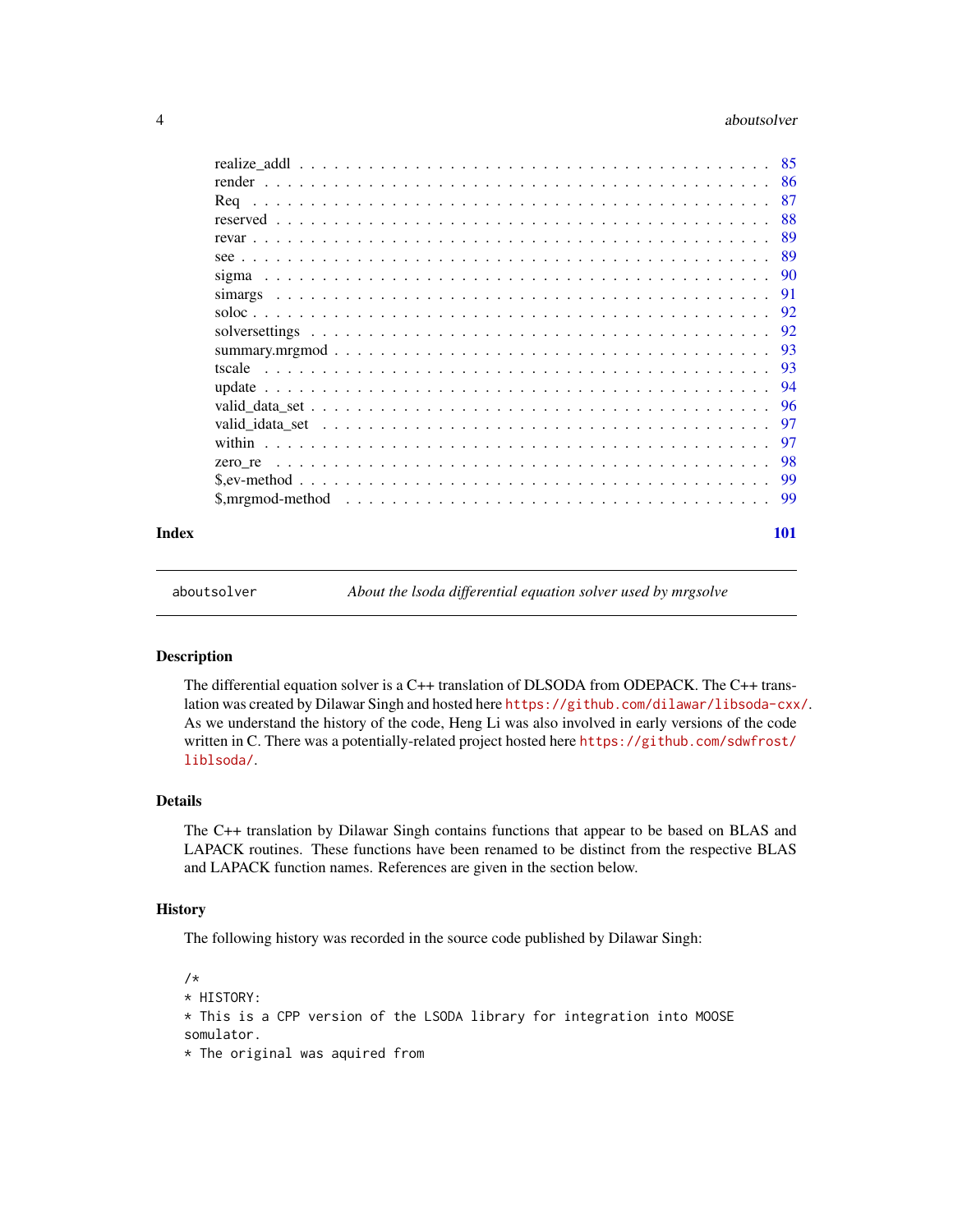realize_addl . . . . . . . . . . . . . . . . . . . . . . . . . . . . . . . . . . . . . . . 85
render . . . . . . . . . . . . . . . . . . . . . . . . . . . . . . . . . . . . . . . . . . 86
Req . . . . . . . . . . . . . . . . . . . . . . . . . . . . . . . . . . . . . . . . . . . . 87
reserved . . . . . . . . . . . . . . . . . . . . . . . . . . . . . . . . . . . . . . . . . 88
revar . . . . . . . . . . . . . . . . . . . . . . . . . . . . . . . . . . . . . . . . . . . 89
see . . . . . . . . . . . . . . . . . . . . . . . . . . . . . . . . . . . . . . . . . . . . 89
sigma . . . . . . . . . . . . . . . . . . . . . . . . . . . . . . . . . . . . . . . . . . 90
simargs . . . . . . . . . . . . . . . . . . . . . . . . . . . . . . . . . . . . . . . . . 91
soloc . . . . . . . . . . . . . . . . . . . . . . . . . . . . . . . . . . . . . . . . . . . 92
solversettings . . . . . . . . . . . . . . . . . . . . . . . . . . . . . . . . . . . . . . 92
summary.mrgmod . . . . . . . . . . . . . . . . . . . . . . . . . . . . . . . . . . . . 93
tscale . . . . . . . . . . . . . . . . . . . . . . . . . . . . . . . . . . . . . . . . . . 93
update . . . . . . . . . . . . . . . . . . . . . . . . . . . . . . . . . . . . . . . . . . 94
valid_data_set . . . . . . . . . . . . . . . . . . . . . . . . . . . . . . . . . . . . . 96
valid_idata_set . . . . . . . . . . . . . . . . . . . . . . . . . . . . . . . . . . . . . 97
within . . . . . . . . . . . . . . . . . . . . . . . . . . . . . . . . . . . . . . . . . . 97
zero_re . . . . . . . . . . . . . . . . . . . . . . . . . . . . . . . . . . . . . . . . . . 98
$,ev-method . . . . . . . . . . . . . . . . . . . . . . . . . . . . . . . . . . . . . . . 99
$,mrgmod-method . . . . . . . . . . . . . . . . . . . . . . . . . . . . . . . . . . . . 99

**Index** **101**

---

`aboutsolver` *About the lsoda differential equation solver used by mrgsolve*

---

### Description

The differential equation solver is a C++ translation of DLSODA from ODEPACK. The C++ translation was created by Dilawar Singh and hosted here https://github.com/dilawar/libsoda-cxx/. As we understand the history of the code, Heng Li was also involved in early versions of the code written in C. There was a potentially-related project hosted here https://github.com/sdwfrost/liblsoda/.

### Details

The C++ translation by Dilawar Singh contains functions that appear to be based on BLAS and LAPACK routines. These functions have been renamed to be distinct from the respective BLAS and LAPACK function names. References are given in the section below.

### History

The following history was recorded in the source code published by Dilawar Singh:

```
/*
* HISTORY:
* This is a CPP version of the LSODA library for integration into MOOSE
somulator.
* The original was aquired from
```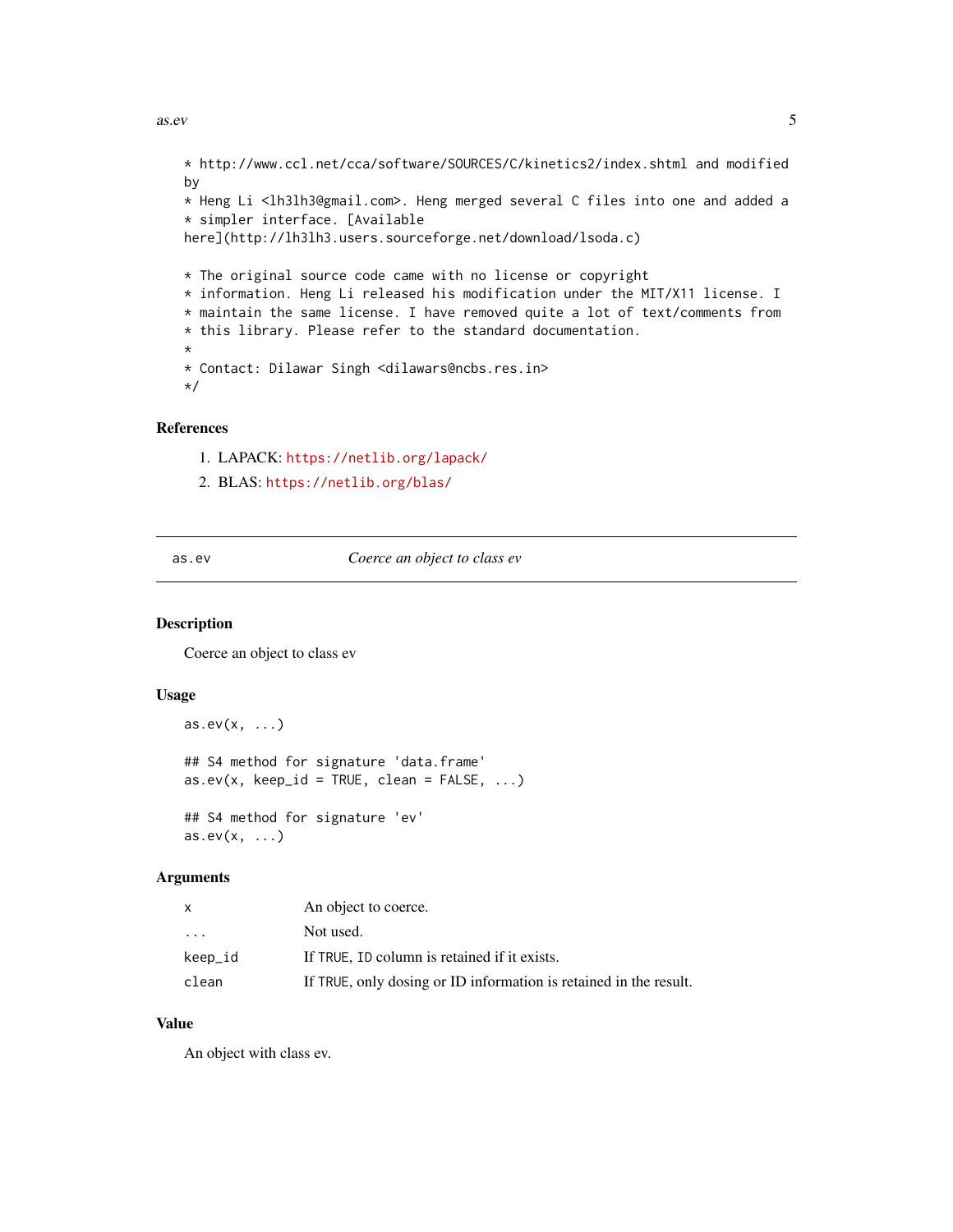```
* http://www.ccl.net/cca/software/SOURCES/C/kinetics2/index.shtml and modified
by
* Heng Li <lh3lh3@gmail.com>. Heng merged several C files into one and added a
* simpler interface. [Available
here](http://lh3lh3.users.sourceforge.net/download/lsoda.c)

* The original source code came with no license or copyright
* information. Heng Li released his modification under the MIT/X11 license. I
* maintain the same license. I have removed quite a lot of text/comments from
* this library. Please refer to the standard documentation.
*
* Contact: Dilawar Singh <dilawars@ncbs.res.in>
*/
```

### References

1. LAPACK: https://netlib.org/lapack/
2. BLAS: https://netlib.org/blas/

---

## as.ev — *Coerce an object to class ev*

### Description

Coerce an object to class ev

### Usage

```
as.ev(x, ...)

## S4 method for signature 'data.frame'
as.ev(x, keep_id = TRUE, clean = FALSE, ...)

## S4 method for signature 'ev'
as.ev(x, ...)
```

### Arguments

| | |
|---|---|
| x | An object to coerce. |
| ... | Not used. |
| keep_id | If TRUE, ID column is retained if it exists. |
| clean | If TRUE, only dosing or ID information is retained in the result. |

### Value

An object with class ev.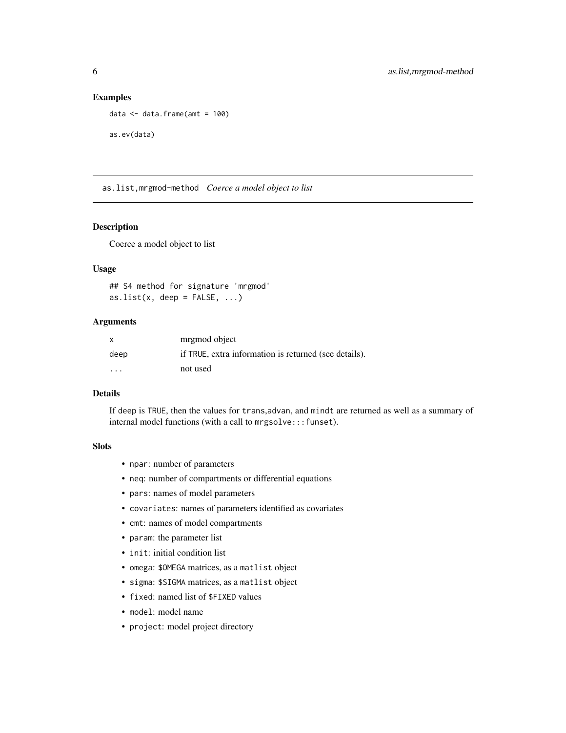### Examples

```
data <- data.frame(amt = 100)

as.ev(data)
```

---

## as.list,mrgmod-method *Coerce a model object to list*

### Description

Coerce a model object to list

### Usage

```
## S4 method for signature 'mrgmod'
as.list(x, deep = FALSE, ...)
```

### Arguments

| | |
|---|---|
| x | mrgmod object |
| deep | if TRUE, extra information is returned (see details). |
| ... | not used |

### Details

If deep is TRUE, then the values for trans,advan, and mindt are returned as well as a summary of internal model functions (with a call to mrgsolve:::funset).

### Slots

- npar: number of parameters
- neq: number of compartments or differential equations
- pars: names of model parameters
- covariates: names of parameters identified as covariates
- cmt: names of model compartments
- param: the parameter list
- init: initial condition list
- omega: $OMEGA matrices, as a matlist object
- sigma: $SIGMA matrices, as a matlist object
- fixed: named list of $FIXED values
- model: model name
- project: model project directory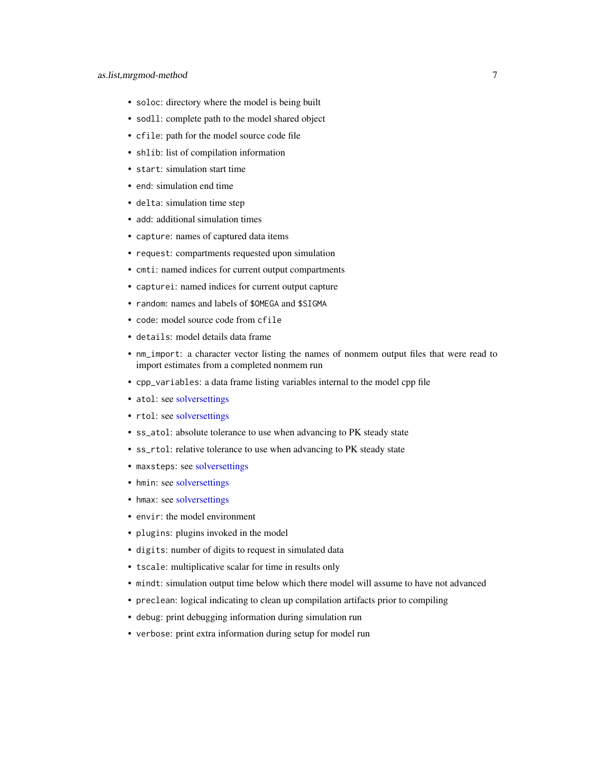- `soloc`: directory where the model is being built
- `sodll`: complete path to the model shared object
- `cfile`: path for the model source code file
- `shlib`: list of compilation information
- `start`: simulation start time
- `end`: simulation end time
- `delta`: simulation time step
- `add`: additional simulation times
- `capture`: names of captured data items
- `request`: compartments requested upon simulation
- `cmti`: named indices for current output compartments
- `capturei`: named indices for current output capture
- `random`: names and labels of `$OMEGA` and `$SIGMA`
- `code`: model source code from `cfile`
- `details`: model details data frame
- `nm_import`: a character vector listing the names of nonmem output files that were read to import estimates from a completed nonmem run
- `cpp_variables`: a data frame listing variables internal to the model cpp file
- `atol`: see solversettings
- `rtol`: see solversettings
- `ss_atol`: absolute tolerance to use when advancing to PK steady state
- `ss_rtol`: relative tolerance to use when advancing to PK steady state
- `maxsteps`: see solversettings
- `hmin`: see solversettings
- `hmax`: see solversettings
- `envir`: the model environment
- `plugins`: plugins invoked in the model
- `digits`: number of digits to request in simulated data
- `tscale`: multiplicative scalar for time in results only
- `mindt`: simulation output time below which there model will assume to have not advanced
- `preclean`: logical indicating to clean up compilation artifacts prior to compiling
- `debug`: print debugging information during simulation run
- `verbose`: print extra information during setup for model run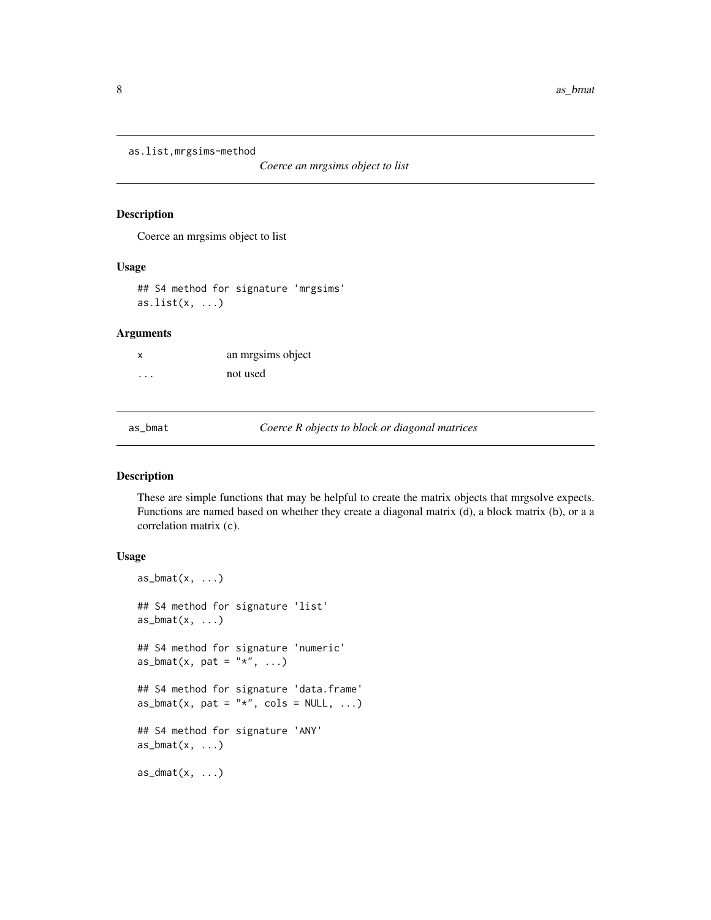## as.list,mrgsims-method

*Coerce an mrgsims object to list*

### Description

Coerce an mrgsims object to list

### Usage

```
## S4 method for signature 'mrgsims'
as.list(x, ...)
```

### Arguments

| | |
|---|---|
| x | an mrgsims object |
| ... | not used |

## as_bmat

*Coerce R objects to block or diagonal matrices*

### Description

These are simple functions that may be helpful to create the matrix objects that mrgsolve expects. Functions are named based on whether they create a diagonal matrix (d), a block matrix (b), or a a correlation matrix (c).

### Usage

```
as_bmat(x, ...)

## S4 method for signature 'list'
as_bmat(x, ...)

## S4 method for signature 'numeric'
as_bmat(x, pat = "*", ...)

## S4 method for signature 'data.frame'
as_bmat(x, pat = "*", cols = NULL, ...)

## S4 method for signature 'ANY'
as_bmat(x, ...)

as_dmat(x, ...)
```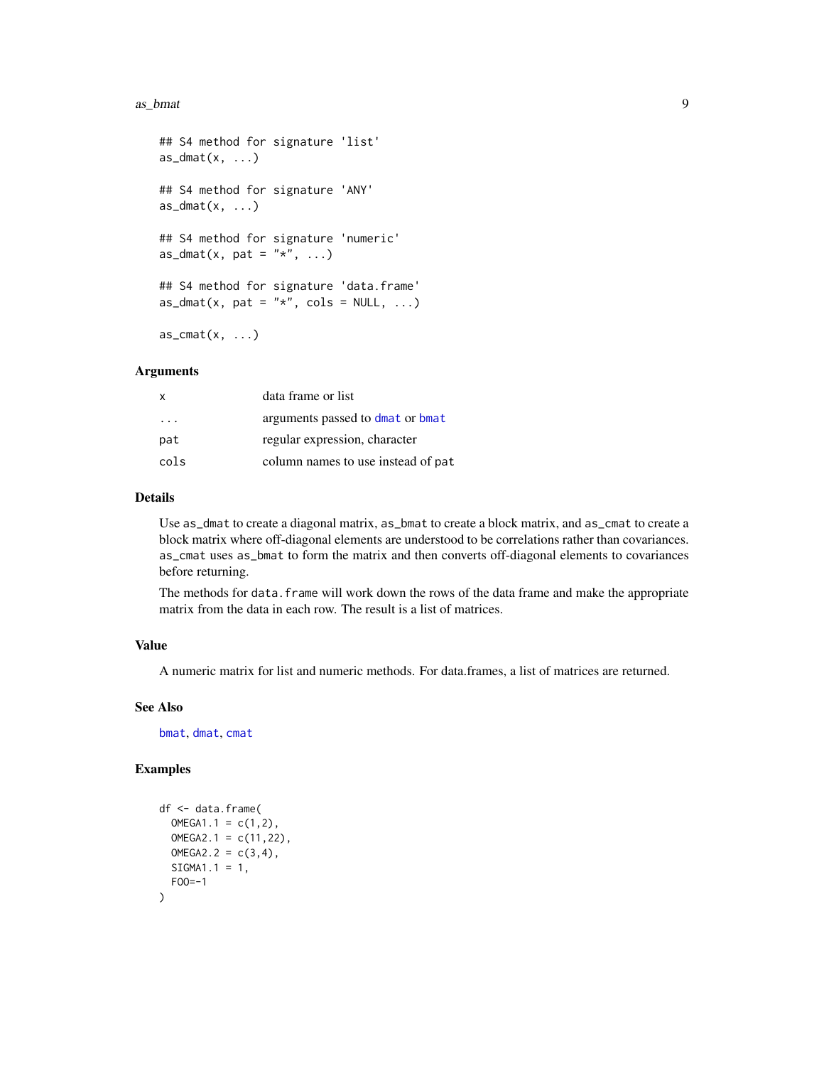```
## S4 method for signature 'list'
as_dmat(x, ...)

## S4 method for signature 'ANY'
as_dmat(x, ...)

## S4 method for signature 'numeric'
as_dmat(x, pat = "*", ...)

## S4 method for signature 'data.frame'
as_dmat(x, pat = "*", cols = NULL, ...)

as_cmat(x, ...)
```

### Arguments

| | |
|---|---|
| `x` | data frame or list |
| `...` | arguments passed to `dmat` or `bmat` |
| `pat` | regular expression, character |
| `cols` | column names to use instead of `pat` |

### Details

Use `as_dmat` to create a diagonal matrix, `as_bmat` to create a block matrix, and `as_cmat` to create a block matrix where off-diagonal elements are understood to be correlations rather than covariances. `as_cmat` uses `as_bmat` to form the matrix and then converts off-diagonal elements to covariances before returning.

The methods for `data.frame` will work down the rows of the data frame and make the appropriate matrix from the data in each row. The result is a list of matrices.

### Value

A numeric matrix for list and numeric methods. For data.frames, a list of matrices are returned.

### See Also

`bmat`, `dmat`, `cmat`

### Examples

```
df <- data.frame(
  OMEGA1.1 = c(1,2),
  OMEGA2.1 = c(11,22),
  OMEGA2.2 = c(3,4),
  SIGMA1.1 = 1,
  FOO=-1
)
```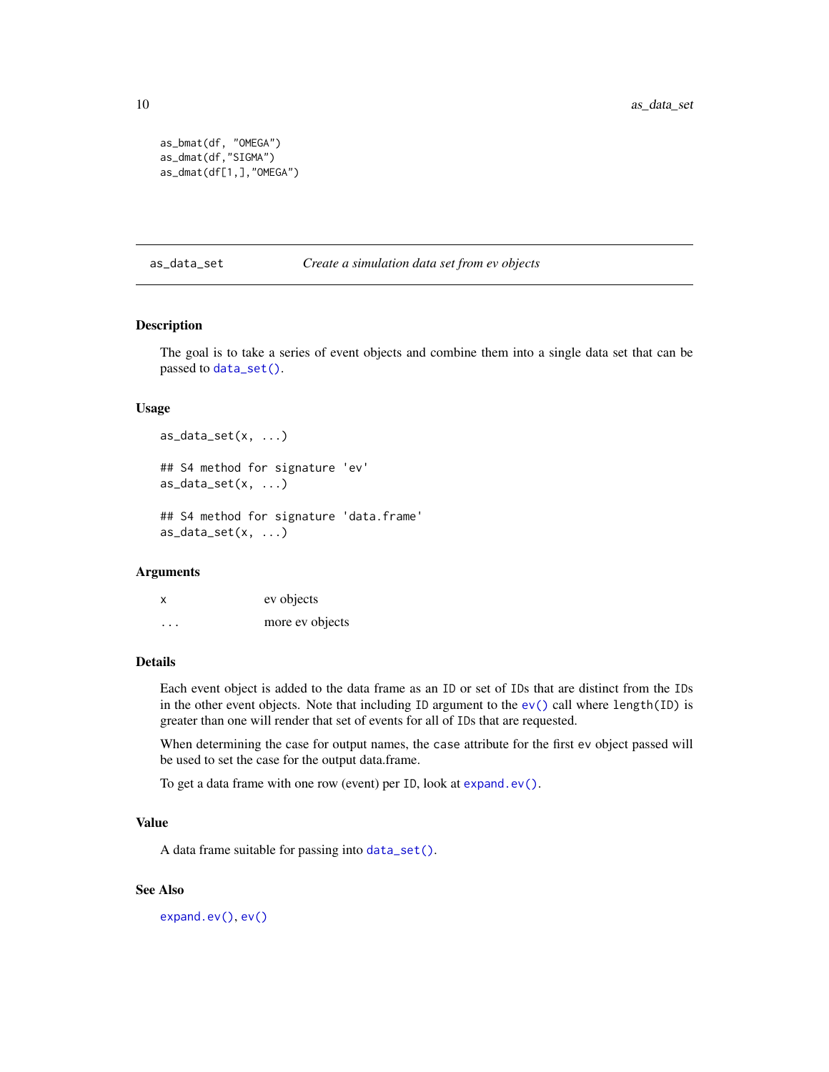```
as_bmat(df, "OMEGA")
as_dmat(df,"SIGMA")
as_dmat(df[1,],"OMEGA")
```

## as_data_set — *Create a simulation data set from ev objects*

### Description

The goal is to take a series of event objects and combine them into a single data set that can be passed to `data_set()`.

### Usage

```
as_data_set(x, ...)

## S4 method for signature 'ev'
as_data_set(x, ...)

## S4 method for signature 'data.frame'
as_data_set(x, ...)
```

### Arguments

| | |
|---|---|
| `x` | ev objects |
| `...` | more ev objects |

### Details

Each event object is added to the data frame as an `ID` or set of `ID`s that are distinct from the `ID`s in the other event objects. Note that including `ID` argument to the `ev()` call where `length(ID)` is greater than one will render that set of events for all of `ID`s that are requested.

When determining the case for output names, the `case` attribute for the first `ev` object passed will be used to set the case for the output data.frame.

To get a data frame with one row (event) per `ID`, look at `expand.ev()`.

### Value

A data frame suitable for passing into `data_set()`.

### See Also

`expand.ev()`, `ev()`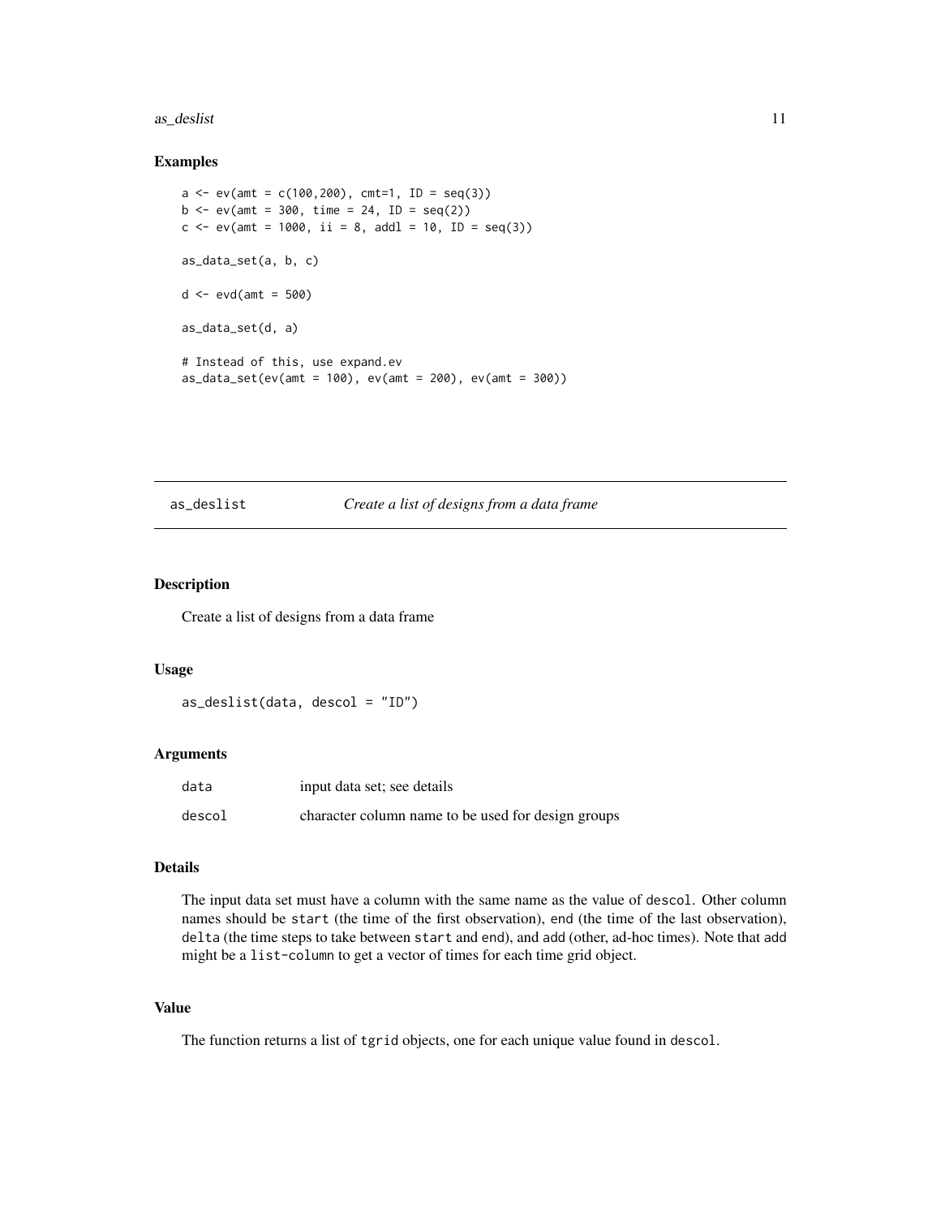## Examples

```
a <- ev(amt = c(100,200), cmt=1, ID = seq(3))
b <- ev(amt = 300, time = 24, ID = seq(2))
c <- ev(amt = 1000, ii = 8, addl = 10, ID = seq(3))

as_data_set(a, b, c)

d <- evd(amt = 500)

as_data_set(d, a)

# Instead of this, use expand.ev
as_data_set(ev(amt = 100), ev(amt = 200), ev(amt = 300))
```

---

# as_deslist — *Create a list of designs from a data frame*

---

## Description

Create a list of designs from a data frame

## Usage

```
as_deslist(data, descol = "ID")
```

## Arguments

| | |
|---|---|
| data | input data set; see details |
| descol | character column name to be used for design groups |

## Details

The input data set must have a column with the same name as the value of `descol`. Other column names should be `start` (the time of the first observation), `end` (the time of the last observation), `delta` (the time steps to take between `start` and `end`), and `add` (other, ad-hoc times). Note that `add` might be a `list-column` to get a vector of times for each time grid object.

## Value

The function returns a list of `tgrid` objects, one for each unique value found in `descol`.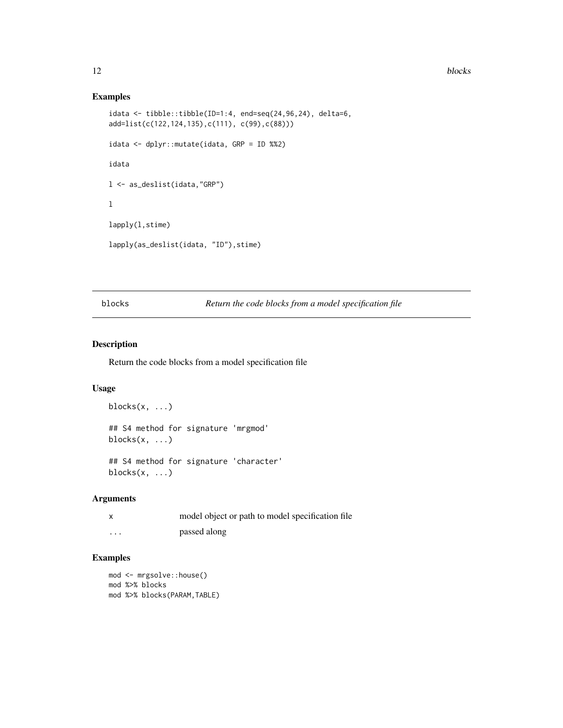## Examples

```
idata <- tibble::tibble(ID=1:4, end=seq(24,96,24), delta=6,
add=list(c(122,124,135),c(111), c(99),c(88)))

idata <- dplyr::mutate(idata, GRP = ID %%2)

idata

l <- as_deslist(idata,"GRP")

l

lapply(l,stime)

lapply(as_deslist(idata, "ID"),stime)
```

---

# blocks *Return the code blocks from a model specification file*

## Description

Return the code blocks from a model specification file

## Usage

```
blocks(x, ...)

## S4 method for signature 'mrgmod'
blocks(x, ...)

## S4 method for signature 'character'
blocks(x, ...)
```

## Arguments

| | |
|---|---|
| x | model object or path to model specification file |
| ... | passed along |

## Examples

```
mod <- mrgsolve::house()
mod %>% blocks
mod %>% blocks(PARAM,TABLE)
```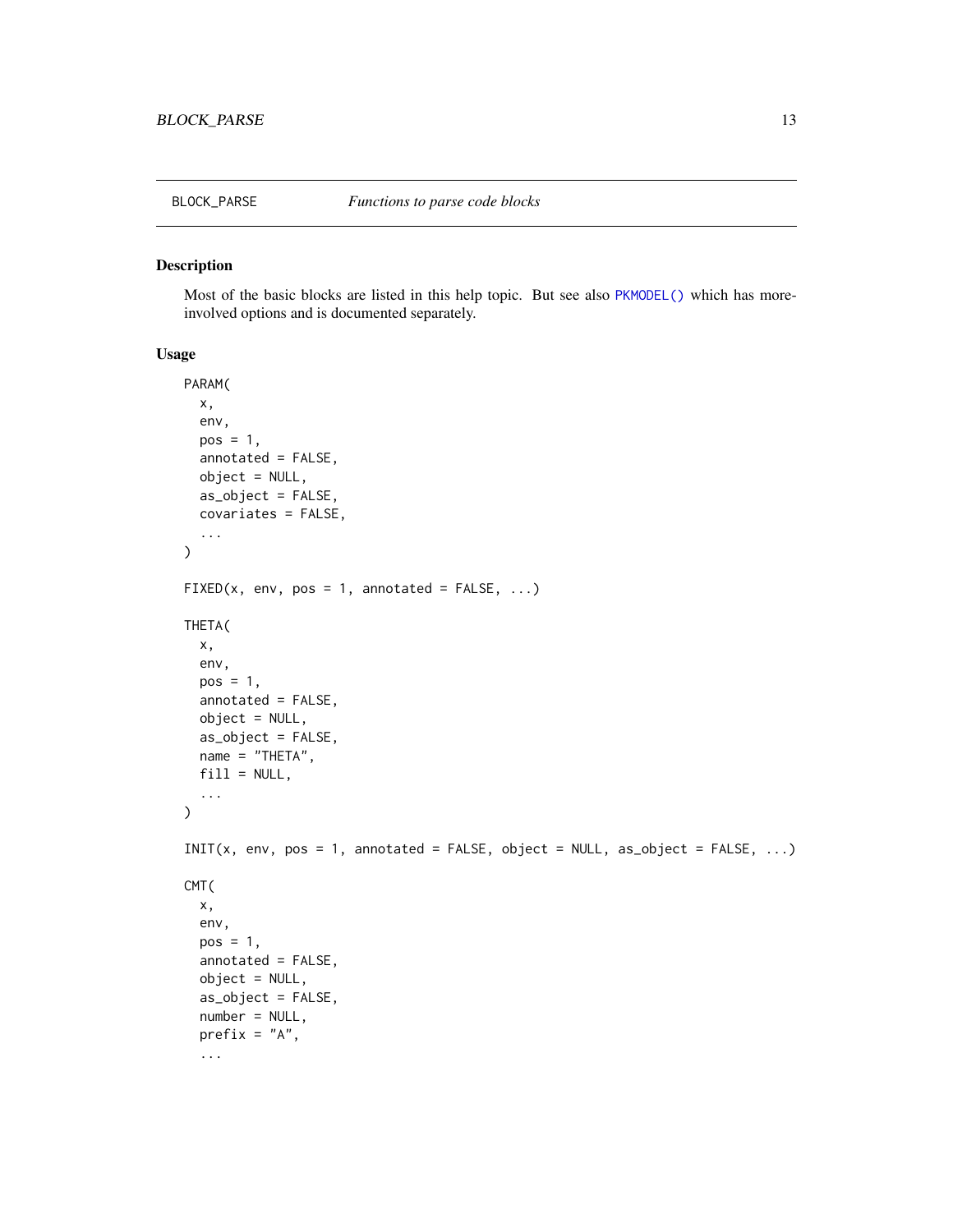BLOCK_PARSE *Functions to parse code blocks*

## Description

Most of the basic blocks are listed in this help topic. But see also PKMODEL() which has more-involved options and is documented separately.

## Usage

```
PARAM(
  x,
  env,
  pos = 1,
  annotated = FALSE,
  object = NULL,
  as_object = FALSE,
  covariates = FALSE,
  ...
)

FIXED(x, env, pos = 1, annotated = FALSE, ...)

THETA(
  x,
  env,
  pos = 1,
  annotated = FALSE,
  object = NULL,
  as_object = FALSE,
  name = "THETA",
  fill = NULL,
  ...
)

INIT(x, env, pos = 1, annotated = FALSE, object = NULL, as_object = FALSE, ...)

CMT(
  x,
  env,
  pos = 1,
  annotated = FALSE,
  object = NULL,
  as_object = FALSE,
  number = NULL,
  prefix = "A",
  ...
```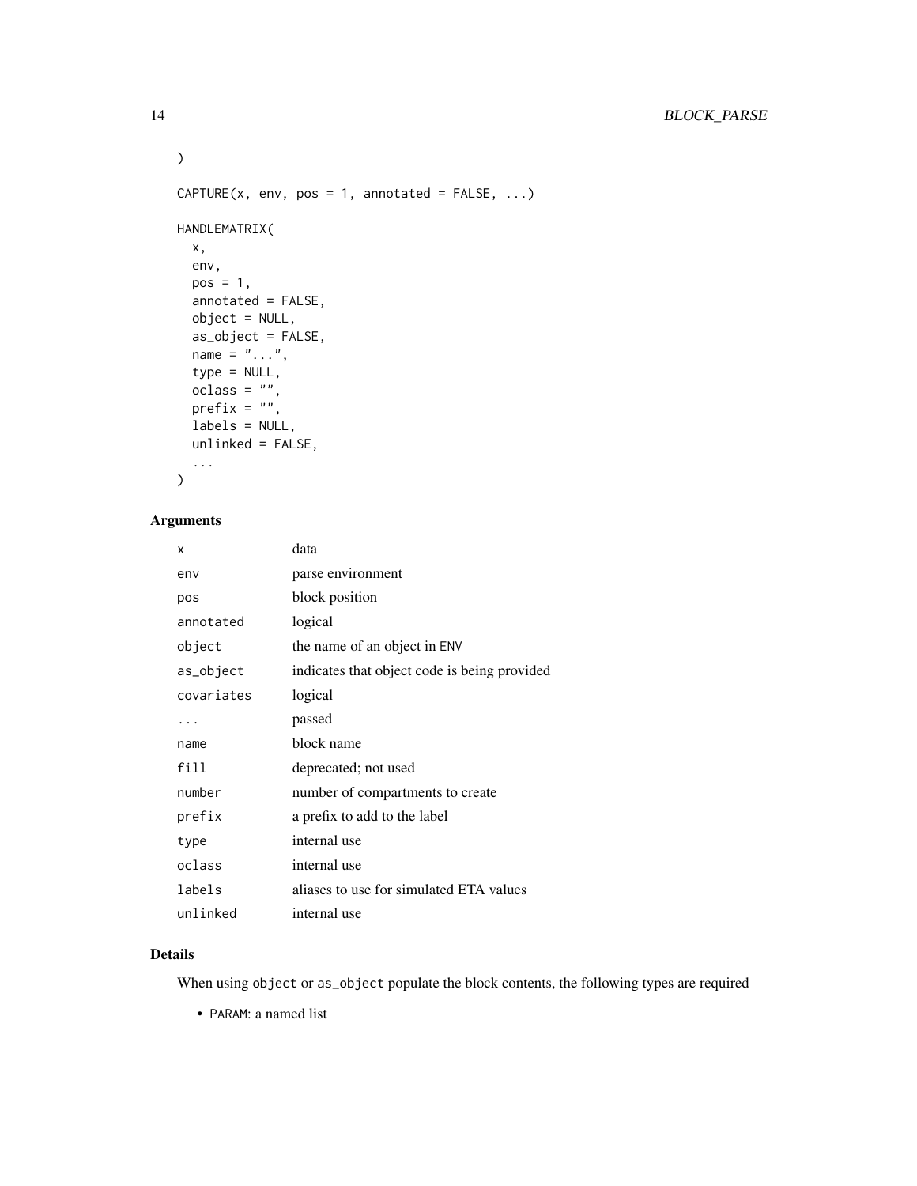```
)

CAPTURE(x, env, pos = 1, annotated = FALSE, ...)

HANDLEMATRIX(
  x,
  env,
  pos = 1,
  annotated = FALSE,
  object = NULL,
  as_object = FALSE,
  name = "...",
  type = NULL,
  oclass = "",
  prefix = "",
  labels = NULL,
  unlinked = FALSE,
  ...
)
```

## Arguments

| | |
|---|---|
| `x` | data |
| `env` | parse environment |
| `pos` | block position |
| `annotated` | logical |
| `object` | the name of an object in `ENV` |
| `as_object` | indicates that object code is being provided |
| `covariates` | logical |
| `...` | passed |
| `name` | block name |
| `fill` | deprecated; not used |
| `number` | number of compartments to create |
| `prefix` | a prefix to add to the label |
| `type` | internal use |
| `oclass` | internal use |
| `labels` | aliases to use for simulated ETA values |
| `unlinked` | internal use |

## Details

When using `object` or `as_object` populate the block contents, the following types are required

- `PARAM`: a named list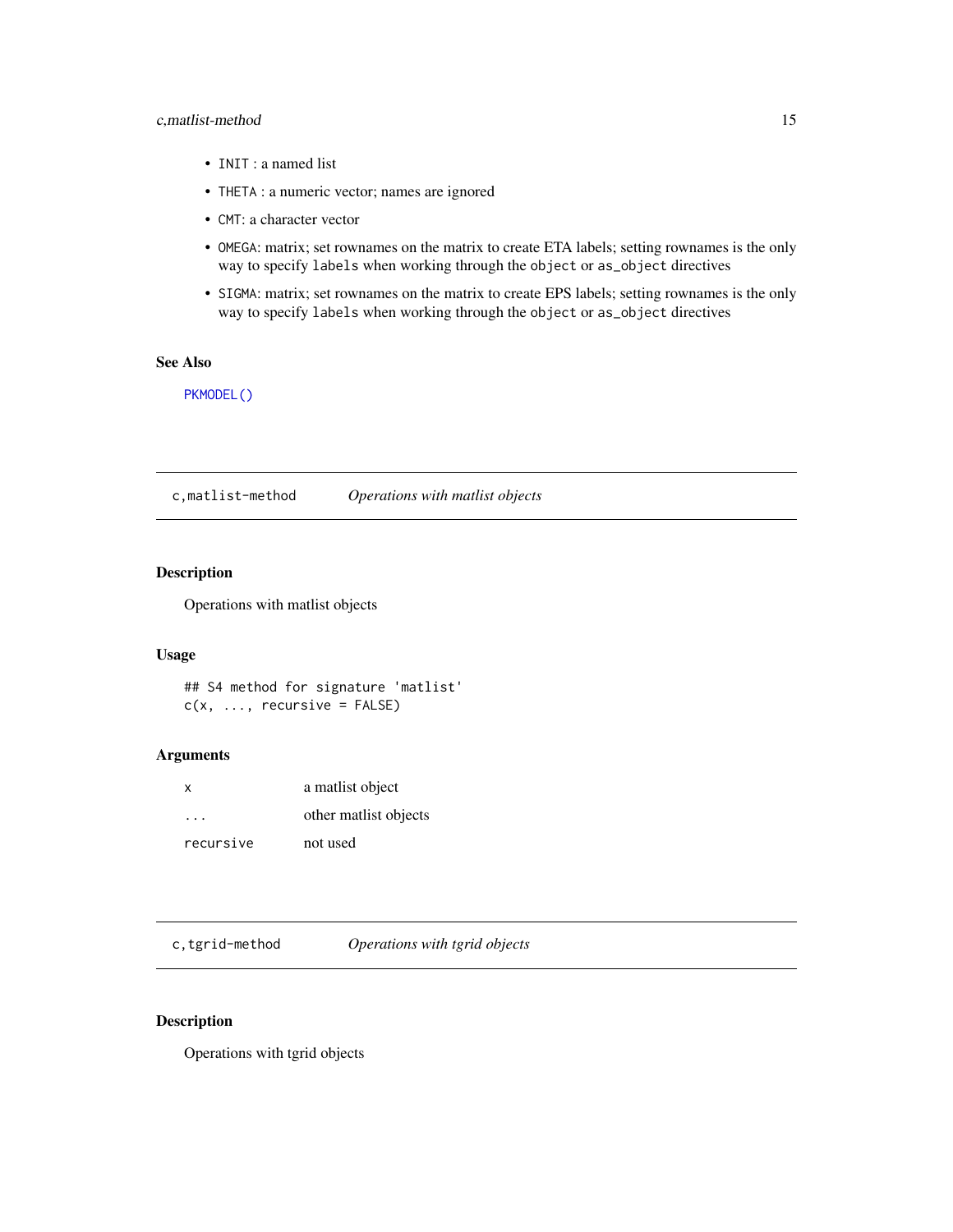- `INIT` : a named list
- `THETA` : a numeric vector; names are ignored
- `CMT`: a character vector
- `OMEGA`: matrix; set rownames on the matrix to create ETA labels; setting rownames is the only way to specify `labels` when working through the `object` or `as_object` directives
- `SIGMA`: matrix; set rownames on the matrix to create EPS labels; setting rownames is the only way to specify `labels` when working through the `object` or `as_object` directives

### See Also

`PKMODEL()`

## c,matlist-method — *Operations with matlist objects*

### Description

Operations with matlist objects

### Usage

```
## S4 method for signature 'matlist'
c(x, ..., recursive = FALSE)
```

### Arguments

| | |
|---|---|
| `x` | a matlist object |
| `...` | other matlist objects |
| `recursive` | not used |

## c,tgrid-method — *Operations with tgrid objects*

### Description

Operations with tgrid objects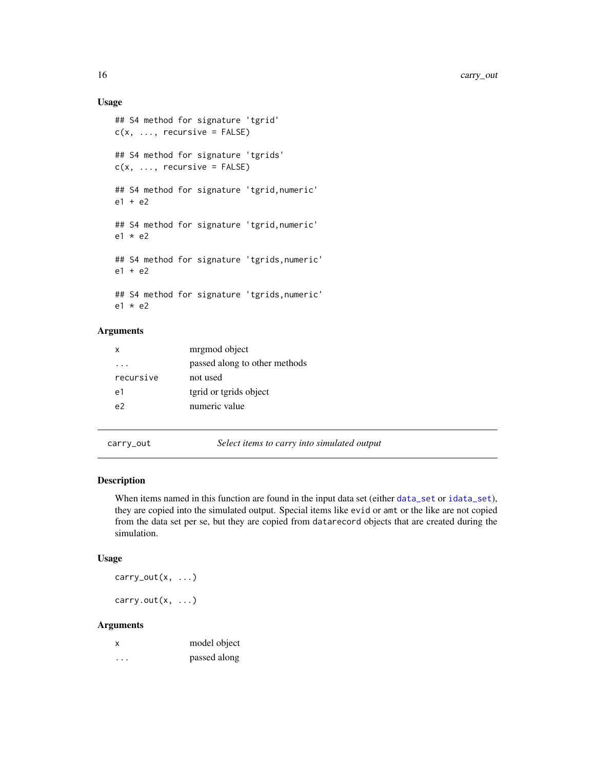### Usage

```
## S4 method for signature 'tgrid'
c(x, ..., recursive = FALSE)

## S4 method for signature 'tgrids'
c(x, ..., recursive = FALSE)

## S4 method for signature 'tgrid,numeric'
e1 + e2

## S4 method for signature 'tgrid,numeric'
e1 * e2

## S4 method for signature 'tgrids,numeric'
e1 + e2

## S4 method for signature 'tgrids,numeric'
e1 * e2
```

### Arguments

| | |
|---|---|
| `x` | mrgmod object |
| `...` | passed along to other methods |
| `recursive` | not used |
| `e1` | tgrid or tgrids object |
| `e2` | numeric value |

---

## carry_out — *Select items to carry into simulated output*

### Description

When items named in this function are found in the input data set (either `data_set` or `idata_set`), they are copied into the simulated output. Special items like `evid` or `amt` or the like are not copied from the data set per se, but they are copied from `datarecord` objects that are created during the simulation.

### Usage

```
carry_out(x, ...)

carry.out(x, ...)
```

### Arguments

| | |
|---|---|
| `x` | model object |
| `...` | passed along |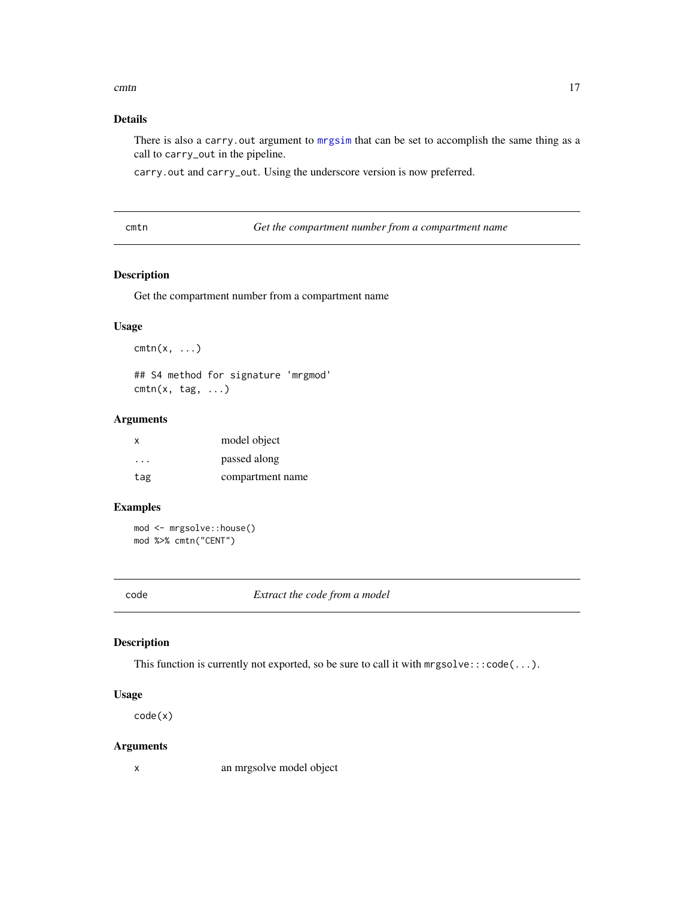### Details

There is also a `carry.out` argument to `mrgsim` that can be set to accomplish the same thing as a call to `carry_out` in the pipeline.

`carry.out` and `carry_out`. Using the underscore version is now preferred.

---

## cmtn — *Get the compartment number from a compartment name*

### Description

Get the compartment number from a compartment name

### Usage

```
cmtn(x, ...)

## S4 method for signature 'mrgmod'
cmtn(x, tag, ...)
```

### Arguments

| | |
|---|---|
| `x` | model object |
| `...` | passed along |
| `tag` | compartment name |

### Examples

```
mod <- mrgsolve::house()
mod %>% cmtn("CENT")
```

---

## code — *Extract the code from a model*

### Description

This function is currently not exported, so be sure to call it with `mrgsolve:::code(...)`.

### Usage

```
code(x)
```

### Arguments

| | |
|---|---|
| `x` | an mrgsolve model object |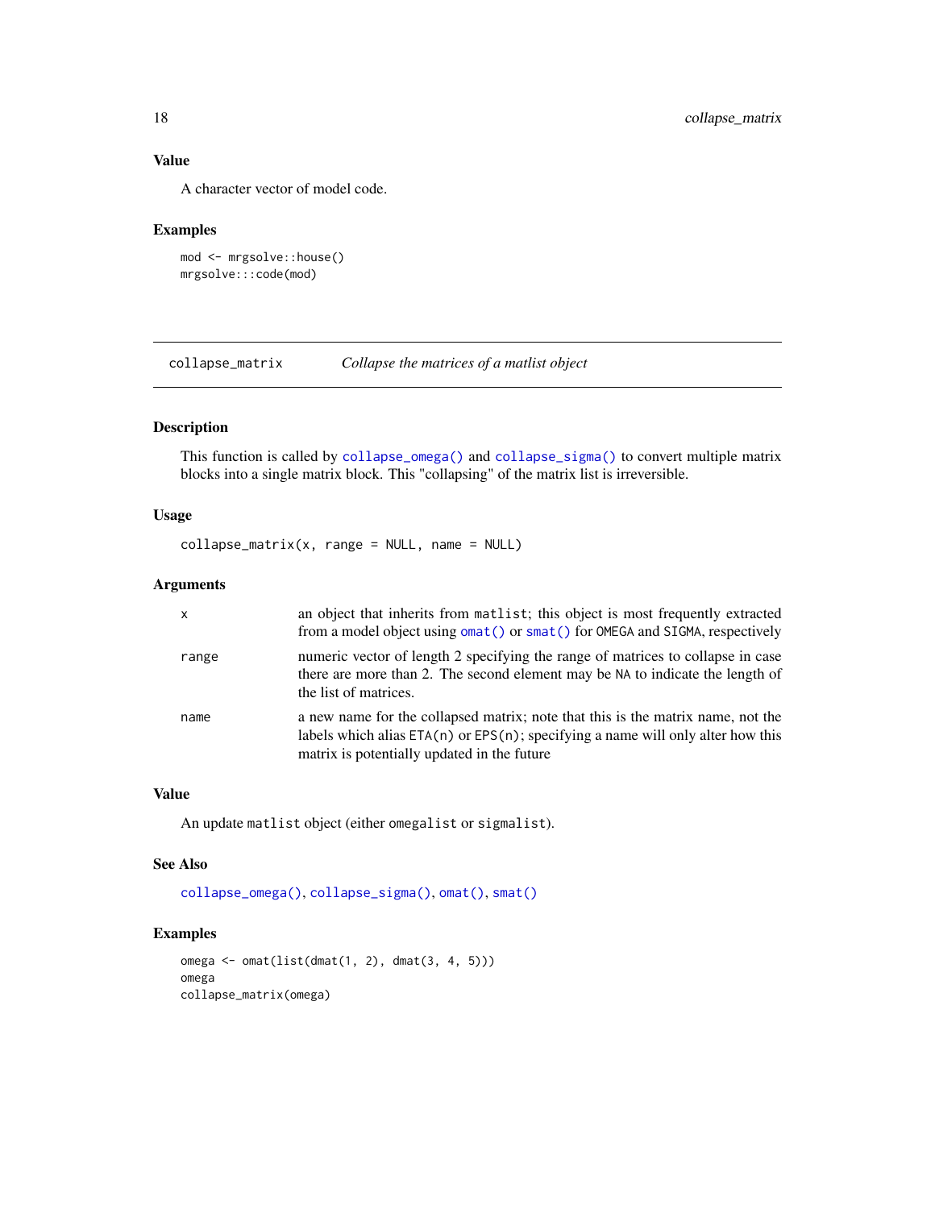### Value

A character vector of model code.

### Examples

```
mod <- mrgsolve::house()
mrgsolve:::code(mod)
```

---

## collapse_matrix — *Collapse the matrices of a matlist object*

### Description

This function is called by `collapse_omega()` and `collapse_sigma()` to convert multiple matrix blocks into a single matrix block. This "collapsing" of the matrix list is irreversible.

### Usage

```
collapse_matrix(x, range = NULL, name = NULL)
```

### Arguments

| | |
|---|---|
| `x` | an object that inherits from `matlist`; this object is most frequently extracted from a model object using `omat()` or `smat()` for `OMEGA` and `SIGMA`, respectively |
| `range` | numeric vector of length 2 specifying the range of matrices to collapse in case there are more than 2. The second element may be `NA` to indicate the length of the list of matrices. |
| `name` | a new name for the collapsed matrix; note that this is the matrix name, not the labels which alias `ETA(n)` or `EPS(n)`; specifying a name will only alter how this matrix is potentially updated in the future |

### Value

An update `matlist` object (either `omegalist` or `sigmalist`).

### See Also

`collapse_omega()`, `collapse_sigma()`, `omat()`, `smat()`

### Examples

```
omega <- omat(list(dmat(1, 2), dmat(3, 4, 5)))
omega
collapse_matrix(omega)
```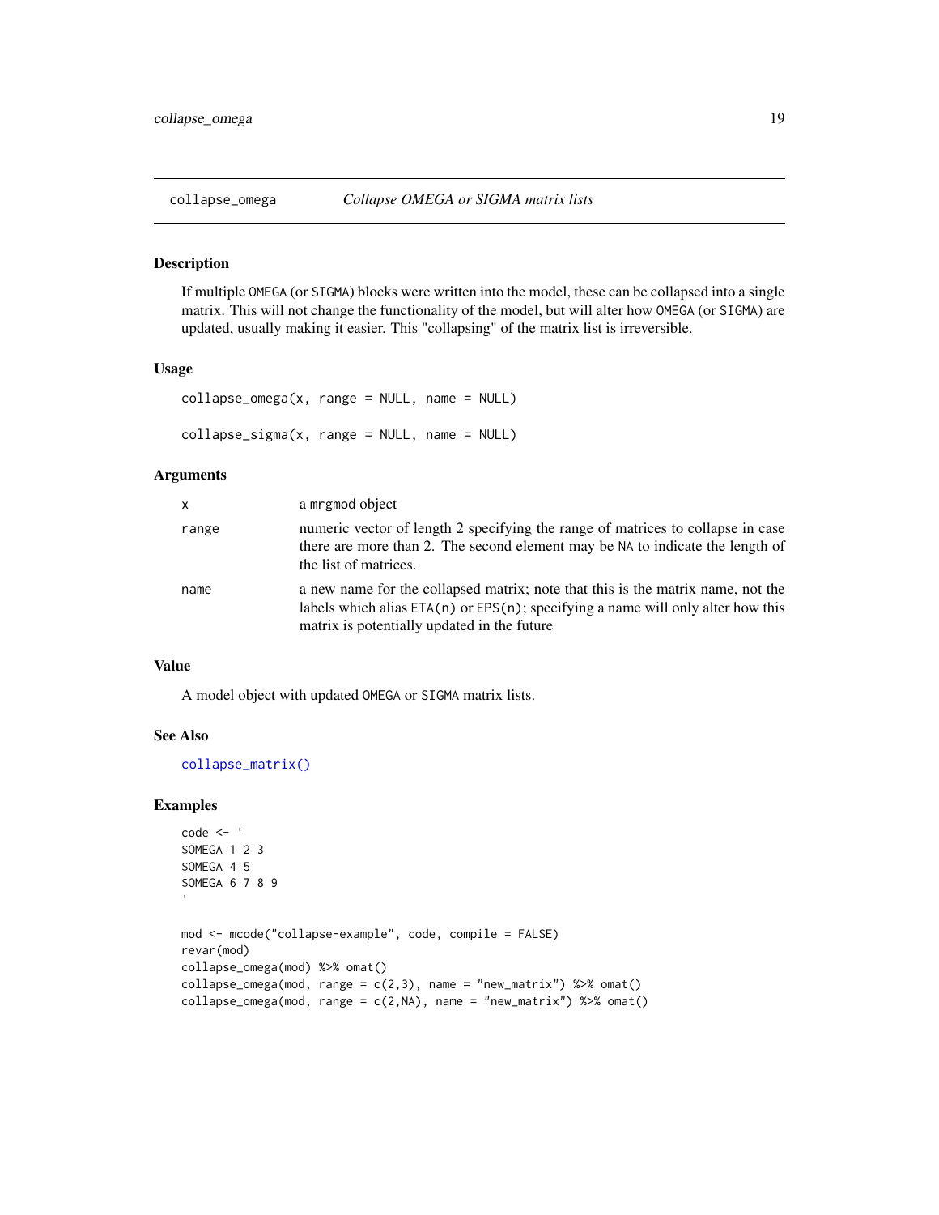## collapse_omega — *Collapse OMEGA or SIGMA matrix lists*

### Description

If multiple `OMEGA` (or `SIGMA`) blocks were written into the model, these can be collapsed into a single matrix. This will not change the functionality of the model, but will alter how `OMEGA` (or `SIGMA`) are updated, usually making it easier. This "collapsing" of the matrix list is irreversible.

### Usage

```
collapse_omega(x, range = NULL, name = NULL)

collapse_sigma(x, range = NULL, name = NULL)
```

### Arguments

| | |
|---|---|
| `x` | a `mrgmod` object |
| `range` | numeric vector of length 2 specifying the range of matrices to collapse in case there are more than 2. The second element may be `NA` to indicate the length of the list of matrices. |
| `name` | a new name for the collapsed matrix; note that this is the matrix name, not the labels which alias `ETA(n)` or `EPS(n)`; specifying a name will only alter how this matrix is potentially updated in the future |

### Value

A model object with updated `OMEGA` or `SIGMA` matrix lists.

### See Also

`collapse_matrix()`

### Examples

```
code <- '
$OMEGA 1 2 3
$OMEGA 4 5
$OMEGA 6 7 8 9
'

mod <- mcode("collapse-example", code, compile = FALSE)
revar(mod)
collapse_omega(mod) %>% omat()
collapse_omega(mod, range = c(2,3), name = "new_matrix") %>% omat()
collapse_omega(mod, range = c(2,NA), name = "new_matrix") %>% omat()
```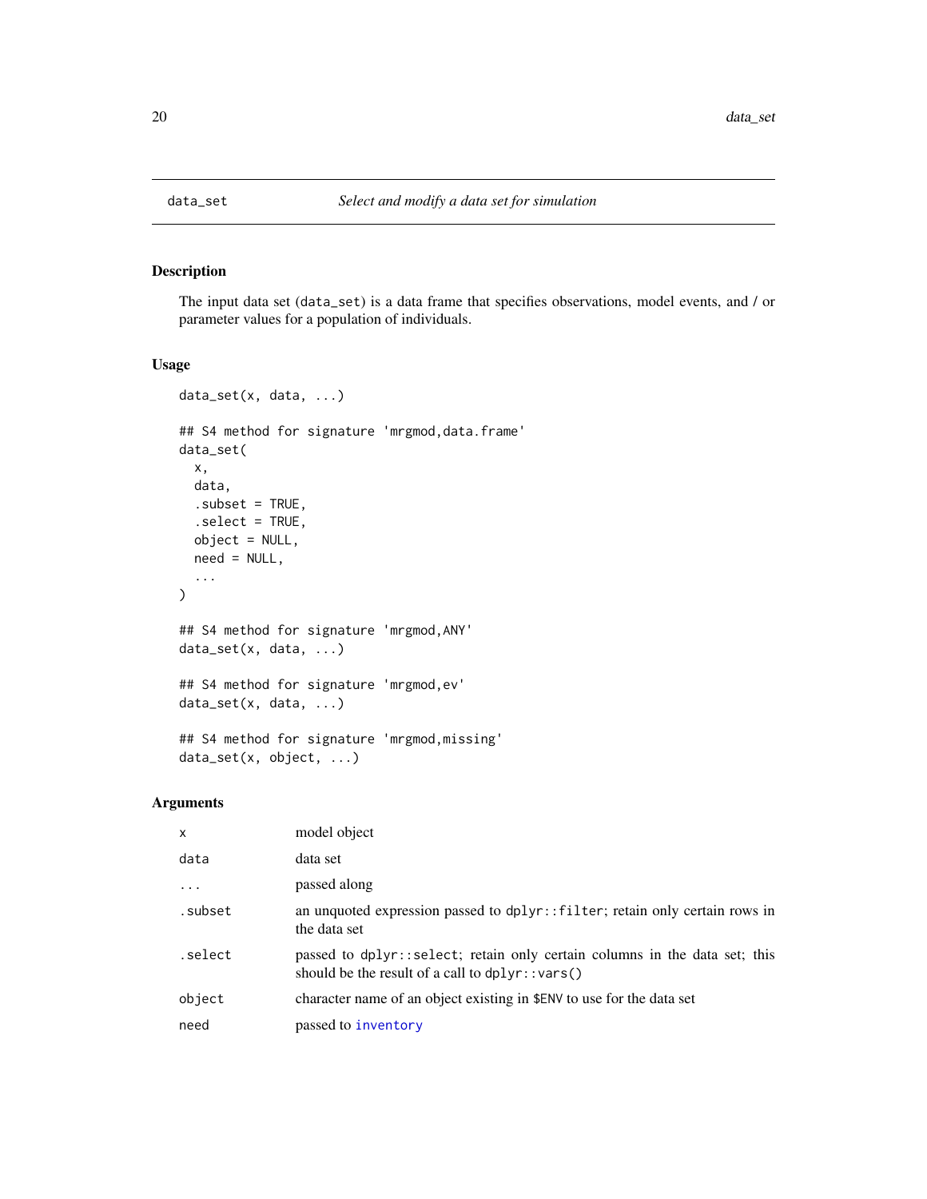# data_set — *Select and modify a data set for simulation*

## Description

The input data set (`data_set`) is a data frame that specifies observations, model events, and / or parameter values for a population of individuals.

## Usage

```
data_set(x, data, ...)

## S4 method for signature 'mrgmod,data.frame'
data_set(
  x,
  data,
  .subset = TRUE,
  .select = TRUE,
  object = NULL,
  need = NULL,
  ...
)

## S4 method for signature 'mrgmod,ANY'
data_set(x, data, ...)

## S4 method for signature 'mrgmod,ev'
data_set(x, data, ...)

## S4 method for signature 'mrgmod,missing'
data_set(x, object, ...)
```

## Arguments

| | |
|---|---|
| `x` | model object |
| `data` | data set |
| `...` | passed along |
| `.subset` | an unquoted expression passed to `dplyr::filter`; retain only certain rows in the data set |
| `.select` | passed to `dplyr::select`; retain only certain columns in the data set; this should be the result of a call to `dplyr::vars()` |
| `object` | character name of an object existing in `$ENV` to use for the data set |
| `need` | passed to `inventory` |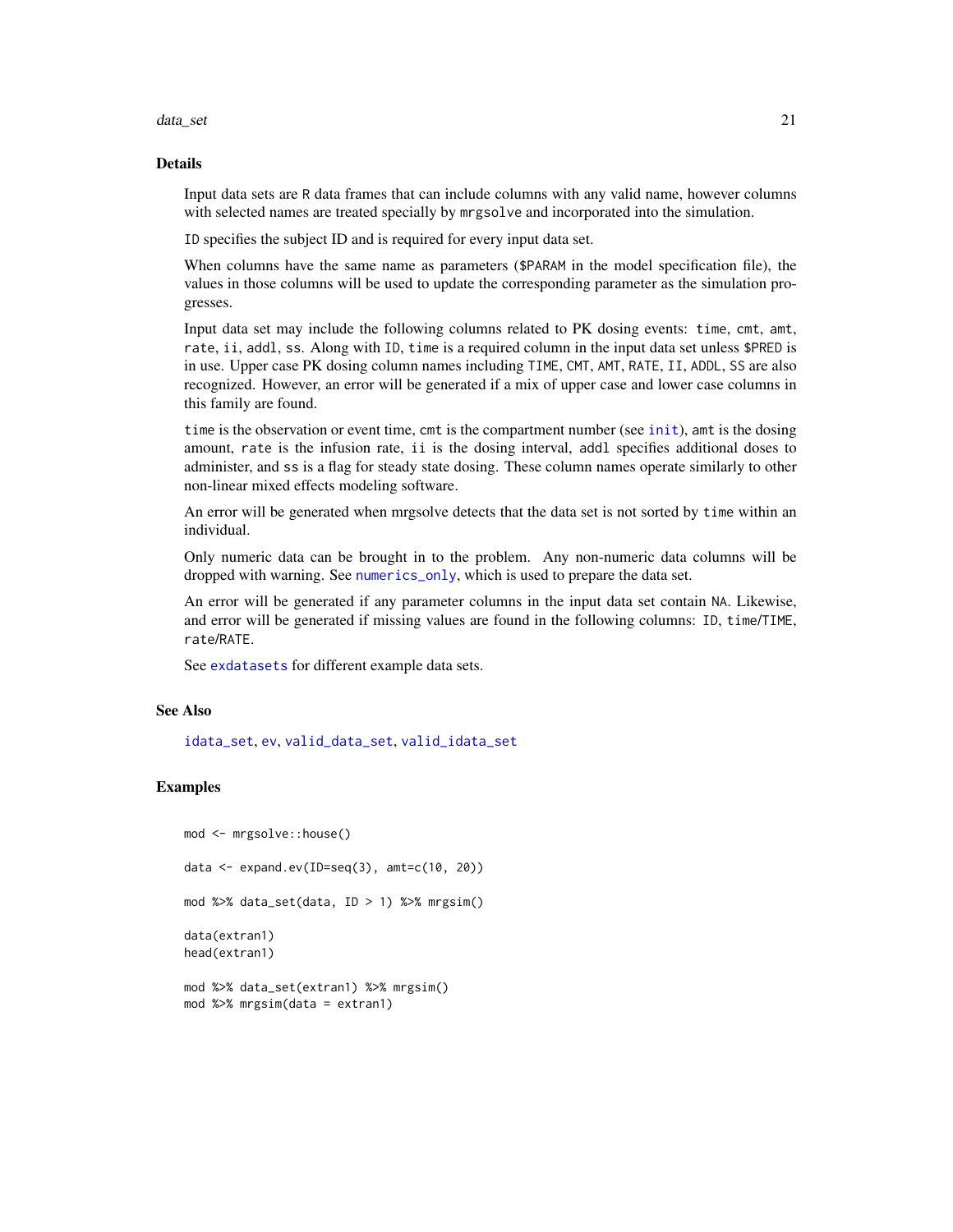## Details

Input data sets are R data frames that can include columns with any valid name, however columns with selected names are treated specially by `mrgsolve` and incorporated into the simulation.

`ID` specifies the subject ID and is required for every input data set.

When columns have the same name as parameters (`$PARAM` in the model specification file), the values in those columns will be used to update the corresponding parameter as the simulation progresses.

Input data set may include the following columns related to PK dosing events: `time`, `cmt`, `amt`, `rate`, `ii`, `addl`, `ss`. Along with `ID`, `time` is a required column in the input data set unless `$PRED` is in use. Upper case PK dosing column names including `TIME`, `CMT`, `AMT`, `RATE`, `II`, `ADDL`, `SS` are also recognized. However, an error will be generated if a mix of upper case and lower case columns in this family are found.

`time` is the observation or event time, `cmt` is the compartment number (see `init`), `amt` is the dosing amount, `rate` is the infusion rate, `ii` is the dosing interval, `addl` specifies additional doses to administer, and `ss` is a flag for steady state dosing. These column names operate similarly to other non-linear mixed effects modeling software.

An error will be generated when mrgsolve detects that the data set is not sorted by `time` within an individual.

Only numeric data can be brought in to the problem. Any non-numeric data columns will be dropped with warning. See `numerics_only`, which is used to prepare the data set.

An error will be generated if any parameter columns in the input data set contain `NA`. Likewise, and error will be generated if missing values are found in the following columns: `ID`, `time`/`TIME`, `rate`/`RATE`.

See `exdatasets` for different example data sets.

## See Also

`idata_set`, `ev`, `valid_data_set`, `valid_idata_set`

## Examples

```
mod <- mrgsolve::house()

data <- expand.ev(ID=seq(3), amt=c(10, 20))

mod %>% data_set(data, ID > 1) %>% mrgsim()

data(extran1)
head(extran1)

mod %>% data_set(extran1) %>% mrgsim()
mod %>% mrgsim(data = extran1)
```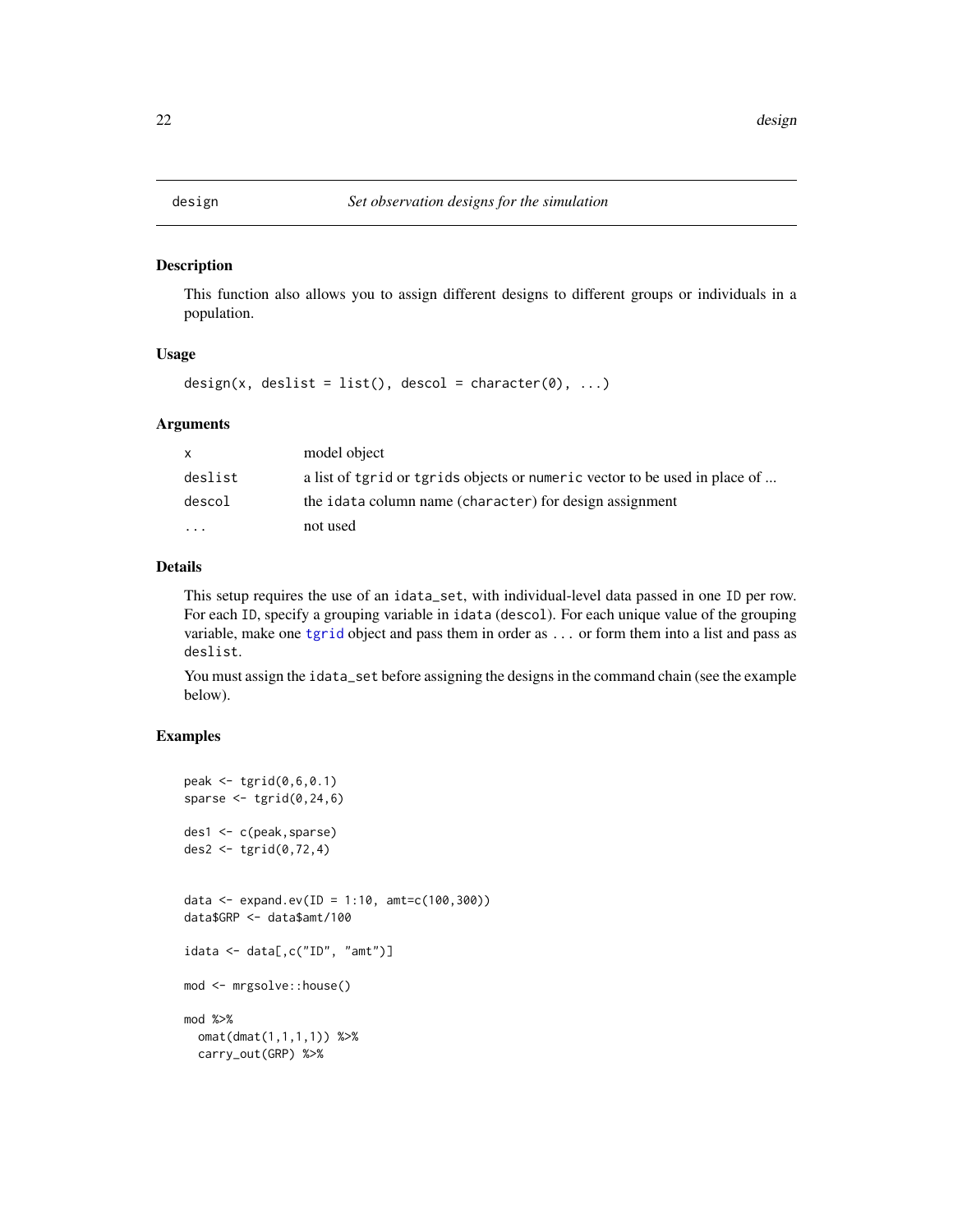## design — *Set observation designs for the simulation*

### Description

This function also allows you to assign different designs to different groups or individuals in a population.

### Usage

```
design(x, deslist = list(), descol = character(0), ...)
```

### Arguments

| | |
|---|---|
| x | model object |
| deslist | a list of `tgrid` or `tgrids` objects or `numeric` vector to be used in place of ... |
| descol | the `idata` column name (`character`) for design assignment |
| ... | not used |

### Details

This setup requires the use of an `idata_set`, with individual-level data passed in one `ID` per row. For each `ID`, specify a grouping variable in `idata` (`descol`). For each unique value of the grouping variable, make one `tgrid` object and pass them in order as `...` or form them into a list and pass as `deslist`.

You must assign the `idata_set` before assigning the designs in the command chain (see the example below).

### Examples

```
peak <- tgrid(0,6,0.1)
sparse <- tgrid(0,24,6)

des1 <- c(peak,sparse)
des2 <- tgrid(0,72,4)


data <- expand.ev(ID = 1:10, amt=c(100,300))
data$GRP <- data$amt/100

idata <- data[,c("ID", "amt")]

mod <- mrgsolve::house()

mod %>%
  omat(dmat(1,1,1,1)) %>%
  carry_out(GRP) %>%
```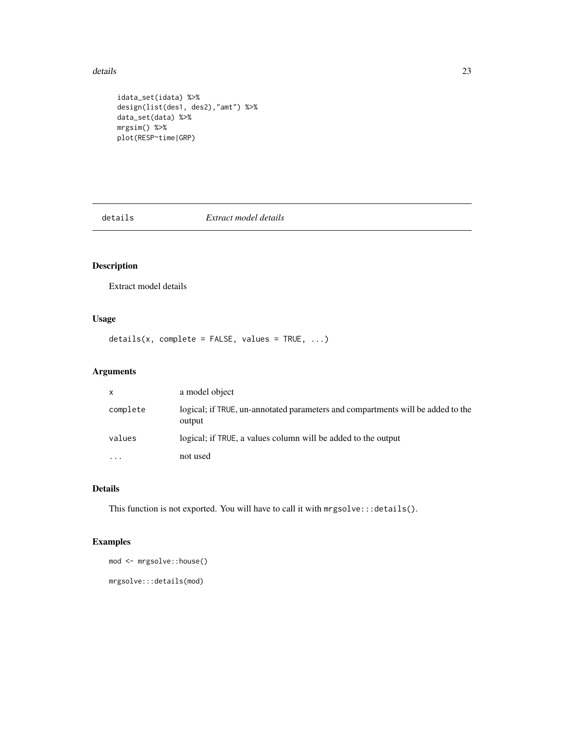```
idata_set(idata) %>%
design(list(des1, des2),"amt") %>%
data_set(data) %>%
mrgsim() %>%
plot(RESP~time|GRP)
```

## details *Extract model details*

### Description

Extract model details

### Usage

```
details(x, complete = FALSE, values = TRUE, ...)
```

### Arguments

| | |
|---|---|
| x | a model object |
| complete | logical; if TRUE, un-annotated parameters and compartments will be added to the output |
| values | logical; if TRUE, a values column will be added to the output |
| ... | not used |

### Details

This function is not exported. You will have to call it with `mrgsolve:::details()`.

### Examples

```
mod <- mrgsolve::house()

mrgsolve:::details(mod)
```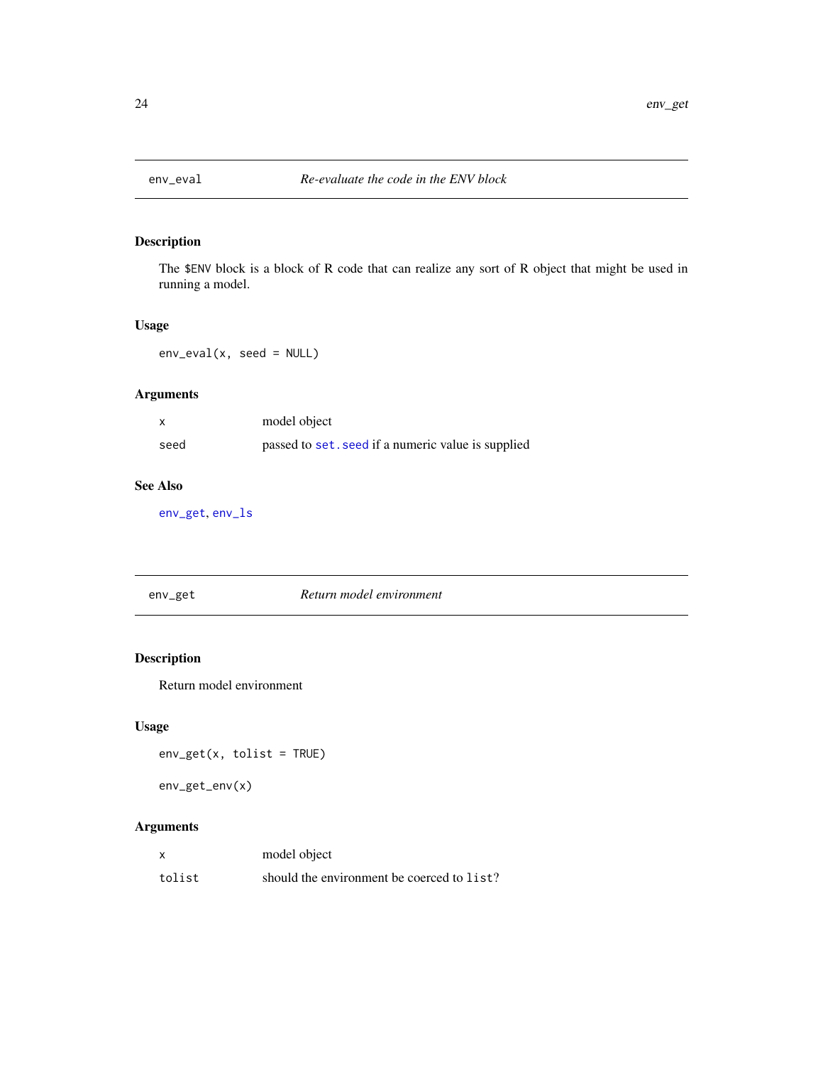## env_eval — *Re-evaluate the code in the ENV block*

### Description

The `$ENV` block is a block of R code that can realize any sort of R object that might be used in running a model.

### Usage

```
env_eval(x, seed = NULL)
```

### Arguments

| | |
|---|---|
| `x` | model object |
| `seed` | passed to `set.seed` if a numeric value is supplied |

### See Also

`env_get`, `env_ls`

## env_get — *Return model environment*

### Description

Return model environment

### Usage

```
env_get(x, tolist = TRUE)

env_get_env(x)
```

### Arguments

| | |
|---|---|
| `x` | model object |
| `tolist` | should the environment be coerced to `list`? |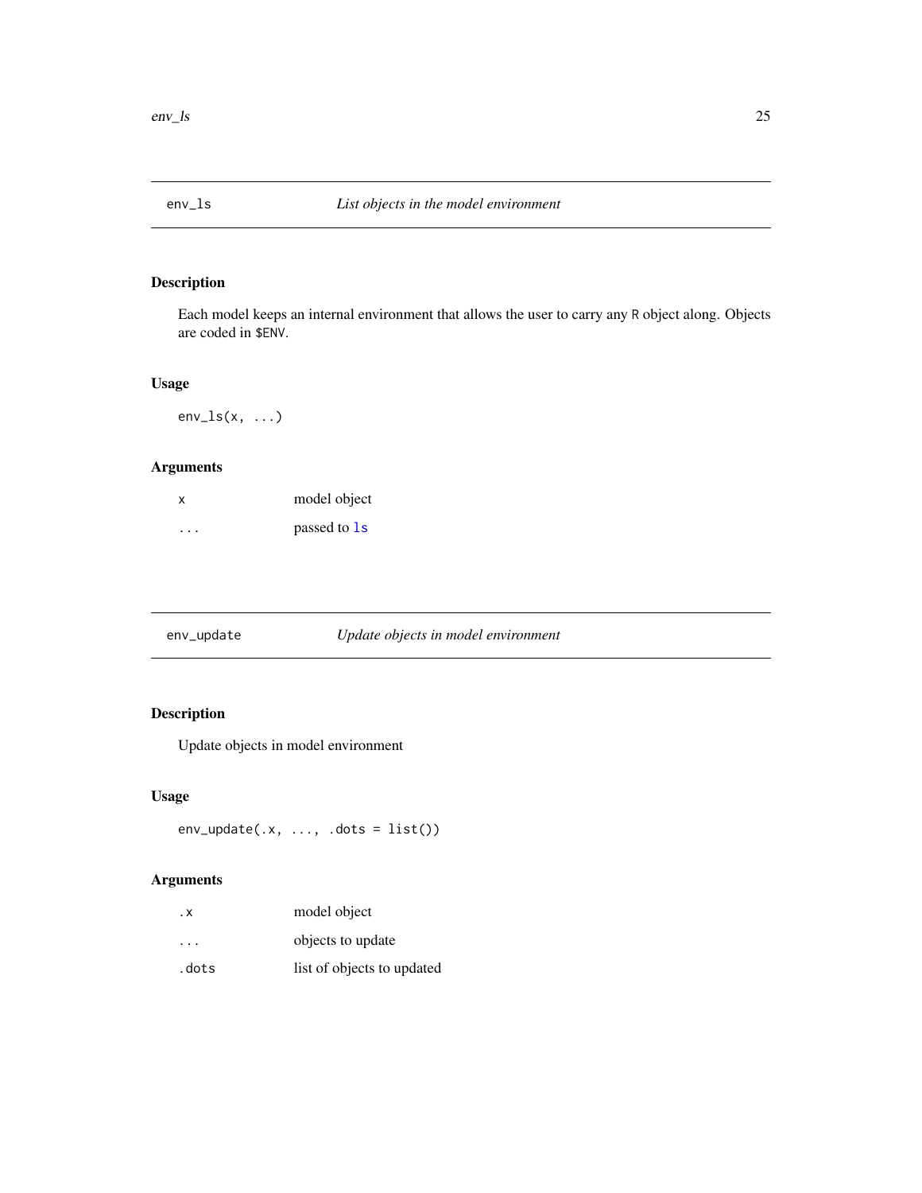## env_ls — *List objects in the model environment*

### Description

Each model keeps an internal environment that allows the user to carry any `R` object along. Objects are coded in `$ENV`.

### Usage

```
env_ls(x, ...)
```

### Arguments

| | |
|---|---|
| `x` | model object |
| `...` | passed to `ls` |

## env_update — *Update objects in model environment*

### Description

Update objects in model environment

### Usage

```
env_update(.x, ..., .dots = list())
```

### Arguments

| | |
|---|---|
| `.x` | model object |
| `...` | objects to update |
| `.dots` | list of objects to updated |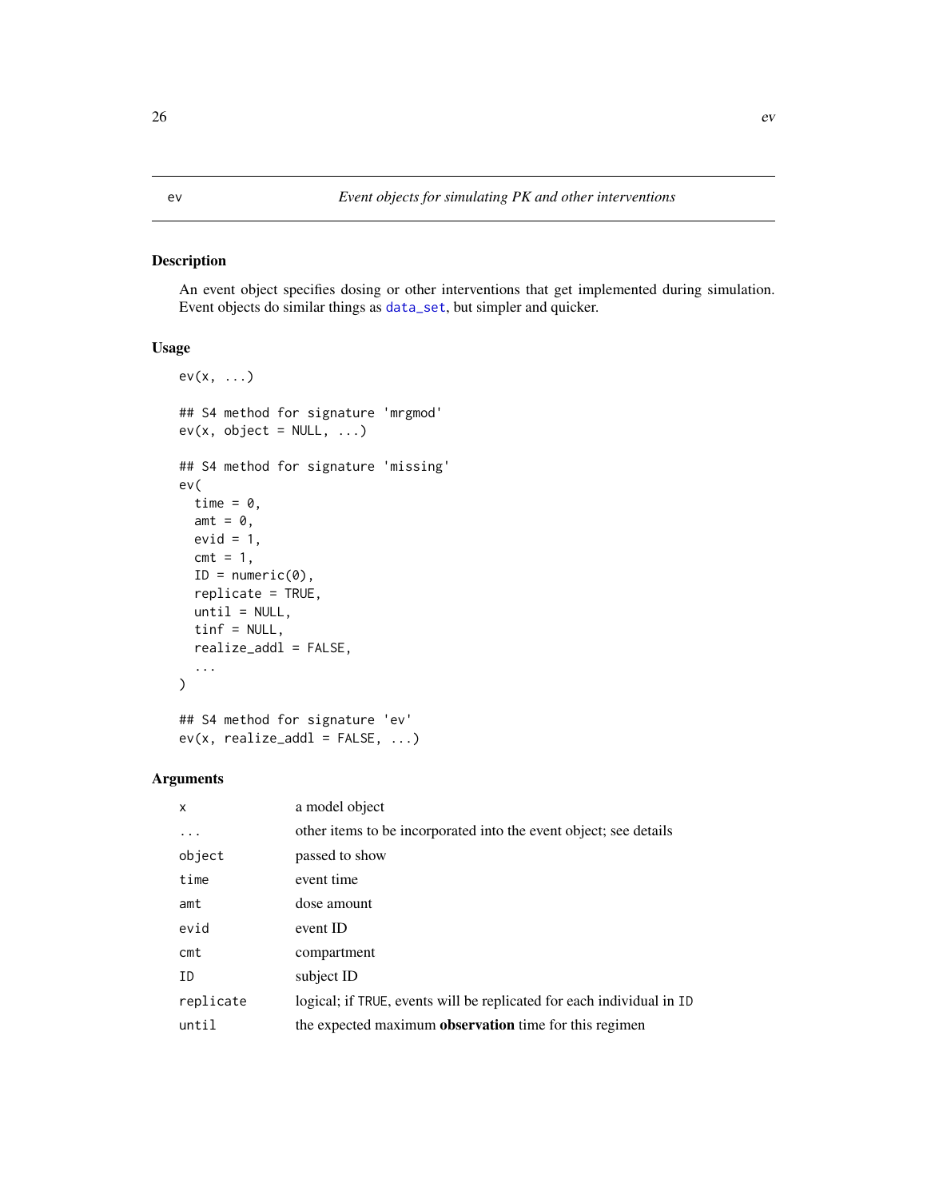ev *Event objects for simulating PK and other interventions*

## Description

An event object specifies dosing or other interventions that get implemented during simulation. Event objects do similar things as data_set, but simpler and quicker.

## Usage

```
ev(x, ...)

## S4 method for signature 'mrgmod'
ev(x, object = NULL, ...)

## S4 method for signature 'missing'
ev(
  time = 0,
  amt = 0,
  evid = 1,
  cmt = 1,
  ID = numeric(0),
  replicate = TRUE,
  until = NULL,
  tinf = NULL,
  realize_addl = FALSE,
  ...
)

## S4 method for signature 'ev'
ev(x, realize_addl = FALSE, ...)
```

## Arguments

| | |
|---|---|
| `x` | a model object |
| `...` | other items to be incorporated into the event object; see details |
| `object` | passed to show |
| `time` | event time |
| `amt` | dose amount |
| `evid` | event ID |
| `cmt` | compartment |
| `ID` | subject ID |
| `replicate` | logical; if `TRUE`, events will be replicated for each individual in `ID` |
| `until` | the expected maximum **observation** time for this regimen |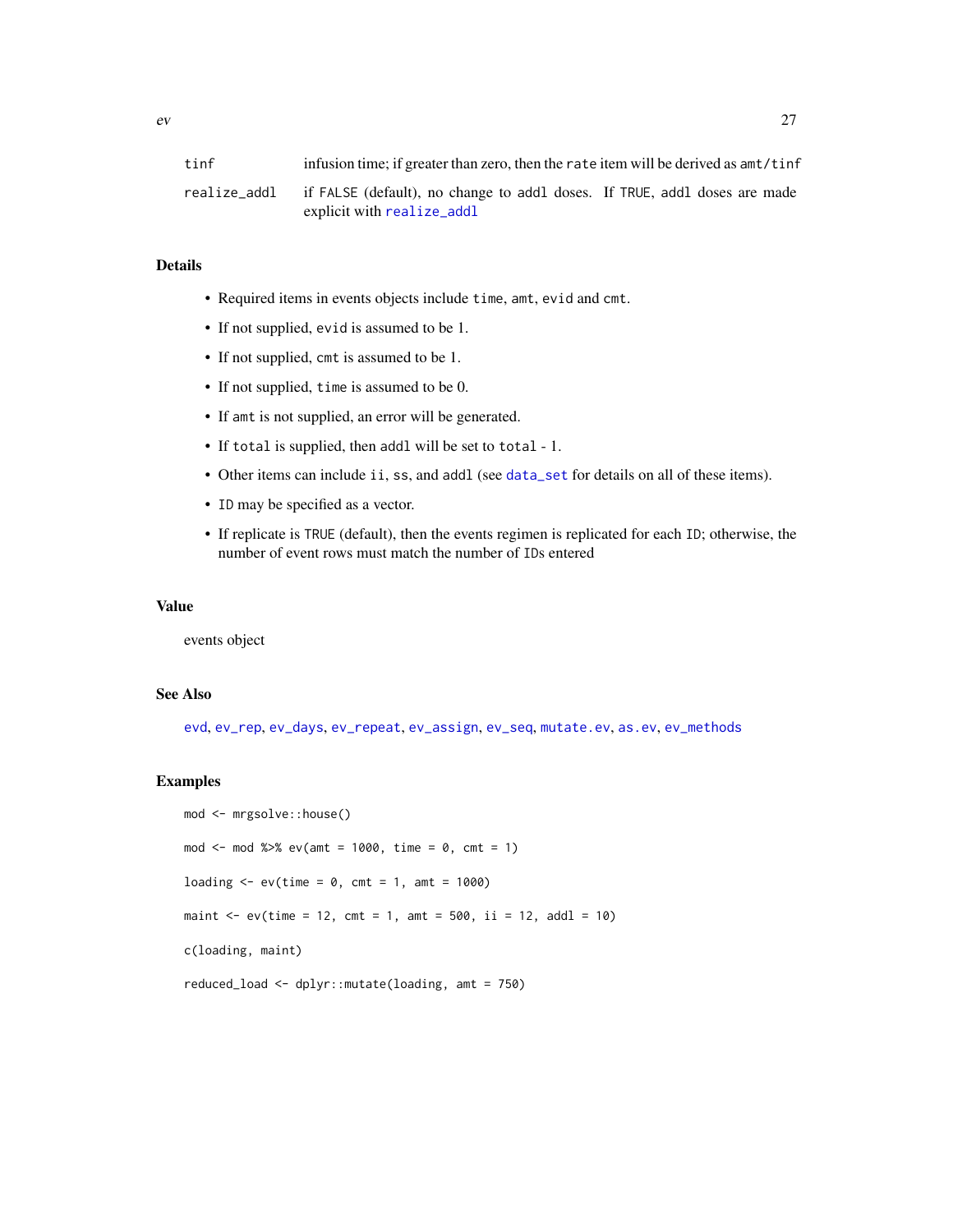| | |
|---|---|
| tinf | infusion time; if greater than zero, then the rate item will be derived as amt/tinf |
| realize_addl | if FALSE (default), no change to addl doses. If TRUE, addl doses are made explicit with realize_addl |

## Details

- Required items in events objects include time, amt, evid and cmt.
- If not supplied, evid is assumed to be 1.
- If not supplied, cmt is assumed to be 1.
- If not supplied, time is assumed to be 0.
- If amt is not supplied, an error will be generated.
- If total is supplied, then addl will be set to total - 1.
- Other items can include ii, ss, and addl (see data_set for details on all of these items).
- ID may be specified as a vector.
- If replicate is TRUE (default), then the events regimen is replicated for each ID; otherwise, the number of event rows must match the number of IDs entered

## Value

events object

## See Also

evd, ev_rep, ev_days, ev_repeat, ev_assign, ev_seq, mutate.ev, as.ev, ev_methods

## Examples

```
mod <- mrgsolve::house()

mod <- mod %>% ev(amt = 1000, time = 0, cmt = 1)

loading <- ev(time = 0, cmt = 1, amt = 1000)

maint <- ev(time = 12, cmt = 1, amt = 500, ii = 12, addl = 10)

c(loading, maint)

reduced_load <- dplyr::mutate(loading, amt = 750)
```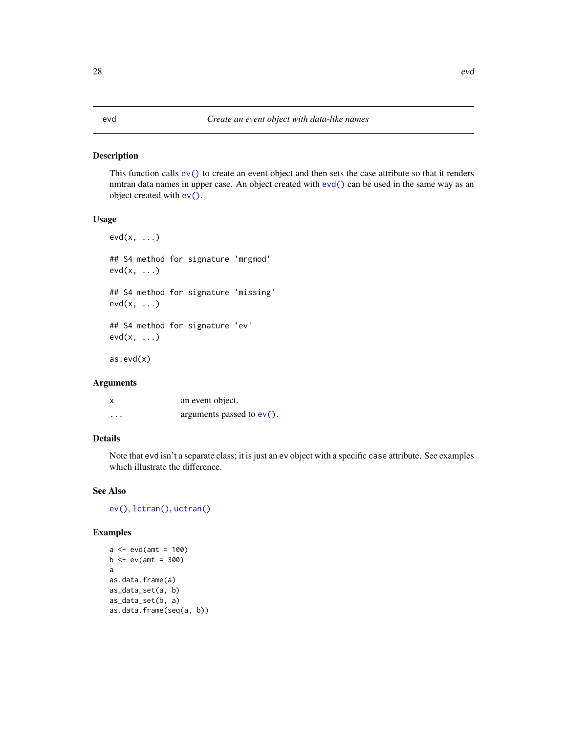# evd — *Create an event object with data-like names*

## Description

This function calls `ev()` to create an event object and then sets the case attribute so that it renders nmtran data names in upper case. An object created with `evd()` can be used in the same way as an object created with `ev()`.

## Usage

```
evd(x, ...)

## S4 method for signature 'mrgmod'
evd(x, ...)

## S4 method for signature 'missing'
evd(x, ...)

## S4 method for signature 'ev'
evd(x, ...)

as.evd(x)
```

## Arguments

| | |
|---|---|
| `x` | an event object. |
| `...` | arguments passed to `ev()`. |

## Details

Note that evd isn't a separate class; it is just an ev object with a specific `case` attribute. See examples which illustrate the difference.

## See Also

`ev()`, `lctran()`, `uctran()`

## Examples

```
a <- evd(amt = 100)
b <- ev(amt = 300)
a
as.data.frame(a)
as_data_set(a, b)
as_data_set(b, a)
as.data.frame(seq(a, b))
```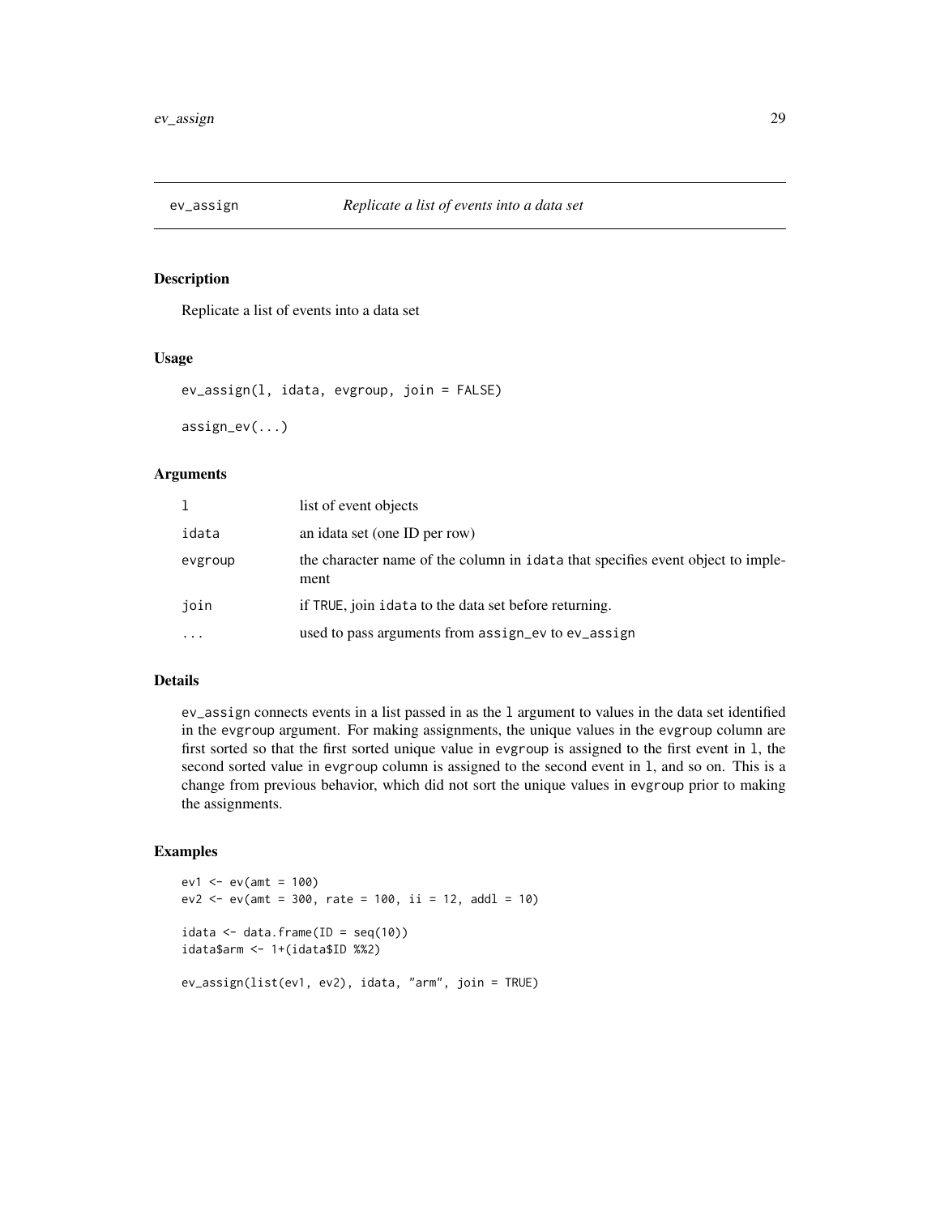## ev_assign    *Replicate a list of events into a data set*

### Description

Replicate a list of events into a data set

### Usage

```
ev_assign(l, idata, evgroup, join = FALSE)

assign_ev(...)
```

### Arguments

| | |
|---|---|
| `l` | list of event objects |
| `idata` | an idata set (one ID per row) |
| `evgroup` | the character name of the column in `idata` that specifies event object to implement |
| `join` | if `TRUE`, join `idata` to the data set before returning. |
| `...` | used to pass arguments from `assign_ev` to `ev_assign` |

### Details

`ev_assign` connects events in a list passed in as the `l` argument to values in the data set identified in the `evgroup` argument. For making assignments, the unique values in the `evgroup` column are first sorted so that the first sorted unique value in `evgroup` is assigned to the first event in `l`, the second sorted value in `evgroup` column is assigned to the second event in `l`, and so on. This is a change from previous behavior, which did not sort the unique values in `evgroup` prior to making the assignments.

### Examples

```
ev1 <- ev(amt = 100)
ev2 <- ev(amt = 300, rate = 100, ii = 12, addl = 10)

idata <- data.frame(ID = seq(10))
idata$arm <- 1+(idata$ID %%2)

ev_assign(list(ev1, ev2), idata, "arm", join = TRUE)
```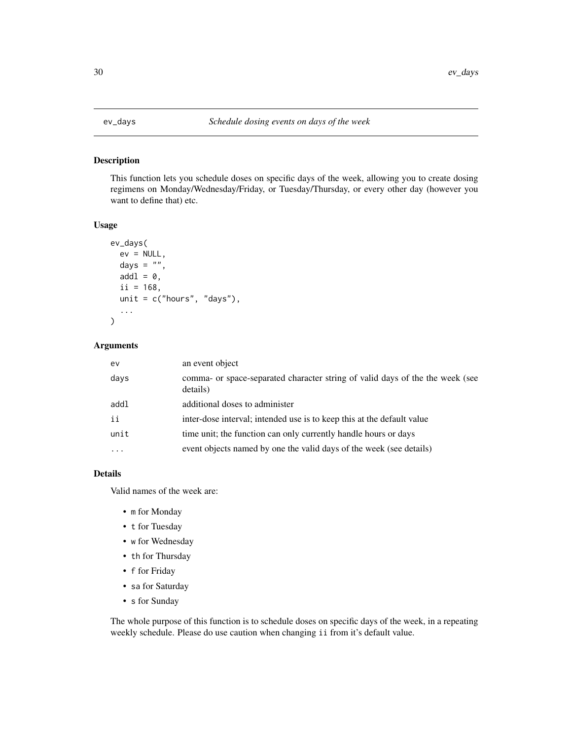# ev_days — *Schedule dosing events on days of the week*

## Description

This function lets you schedule doses on specific days of the week, allowing you to create dosing regimens on Monday/Wednesday/Friday, or Tuesday/Thursday, or every other day (however you want to define that) etc.

## Usage

```
ev_days(
  ev = NULL,
  days = "",
  addl = 0,
  ii = 168,
  unit = c("hours", "days"),
  ...
)
```

## Arguments

| | |
|---|---|
| `ev` | an event object |
| `days` | comma- or space-separated character string of valid days of the the week (see details) |
| `addl` | additional doses to administer |
| `ii` | inter-dose interval; intended use is to keep this at the default value |
| `unit` | time unit; the function can only currently handle hours or days |
| `...` | event objects named by one the valid days of the week (see details) |

## Details

Valid names of the week are:

- `m` for Monday
- `t` for Tuesday
- `w` for Wednesday
- `th` for Thursday
- `f` for Friday
- `sa` for Saturday
- `s` for Sunday

The whole purpose of this function is to schedule doses on specific days of the week, in a repeating weekly schedule. Please do use caution when changing `ii` from it's default value.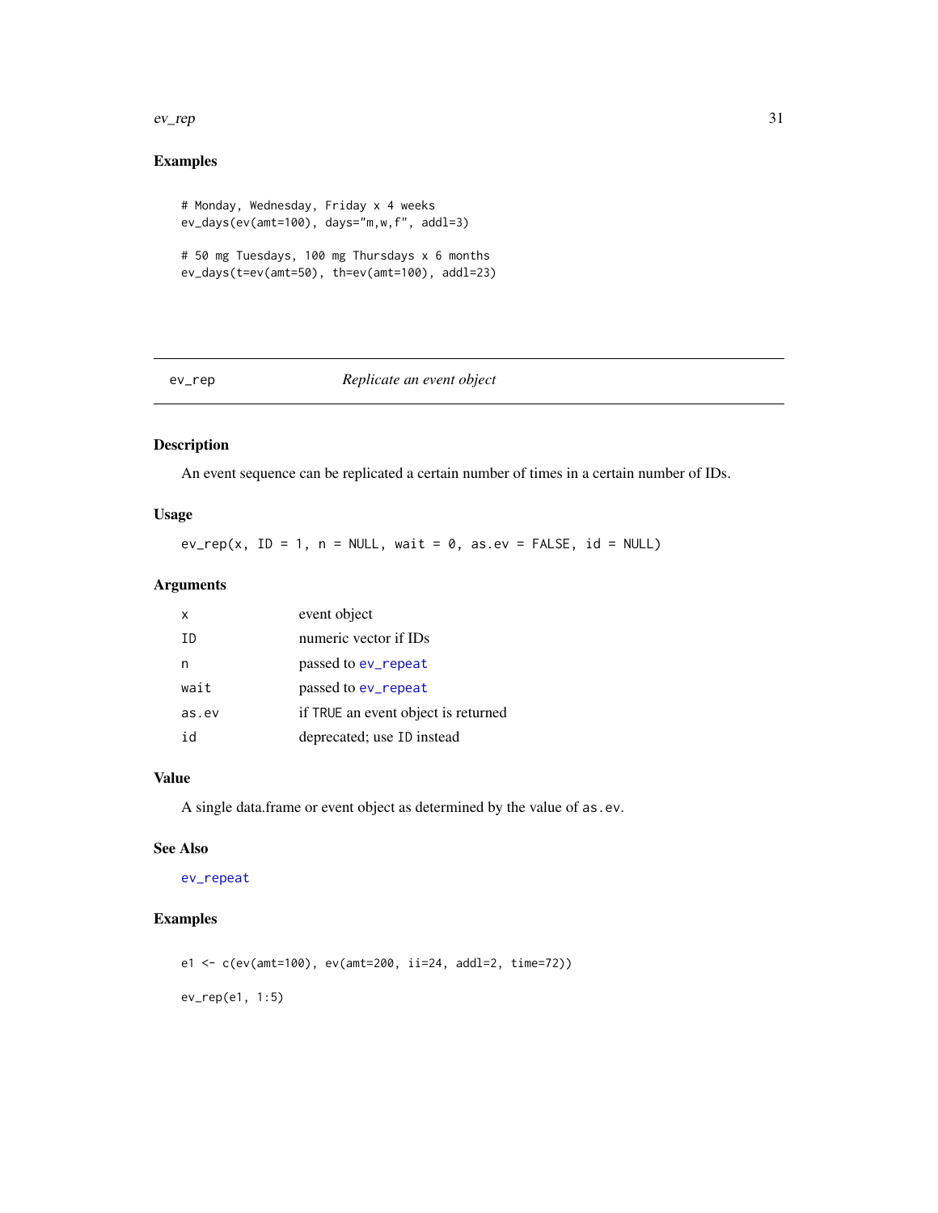### Examples

```
# Monday, Wednesday, Friday x 4 weeks
ev_days(ev(amt=100), days="m,w,f", addl=3)

# 50 mg Tuesdays, 100 mg Thursdays x 6 months
ev_days(t=ev(amt=50), th=ev(amt=100), addl=23)
```

---

## ev_rep — *Replicate an event object*

### Description

An event sequence can be replicated a certain number of times in a certain number of IDs.

### Usage

```
ev_rep(x, ID = 1, n = NULL, wait = 0, as.ev = FALSE, id = NULL)
```

### Arguments

| | |
|---|---|
| `x` | event object |
| `ID` | numeric vector if IDs |
| `n` | passed to `ev_repeat` |
| `wait` | passed to `ev_repeat` |
| `as.ev` | if `TRUE` an event object is returned |
| `id` | deprecated; use `ID` instead |

### Value

A single data.frame or event object as determined by the value of `as.ev`.

### See Also

`ev_repeat`

### Examples

```
e1 <- c(ev(amt=100), ev(amt=200, ii=24, addl=2, time=72))

ev_rep(e1, 1:5)
```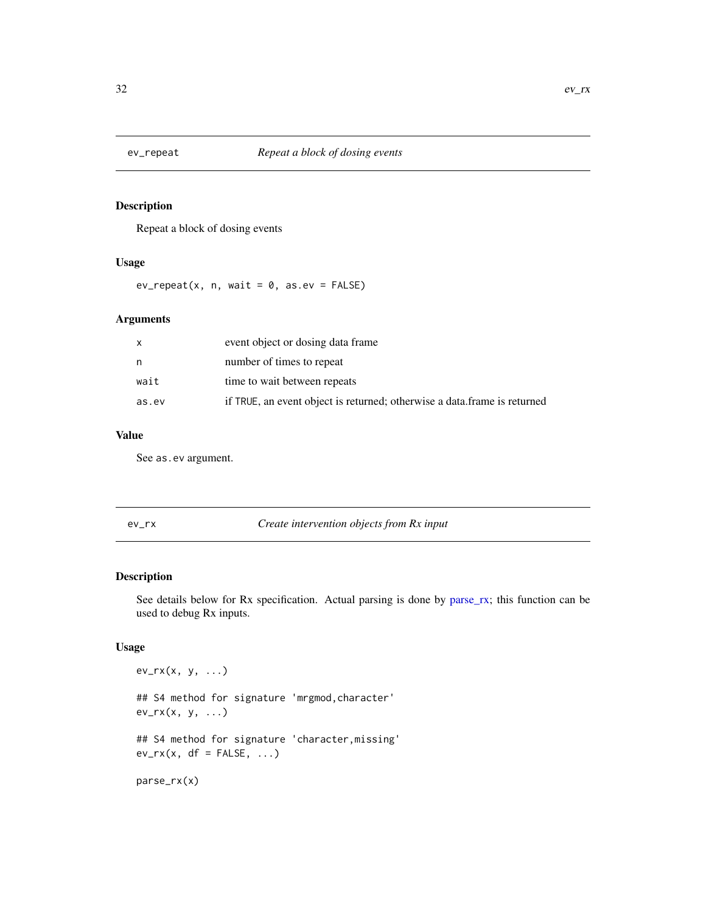## ev_repeat *Repeat a block of dosing events*

### Description

Repeat a block of dosing events

### Usage

```
ev_repeat(x, n, wait = 0, as.ev = FALSE)
```

### Arguments

| | |
|---|---|
| x | event object or dosing data frame |
| n | number of times to repeat |
| wait | time to wait between repeats |
| as.ev | if TRUE, an event object is returned; otherwise a data.frame is returned |

### Value

See as.ev argument.

## ev_rx *Create intervention objects from Rx input*

### Description

See details below for Rx specification. Actual parsing is done by parse_rx; this function can be used to debug Rx inputs.

### Usage

```
ev_rx(x, y, ...)

## S4 method for signature 'mrgmod,character'
ev_rx(x, y, ...)

## S4 method for signature 'character,missing'
ev_rx(x, df = FALSE, ...)

parse_rx(x)
```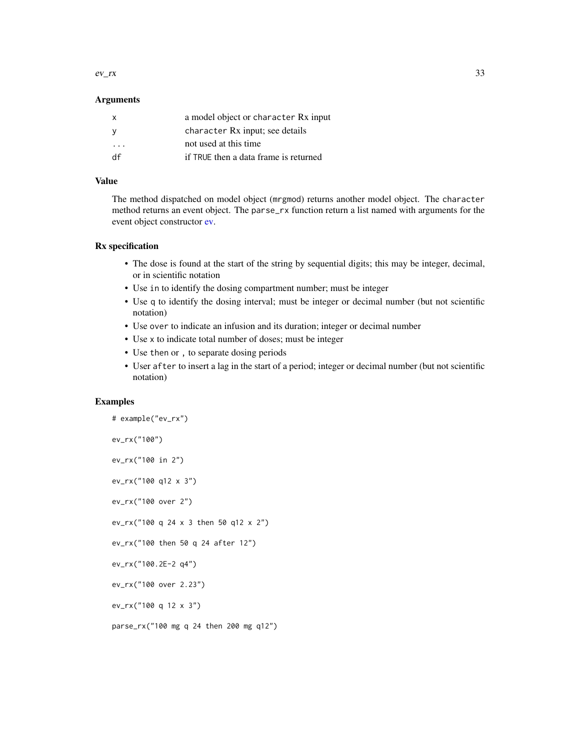### Arguments

| | |
|---|---|
| `x` | a model object or `character` Rx input |
| `y` | `character` Rx input; see details |
| `...` | not used at this time |
| `df` | if `TRUE` then a data frame is returned |

### Value

The method dispatched on model object (`mrgmod`) returns another model object. The `character` method returns an event object. The `parse_rx` function return a list named with arguments for the event object constructor ev.

### Rx specification

- The dose is found at the start of the string by sequential digits; this may be integer, decimal, or in scientific notation
- Use `in` to identify the dosing compartment number; must be integer
- Use `q` to identify the dosing interval; must be integer or decimal number (but not scientific notation)
- Use `over` to indicate an infusion and its duration; integer or decimal number
- Use `x` to indicate total number of doses; must be integer
- Use `then` or `,` to separate dosing periods
- User `after` to insert a lag in the start of a period; integer or decimal number (but not scientific notation)

### Examples

```
# example("ev_rx")

ev_rx("100")

ev_rx("100 in 2")

ev_rx("100 q12 x 3")

ev_rx("100 over 2")

ev_rx("100 q 24 x 3 then 50 q12 x 2")

ev_rx("100 then 50 q 24 after 12")

ev_rx("100.2E-2 q4")

ev_rx("100 over 2.23")

ev_rx("100 q 12 x 3")

parse_rx("100 mg q 24 then 200 mg q12")
```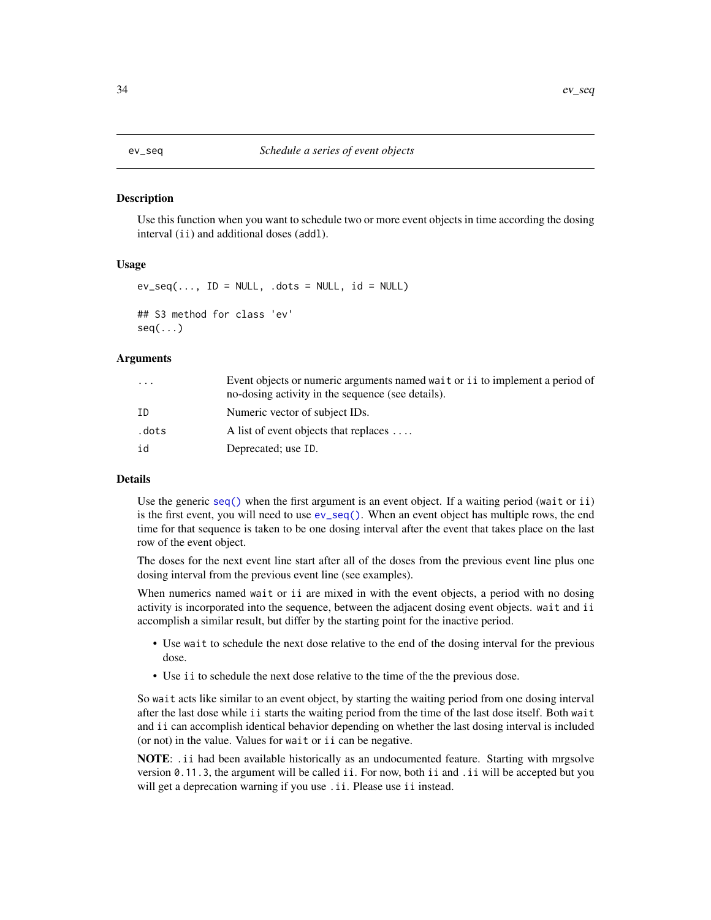ev_seq — *Schedule a series of event objects*

## Description

Use this function when you want to schedule two or more event objects in time according the dosing interval (`ii`) and additional doses (`addl`).

## Usage

```
ev_seq(..., ID = NULL, .dots = NULL, id = NULL)

## S3 method for class 'ev'
seq(...)
```

## Arguments

| | |
|---|---|
| `...` | Event objects or numeric arguments named `wait` or `ii` to implement a period of no-dosing activity in the sequence (see details). |
| `ID` | Numeric vector of subject IDs. |
| `.dots` | A list of event objects that replaces `...`. |
| `id` | Deprecated; use `ID`. |

## Details

Use the generic `seq()` when the first argument is an event object. If a waiting period (`wait` or `ii`) is the first event, you will need to use `ev_seq()`. When an event object has multiple rows, the end time for that sequence is taken to be one dosing interval after the event that takes place on the last row of the event object.

The doses for the next event line start after all of the doses from the previous event line plus one dosing interval from the previous event line (see examples).

When numerics named `wait` or `ii` are mixed in with the event objects, a period with no dosing activity is incorporated into the sequence, between the adjacent dosing event objects. `wait` and `ii` accomplish a similar result, but differ by the starting point for the inactive period.

- Use `wait` to schedule the next dose relative to the end of the dosing interval for the previous dose.
- Use `ii` to schedule the next dose relative to the time of the the previous dose.

So `wait` acts like similar to an event object, by starting the waiting period from one dosing interval after the last dose while `ii` starts the waiting period from the time of the last dose itself. Both `wait` and `ii` can accomplish identical behavior depending on whether the last dosing interval is included (or not) in the value. Values for `wait` or `ii` can be negative.

**NOTE**: `.ii` had been available historically as an undocumented feature. Starting with mrgsolve version `0.11.3`, the argument will be called `ii`. For now, both `ii` and `.ii` will be accepted but you will get a deprecation warning if you use `.ii`. Please use `ii` instead.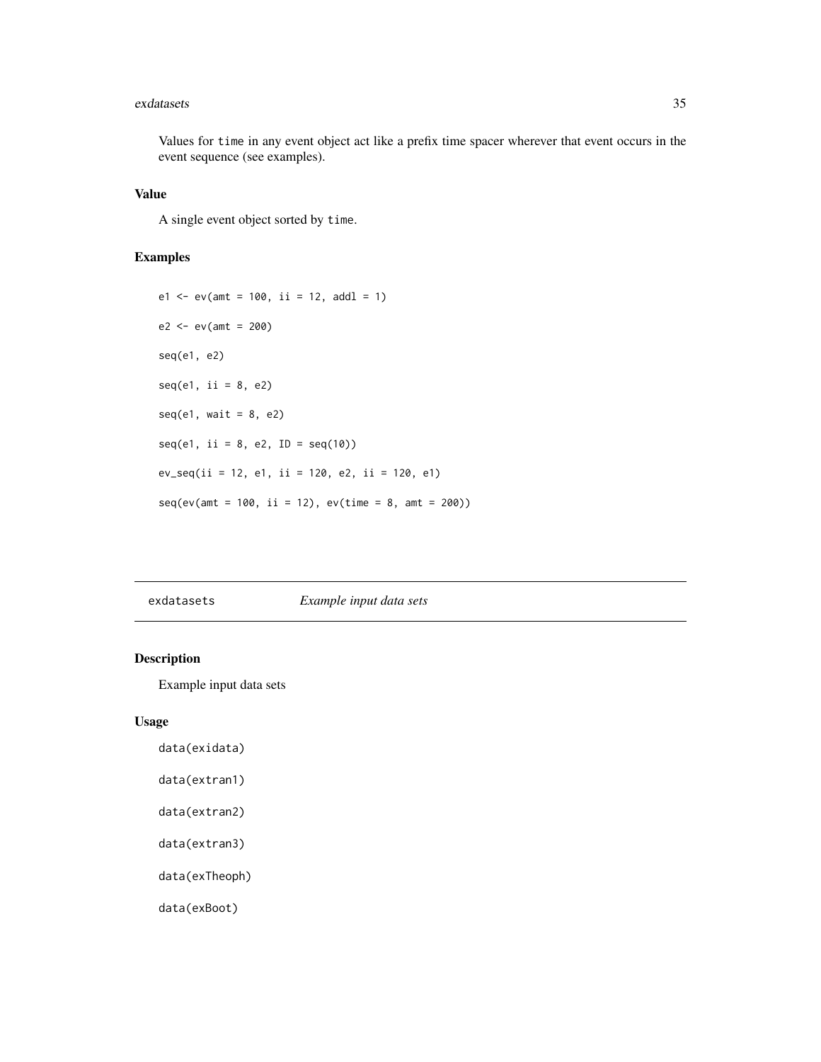Values for `time` in any event object act like a prefix time spacer wherever that event occurs in the event sequence (see examples).

### Value

A single event object sorted by `time`.

### Examples

```
e1 <- ev(amt = 100, ii = 12, addl = 1)

e2 <- ev(amt = 200)

seq(e1, e2)

seq(e1, ii = 8, e2)

seq(e1, wait = 8, e2)

seq(e1, ii = 8, e2, ID = seq(10))

ev_seq(ii = 12, e1, ii = 120, e2, ii = 120, e1)

seq(ev(amt = 100, ii = 12), ev(time = 8, amt = 200))
```

---

## exdatasets — *Example input data sets*

### Description

Example input data sets

### Usage

```
data(exidata)

data(extran1)

data(extran2)

data(extran3)

data(exTheoph)

data(exBoot)
```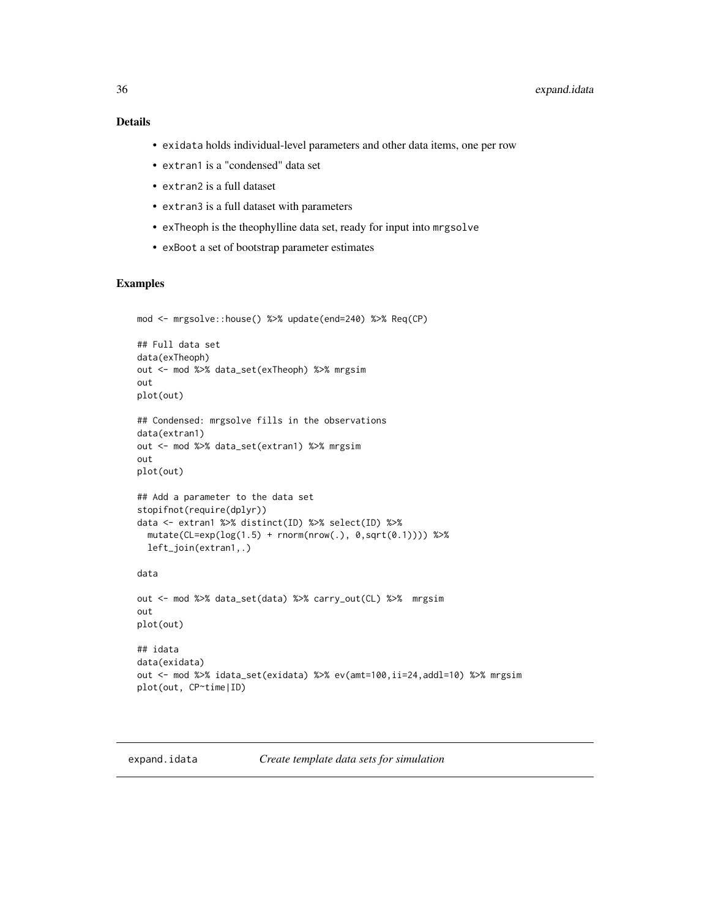## Details

- `exidata` holds individual-level parameters and other data items, one per row
- `extran1` is a "condensed" data set
- `extran2` is a full dataset
- `extran3` is a full dataset with parameters
- `exTheoph` is the theophylline data set, ready for input into `mrgsolve`
- `exBoot` a set of bootstrap parameter estimates

## Examples

```
mod <- mrgsolve::house() %>% update(end=240) %>% Req(CP)

## Full data set
data(exTheoph)
out <- mod %>% data_set(exTheoph) %>% mrgsim
out
plot(out)

## Condensed: mrgsolve fills in the observations
data(extran1)
out <- mod %>% data_set(extran1) %>% mrgsim
out
plot(out)

## Add a parameter to the data set
stopifnot(require(dplyr))
data <- extran1 %>% distinct(ID) %>% select(ID) %>%
  mutate(CL=exp(log(1.5) + rnorm(nrow(.), 0,sqrt(0.1)))) %>%
  left_join(extran1,.)

data

out <- mod %>% data_set(data) %>% carry_out(CL) %>%  mrgsim
out
plot(out)

## idata
data(exidata)
out <- mod %>% idata_set(exidata) %>% ev(amt=100,ii=24,addl=10) %>% mrgsim
plot(out, CP~time|ID)
```

---

`expand.idata` &nbsp;&nbsp;&nbsp;&nbsp; *Create template data sets for simulation*

---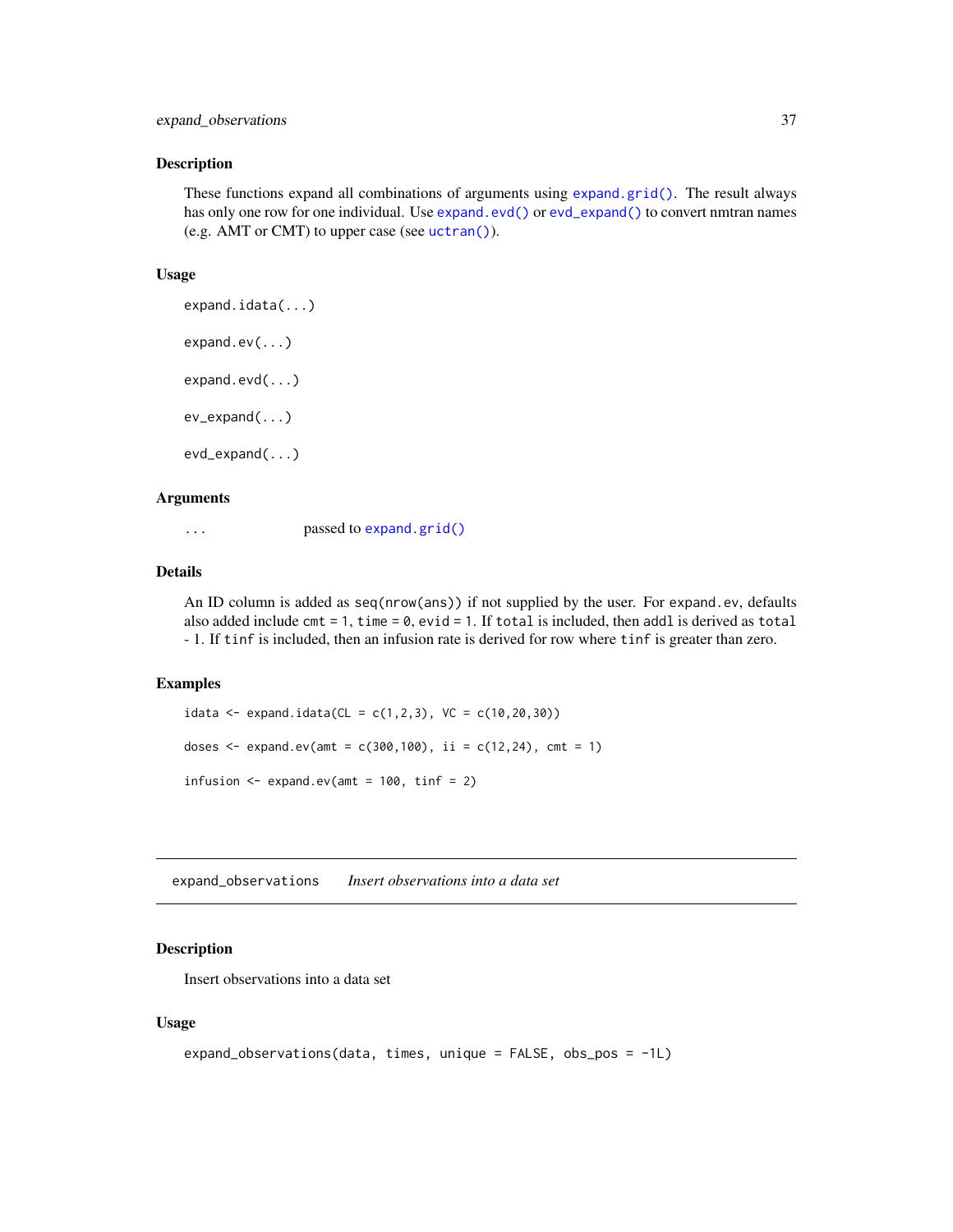### Description

These functions expand all combinations of arguments using `expand.grid()`. The result always has only one row for one individual. Use `expand.evd()` or `evd_expand()` to convert nmtran names (e.g. AMT or CMT) to upper case (see `uctran()`).

### Usage

```
expand.idata(...)

expand.ev(...)

expand.evd(...)

ev_expand(...)

evd_expand(...)
```

### Arguments

| | |
|---|---|
| ... | passed to `expand.grid()` |

### Details

An ID column is added as `seq(nrow(ans))` if not supplied by the user. For `expand.ev`, defaults also added include `cmt = 1`, `time = 0`, `evid = 1`. If `total` is included, then `addl` is derived as `total - 1`. If `tinf` is included, then an infusion rate is derived for row where `tinf` is greater than zero.

### Examples

```
idata <- expand.idata(CL = c(1,2,3), VC = c(10,20,30))

doses <- expand.ev(amt = c(300,100), ii = c(12,24), cmt = 1)

infusion <- expand.ev(amt = 100, tinf = 2)
```

---

## expand_observations *Insert observations into a data set*

### Description

Insert observations into a data set

### Usage

```
expand_observations(data, times, unique = FALSE, obs_pos = -1L)
```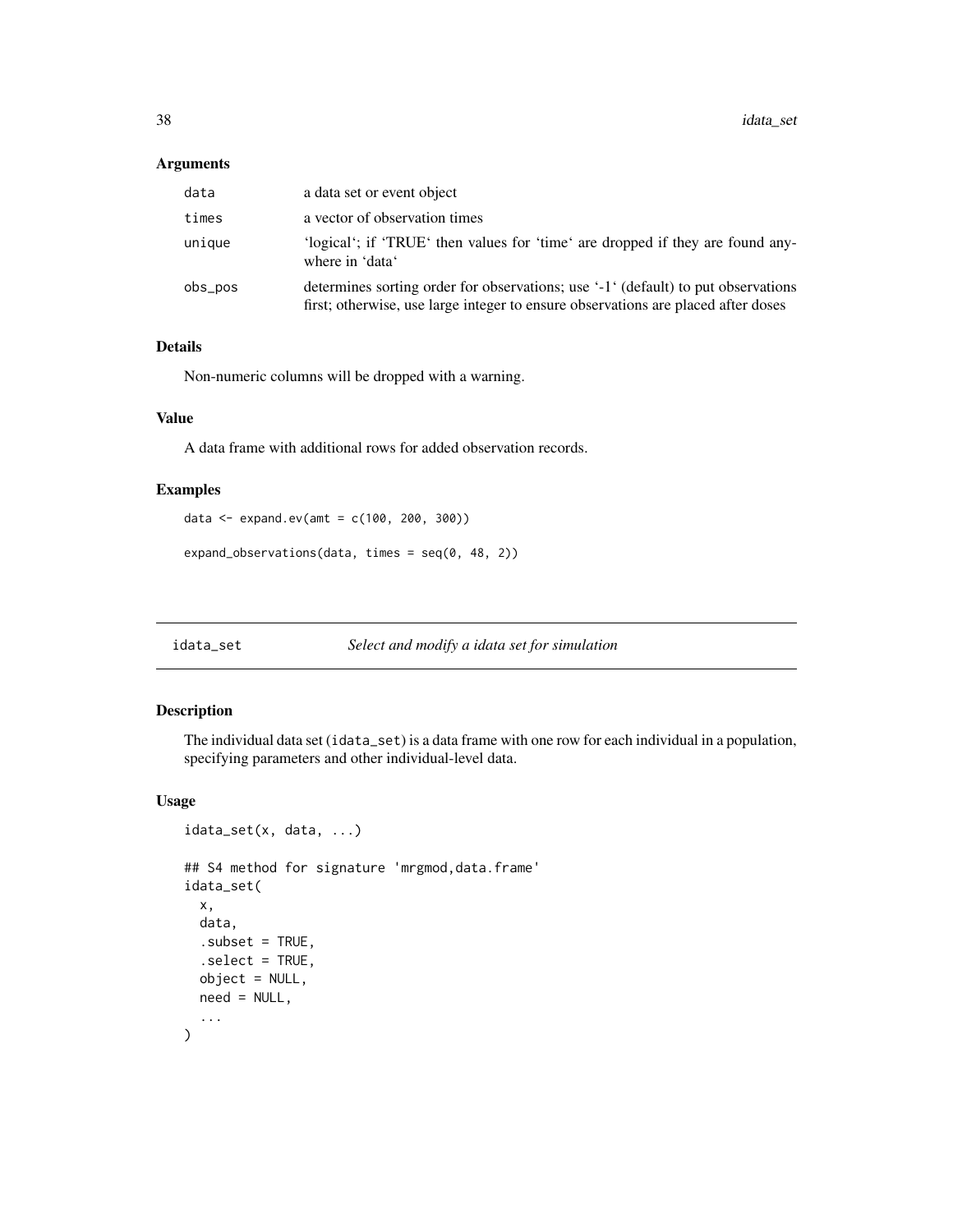### Arguments

| | |
|---|---|
| `data` | a data set or event object |
| `times` | a vector of observation times |
| `unique` | 'logical'; if 'TRUE' then values for 'time' are dropped if they are found anywhere in 'data' |
| `obs_pos` | determines sorting order for observations; use '-1' (default) to put observations first; otherwise, use large integer to ensure observations are placed after doses |

### Details

Non-numeric columns will be dropped with a warning.

### Value

A data frame with additional rows for added observation records.

### Examples

```
data <- expand.ev(amt = c(100, 200, 300))

expand_observations(data, times = seq(0, 48, 2))
```

---

## idata_set &nbsp;&nbsp;&nbsp; *Select and modify a idata set for simulation*

---

### Description

The individual data set (`idata_set`) is a data frame with one row for each individual in a population, specifying parameters and other individual-level data.

### Usage

```
idata_set(x, data, ...)

## S4 method for signature 'mrgmod,data.frame'
idata_set(
  x,
  data,
  .subset = TRUE,
  .select = TRUE,
  object = NULL,
  need = NULL,
  ...
)
```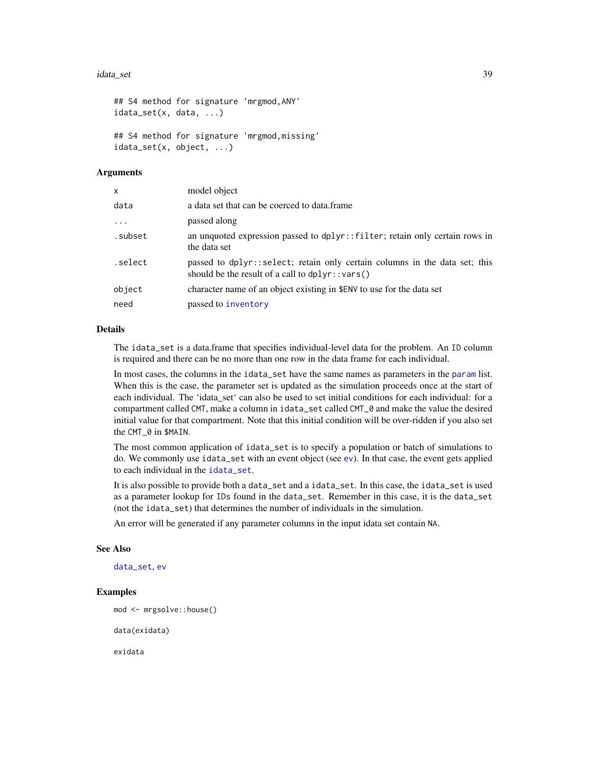```
## S4 method for signature 'mrgmod,ANY'
idata_set(x, data, ...)

## S4 method for signature 'mrgmod,missing'
idata_set(x, object, ...)
```

### Arguments

| | |
|---|---|
| x | model object |
| data | a data set that can be coerced to data.frame |
| ... | passed along |
| .subset | an unquoted expression passed to dplyr::filter; retain only certain rows in the data set |
| .select | passed to dplyr::select; retain only certain columns in the data set; this should be the result of a call to dplyr::vars() |
| object | character name of an object existing in $ENV to use for the data set |
| need | passed to inventory |

### Details

The idata_set is a data.frame that specifies individual-level data for the problem. An ID column is required and there can be no more than one row in the data frame for each individual.

In most cases, the columns in the idata_set have the same names as parameters in the param list. When this is the case, the parameter set is updated as the simulation proceeds once at the start of each individual. The 'idata_set' can also be used to set initial conditions for each individual: for a compartment called CMT, make a column in idata_set called CMT_0 and make the value the desired initial value for that compartment. Note that this initial condition will be over-ridden if you also set the CMT_0 in $MAIN.

The most common application of idata_set is to specify a population or batch of simulations to do. We commonly use idata_set with an event object (see ev). In that case, the event gets applied to each individual in the idata_set.

It is also possible to provide both a data_set and a idata_set. In this case, the idata_set is used as a parameter lookup for IDs found in the data_set. Remember in this case, it is the data_set (not the idata_set) that determines the number of individuals in the simulation.

An error will be generated if any parameter columns in the input idata set contain NA.

### See Also

data_set, ev

### Examples

```
mod <- mrgsolve::house()

data(exidata)

exidata
```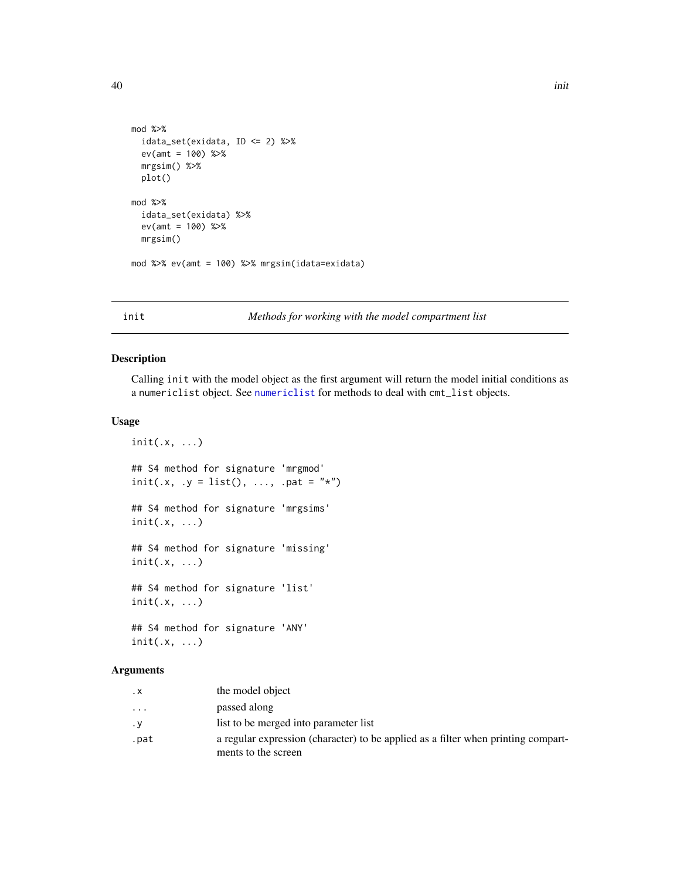```
mod %>%
  idata_set(exidata, ID <= 2) %>%
  ev(amt = 100) %>%
  mrgsim() %>%
  plot()

mod %>%
  idata_set(exidata) %>%
  ev(amt = 100) %>%
  mrgsim()

mod %>% ev(amt = 100) %>% mrgsim(idata=exidata)
```

---

## init — *Methods for working with the model compartment list*

### Description

Calling `init` with the model object as the first argument will return the model initial conditions as a `numericlist` object. See `numericlist` for methods to deal with `cmt_list` objects.

### Usage

```
init(.x, ...)

## S4 method for signature 'mrgmod'
init(.x, .y = list(), ..., .pat = "*")

## S4 method for signature 'mrgsims'
init(.x, ...)

## S4 method for signature 'missing'
init(.x, ...)

## S4 method for signature 'list'
init(.x, ...)

## S4 method for signature 'ANY'
init(.x, ...)
```

### Arguments

| | |
|---|---|
| `.x` | the model object |
| `...` | passed along |
| `.y` | list to be merged into parameter list |
| `.pat` | a regular expression (character) to be applied as a filter when printing compartments to the screen |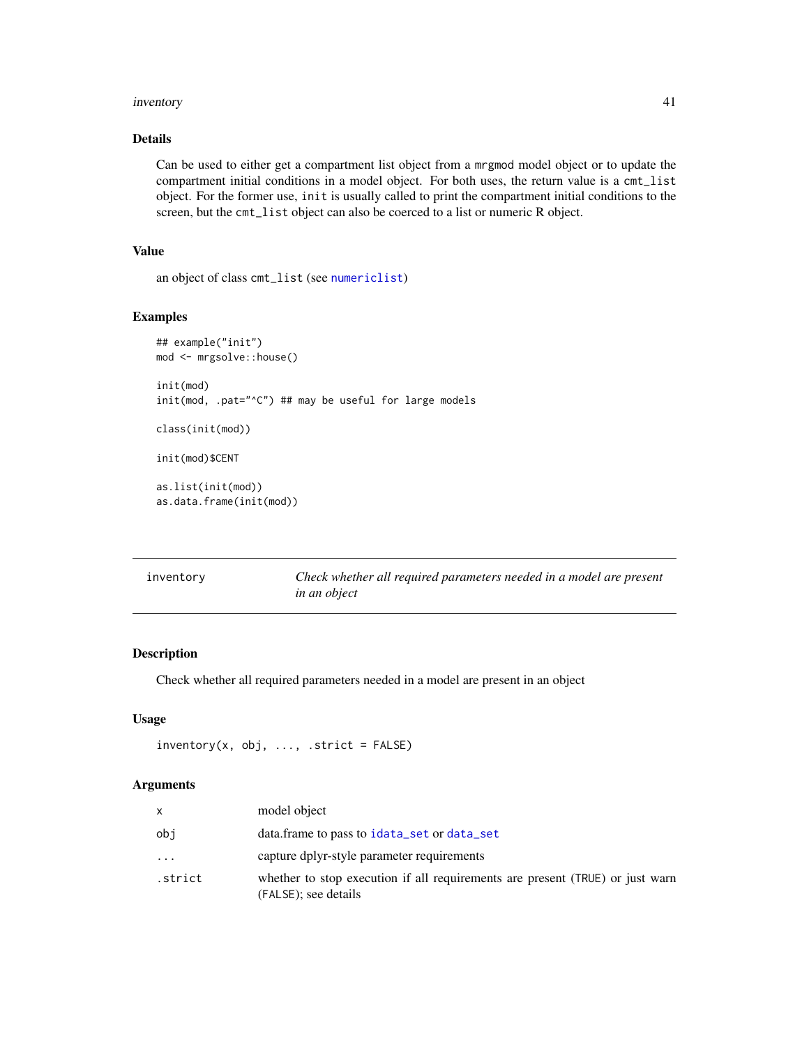## Details

Can be used to either get a compartment list object from a `mrgmod` model object or to update the compartment initial conditions in a model object. For both uses, the return value is a `cmt_list` object. For the former use, `init` is usually called to print the compartment initial conditions to the screen, but the `cmt_list` object can also be coerced to a list or numeric R object.

## Value

an object of class `cmt_list` (see `numericlist`)

## Examples

```
## example("init")
mod <- mrgsolve::house()

init(mod)
init(mod, .pat="^C") ## may be useful for large models

class(init(mod))

init(mod)$CENT

as.list(init(mod))
as.data.frame(init(mod))
```

---

# inventory — *Check whether all required parameters needed in a model are present in an object*

## Description

Check whether all required parameters needed in a model are present in an object

## Usage

```
inventory(x, obj, ..., .strict = FALSE)
```

## Arguments

| Argument | Description |
|---|---|
| `x` | model object |
| `obj` | data.frame to pass to `idata_set` or `data_set` |
| `...` | capture dplyr-style parameter requirements |
| `.strict` | whether to stop execution if all requirements are present (`TRUE`) or just warn (`FALSE`); see details |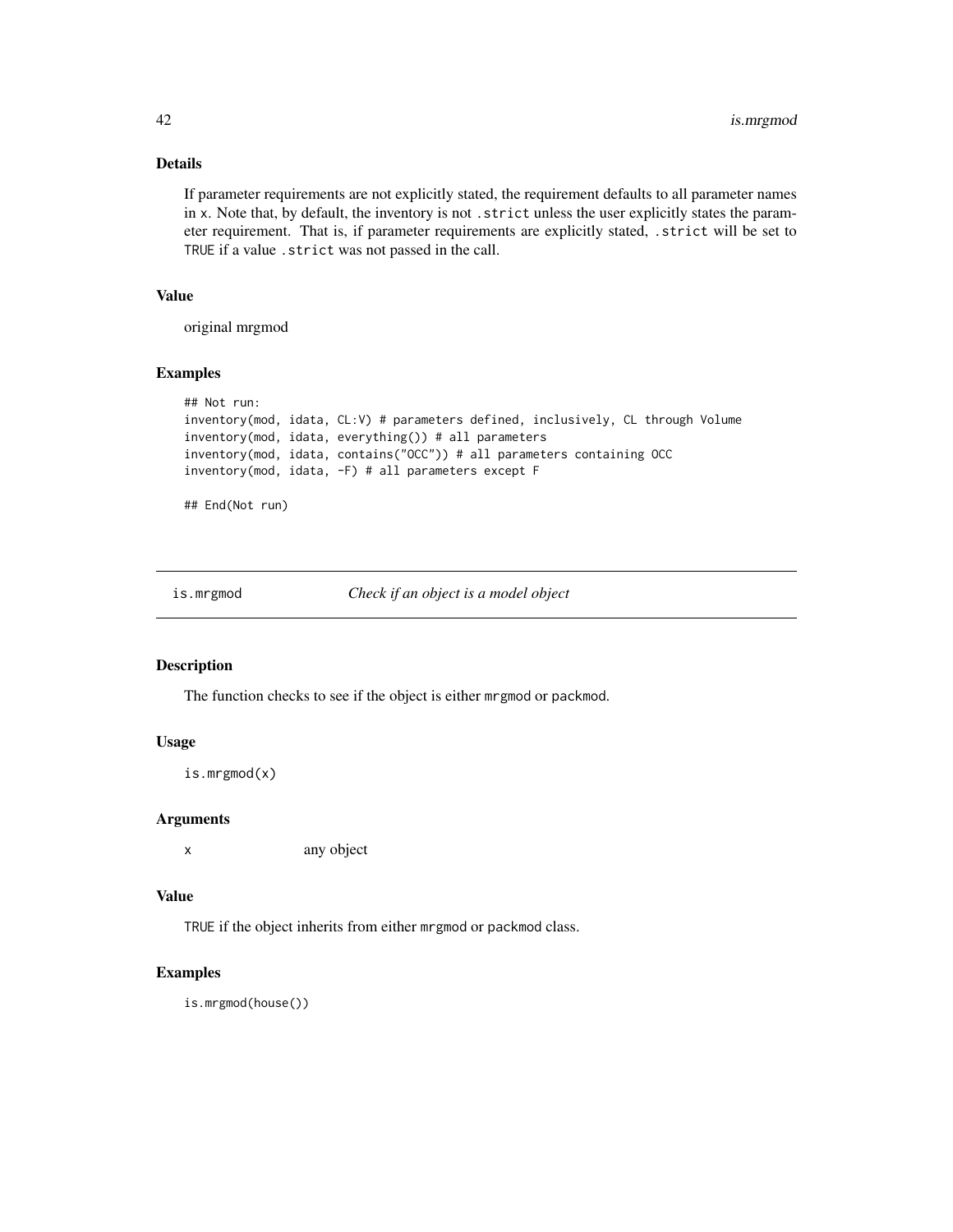## Details

If parameter requirements are not explicitly stated, the requirement defaults to all parameter names in `x`. Note that, by default, the inventory is not `.strict` unless the user explicitly states the parameter requirement. That is, if parameter requirements are explicitly stated, `.strict` will be set to `TRUE` if a value `.strict` was not passed in the call.

## Value

original mrgmod

## Examples

```
## Not run:
inventory(mod, idata, CL:V) # parameters defined, inclusively, CL through Volume
inventory(mod, idata, everything()) # all parameters
inventory(mod, idata, contains("OCC")) # all parameters containing OCC
inventory(mod, idata, -F) # all parameters except F

## End(Not run)
```

---

# is.mrgmod — *Check if an object is a model object*

## Description

The function checks to see if the object is either `mrgmod` or `packmod`.

## Usage

```
is.mrgmod(x)
```

## Arguments

| | |
|---|---|
| `x` | any object |

## Value

`TRUE` if the object inherits from either `mrgmod` or `packmod` class.

## Examples

```
is.mrgmod(house())
```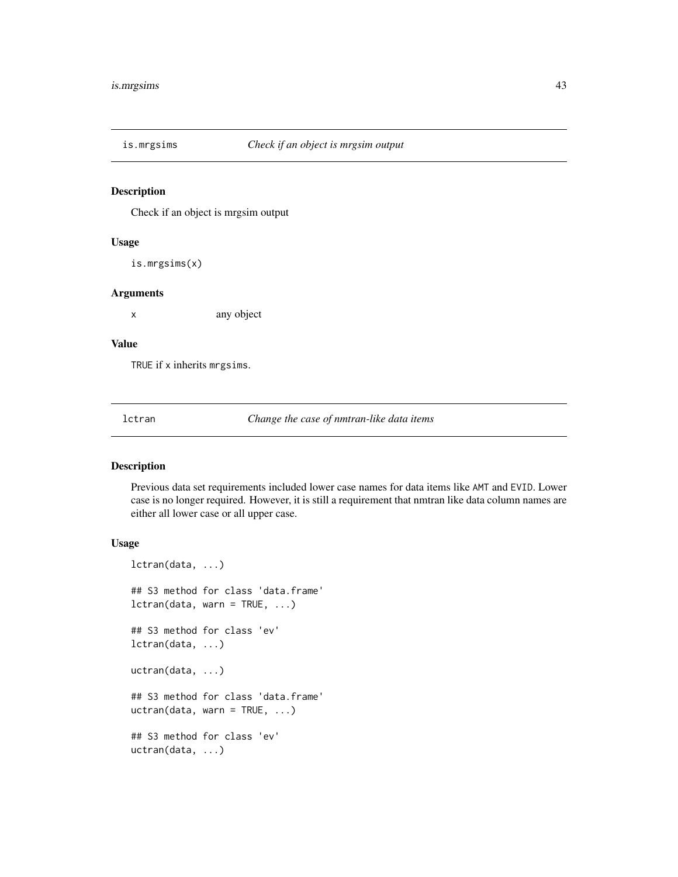## is.mrgsims — *Check if an object is mrgsim output*

### Description

Check if an object is mrgsim output

### Usage

```
is.mrgsims(x)
```

### Arguments

| | |
|---|---|
| x | any object |

### Value

TRUE if x inherits mrgsims.

## lctran — *Change the case of nmtran-like data items*

### Description

Previous data set requirements included lower case names for data items like AMT and EVID. Lower case is no longer required. However, it is still a requirement that nmtran like data column names are either all lower case or all upper case.

### Usage

```
lctran(data, ...)

## S3 method for class 'data.frame'
lctran(data, warn = TRUE, ...)

## S3 method for class 'ev'
lctran(data, ...)

uctran(data, ...)

## S3 method for class 'data.frame'
uctran(data, warn = TRUE, ...)

## S3 method for class 'ev'
uctran(data, ...)
```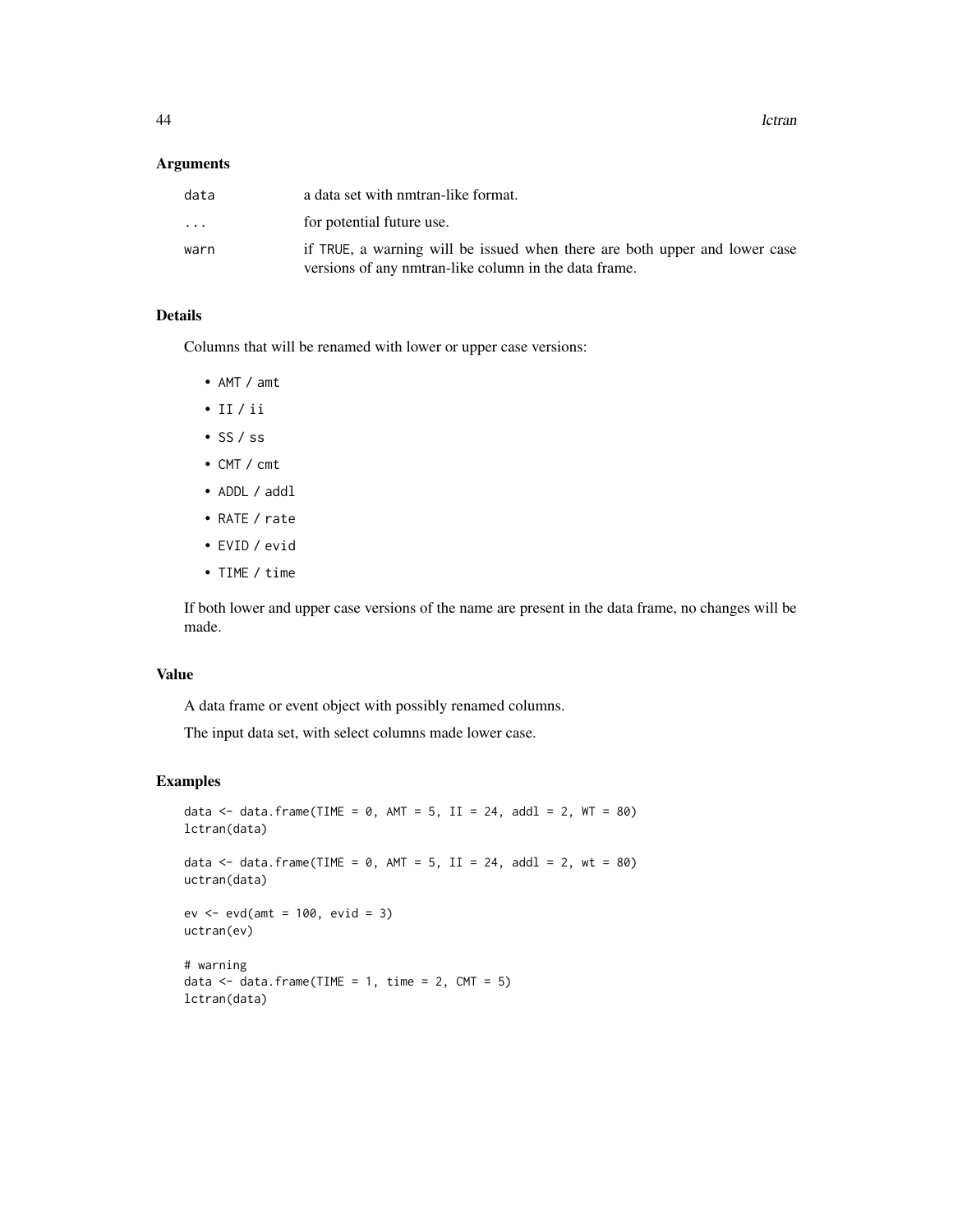## Arguments

| | |
|---|---|
| `data` | a data set with nmtran-like format. |
| `...` | for potential future use. |
| `warn` | if `TRUE`, a warning will be issued when there are both upper and lower case versions of any nmtran-like column in the data frame. |

## Details

Columns that will be renamed with lower or upper case versions:

- `AMT` / `amt`
- `II` / `ii`
- `SS` / `ss`
- `CMT` / `cmt`
- `ADDL` / `addl`
- `RATE` / `rate`
- `EVID` / `evid`
- `TIME` / `time`

If both lower and upper case versions of the name are present in the data frame, no changes will be made.

## Value

A data frame or event object with possibly renamed columns.

The input data set, with select columns made lower case.

## Examples

```
data <- data.frame(TIME = 0, AMT = 5, II = 24, addl = 2, WT = 80)
lctran(data)

data <- data.frame(TIME = 0, AMT = 5, II = 24, addl = 2, wt = 80)
uctran(data)

ev <- evd(amt = 100, evid = 3)
uctran(ev)

# warning
data <- data.frame(TIME = 1, time = 2, CMT = 5)
lctran(data)
```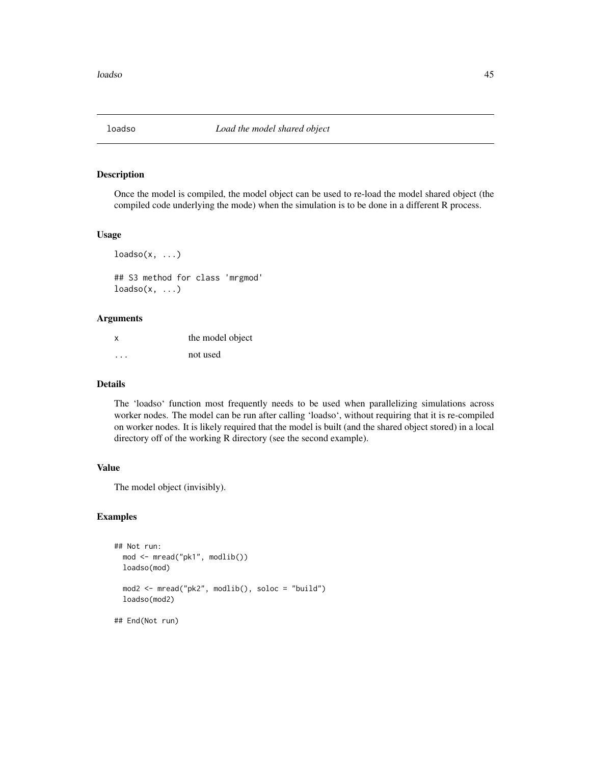# loadso — *Load the model shared object*

## Description

Once the model is compiled, the model object can be used to re-load the model shared object (the compiled code underlying the mode) when the simulation is to be done in a different R process.

## Usage

```
loadso(x, ...)

## S3 method for class 'mrgmod'
loadso(x, ...)
```

## Arguments

| | |
|---|---|
| x | the model object |
| ... | not used |

## Details

The ‘loadso‘ function most frequently needs to be used when parallelizing simulations across worker nodes. The model can be run after calling ‘loadso‘, without requiring that it is re-compiled on worker nodes. It is likely required that the model is built (and the shared object stored) in a local directory off of the working R directory (see the second example).

## Value

The model object (invisibly).

## Examples

```
## Not run:
  mod <- mread("pk1", modlib())
  loadso(mod)

  mod2 <- mread("pk2", modlib(), soloc = "build")
  loadso(mod2)

## End(Not run)
```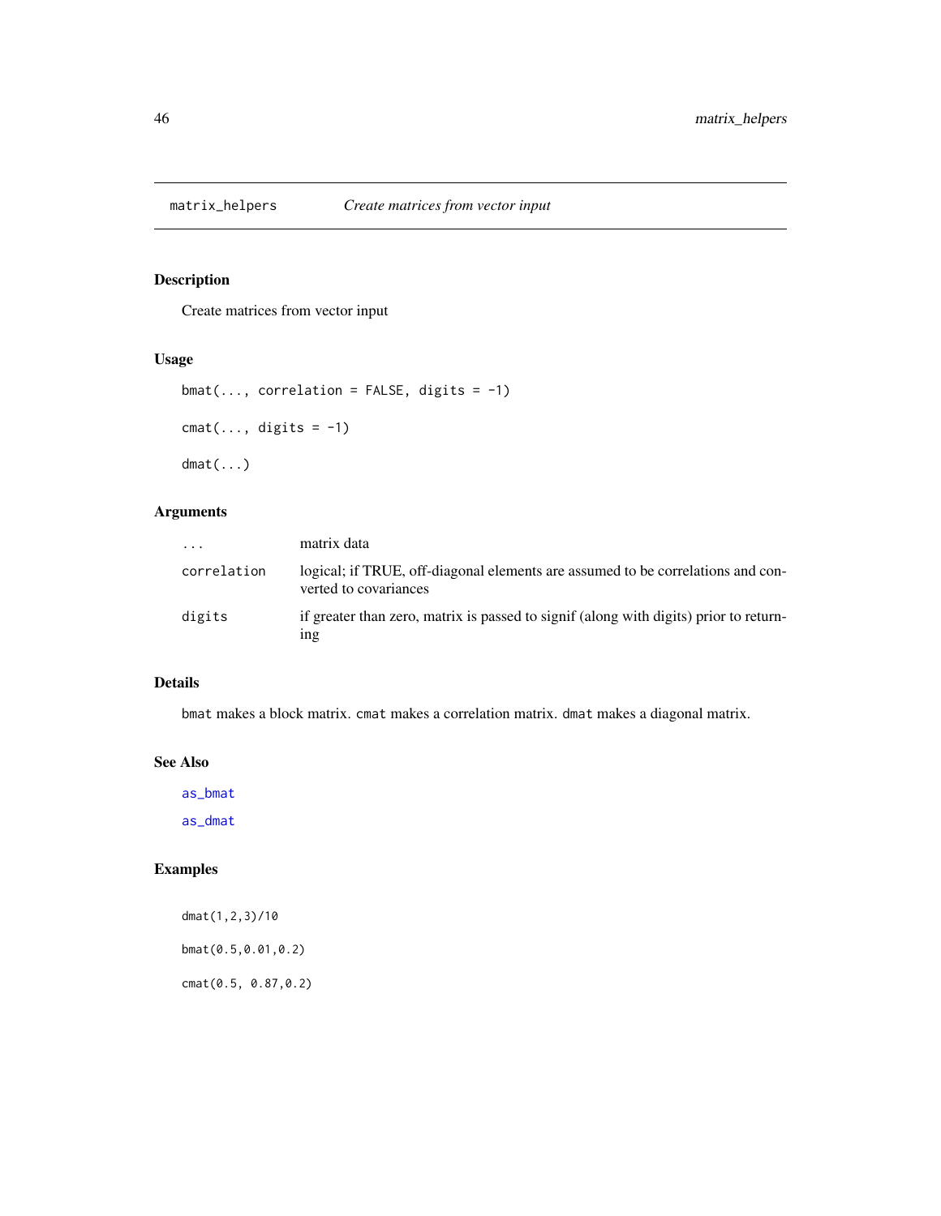## matrix_helpers *Create matrices from vector input*

### Description

Create matrices from vector input

### Usage

```
bmat(..., correlation = FALSE, digits = -1)

cmat(..., digits = -1)

dmat(...)
```

### Arguments

| | |
|---|---|
| ... | matrix data |
| correlation | logical; if TRUE, off-diagonal elements are assumed to be correlations and converted to covariances |
| digits | if greater than zero, matrix is passed to signif (along with digits) prior to returning |

### Details

bmat makes a block matrix. cmat makes a correlation matrix. dmat makes a diagonal matrix.

### See Also

as_bmat

as_dmat

### Examples

```
dmat(1,2,3)/10

bmat(0.5,0.01,0.2)

cmat(0.5, 0.87,0.2)
```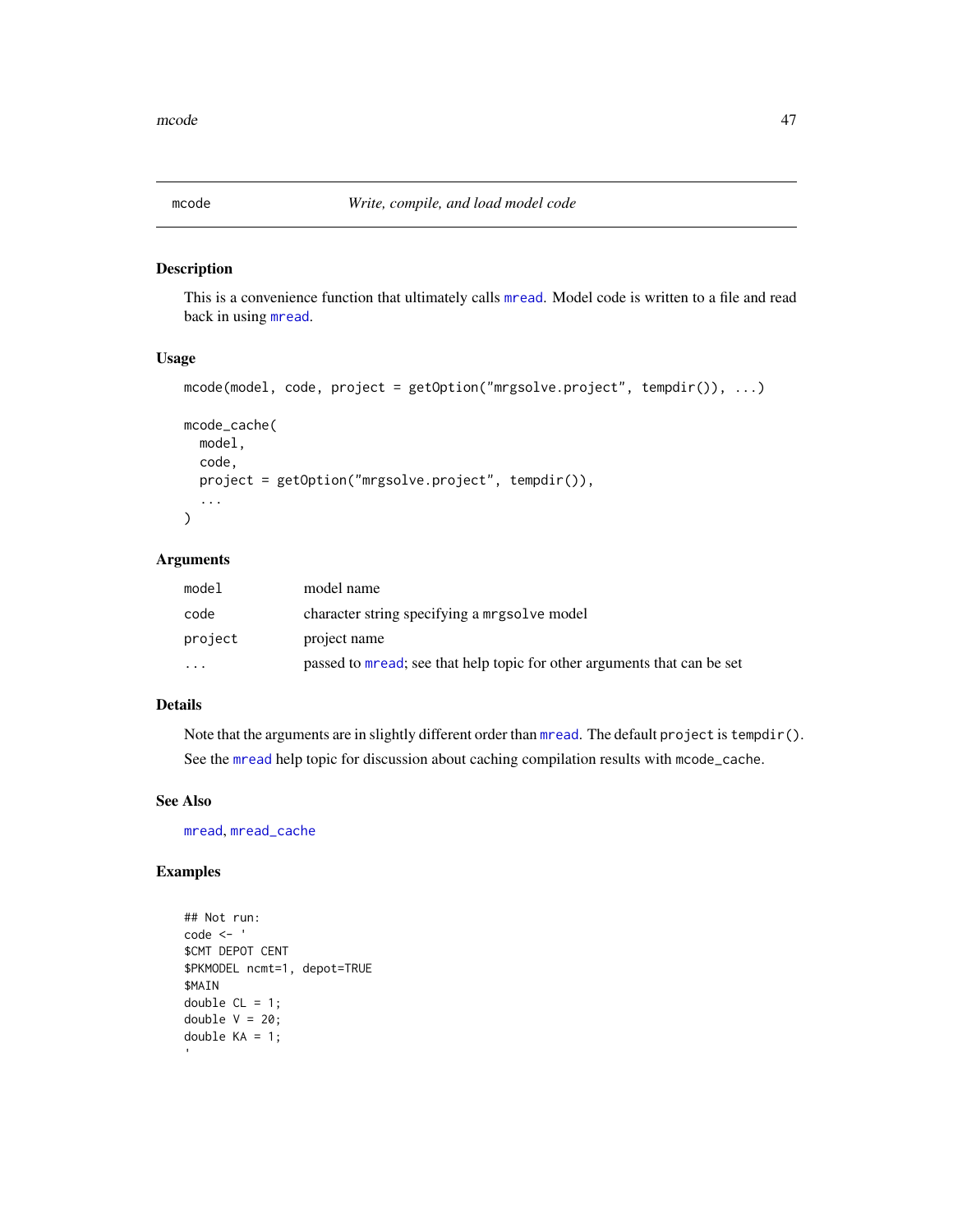## mcode — *Write, compile, and load model code*

### Description

This is a convenience function that ultimately calls `mread`. Model code is written to a file and read back in using `mread`.

### Usage

```
mcode(model, code, project = getOption("mrgsolve.project", tempdir()), ...)

mcode_cache(
  model,
  code,
  project = getOption("mrgsolve.project", tempdir()),
  ...
)
```

### Arguments

| | |
|---|---|
| `model` | model name |
| `code` | character string specifying a `mrgsolve` model |
| `project` | project name |
| `...` | passed to `mread`; see that help topic for other arguments that can be set |

### Details

Note that the arguments are in slightly different order than `mread`. The default `project` is `tempdir()`.

See the `mread` help topic for discussion about caching compilation results with `mcode_cache`.

### See Also

`mread`, `mread_cache`

### Examples

```
## Not run:
code <- '
$CMT DEPOT CENT
$PKMODEL ncmt=1, depot=TRUE
$MAIN
double CL = 1;
double V = 20;
double KA = 1;
'
```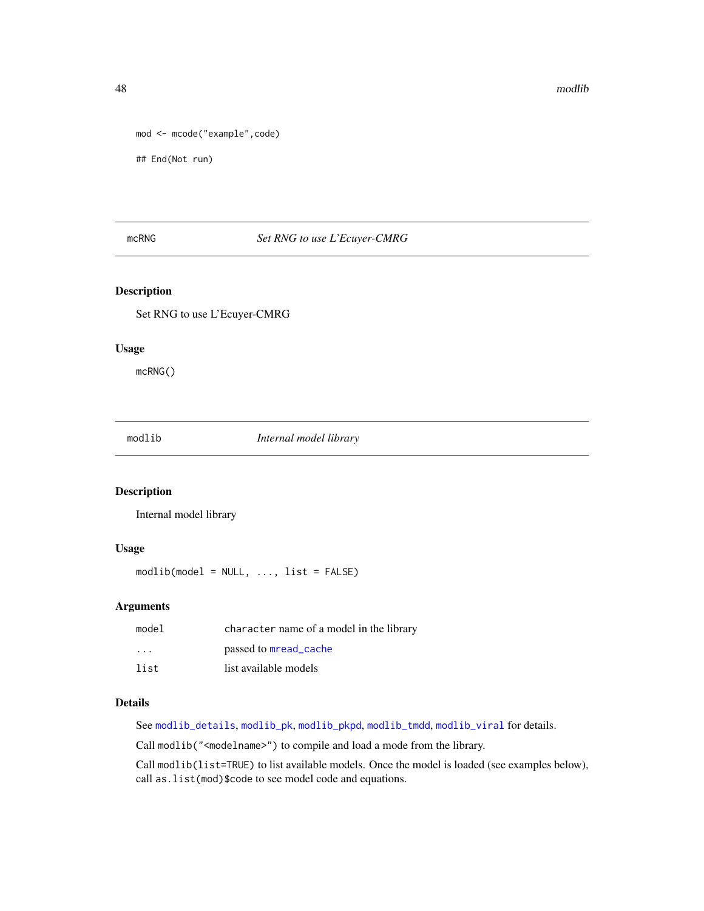```
mod <- mcode("example",code)

## End(Not run)
```

## mcRNG — *Set RNG to use L'Ecuyer-CMRG*

### Description

Set RNG to use L'Ecuyer-CMRG

### Usage

```
mcRNG()
```

## modlib — *Internal model library*

### Description

Internal model library

### Usage

```
modlib(model = NULL, ..., list = FALSE)
```

### Arguments

| | |
|---|---|
| `model` | `character` name of a model in the library |
| `...` | passed to `mread_cache` |
| `list` | list available models |

### Details

See `modlib_details`, `modlib_pk`, `modlib_pkpd`, `modlib_tmdd`, `modlib_viral` for details.

Call `modlib("<modelname>")` to compile and load a mode from the library.

Call `modlib(list=TRUE)` to list available models. Once the model is loaded (see examples below), call `as.list(mod)$code` to see model code and equations.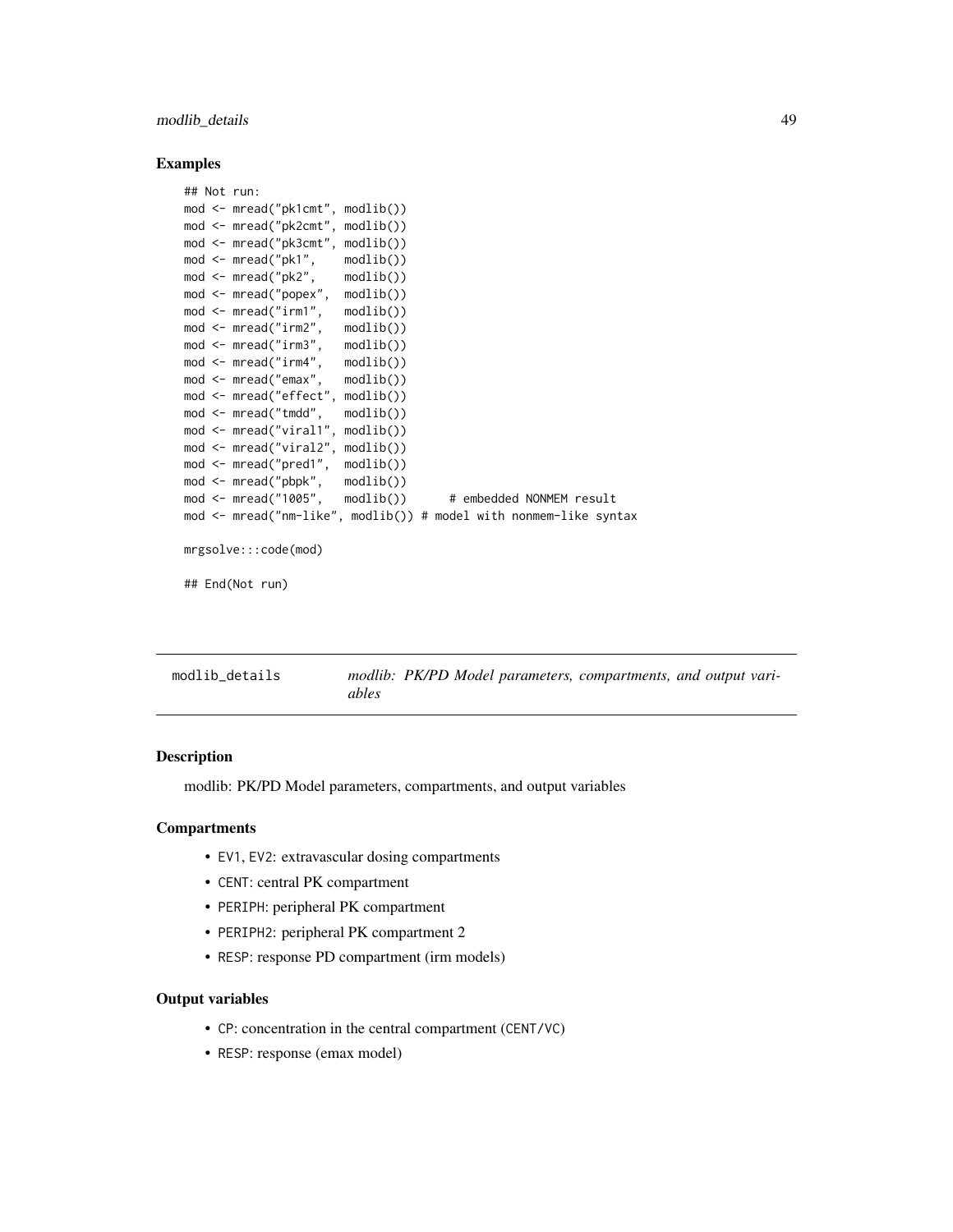## Examples

```
## Not run:
mod <- mread("pk1cmt", modlib())
mod <- mread("pk2cmt", modlib())
mod <- mread("pk3cmt", modlib())
mod <- mread("pk1",    modlib())
mod <- mread("pk2",    modlib())
mod <- mread("popex",  modlib())
mod <- mread("irm1",   modlib())
mod <- mread("irm2",   modlib())
mod <- mread("irm3",   modlib())
mod <- mread("irm4",   modlib())
mod <- mread("emax",   modlib())
mod <- mread("effect", modlib())
mod <- mread("tmdd",   modlib())
mod <- mread("viral1", modlib())
mod <- mread("viral2", modlib())
mod <- mread("pred1",  modlib())
mod <- mread("pbpk",   modlib())
mod <- mread("1005",   modlib())      # embedded NONMEM result
mod <- mread("nm-like", modlib()) # model with nonmem-like syntax

mrgsolve:::code(mod)

## End(Not run)
```

---

# modlib_details — *modlib: PK/PD Model parameters, compartments, and output variables*

## Description

modlib: PK/PD Model parameters, compartments, and output variables

## Compartments

- `EV1`, `EV2`: extravascular dosing compartments
- `CENT`: central PK compartment
- `PERIPH`: peripheral PK compartment
- `PERIPH2`: peripheral PK compartment 2
- `RESP`: response PD compartment (irm models)

## Output variables

- `CP`: concentration in the central compartment (`CENT/VC`)
- `RESP`: response (emax model)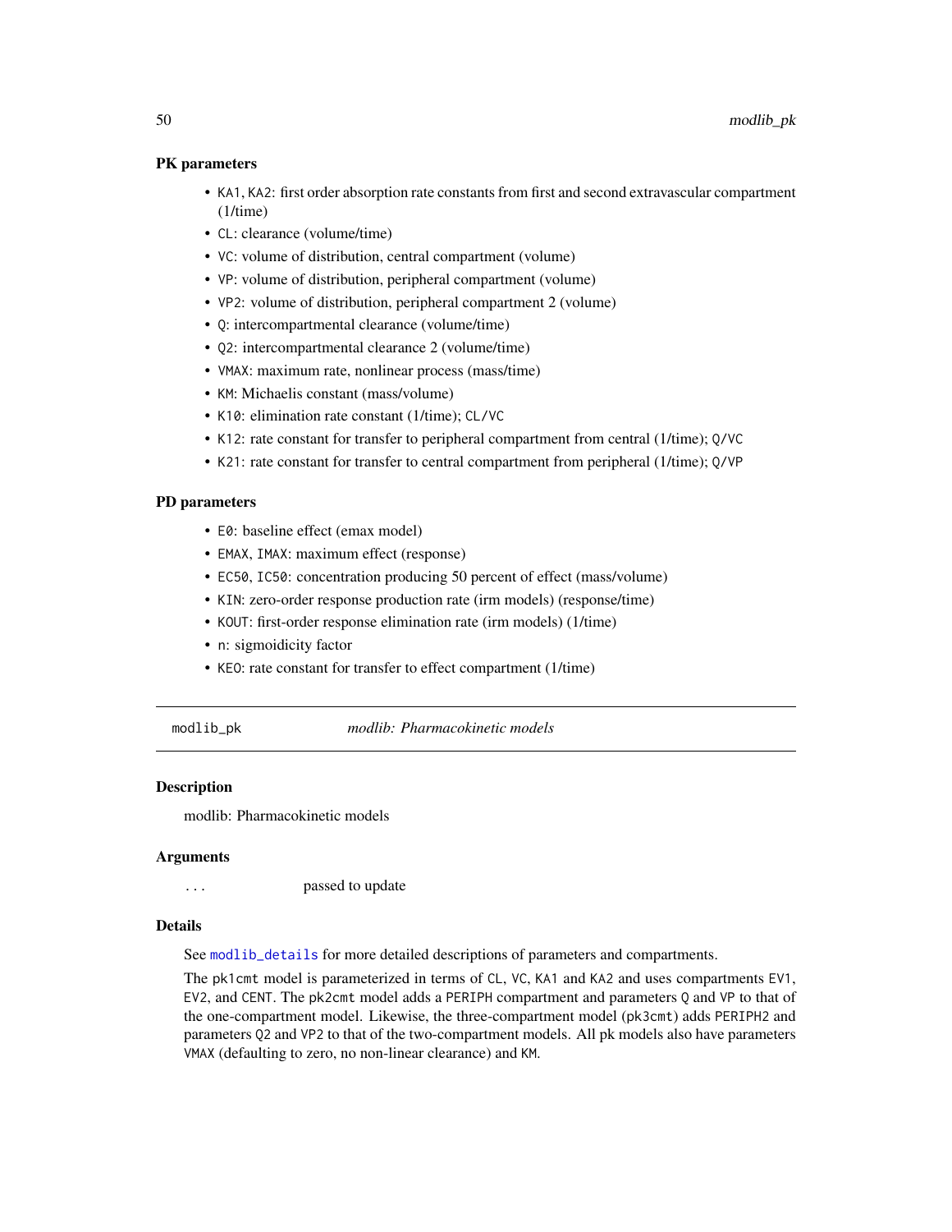### PK parameters

- KA1, KA2: first order absorption rate constants from first and second extravascular compartment (1/time)
- CL: clearance (volume/time)
- VC: volume of distribution, central compartment (volume)
- VP: volume of distribution, peripheral compartment (volume)
- VP2: volume of distribution, peripheral compartment 2 (volume)
- Q: intercompartmental clearance (volume/time)
- Q2: intercompartmental clearance 2 (volume/time)
- VMAX: maximum rate, nonlinear process (mass/time)
- KM: Michaelis constant (mass/volume)
- K10: elimination rate constant (1/time); CL/VC
- K12: rate constant for transfer to peripheral compartment from central (1/time); Q/VC
- K21: rate constant for transfer to central compartment from peripheral (1/time); Q/VP

### PD parameters

- E0: baseline effect (emax model)
- EMAX, IMAX: maximum effect (response)
- EC50, IC50: concentration producing 50 percent of effect (mass/volume)
- KIN: zero-order response production rate (irm models) (response/time)
- KOUT: first-order response elimination rate (irm models) (1/time)
- n: sigmoidicity factor
- KEO: rate constant for transfer to effect compartment (1/time)

---

modlib_pk — *modlib: Pharmacokinetic models*

---

### Description

modlib: Pharmacokinetic models

### Arguments

| | |
|---|---|
| ... | passed to update |

### Details

See modlib_details for more detailed descriptions of parameters and compartments.

The pk1cmt model is parameterized in terms of CL, VC, KA1 and KA2 and uses compartments EV1, EV2, and CENT. The pk2cmt model adds a PERIPH compartment and parameters Q and VP to that of the one-compartment model. Likewise, the three-compartment model (pk3cmt) adds PERIPH2 and parameters Q2 and VP2 to that of the two-compartment models. All pk models also have parameters VMAX (defaulting to zero, no non-linear clearance) and KM.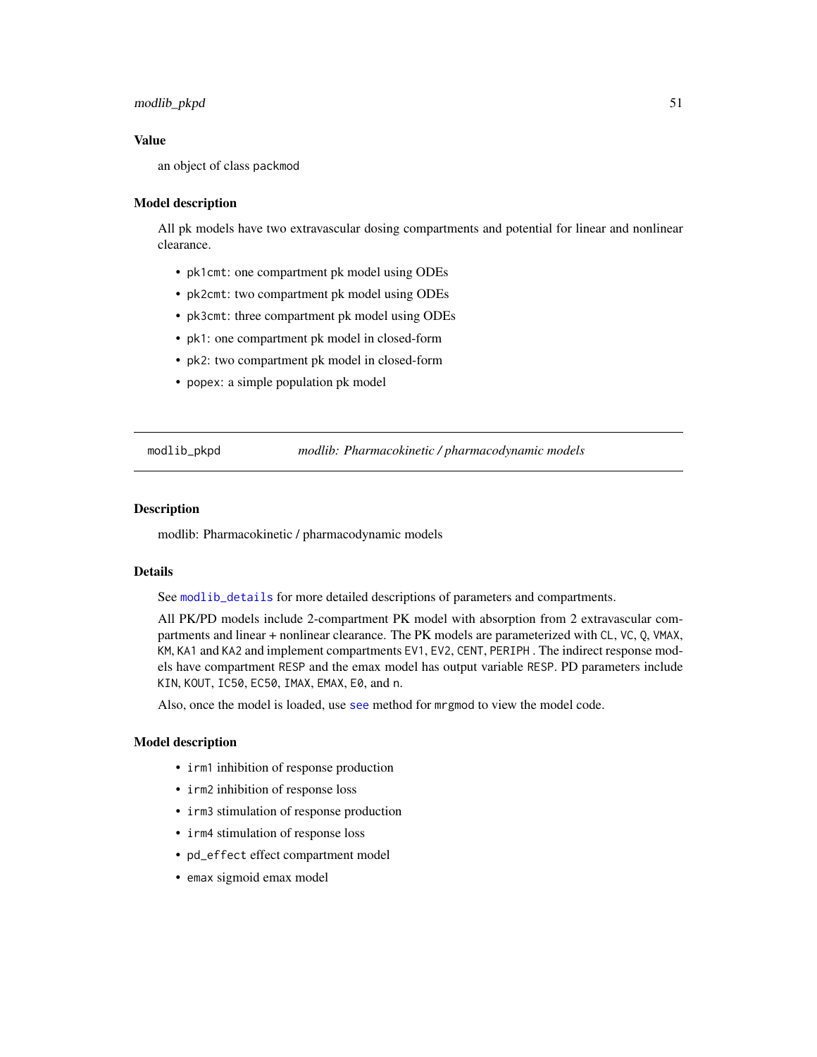### Value

an object of class packmod

### Model description

All pk models have two extravascular dosing compartments and potential for linear and nonlinear clearance.

- `pk1cmt`: one compartment pk model using ODEs
- `pk2cmt`: two compartment pk model using ODEs
- `pk3cmt`: three compartment pk model using ODEs
- `pk1`: one compartment pk model in closed-form
- `pk2`: two compartment pk model in closed-form
- `popex`: a simple population pk model

---

## modlib_pkpd — *modlib: Pharmacokinetic / pharmacodynamic models*

### Description

modlib: Pharmacokinetic / pharmacodynamic models

### Details

See `modlib_details` for more detailed descriptions of parameters and compartments.

All PK/PD models include 2-compartment PK model with absorption from 2 extravascular compartments and linear + nonlinear clearance. The PK models are parameterized with `CL`, `VC`, `Q`, `VMAX`, `KM`, `KA1` and `KA2` and implement compartments `EV1`, `EV2`, `CENT`, `PERIPH` . The indirect response models have compartment `RESP` and the emax model has output variable `RESP`. PD parameters include `KIN`, `KOUT`, `IC50`, `EC50`, `IMAX`, `EMAX`, `E0`, and `n`.

Also, once the model is loaded, use `see` method for `mrgmod` to view the model code.

### Model description

- `irm1` inhibition of response production
- `irm2` inhibition of response loss
- `irm3` stimulation of response production
- `irm4` stimulation of response loss
- `pd_effect` effect compartment model
- `emax` sigmoid emax model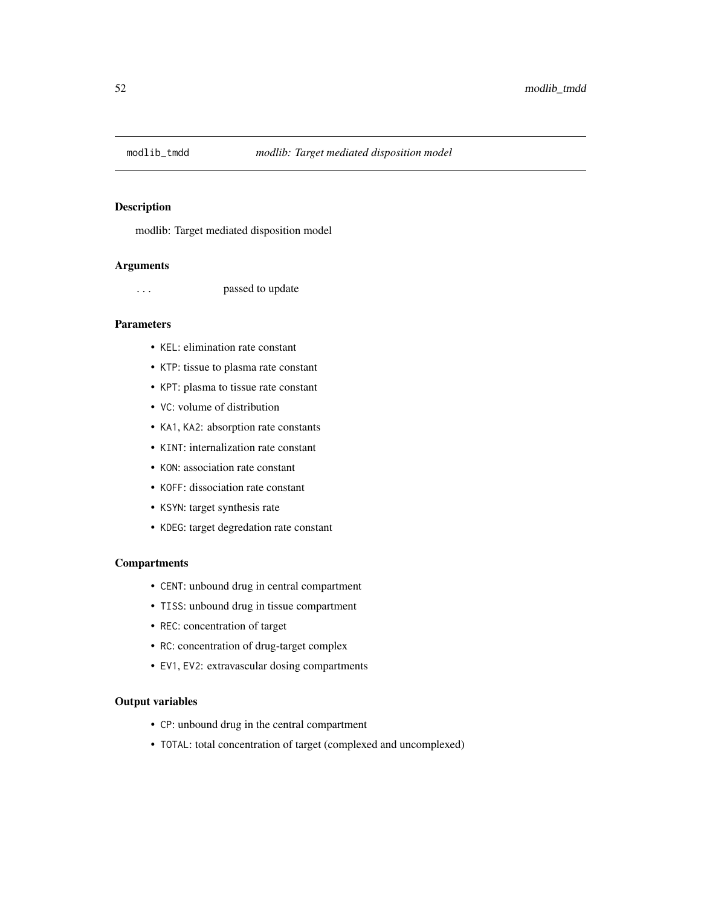## modlib_tmdd *modlib: Target mediated disposition model*

### Description

modlib: Target mediated disposition model

### Arguments

`...` passed to update

### Parameters

- `KEL`: elimination rate constant
- `KTP`: tissue to plasma rate constant
- `KPT`: plasma to tissue rate constant
- `VC`: volume of distribution
- `KA1`, `KA2`: absorption rate constants
- `KINT`: internalization rate constant
- `KON`: association rate constant
- `KOFF`: dissociation rate constant
- `KSYN`: target synthesis rate
- `KDEG`: target degredation rate constant

### Compartments

- `CENT`: unbound drug in central compartment
- `TISS`: unbound drug in tissue compartment
- `REC`: concentration of target
- `RC`: concentration of drug-target complex
- `EV1`, `EV2`: extravascular dosing compartments

### Output variables

- `CP`: unbound drug in the central compartment
- `TOTAL`: total concentration of target (complexed and uncomplexed)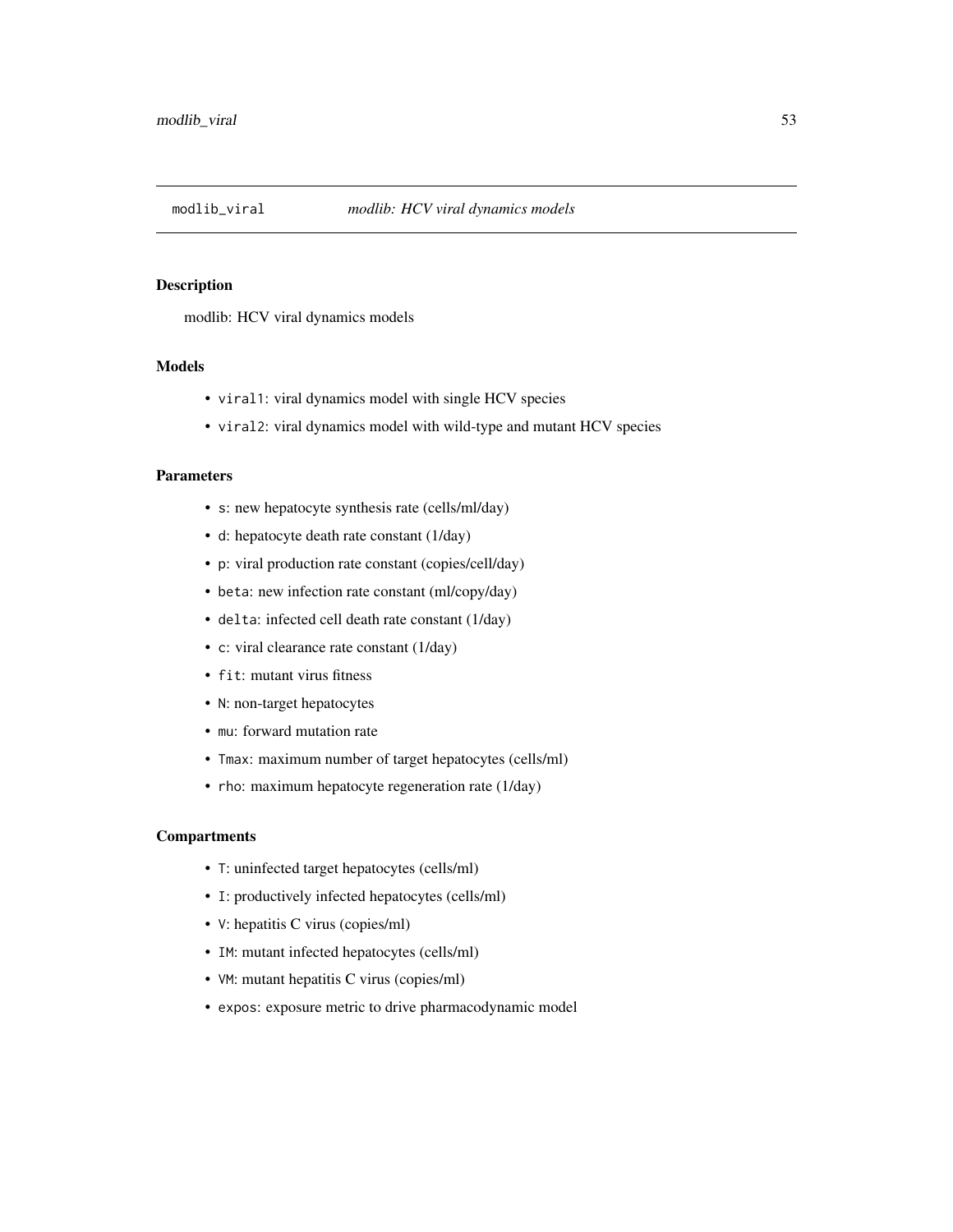# modlib_viral *modlib: HCV viral dynamics models*

## Description

modlib: HCV viral dynamics models

## Models

- `viral1`: viral dynamics model with single HCV species
- `viral2`: viral dynamics model with wild-type and mutant HCV species

## Parameters

- `s`: new hepatocyte synthesis rate (cells/ml/day)
- `d`: hepatocyte death rate constant (1/day)
- `p`: viral production rate constant (copies/cell/day)
- `beta`: new infection rate constant (ml/copy/day)
- `delta`: infected cell death rate constant (1/day)
- `c`: viral clearance rate constant (1/day)
- `fit`: mutant virus fitness
- `N`: non-target hepatocytes
- `mu`: forward mutation rate
- `Tmax`: maximum number of target hepatocytes (cells/ml)
- `rho`: maximum hepatocyte regeneration rate (1/day)

## Compartments

- `T`: uninfected target hepatocytes (cells/ml)
- `I`: productively infected hepatocytes (cells/ml)
- `V`: hepatitis C virus (copies/ml)
- `IM`: mutant infected hepatocytes (cells/ml)
- `VM`: mutant hepatitis C virus (copies/ml)
- `expos`: exposure metric to drive pharmacodynamic model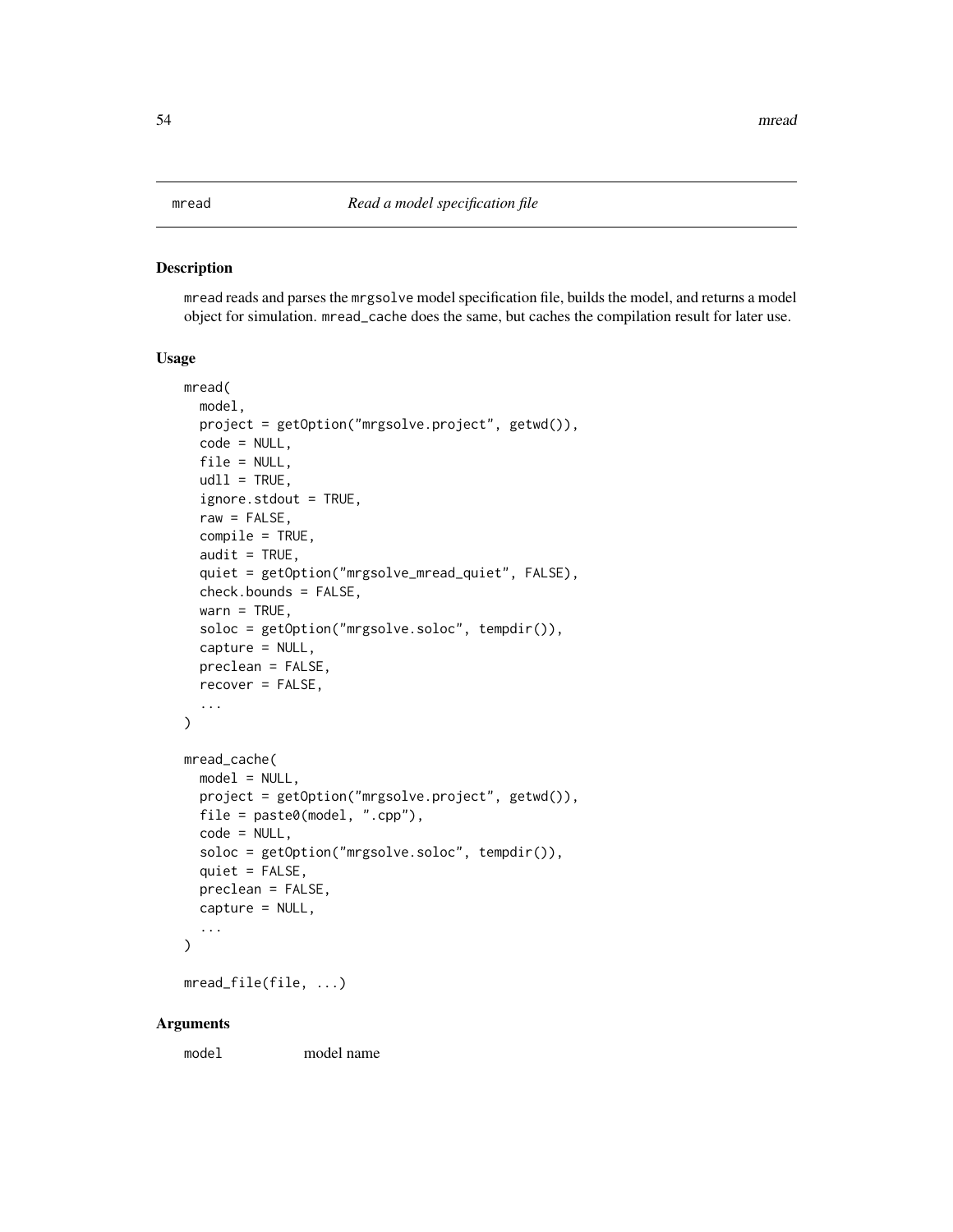## mread — *Read a model specification file*

### Description

mread reads and parses the mrgsolve model specification file, builds the model, and returns a model object for simulation. mread_cache does the same, but caches the compilation result for later use.

### Usage

```
mread(
  model,
  project = getOption("mrgsolve.project", getwd()),
  code = NULL,
  file = NULL,
  udll = TRUE,
  ignore.stdout = TRUE,
  raw = FALSE,
  compile = TRUE,
  audit = TRUE,
  quiet = getOption("mrgsolve_mread_quiet", FALSE),
  check.bounds = FALSE,
  warn = TRUE,
  soloc = getOption("mrgsolve.soloc", tempdir()),
  capture = NULL,
  preclean = FALSE,
  recover = FALSE,
  ...
)

mread_cache(
  model = NULL,
  project = getOption("mrgsolve.project", getwd()),
  file = paste0(model, ".cpp"),
  code = NULL,
  soloc = getOption("mrgsolve.soloc", tempdir()),
  quiet = FALSE,
  preclean = FALSE,
  capture = NULL,
  ...
)

mread_file(file, ...)
```

### Arguments

model	model name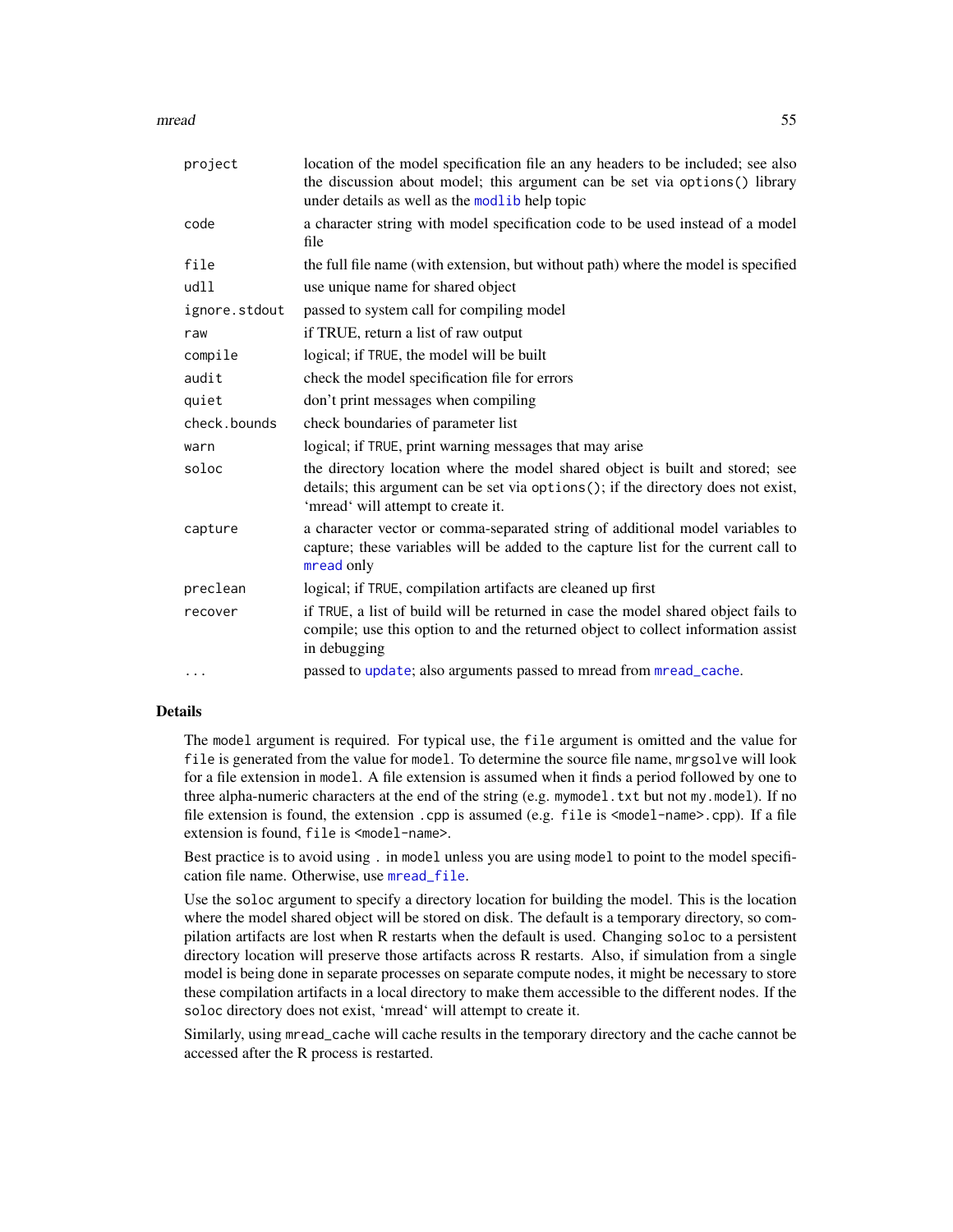| | |
|---|---|
| `project` | location of the model specification file an any headers to be included; see also the discussion about model; this argument can be set via `options()` library under details as well as the `modlib` help topic |
| `code` | a character string with model specification code to be used instead of a model file |
| `file` | the full file name (with extension, but without path) where the model is specified |
| `udll` | use unique name for shared object |
| `ignore.stdout` | passed to system call for compiling model |
| `raw` | if TRUE, return a list of raw output |
| `compile` | logical; if `TRUE`, the model will be built |
| `audit` | check the model specification file for errors |
| `quiet` | don't print messages when compiling |
| `check.bounds` | check boundaries of parameter list |
| `warn` | logical; if `TRUE`, print warning messages that may arise |
| `soloc` | the directory location where the model shared object is built and stored; see details; this argument can be set via `options()`; if the directory does not exist, 'mread' will attempt to create it. |
| `capture` | a character vector or comma-separated string of additional model variables to capture; these variables will be added to the capture list for the current call to `mread` only |
| `preclean` | logical; if `TRUE`, compilation artifacts are cleaned up first |
| `recover` | if `TRUE`, a list of build will be returned in case the model shared object fails to compile; use this option to and the returned object to collect information assist in debugging |
| `...` | passed to `update`; also arguments passed to mread from `mread_cache`. |

## Details

The `model` argument is required. For typical use, the `file` argument is omitted and the value for `file` is generated from the value for `model`. To determine the source file name, `mrgsolve` will look for a file extension in `model`. A file extension is assumed when it finds a period followed by one to three alpha-numeric characters at the end of the string (e.g. `mymodel.txt` but not `my.model`). If no file extension is found, the extension `.cpp` is assumed (e.g. `file` is `<model-name>.cpp`). If a file extension is found, `file` is `<model-name>`.

Best practice is to avoid using `.` in `model` unless you are using `model` to point to the model specification file name. Otherwise, use `mread_file`.

Use the `soloc` argument to specify a directory location for building the model. This is the location where the model shared object will be stored on disk. The default is a temporary directory, so compilation artifacts are lost when R restarts when the default is used. Changing `soloc` to a persistent directory location will preserve those artifacts across R restarts. Also, if simulation from a single model is being done in separate processes on separate compute nodes, it might be necessary to store these compilation artifacts in a local directory to make them accessible to the different nodes. If the `soloc` directory does not exist, 'mread' will attempt to create it.

Similarly, using `mread_cache` will cache results in the temporary directory and the cache cannot be accessed after the R process is restarted.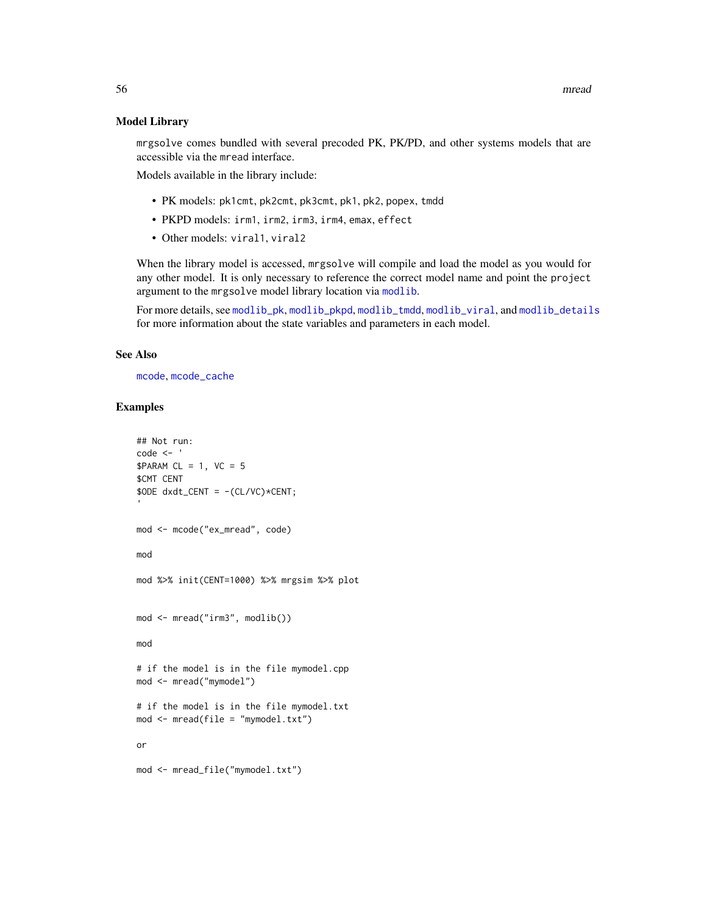## Model Library

`mrgsolve` comes bundled with several precoded PK, PK/PD, and other systems models that are accessible via the `mread` interface.

Models available in the library include:

- PK models: `pk1cmt`, `pk2cmt`, `pk3cmt`, `pk1`, `pk2`, `popex`, `tmdd`
- PKPD models: `irm1`, `irm2`, `irm3`, `irm4`, `emax`, `effect`
- Other models: `viral1`, `viral2`

When the library model is accessed, `mrgsolve` will compile and load the model as you would for any other model. It is only necessary to reference the correct model name and point the `project` argument to the `mrgsolve` model library location via `modlib`.

For more details, see `modlib_pk`, `modlib_pkpd`, `modlib_tmdd`, `modlib_viral`, and `modlib_details` for more information about the state variables and parameters in each model.

## See Also

`mcode`, `mcode_cache`

## Examples

```
## Not run:
code <- '
$PARAM CL = 1, VC = 5
$CMT CENT
$ODE dxdt_CENT = -(CL/VC)*CENT;
'

mod <- mcode("ex_mread", code)

mod

mod %>% init(CENT=1000) %>% mrgsim %>% plot


mod <- mread("irm3", modlib())

mod

# if the model is in the file mymodel.cpp
mod <- mread("mymodel")

# if the model is in the file mymodel.txt
mod <- mread(file = "mymodel.txt")

or

mod <- mread_file("mymodel.txt")
```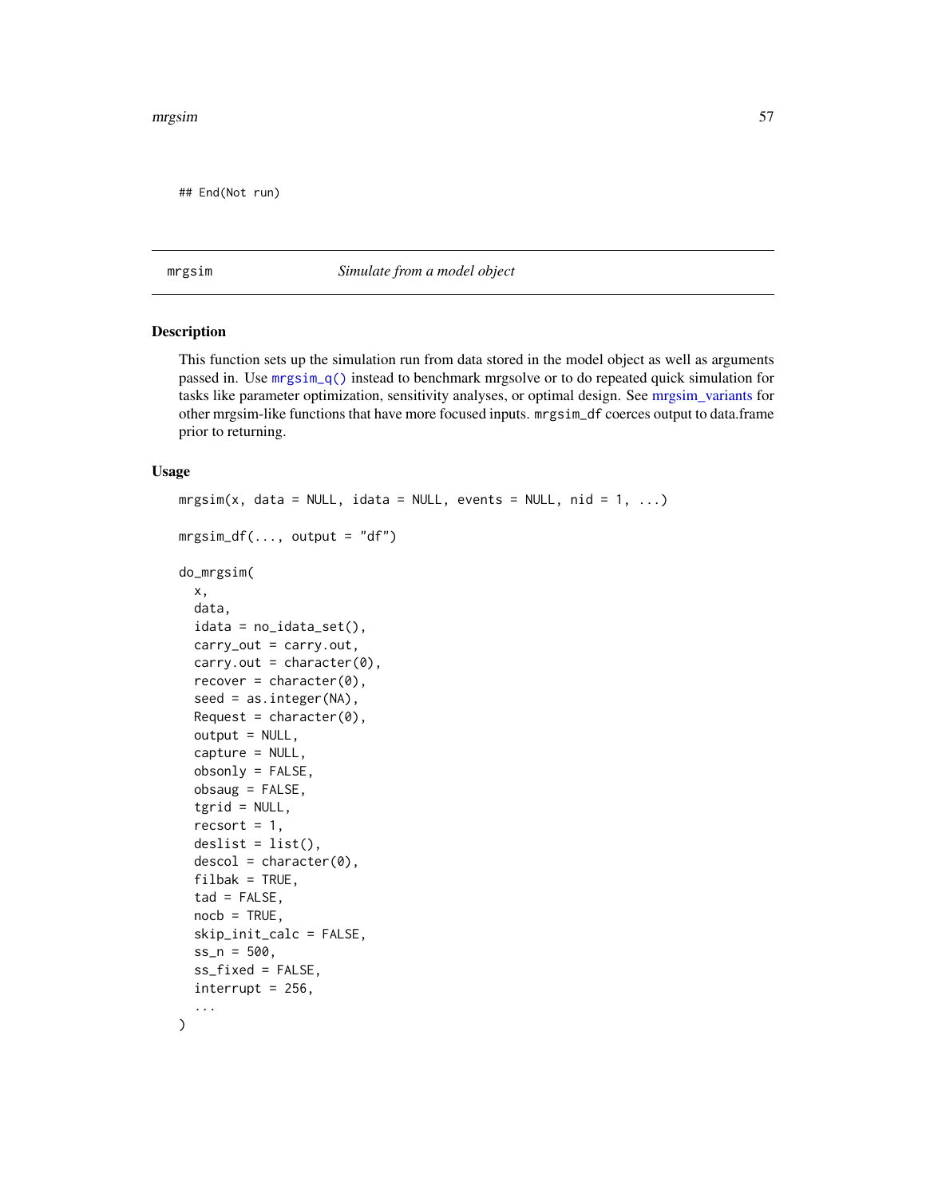```
## End(Not run)
```

## mrgsim — *Simulate from a model object*

### Description

This function sets up the simulation run from data stored in the model object as well as arguments passed in. Use `mrgsim_q()` instead to benchmark mrgsolve or to do repeated quick simulation for tasks like parameter optimization, sensitivity analyses, or optimal design. See mrgsim_variants for other mrgsim-like functions that have more focused inputs. `mrgsim_df` coerces output to data.frame prior to returning.

### Usage

```
mrgsim(x, data = NULL, idata = NULL, events = NULL, nid = 1, ...)

mrgsim_df(..., output = "df")

do_mrgsim(
  x,
  data,
  idata = no_idata_set(),
  carry_out = carry.out,
  carry.out = character(0),
  recover = character(0),
  seed = as.integer(NA),
  Request = character(0),
  output = NULL,
  capture = NULL,
  obsonly = FALSE,
  obsaug = FALSE,
  tgrid = NULL,
  recsort = 1,
  deslist = list(),
  descol = character(0),
  filbak = TRUE,
  tad = FALSE,
  nocb = TRUE,
  skip_init_calc = FALSE,
  ss_n = 500,
  ss_fixed = FALSE,
  interrupt = 256,
  ...
)
```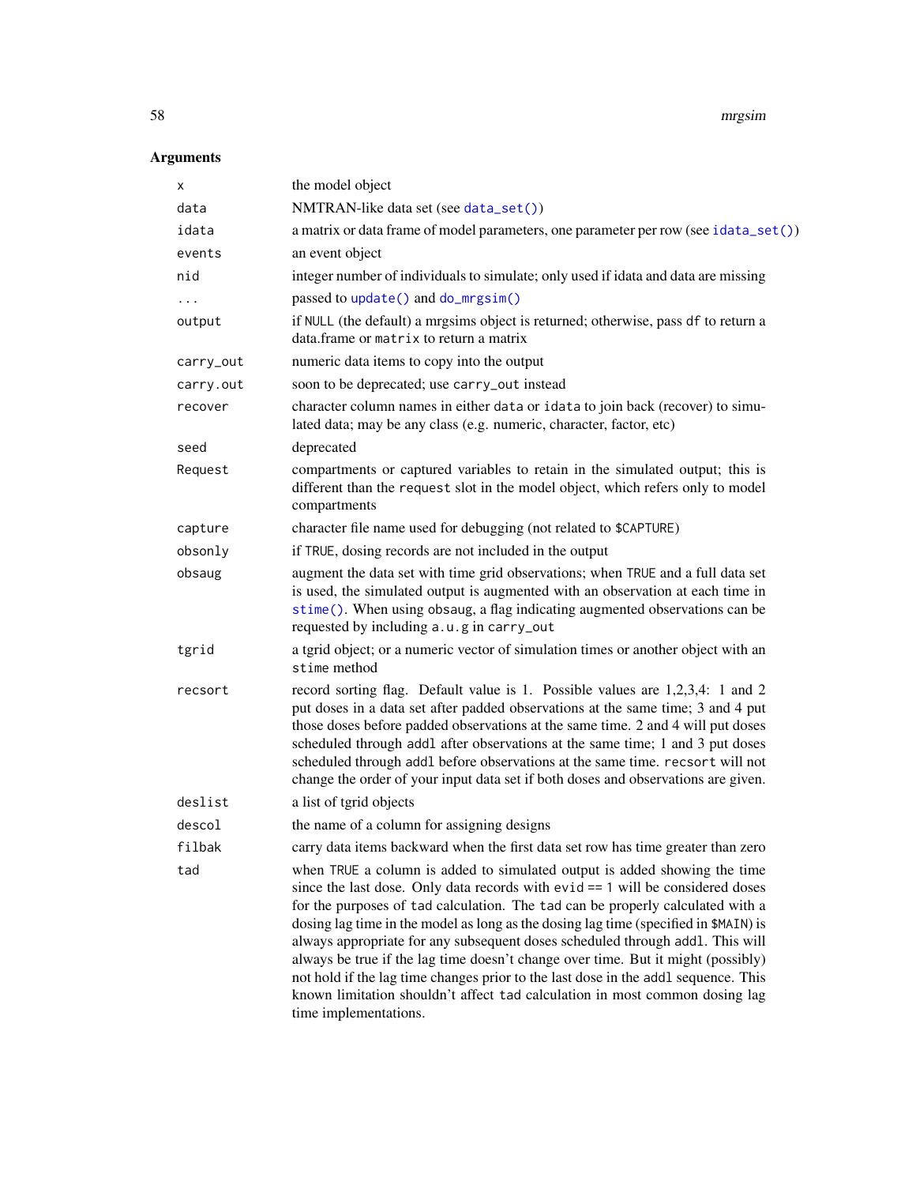## Arguments

| | |
|---|---|
| `x` | the model object |
| `data` | NMTRAN-like data set (see `data_set()`) |
| `idata` | a matrix or data frame of model parameters, one parameter per row (see `idata_set()`) |
| `events` | an event object |
| `nid` | integer number of individuals to simulate; only used if idata and data are missing |
| `...` | passed to `update()` and `do_mrgsim()` |
| `output` | if `NULL` (the default) a mrgsims object is returned; otherwise, pass `df` to return a data.frame or `matrix` to return a matrix |
| `carry_out` | numeric data items to copy into the output |
| `carry.out` | soon to be deprecated; use `carry_out` instead |
| `recover` | character column names in either `data` or `idata` to join back (recover) to simulated data; may be any class (e.g. numeric, character, factor, etc) |
| `seed` | deprecated |
| `Request` | compartments or captured variables to retain in the simulated output; this is different than the `request` slot in the model object, which refers only to model compartments |
| `capture` | character file name used for debugging (not related to `$CAPTURE`) |
| `obsonly` | if `TRUE`, dosing records are not included in the output |
| `obsaug` | augment the data set with time grid observations; when `TRUE` and a full data set is used, the simulated output is augmented with an observation at each time in `stime()`. When using `obsaug`, a flag indicating augmented observations can be requested by including `a.u.g` in `carry_out` |
| `tgrid` | a tgrid object; or a numeric vector of simulation times or another object with an `stime` method |
| `recsort` | record sorting flag. Default value is 1. Possible values are 1,2,3,4: 1 and 2 put doses in a data set after padded observations at the same time; 3 and 4 put those doses before padded observations at the same time. 2 and 4 will put doses scheduled through `addl` after observations at the same time; 1 and 3 put doses scheduled through `addl` before observations at the same time. `recsort` will not change the order of your input data set if both doses and observations are given. |
| `deslist` | a list of tgrid objects |
| `descol` | the name of a column for assigning designs |
| `filbak` | carry data items backward when the first data set row has time greater than zero |
| `tad` | when `TRUE` a column is added to simulated output is added showing the time since the last dose. Only data records with `evid == 1` will be considered doses for the purposes of `tad` calculation. The `tad` can be properly calculated with a dosing lag time in the model as long as the dosing lag time (specified in `$MAIN`) is always appropriate for any subsequent doses scheduled through `addl`. This will always be true if the lag time doesn't change over time. But it might (possibly) not hold if the lag time changes prior to the last dose in the `addl` sequence. This known limitation shouldn't affect `tad` calculation in most common dosing lag time implementations. |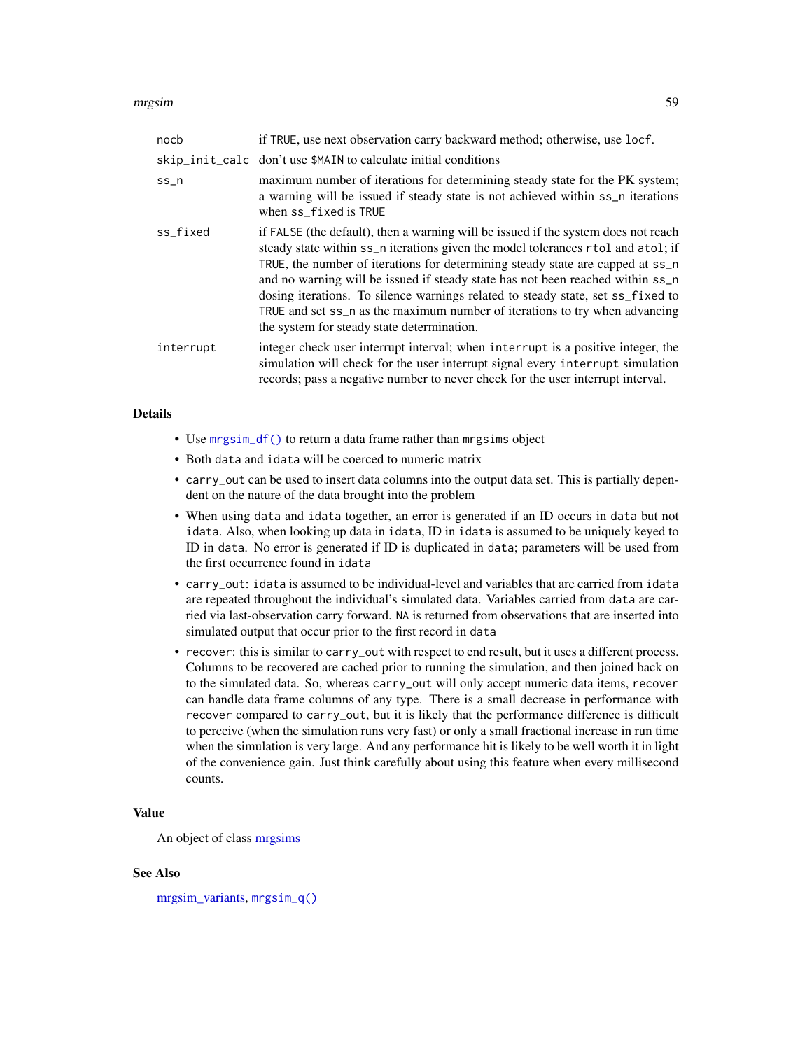`nocb` if `TRUE`, use next observation carry backward method; otherwise, use `locf`.

`skip_init_calc` don't use `$MAIN` to calculate initial conditions

`ss_n` maximum number of iterations for determining steady state for the PK system; a warning will be issued if steady state is not achieved within `ss_n` iterations when `ss_fixed` is `TRUE`

`ss_fixed` if `FALSE` (the default), then a warning will be issued if the system does not reach steady state within `ss_n` iterations given the model tolerances `rtol` and `atol`; if `TRUE`, the number of iterations for determining steady state are capped at `ss_n` and no warning will be issued if steady state has not been reached within `ss_n` dosing iterations. To silence warnings related to steady state, set `ss_fixed` to `TRUE` and set `ss_n` as the maximum number of iterations to try when advancing the system for steady state determination.

`interrupt` integer check user interrupt interval; when `interrupt` is a positive integer, the simulation will check for the user interrupt signal every `interrupt` simulation records; pass a negative number to never check for the user interrupt interval.

## Details

- Use `mrgsim_df()` to return a data frame rather than `mrgsims` object
- Both `data` and `idata` will be coerced to numeric matrix
- `carry_out` can be used to insert data columns into the output data set. This is partially dependent on the nature of the data brought into the problem
- When using `data` and `idata` together, an error is generated if an ID occurs in `data` but not `idata`. Also, when looking up data in `idata`, ID in `idata` is assumed to be uniquely keyed to ID in `data`. No error is generated if ID is duplicated in `data`; parameters will be used from the first occurrence found in `idata`
- `carry_out`: `idata` is assumed to be individual-level and variables that are carried from `idata` are repeated throughout the individual's simulated data. Variables carried from `data` are carried via last-observation carry forward. `NA` is returned from observations that are inserted into simulated output that occur prior to the first record in `data`
- `recover`: this is similar to `carry_out` with respect to end result, but it uses a different process. Columns to be recovered are cached prior to running the simulation, and then joined back on to the simulated data. So, whereas `carry_out` will only accept numeric data items, `recover` can handle data frame columns of any type. There is a small decrease in performance with `recover` compared to `carry_out`, but it is likely that the performance difference is difficult to perceive (when the simulation runs very fast) or only a small fractional increase in run time when the simulation is very large. And any performance hit is likely to be well worth it in light of the convenience gain. Just think carefully about using this feature when every millisecond counts.

## Value

An object of class mrgsims

## See Also

mrgsim_variants, `mrgsim_q()`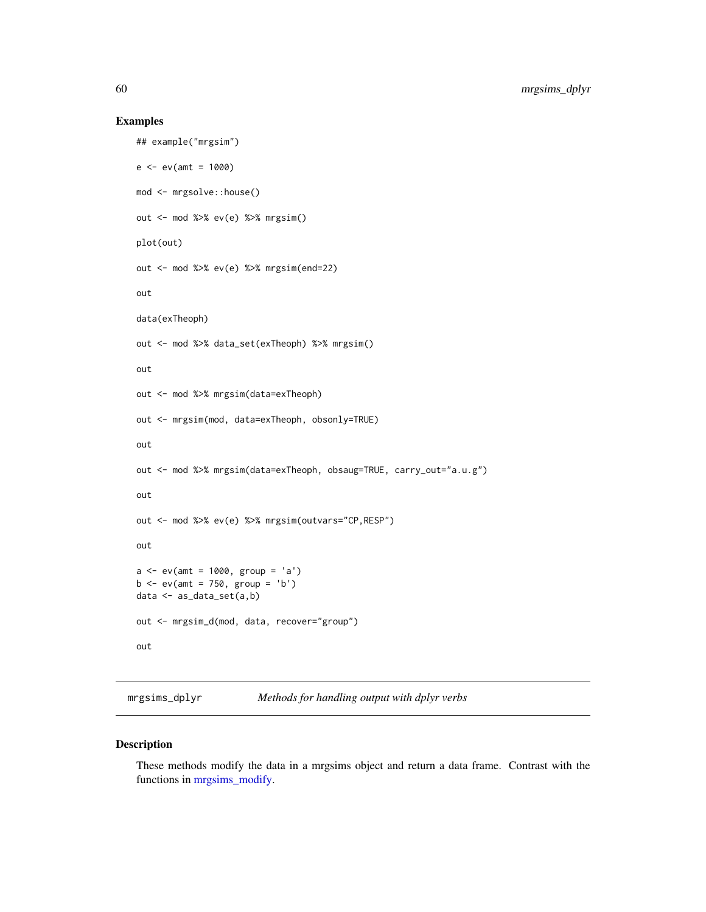## Examples

```
## example("mrgsim")

e <- ev(amt = 1000)

mod <- mrgsolve::house()

out <- mod %>% ev(e) %>% mrgsim()

plot(out)

out <- mod %>% ev(e) %>% mrgsim(end=22)

out

data(exTheoph)

out <- mod %>% data_set(exTheoph) %>% mrgsim()

out

out <- mod %>% mrgsim(data=exTheoph)

out <- mrgsim(mod, data=exTheoph, obsonly=TRUE)

out

out <- mod %>% mrgsim(data=exTheoph, obsaug=TRUE, carry_out="a.u.g")

out

out <- mod %>% ev(e) %>% mrgsim(outvars="CP,RESP")

out

a <- ev(amt = 1000, group = 'a')
b <- ev(amt = 750, group = 'b')
data <- as_data_set(a,b)

out <- mrgsim_d(mod, data, recover="group")

out
```

---

mrgsims_dplyr *Methods for handling output with dplyr verbs*

---

## Description

These methods modify the data in a mrgsims object and return a data frame. Contrast with the functions in mrgsims_modify.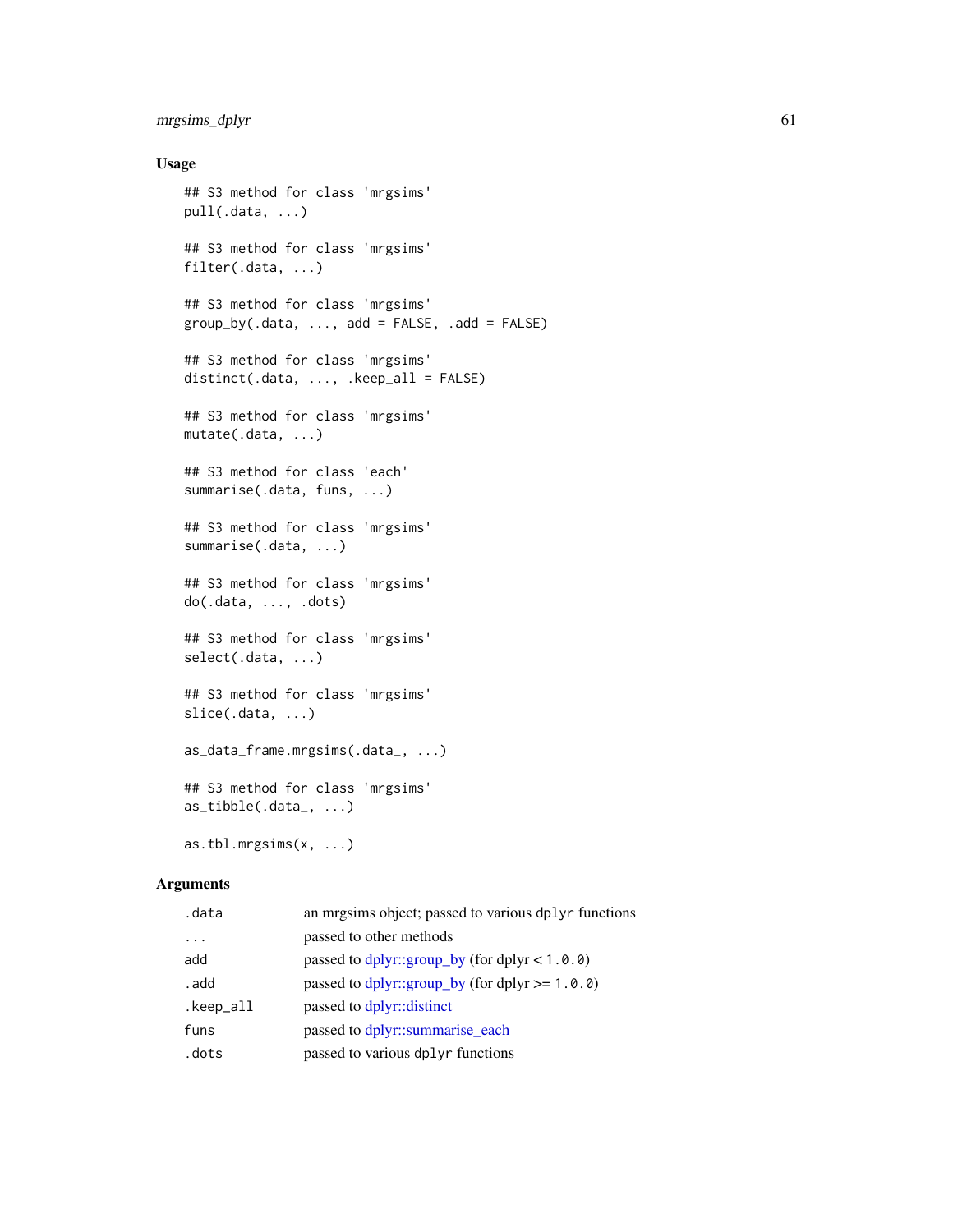## Usage

```
## S3 method for class 'mrgsims'
pull(.data, ...)

## S3 method for class 'mrgsims'
filter(.data, ...)

## S3 method for class 'mrgsims'
group_by(.data, ..., add = FALSE, .add = FALSE)

## S3 method for class 'mrgsims'
distinct(.data, ..., .keep_all = FALSE)

## S3 method for class 'mrgsims'
mutate(.data, ...)

## S3 method for class 'each'
summarise(.data, funs, ...)

## S3 method for class 'mrgsims'
summarise(.data, ...)

## S3 method for class 'mrgsims'
do(.data, ..., .dots)

## S3 method for class 'mrgsims'
select(.data, ...)

## S3 method for class 'mrgsims'
slice(.data, ...)

as_data_frame.mrgsims(.data_, ...)

## S3 method for class 'mrgsims'
as_tibble(.data_, ...)

as.tbl.mrgsims(x, ...)
```

## Arguments

| | |
|---|---|
| `.data` | an mrgsims object; passed to various dplyr functions |
| `...` | passed to other methods |
| `add` | passed to dplyr::group_by (for dplyr < 1.0.0) |
| `.add` | passed to dplyr::group_by (for dplyr >= 1.0.0) |
| `.keep_all` | passed to dplyr::distinct |
| `funs` | passed to dplyr::summarise_each |
| `.dots` | passed to various dplyr functions |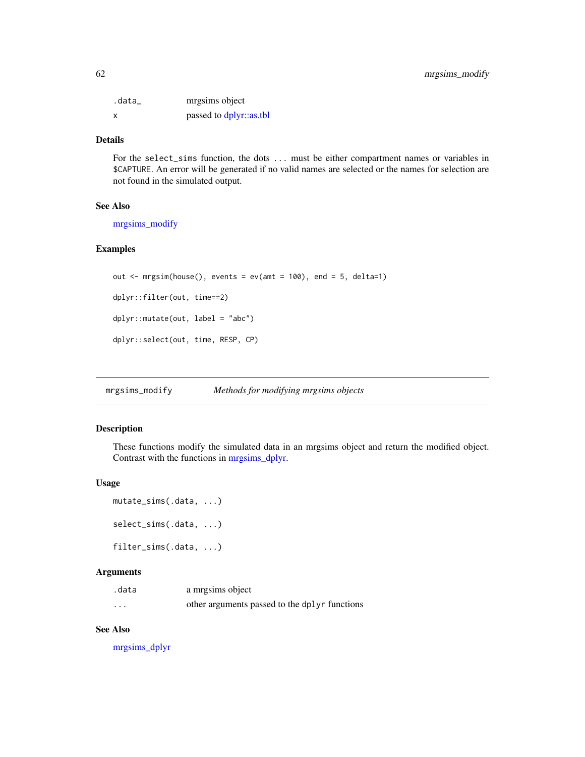| | |
|---|---|
| `.data_` | mrgsims object |
| `x` | passed to dplyr::as.tbl |

### Details

For the `select_sims` function, the dots `...` must be either compartment names or variables in `$CAPTURE`. An error will be generated if no valid names are selected or the names for selection are not found in the simulated output.

### See Also

mrgsims_modify

### Examples

```
out <- mrgsim(house(), events = ev(amt = 100), end = 5, delta=1)

dplyr::filter(out, time==2)

dplyr::mutate(out, label = "abc")

dplyr::select(out, time, RESP, CP)
```

---

## mrgsims_modify    *Methods for modifying mrgsims objects*

### Description

These functions modify the simulated data in an mrgsims object and return the modified object. Contrast with the functions in mrgsims_dplyr.

### Usage

```
mutate_sims(.data, ...)

select_sims(.data, ...)

filter_sims(.data, ...)
```

### Arguments

| | |
|---|---|
| `.data` | a mrgsims object |
| `...` | other arguments passed to the `dplyr` functions |

### See Also

mrgsims_dplyr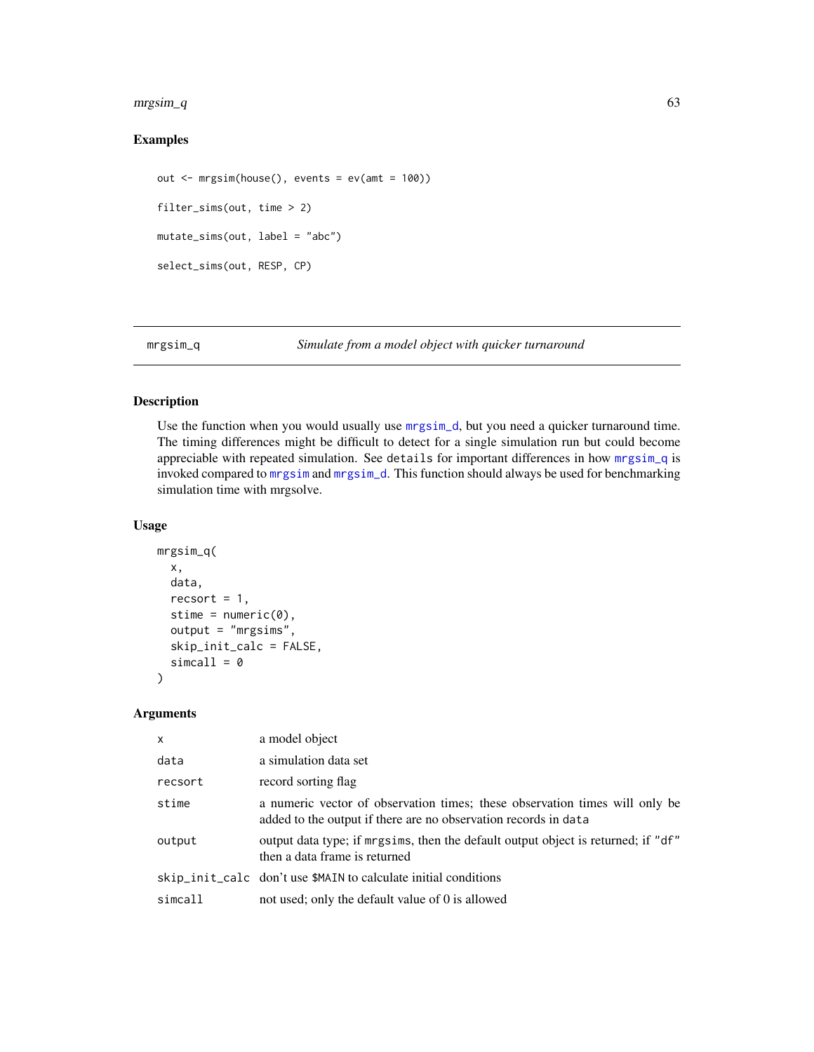## Examples

```
out <- mrgsim(house(), events = ev(amt = 100))

filter_sims(out, time > 2)

mutate_sims(out, label = "abc")

select_sims(out, RESP, CP)
```

---

## mrgsim_q — *Simulate from a model object with quicker turnaround*

### Description

Use the function when you would usually use mrgsim_d, but you need a quicker turnaround time. The timing differences might be difficult to detect for a single simulation run but could become appreciable with repeated simulation. See `details` for important differences in how mrgsim_q is invoked compared to mrgsim and mrgsim_d. This function should always be used for benchmarking simulation time with mrgsolve.

### Usage

```
mrgsim_q(
  x,
  data,
  recsort = 1,
  stime = numeric(0),
  output = "mrgsims",
  skip_init_calc = FALSE,
  simcall = 0
)
```

### Arguments

| | |
|---|---|
| `x` | a model object |
| `data` | a simulation data set |
| `recsort` | record sorting flag |
| `stime` | a numeric vector of observation times; these observation times will only be added to the output if there are no observation records in `data` |
| `output` | output data type; if `mrgsims`, then the default output object is returned; if `"df"` then a data frame is returned |
| `skip_init_calc` | don't use `$MAIN` to calculate initial conditions |
| `simcall` | not used; only the default value of 0 is allowed |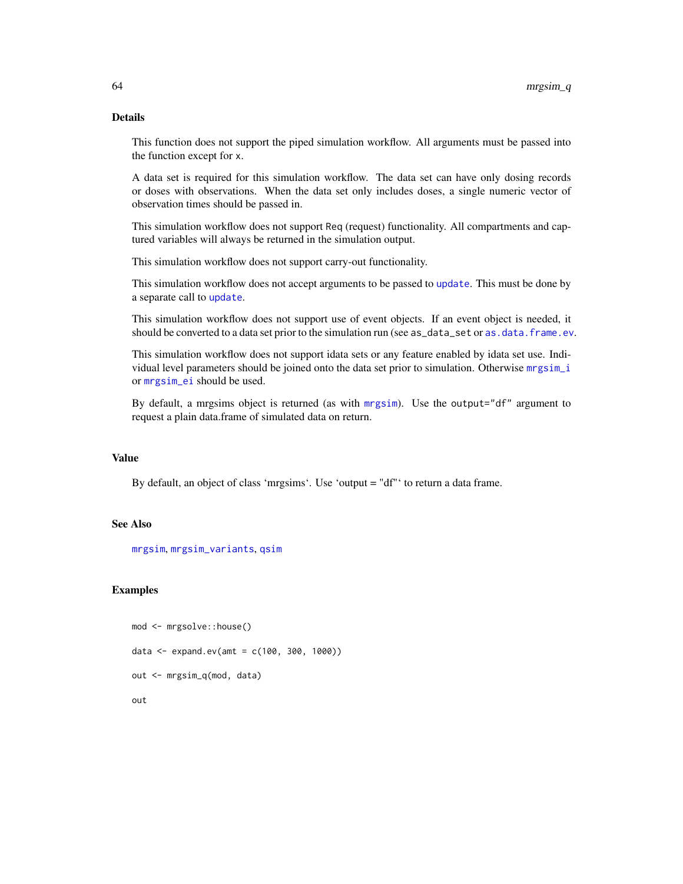## Details

This function does not support the piped simulation workflow. All arguments must be passed into the function except for x.

A data set is required for this simulation workflow. The data set can have only dosing records or doses with observations. When the data set only includes doses, a single numeric vector of observation times should be passed in.

This simulation workflow does not support Req (request) functionality. All compartments and captured variables will always be returned in the simulation output.

This simulation workflow does not support carry-out functionality.

This simulation workflow does not accept arguments to be passed to update. This must be done by a separate call to update.

This simulation workflow does not support use of event objects. If an event object is needed, it should be converted to a data set prior to the simulation run (see as_data_set or as.data.frame.ev.

This simulation workflow does not support idata sets or any feature enabled by idata set use. Individual level parameters should be joined onto the data set prior to simulation. Otherwise mrgsim_i or mrgsim_ei should be used.

By default, a mrgsims object is returned (as with mrgsim). Use the output="df" argument to request a plain data.frame of simulated data on return.

## Value

By default, an object of class 'mrgsims'. Use 'output = "df"' to return a data frame.

## See Also

mrgsim, mrgsim_variants, qsim

## Examples

```
mod <- mrgsolve::house()

data <- expand.ev(amt = c(100, 300, 1000))

out <- mrgsim_q(mod, data)

out
```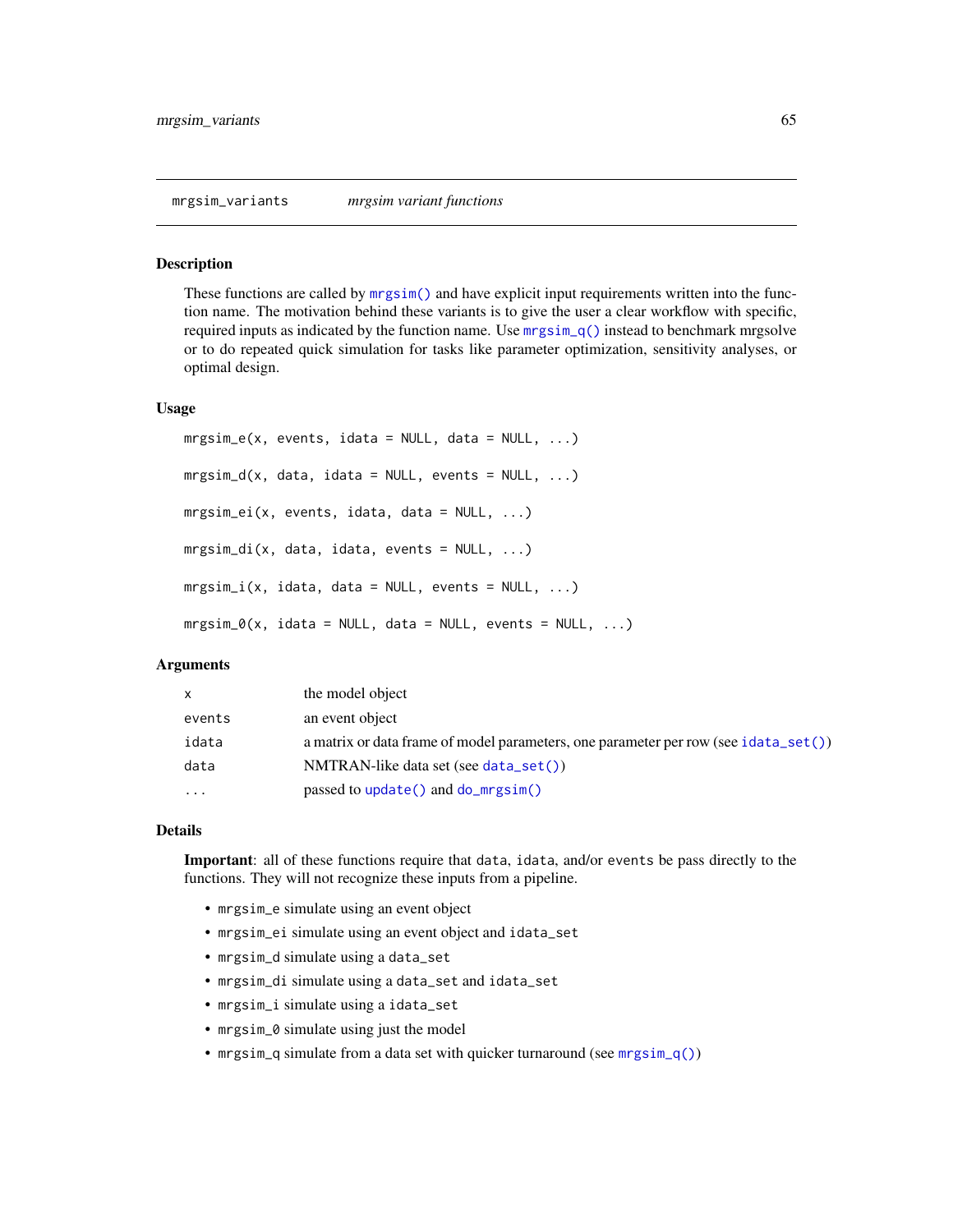# mrgsim_variants *mrgsim variant functions*

## Description

These functions are called by `mrgsim()` and have explicit input requirements written into the function name. The motivation behind these variants is to give the user a clear workflow with specific, required inputs as indicated by the function name. Use `mrgsim_q()` instead to benchmark mrgsolve or to do repeated quick simulation for tasks like parameter optimization, sensitivity analyses, or optimal design.

## Usage

```
mrgsim_e(x, events, idata = NULL, data = NULL, ...)

mrgsim_d(x, data, idata = NULL, events = NULL, ...)

mrgsim_ei(x, events, idata, data = NULL, ...)

mrgsim_di(x, data, idata, events = NULL, ...)

mrgsim_i(x, idata, data = NULL, events = NULL, ...)

mrgsim_0(x, idata = NULL, data = NULL, events = NULL, ...)
```

## Arguments

| | |
|---|---|
| `x` | the model object |
| `events` | an event object |
| `idata` | a matrix or data frame of model parameters, one parameter per row (see `idata_set()`) |
| `data` | NMTRAN-like data set (see `data_set()`) |
| `...` | passed to `update()` and `do_mrgsim()` |

## Details

**Important**: all of these functions require that `data`, `idata`, and/or `events` be pass directly to the functions. They will not recognize these inputs from a pipeline.

- `mrgsim_e` simulate using an event object
- `mrgsim_ei` simulate using an event object and `idata_set`
- `mrgsim_d` simulate using a `data_set`
- `mrgsim_di` simulate using a `data_set` and `idata_set`
- `mrgsim_i` simulate using a `idata_set`
- `mrgsim_0` simulate using just the model
- `mrgsim_q` simulate from a data set with quicker turnaround (see `mrgsim_q()`)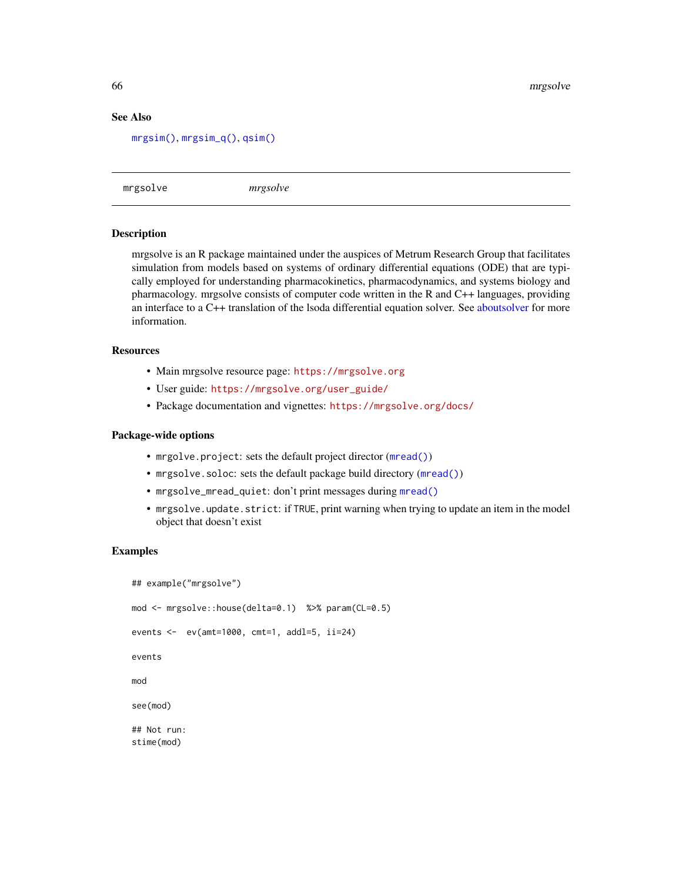## See Also

`mrgsim()`, `mrgsim_q()`, `qsim()`

---

# mrgsolve *mrgsolve*

## Description

mrgsolve is an R package maintained under the auspices of Metrum Research Group that facilitates simulation from models based on systems of ordinary differential equations (ODE) that are typically employed for understanding pharmacokinetics, pharmacodynamics, and systems biology and pharmacology. mrgsolve consists of computer code written in the R and C++ languages, providing an interface to a C++ translation of the lsoda differential equation solver. See aboutsolver for more information.

## Resources

- Main mrgsolve resource page: `https://mrgsolve.org`
- User guide: `https://mrgsolve.org/user_guide/`
- Package documentation and vignettes: `https://mrgsolve.org/docs/`

## Package-wide options

- `mrgolve.project`: sets the default project director (`mread()`)
- `mrgsolve.soloc`: sets the default package build directory (`mread()`)
- `mrgsolve_mread_quiet`: don't print messages during `mread()`
- `mrgsolve.update.strict`: if `TRUE`, print warning when trying to update an item in the model object that doesn't exist

## Examples

```
## example("mrgsolve")

mod <- mrgsolve::house(delta=0.1)  %>% param(CL=0.5)

events <-  ev(amt=1000, cmt=1, addl=5, ii=24)

events

mod

see(mod)

## Not run:
stime(mod)
```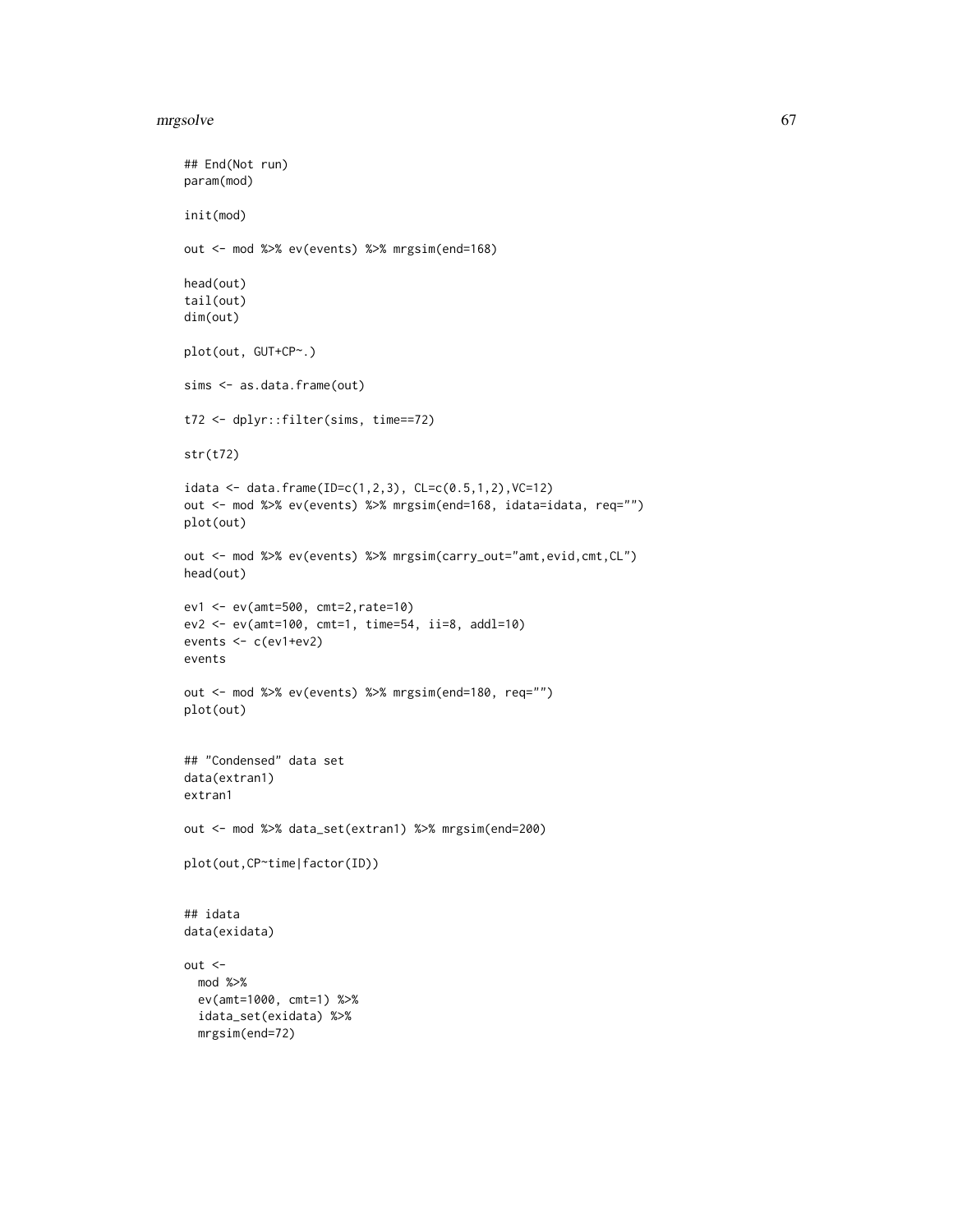```
## End(Not run)
param(mod)

init(mod)

out <- mod %>% ev(events) %>% mrgsim(end=168)

head(out)
tail(out)
dim(out)

plot(out, GUT+CP~.)

sims <- as.data.frame(out)

t72 <- dplyr::filter(sims, time==72)

str(t72)

idata <- data.frame(ID=c(1,2,3), CL=c(0.5,1,2),VC=12)
out <- mod %>% ev(events) %>% mrgsim(end=168, idata=idata, req="")
plot(out)

out <- mod %>% ev(events) %>% mrgsim(carry_out="amt,evid,cmt,CL")
head(out)

ev1 <- ev(amt=500, cmt=2,rate=10)
ev2 <- ev(amt=100, cmt=1, time=54, ii=8, addl=10)
events <- c(ev1+ev2)
events

out <- mod %>% ev(events) %>% mrgsim(end=180, req="")
plot(out)


## "Condensed" data set
data(extran1)
extran1

out <- mod %>% data_set(extran1) %>% mrgsim(end=200)

plot(out,CP~time|factor(ID))


## idata
data(exidata)

out <-
  mod %>%
  ev(amt=1000, cmt=1) %>%
  idata_set(exidata) %>%
  mrgsim(end=72)
```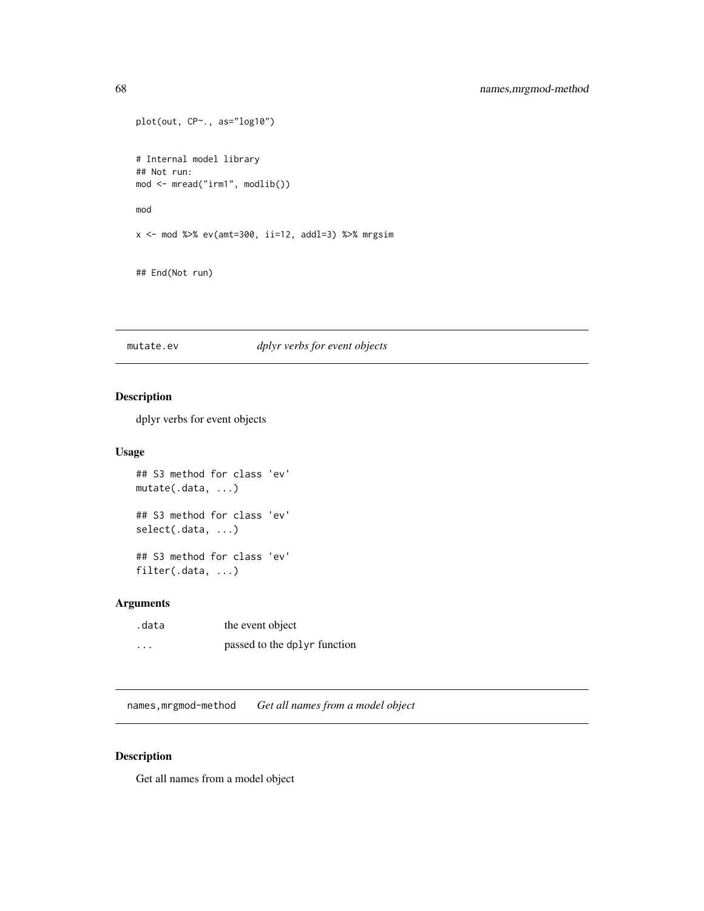```
plot(out, CP~., as="log10")


# Internal model library
## Not run:
mod <- mread("irm1", modlib())

mod

x <- mod %>% ev(amt=300, ii=12, addl=3) %>% mrgsim


## End(Not run)
```

## mutate.ev *dplyr verbs for event objects*

### Description

dplyr verbs for event objects

### Usage

```
## S3 method for class 'ev'
mutate(.data, ...)

## S3 method for class 'ev'
select(.data, ...)

## S3 method for class 'ev'
filter(.data, ...)
```

### Arguments

| | |
|---|---|
| `.data` | the event object |
| `...` | passed to the `dplyr` function |

## names,mrgmod-method *Get all names from a model object*

### Description

Get all names from a model object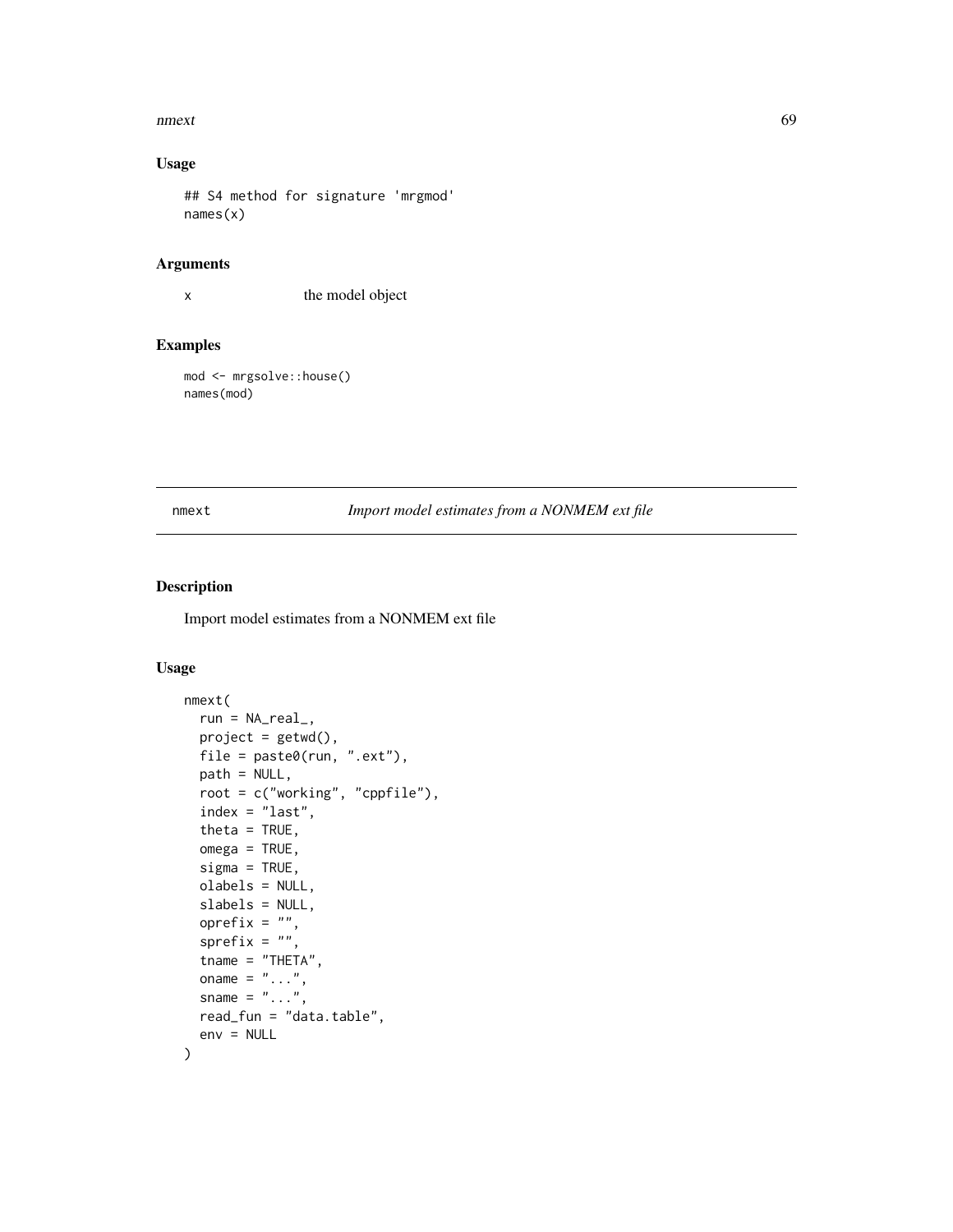## Usage

```
## S4 method for signature 'mrgmod'
names(x)
```

## Arguments

x the model object

## Examples

```
mod <- mrgsolve::house()
names(mod)
```

---

# nmext *Import model estimates from a NONMEM ext file*

## Description

Import model estimates from a NONMEM ext file

## Usage

```
nmext(
  run = NA_real_,
  project = getwd(),
  file = paste0(run, ".ext"),
  path = NULL,
  root = c("working", "cppfile"),
  index = "last",
  theta = TRUE,
  omega = TRUE,
  sigma = TRUE,
  olabels = NULL,
  slabels = NULL,
  oprefix = "",
  sprefix = "",
  tname = "THETA",
  oname = "...",
  sname = "...",
  read_fun = "data.table",
  env = NULL
)
```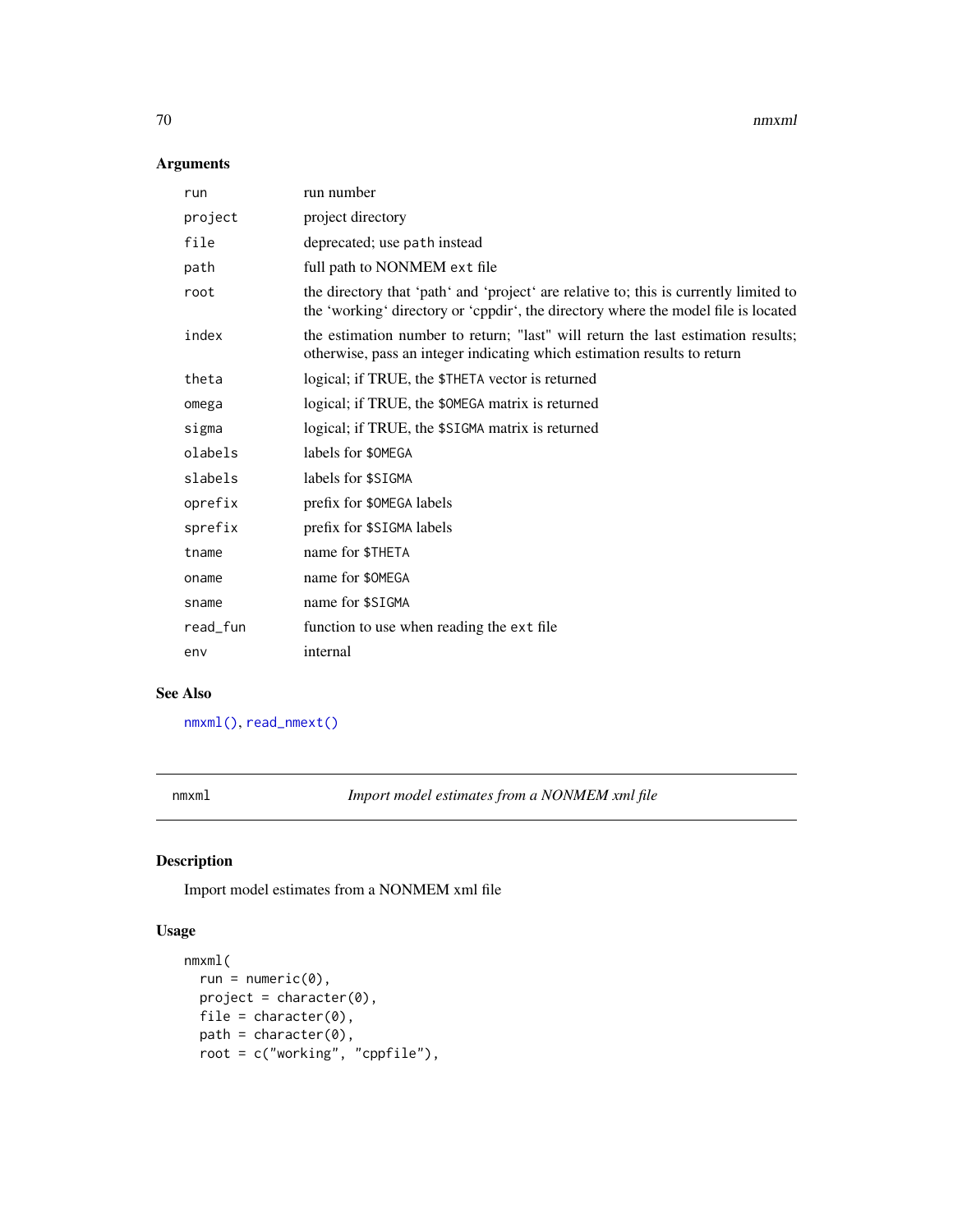## Arguments

| | |
|---|---|
| `run` | run number |
| `project` | project directory |
| `file` | deprecated; use `path` instead |
| `path` | full path to NONMEM `ext` file |
| `root` | the directory that 'path' and 'project' are relative to; this is currently limited to the 'working' directory or 'cppdir', the directory where the model file is located |
| `index` | the estimation number to return; "last" will return the last estimation results; otherwise, pass an integer indicating which estimation results to return |
| `theta` | logical; if TRUE, the `$THETA` vector is returned |
| `omega` | logical; if TRUE, the `$OMEGA` matrix is returned |
| `sigma` | logical; if TRUE, the `$SIGMA` matrix is returned |
| `olabels` | labels for `$OMEGA` |
| `slabels` | labels for `$SIGMA` |
| `oprefix` | prefix for `$OMEGA` labels |
| `sprefix` | prefix for `$SIGMA` labels |
| `tname` | name for `$THETA` |
| `oname` | name for `$OMEGA` |
| `sname` | name for `$SIGMA` |
| `read_fun` | function to use when reading the `ext` file |
| `env` | internal |

## See Also

`nmxml()`, `read_nmext()`

---

`nmxml` *Import model estimates from a NONMEM xml file*

---

## Description

Import model estimates from a NONMEM xml file

## Usage

```
nmxml(
  run = numeric(0),
  project = character(0),
  file = character(0),
  path = character(0),
  root = c("working", "cppfile"),
```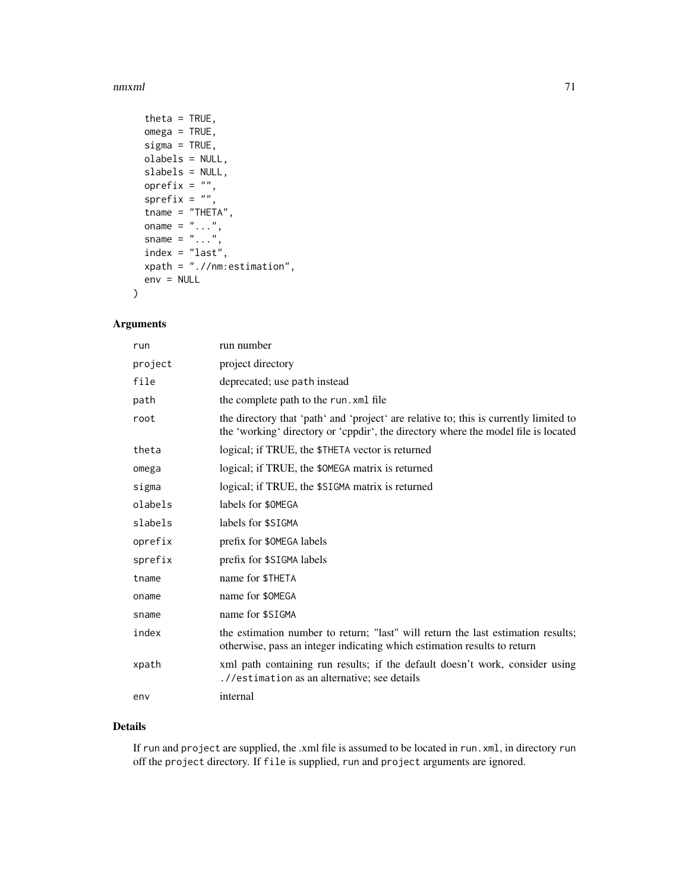```
  theta = TRUE,
  omega = TRUE,
  sigma = TRUE,
  olabels = NULL,
  slabels = NULL,
  oprefix = "",
  sprefix = "",
  tname = "THETA",
  oname = "...",
  sname = "...",
  index = "last",
  xpath = ".//nm:estimation",
  env = NULL
)
```

## Arguments

| | |
|---|---|
| run | run number |
| project | project directory |
| file | deprecated; use path instead |
| path | the complete path to the run.xml file |
| root | the directory that 'path' and 'project' are relative to; this is currently limited to the 'working' directory or 'cppdir', the directory where the model file is located |
| theta | logical; if TRUE, the $THETA vector is returned |
| omega | logical; if TRUE, the $OMEGA matrix is returned |
| sigma | logical; if TRUE, the $SIGMA matrix is returned |
| olabels | labels for $OMEGA |
| slabels | labels for $SIGMA |
| oprefix | prefix for $OMEGA labels |
| sprefix | prefix for $SIGMA labels |
| tname | name for $THETA |
| oname | name for $OMEGA |
| sname | name for $SIGMA |
| index | the estimation number to return; "last" will return the last estimation results; otherwise, pass an integer indicating which estimation results to return |
| xpath | xml path containing run results; if the default doesn't work, consider using .//estimation as an alternative; see details |
| env | internal |

## Details

If run and project are supplied, the .xml file is assumed to be located in run.xml, in directory run off the project directory. If file is supplied, run and project arguments are ignored.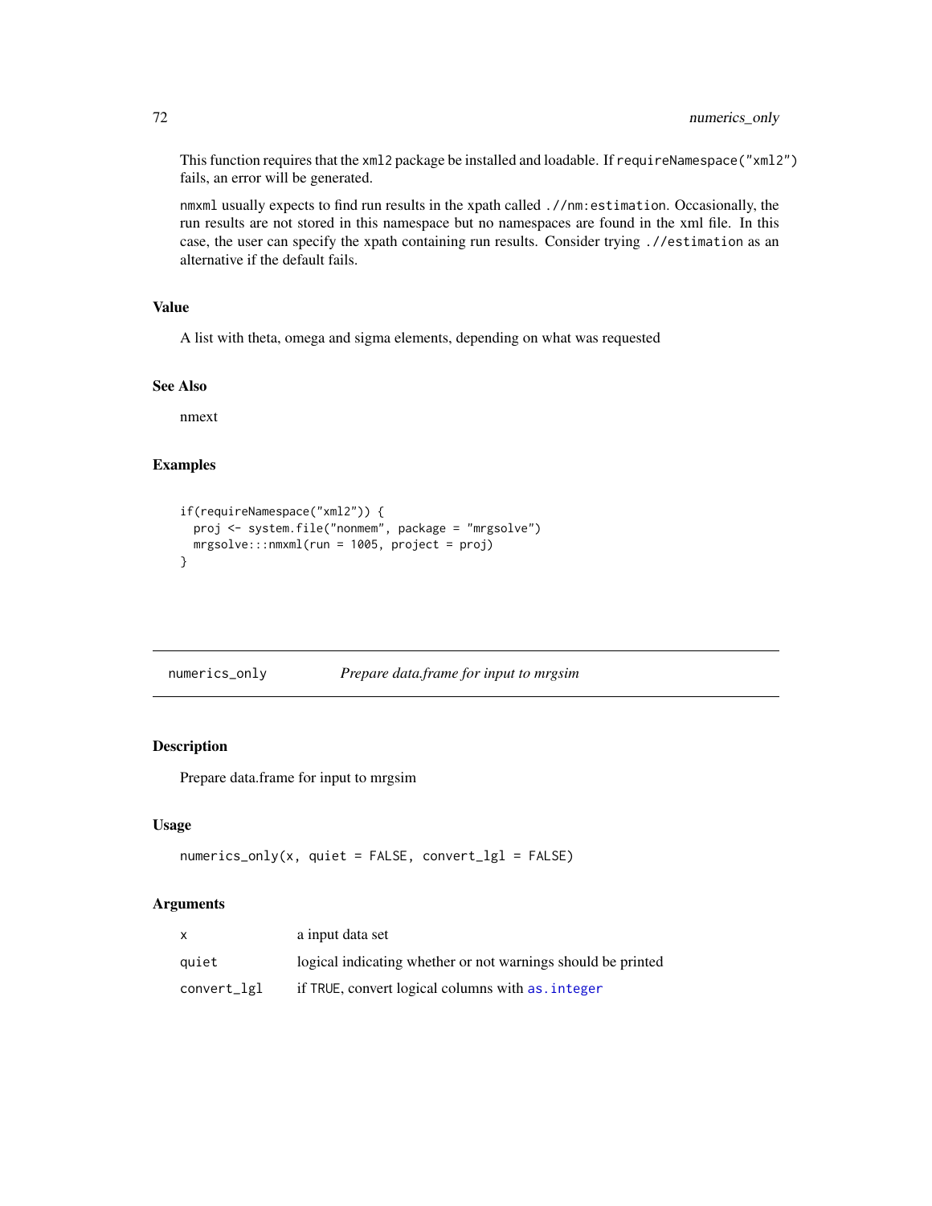This function requires that the `xml2` package be installed and loadable. If `requireNamespace("xml2")` fails, an error will be generated.

`nmxml` usually expects to find run results in the xpath called `.//nm:estimation`. Occasionally, the run results are not stored in this namespace but no namespaces are found in the xml file. In this case, the user can specify the xpath containing run results. Consider trying `.//estimation` as an alternative if the default fails.

### Value

A list with theta, omega and sigma elements, depending on what was requested

### See Also

nmext

### Examples

```
if(requireNamespace("xml2")) {
  proj <- system.file("nonmem", package = "mrgsolve")
  mrgsolve:::nmxml(run = 1005, project = proj)
}
```

---

## numerics_only &nbsp;&nbsp;&nbsp; *Prepare data.frame for input to mrgsim*

### Description

Prepare data.frame for input to mrgsim

### Usage

```
numerics_only(x, quiet = FALSE, convert_lgl = FALSE)
```

### Arguments

| | |
|---|---|
| `x` | a input data set |
| `quiet` | logical indicating whether or not warnings should be printed |
| `convert_lgl` | if `TRUE`, convert logical columns with `as.integer` |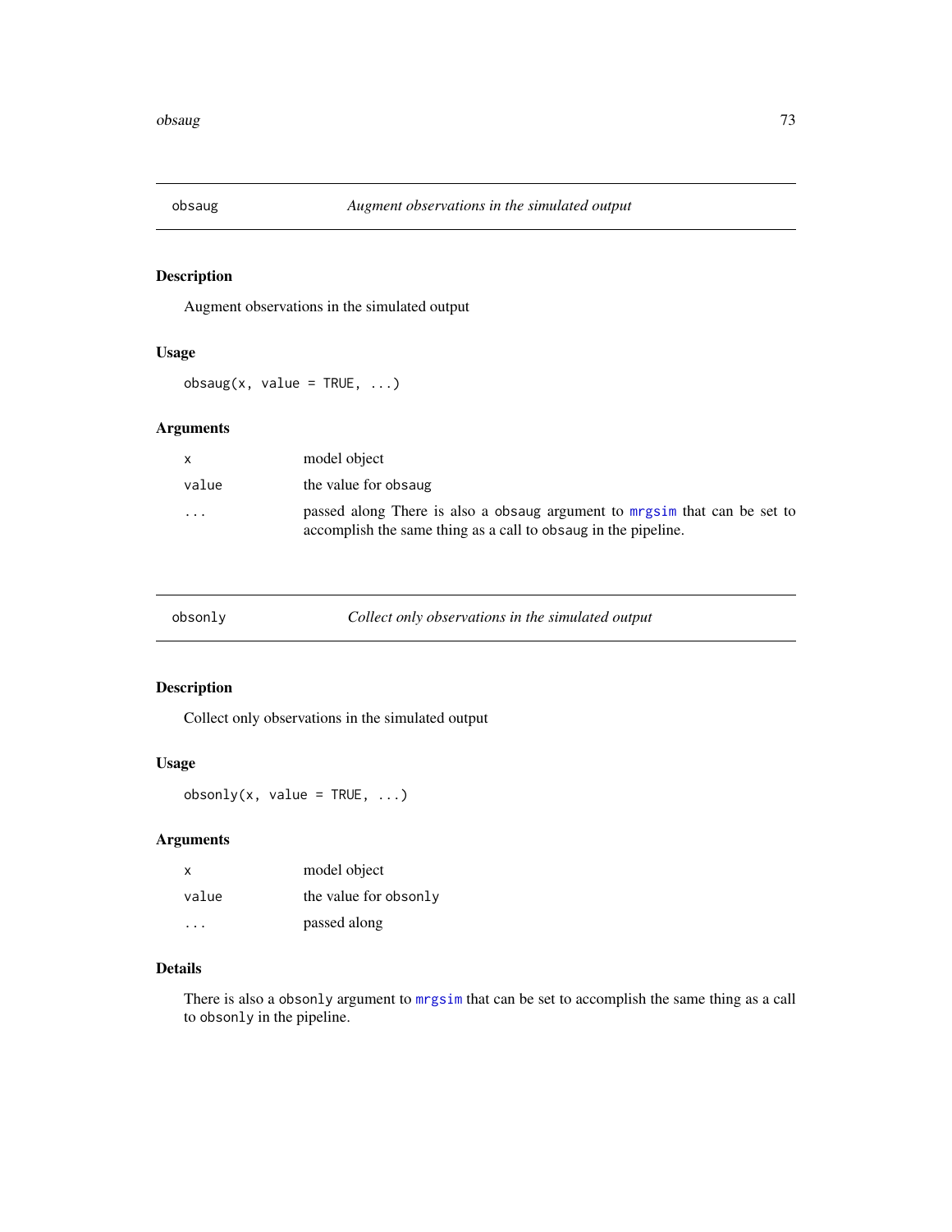## obsaug — *Augment observations in the simulated output*

### Description

Augment observations in the simulated output

### Usage

```
obsaug(x, value = TRUE, ...)
```

### Arguments

| | |
|---|---|
| `x` | model object |
| `value` | the value for `obsaug` |
| `...` | passed along There is also a `obsaug` argument to `mrgsim` that can be set to accomplish the same thing as a call to `obsaug` in the pipeline. |

## obsonly — *Collect only observations in the simulated output*

### Description

Collect only observations in the simulated output

### Usage

```
obsonly(x, value = TRUE, ...)
```

### Arguments

| | |
|---|---|
| `x` | model object |
| `value` | the value for `obsonly` |
| `...` | passed along |

### Details

There is also a `obsonly` argument to `mrgsim` that can be set to accomplish the same thing as a call to `obsonly` in the pipeline.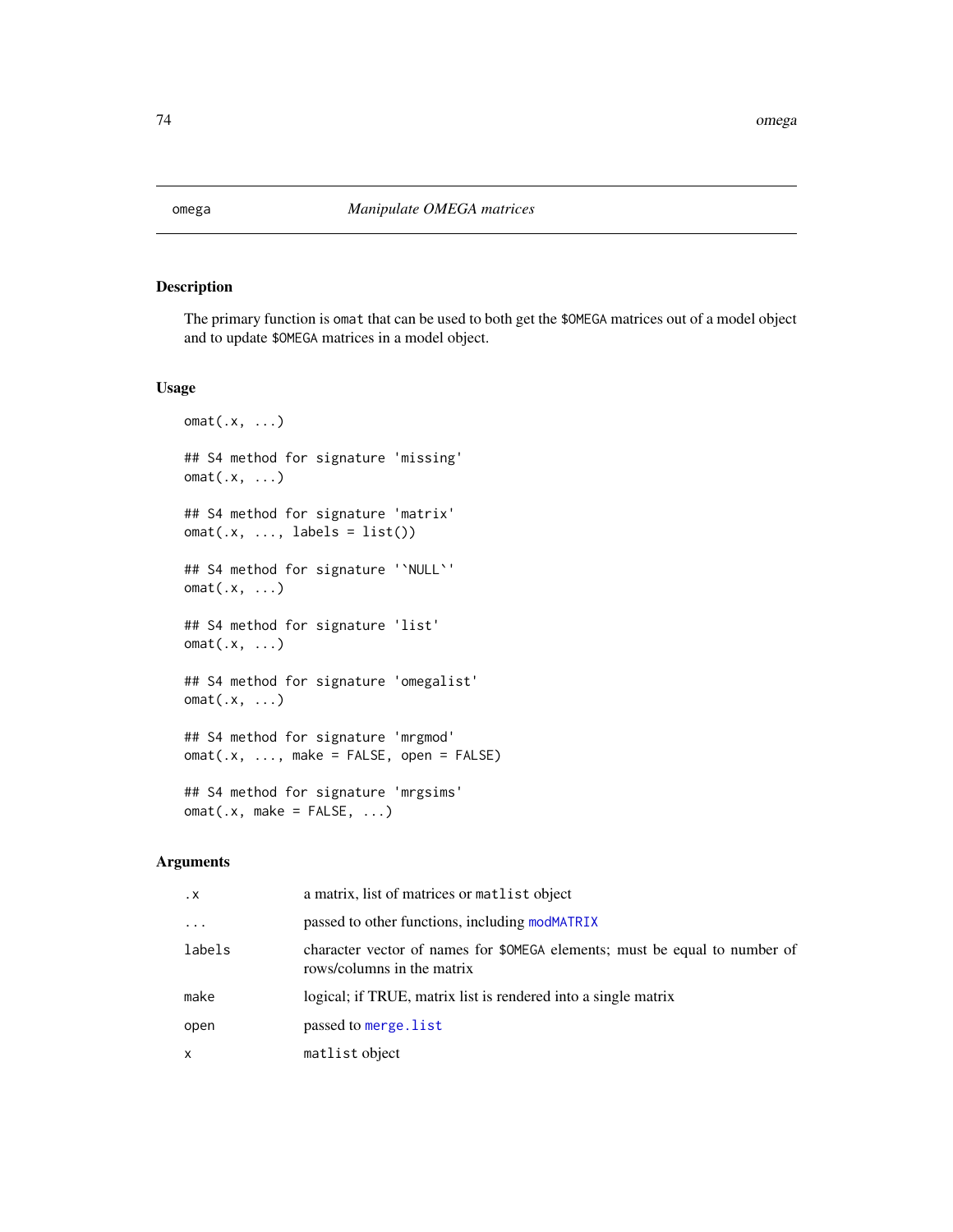# omega — *Manipulate OMEGA matrices*

## Description

The primary function is `omat` that can be used to both get the `$OMEGA` matrices out of a model object and to update `$OMEGA` matrices in a model object.

## Usage

```
omat(.x, ...)

## S4 method for signature 'missing'
omat(.x, ...)

## S4 method for signature 'matrix'
omat(.x, ..., labels = list())

## S4 method for signature '`NULL`'
omat(.x, ...)

## S4 method for signature 'list'
omat(.x, ...)

## S4 method for signature 'omegalist'
omat(.x, ...)

## S4 method for signature 'mrgmod'
omat(.x, ..., make = FALSE, open = FALSE)

## S4 method for signature 'mrgsims'
omat(.x, make = FALSE, ...)
```

## Arguments

| | |
|---|---|
| `.x` | a matrix, list of matrices or `matlist` object |
| `...` | passed to other functions, including `modMATRIX` |
| `labels` | character vector of names for `$OMEGA` elements; must be equal to number of rows/columns in the matrix |
| `make` | logical; if TRUE, matrix list is rendered into a single matrix |
| `open` | passed to `merge.list` |
| `x` | `matlist` object |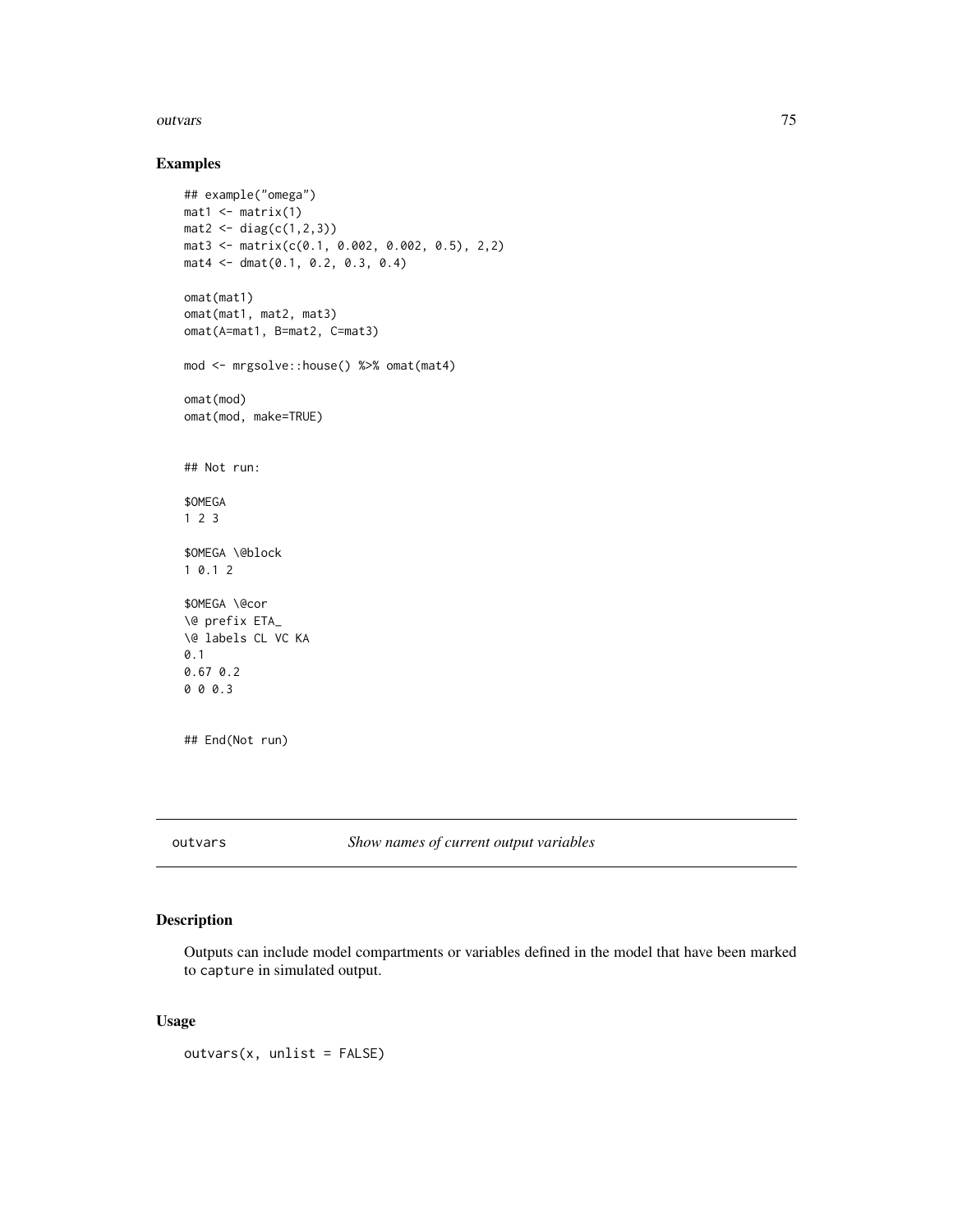## Examples

```
## example("omega")
mat1 <- matrix(1)
mat2 <- diag(c(1,2,3))
mat3 <- matrix(c(0.1, 0.002, 0.002, 0.5), 2,2)
mat4 <- dmat(0.1, 0.2, 0.3, 0.4)

omat(mat1)
omat(mat1, mat2, mat3)
omat(A=mat1, B=mat2, C=mat3)

mod <- mrgsolve::house() %>% omat(mat4)

omat(mod)
omat(mod, make=TRUE)


## Not run:

$OMEGA
1 2 3

$OMEGA \@block
1 0.1 2

$OMEGA \@cor
\@ prefix ETA_
\@ labels CL VC KA
0.1
0.67 0.2
0 0 0.3


## End(Not run)
```

---

## outvars — *Show names of current output variables*

### Description

Outputs can include model compartments or variables defined in the model that have been marked to `capture` in simulated output.

### Usage

```
outvars(x, unlist = FALSE)
```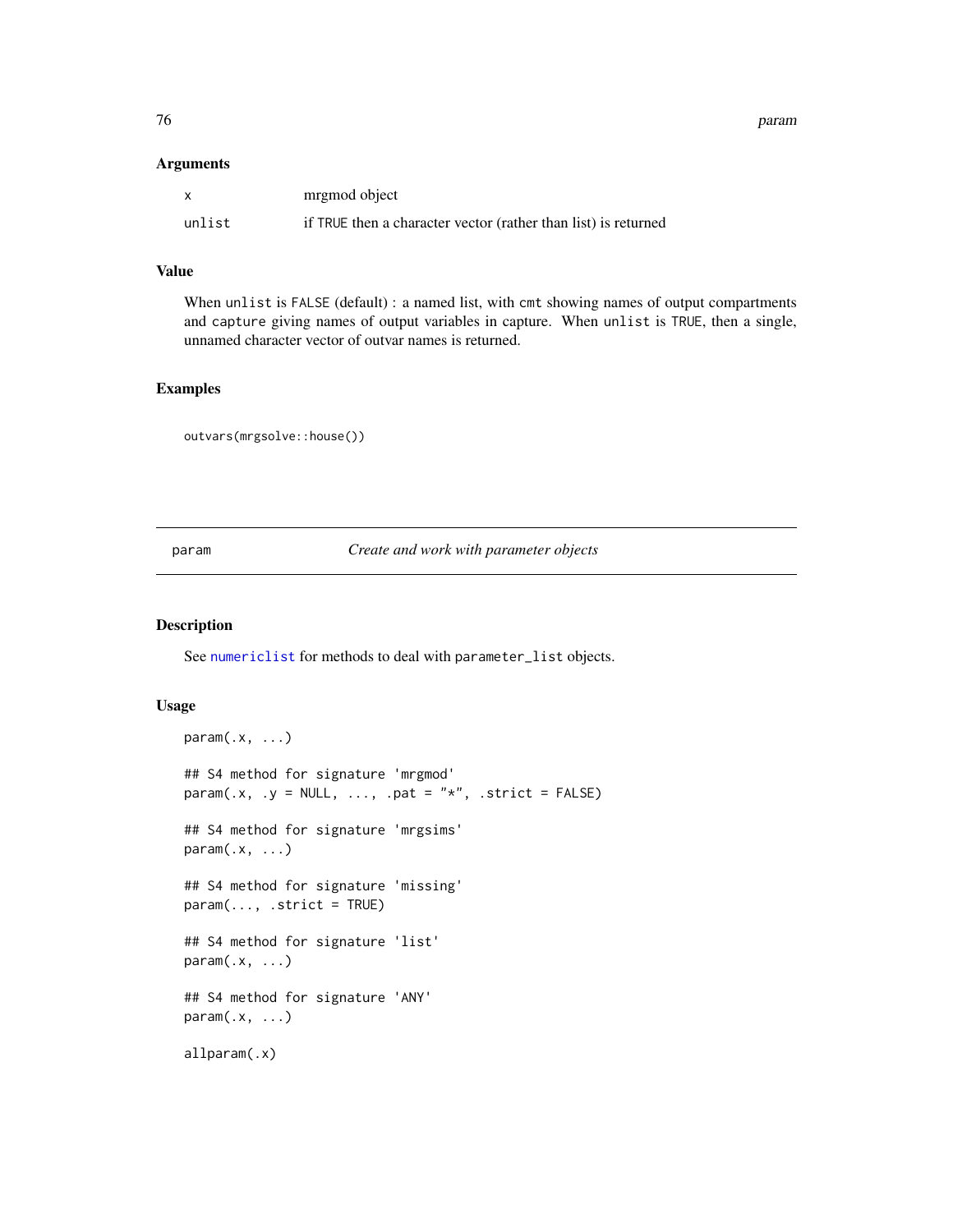## Arguments

| | |
|---|---|
| `x` | mrgmod object |
| `unlist` | if `TRUE` then a character vector (rather than list) is returned |

## Value

When `unlist` is `FALSE` (default) : a named list, with `cmt` showing names of output compartments and `capture` giving names of output variables in capture. When `unlist` is `TRUE`, then a single, unnamed character vector of outvar names is returned.

## Examples

```
outvars(mrgsolve::house())
```

---

# param — *Create and work with parameter objects*

---

## Description

See `numericlist` for methods to deal with `parameter_list` objects.

## Usage

```
param(.x, ...)

## S4 method for signature 'mrgmod'
param(.x, .y = NULL, ..., .pat = "*", .strict = FALSE)

## S4 method for signature 'mrgsims'
param(.x, ...)

## S4 method for signature 'missing'
param(..., .strict = TRUE)

## S4 method for signature 'list'
param(.x, ...)

## S4 method for signature 'ANY'
param(.x, ...)

allparam(.x)
```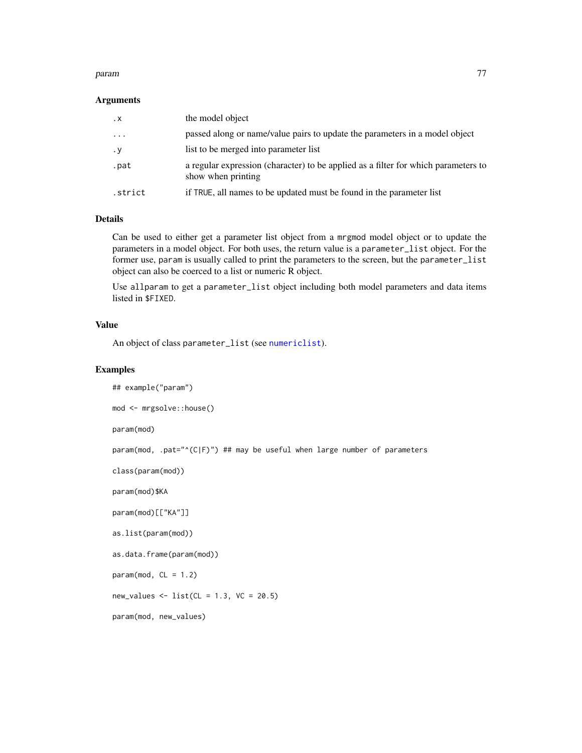### Arguments

| | |
|---|---|
| `.x` | the model object |
| `...` | passed along or name/value pairs to update the parameters in a model object |
| `.y` | list to be merged into parameter list |
| `.pat` | a regular expression (character) to be applied as a filter for which parameters to show when printing |
| `.strict` | if `TRUE`, all names to be updated must be found in the parameter list |

### Details

Can be used to either get a parameter list object from a `mrgmod` model object or to update the parameters in a model object. For both uses, the return value is a `parameter_list` object. For the former use, `param` is usually called to print the parameters to the screen, but the `parameter_list` object can also be coerced to a list or numeric R object.

Use `allparam` to get a `parameter_list` object including both model parameters and data items listed in `$FIXED`.

### Value

An object of class `parameter_list` (see `numericlist`).

### Examples

```
## example("param")

mod <- mrgsolve::house()

param(mod)

param(mod, .pat="^(C|F)") ## may be useful when large number of parameters

class(param(mod))

param(mod)$KA

param(mod)[["KA"]]

as.list(param(mod))

as.data.frame(param(mod))

param(mod, CL = 1.2)

new_values <- list(CL = 1.3, VC = 20.5)

param(mod, new_values)
```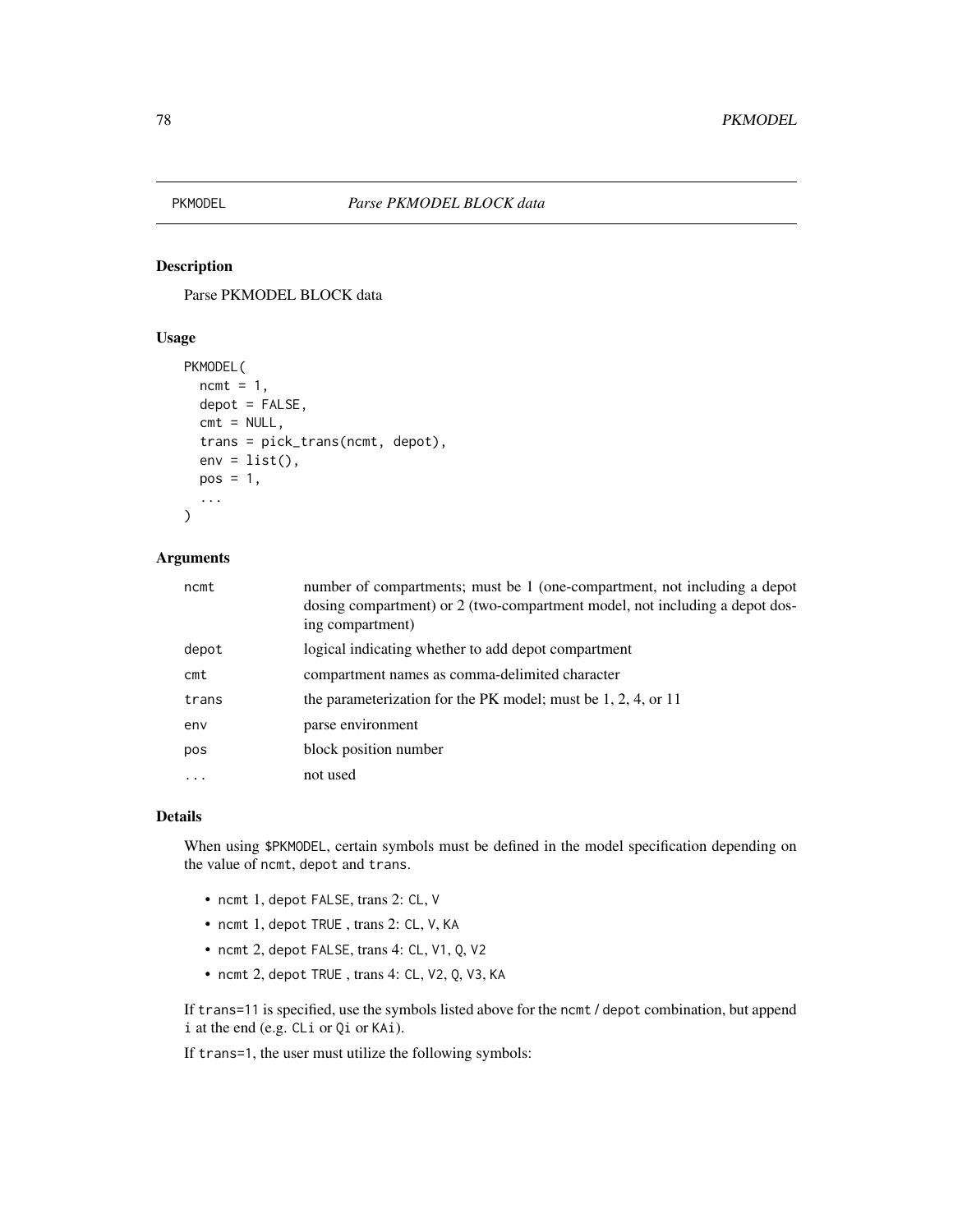# PKMODEL *Parse PKMODEL BLOCK data*

## Description

Parse PKMODEL BLOCK data

## Usage

```
PKMODEL(
  ncmt = 1,
  depot = FALSE,
  cmt = NULL,
  trans = pick_trans(ncmt, depot),
  env = list(),
  pos = 1,
  ...
)
```

## Arguments

| | |
|---|---|
| ncmt | number of compartments; must be 1 (one-compartment, not including a depot dosing compartment) or 2 (two-compartment model, not including a depot dosing compartment) |
| depot | logical indicating whether to add depot compartment |
| cmt | compartment names as comma-delimited character |
| trans | the parameterization for the PK model; must be 1, 2, 4, or 11 |
| env | parse environment |
| pos | block position number |
| ... | not used |

## Details

When using `$PKMODEL`, certain symbols must be defined in the model specification depending on the value of `ncmt`, `depot` and `trans`.

- `ncmt` 1, `depot` `FALSE`, trans 2: `CL`, `V`
- `ncmt` 1, `depot` `TRUE` , trans 2: `CL`, `V`, `KA`
- `ncmt` 2, `depot` `FALSE`, trans 4: `CL`, `V1`, `Q`, `V2`
- `ncmt` 2, `depot` `TRUE` , trans 4: `CL`, `V2`, `Q`, `V3`, `KA`

If `trans=11` is specified, use the symbols listed above for the `ncmt` / `depot` combination, but append `i` at the end (e.g. `CLi` or `Qi` or `KAi`).

If `trans=1`, the user must utilize the following symbols: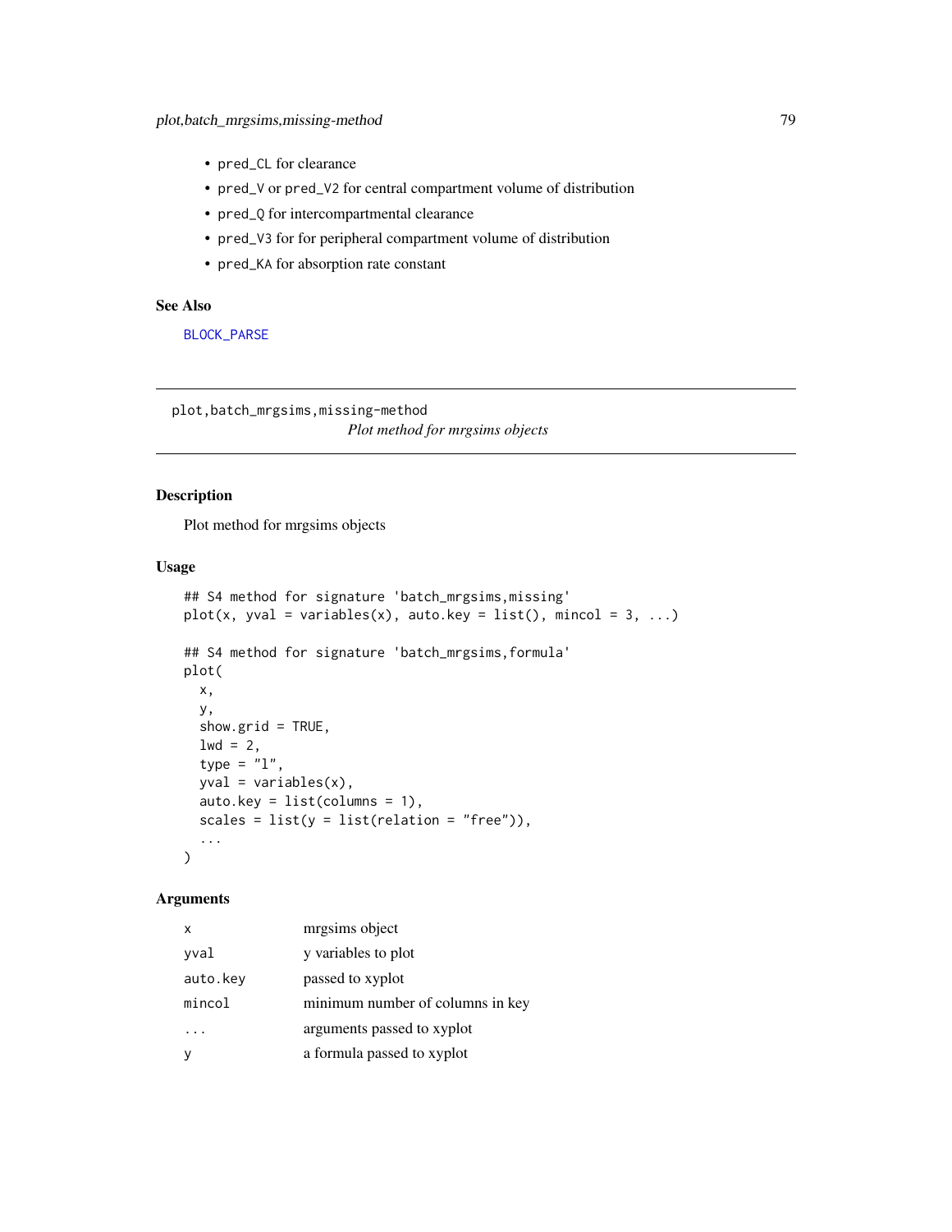- `pred_CL` for clearance
- `pred_V` or `pred_V2` for central compartment volume of distribution
- `pred_Q` for intercompartmental clearance
- `pred_V3` for for peripheral compartment volume of distribution
- `pred_KA` for absorption rate constant

## See Also

BLOCK_PARSE

---

`plot,batch_mrgsims,missing-method`
*Plot method for mrgsims objects*

---

## Description

Plot method for mrgsims objects

## Usage

```
## S4 method for signature 'batch_mrgsims,missing'
plot(x, yval = variables(x), auto.key = list(), mincol = 3, ...)

## S4 method for signature 'batch_mrgsims,formula'
plot(
  x,
  y,
  show.grid = TRUE,
  lwd = 2,
  type = "l",
  yval = variables(x),
  auto.key = list(columns = 1),
  scales = list(y = list(relation = "free")),
  ...
)
```

## Arguments

| | |
|---|---|
| `x` | mrgsims object |
| `yval` | y variables to plot |
| `auto.key` | passed to xyplot |
| `mincol` | minimum number of columns in key |
| `...` | arguments passed to xyplot |
| `y` | a formula passed to xyplot |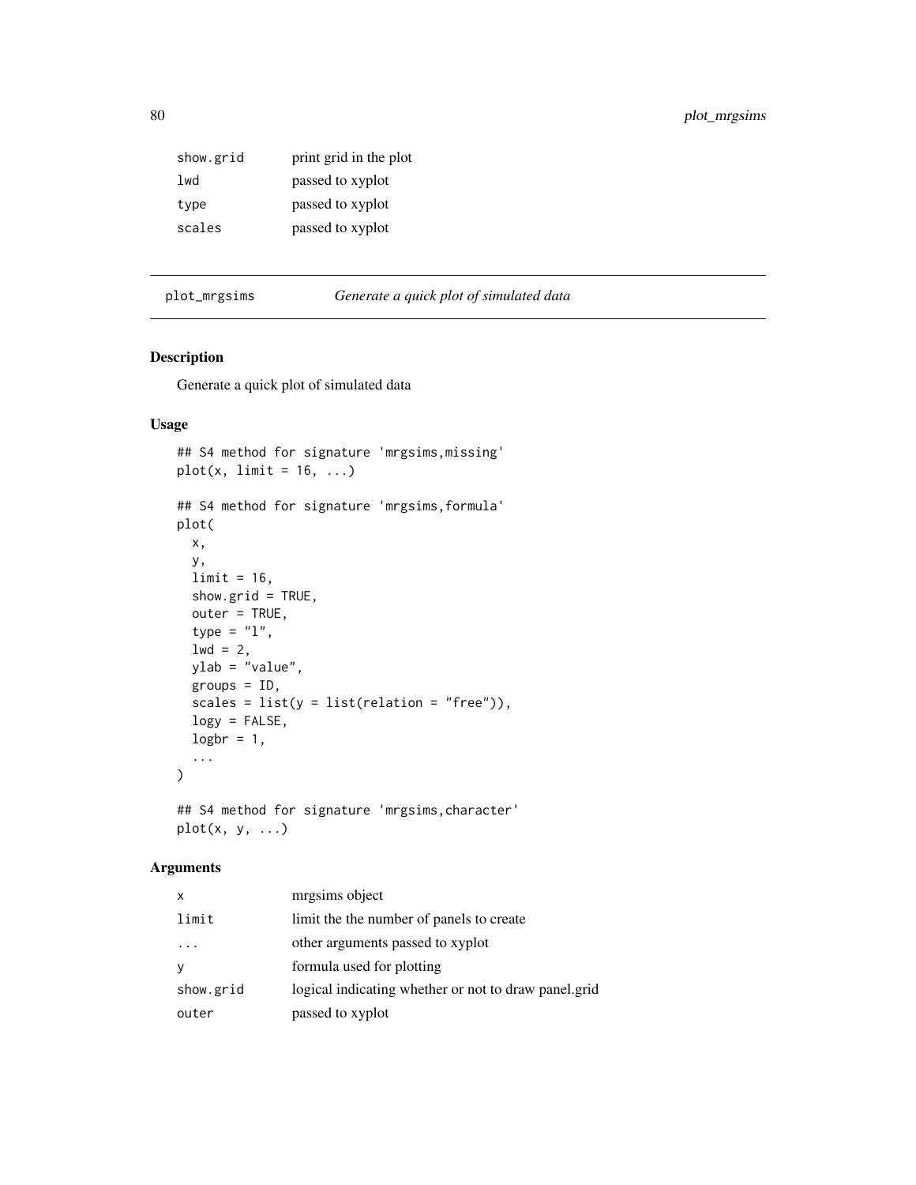| | |
|---|---|
| show.grid | print grid in the plot |
| lwd | passed to xyplot |
| type | passed to xyplot |
| scales | passed to xyplot |

---

plot_mrgsims    *Generate a quick plot of simulated data*

---

## Description

Generate a quick plot of simulated data

## Usage

```
## S4 method for signature 'mrgsims,missing'
plot(x, limit = 16, ...)

## S4 method for signature 'mrgsims,formula'
plot(
  x,
  y,
  limit = 16,
  show.grid = TRUE,
  outer = TRUE,
  type = "l",
  lwd = 2,
  ylab = "value",
  groups = ID,
  scales = list(y = list(relation = "free")),
  logy = FALSE,
  logbr = 1,
  ...
)

## S4 method for signature 'mrgsims,character'
plot(x, y, ...)
```

## Arguments

| | |
|---|---|
| x | mrgsims object |
| limit | limit the the number of panels to create |
| ... | other arguments passed to xyplot |
| y | formula used for plotting |
| show.grid | logical indicating whether or not to draw panel.grid |
| outer | passed to xyplot |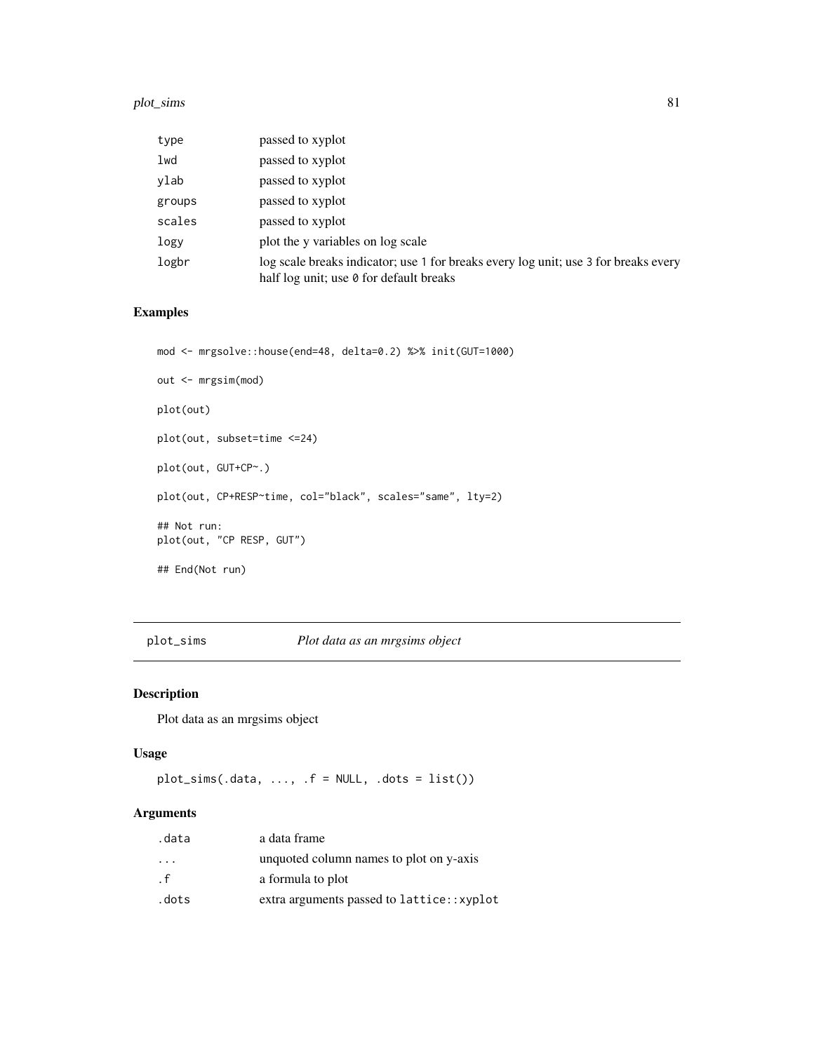| | |
|---|---|
| type | passed to xyplot |
| lwd | passed to xyplot |
| ylab | passed to xyplot |
| groups | passed to xyplot |
| scales | passed to xyplot |
| logy | plot the y variables on log scale |
| logbr | log scale breaks indicator; use 1 for breaks every log unit; use 3 for breaks every half log unit; use 0 for default breaks |

## Examples

```
mod <- mrgsolve::house(end=48, delta=0.2) %>% init(GUT=1000)

out <- mrgsim(mod)

plot(out)

plot(out, subset=time <=24)

plot(out, GUT+CP~.)

plot(out, CP+RESP~time, col="black", scales="same", lty=2)

## Not run:
plot(out, "CP RESP, GUT")

## End(Not run)
```

---

# plot_sims *Plot data as an mrgsims object*

## Description

Plot data as an mrgsims object

## Usage

```
plot_sims(.data, ..., .f = NULL, .dots = list())
```

## Arguments

| | |
|---|---|
| .data | a data frame |
| ... | unquoted column names to plot on y-axis |
| .f | a formula to plot |
| .dots | extra arguments passed to lattice::xyplot |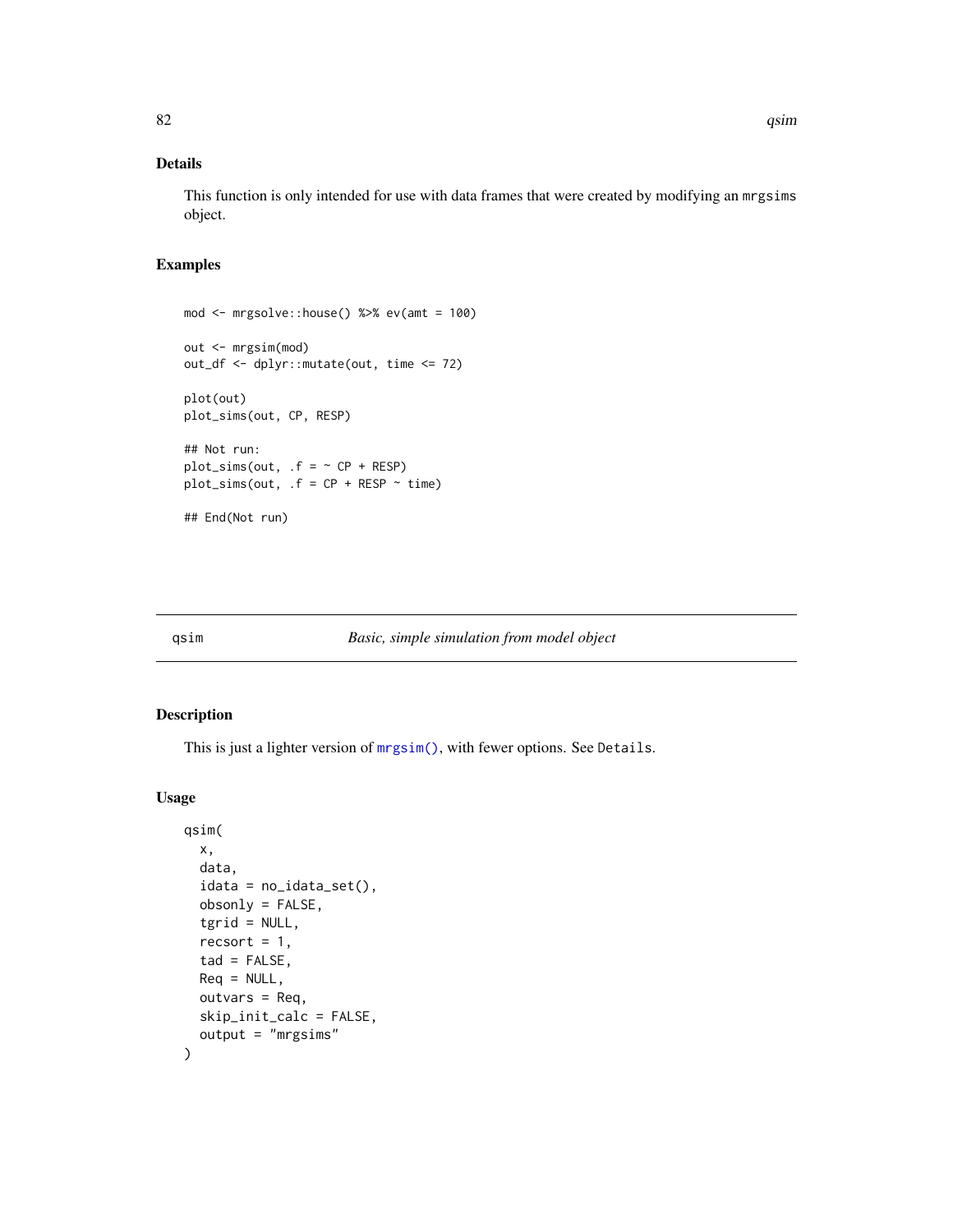## Details

This function is only intended for use with data frames that were created by modifying an `mrgsims` object.

## Examples

```
mod <- mrgsolve::house() %>% ev(amt = 100)

out <- mrgsim(mod)
out_df <- dplyr::mutate(out, time <= 72)

plot(out)
plot_sims(out, CP, RESP)

## Not run:
plot_sims(out, .f = ~ CP + RESP)
plot_sims(out, .f = CP + RESP ~ time)

## End(Not run)
```

---

# qsim — *Basic, simple simulation from model object*

## Description

This is just a lighter version of `mrgsim()`, with fewer options. See `Details`.

## Usage

```
qsim(
  x,
  data,
  idata = no_idata_set(),
  obsonly = FALSE,
  tgrid = NULL,
  recsort = 1,
  tad = FALSE,
  Req = NULL,
  outvars = Req,
  skip_init_calc = FALSE,
  output = "mrgsims"
)
```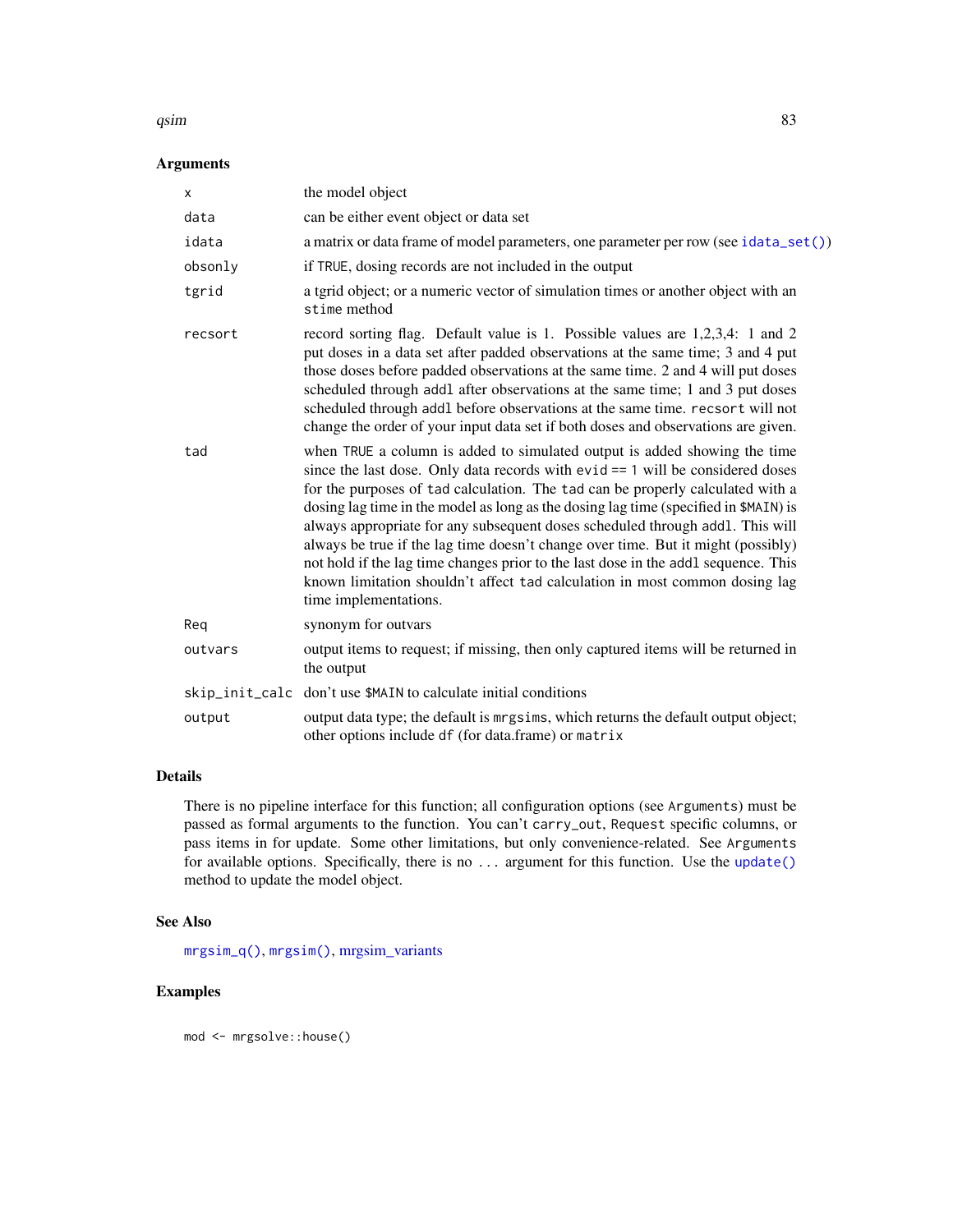## Arguments

| | |
|---|---|
| `x` | the model object |
| `data` | can be either event object or data set |
| `idata` | a matrix or data frame of model parameters, one parameter per row (see `idata_set()`) |
| `obsonly` | if `TRUE`, dosing records are not included in the output |
| `tgrid` | a tgrid object; or a numeric vector of simulation times or another object with an `stime` method |
| `recsort` | record sorting flag. Default value is 1. Possible values are 1,2,3,4: 1 and 2 put doses in a data set after padded observations at the same time; 3 and 4 put those doses before padded observations at the same time. 2 and 4 will put doses scheduled through `addl` after observations at the same time; 1 and 3 put doses scheduled through `addl` before observations at the same time. `recsort` will not change the order of your input data set if both doses and observations are given. |
| `tad` | when `TRUE` a column is added to simulated output is added showing the time since the last dose. Only data records with `evid == 1` will be considered doses for the purposes of `tad` calculation. The `tad` can be properly calculated with a dosing lag time in the model as long as the dosing lag time (specified in `$MAIN`) is always appropriate for any subsequent doses scheduled through `addl`. This will always be true if the lag time doesn't change over time. But it might (possibly) not hold if the lag time changes prior to the last dose in the `addl` sequence. This known limitation shouldn't affect `tad` calculation in most common dosing lag time implementations. |
| `Req` | synonym for outvars |
| `outvars` | output items to request; if missing, then only captured items will be returned in the output |
| `skip_init_calc` | don't use `$MAIN` to calculate initial conditions |
| `output` | output data type; the default is `mrgsims`, which returns the default output object; other options include `df` (for data.frame) or `matrix` |

## Details

There is no pipeline interface for this function; all configuration options (see `Arguments`) must be passed as formal arguments to the function. You can't `carry_out`, `Request` specific columns, or pass items in for update. Some other limitations, but only convenience-related. See `Arguments` for available options. Specifically, there is no `...` argument for this function. Use the `update()` method to update the model object.

## See Also

`mrgsim_q()`, `mrgsim()`, mrgsim_variants

## Examples

```
mod <- mrgsolve::house()
```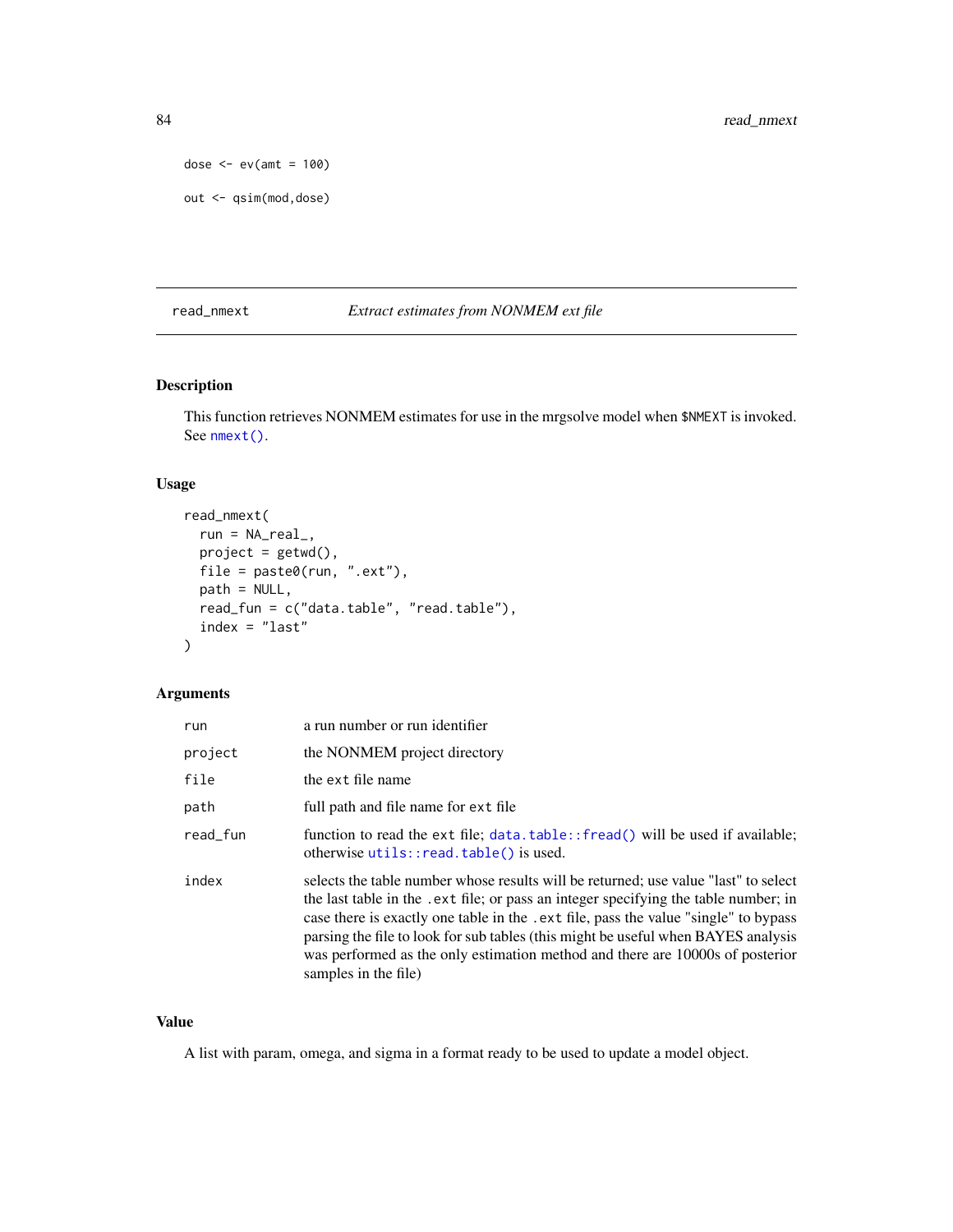```
dose <- ev(amt = 100)

out <- qsim(mod,dose)
```

## read_nmext — *Extract estimates from NONMEM ext file*

### Description

This function retrieves NONMEM estimates for use in the mrgsolve model when `$NMEXT` is invoked. See `nmext()`.

### Usage

```
read_nmext(
  run = NA_real_,
  project = getwd(),
  file = paste0(run, ".ext"),
  path = NULL,
  read_fun = c("data.table", "read.table"),
  index = "last"
)
```

### Arguments

| | |
|---|---|
| `run` | a run number or run identifier |
| `project` | the NONMEM project directory |
| `file` | the `ext` file name |
| `path` | full path and file name for `ext` file |
| `read_fun` | function to read the `ext` file; `data.table::fread()` will be used if available; otherwise `utils::read.table()` is used. |
| `index` | selects the table number whose results will be returned; use value "last" to select the last table in the `.ext` file; or pass an integer specifying the table number; in case there is exactly one table in the `.ext` file, pass the value "single" to bypass parsing the file to look for sub tables (this might be useful when BAYES analysis was performed as the only estimation method and there are 10000s of posterior samples in the file) |

### Value

A list with param, omega, and sigma in a format ready to be used to update a model object.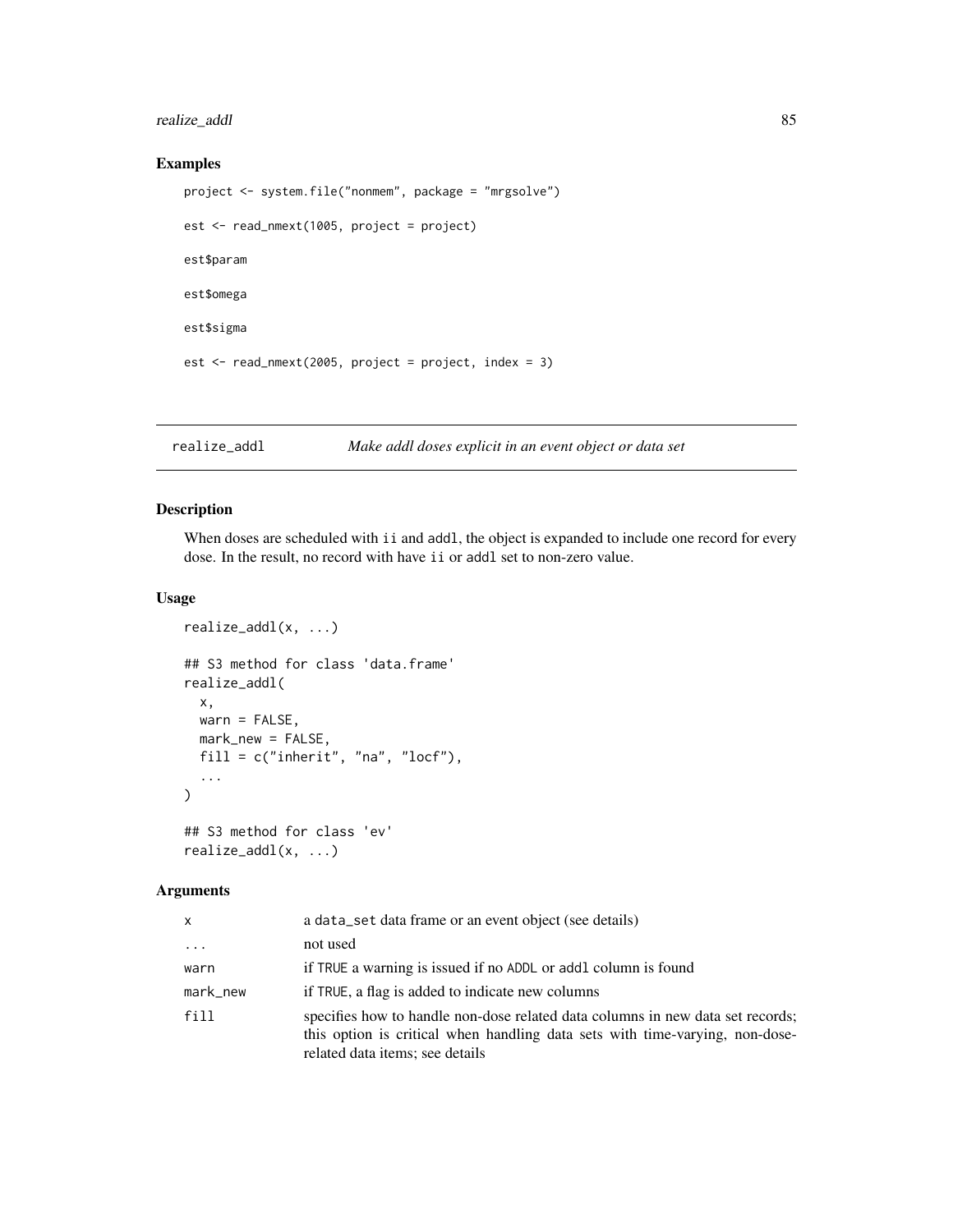## Examples

```
project <- system.file("nonmem", package = "mrgsolve")

est <- read_nmext(1005, project = project)

est$param

est$omega

est$sigma

est <- read_nmext(2005, project = project, index = 3)
```

---

# realize_addl — *Make addl doses explicit in an event object or data set*

---

## Description

When doses are scheduled with `ii` and `addl`, the object is expanded to include one record for every dose. In the result, no record with have `ii` or `addl` set to non-zero value.

## Usage

```
realize_addl(x, ...)

## S3 method for class 'data.frame'
realize_addl(
  x,
  warn = FALSE,
  mark_new = FALSE,
  fill = c("inherit", "na", "locf"),
  ...
)

## S3 method for class 'ev'
realize_addl(x, ...)
```

## Arguments

| | |
|---|---|
| `x` | a `data_set` data frame or an event object (see details) |
| `...` | not used |
| `warn` | if `TRUE` a warning is issued if no `ADDL` or `addl` column is found |
| `mark_new` | if `TRUE`, a flag is added to indicate new columns |
| `fill` | specifies how to handle non-dose related data columns in new data set records; this option is critical when handling data sets with time-varying, non-dose-related data items; see details |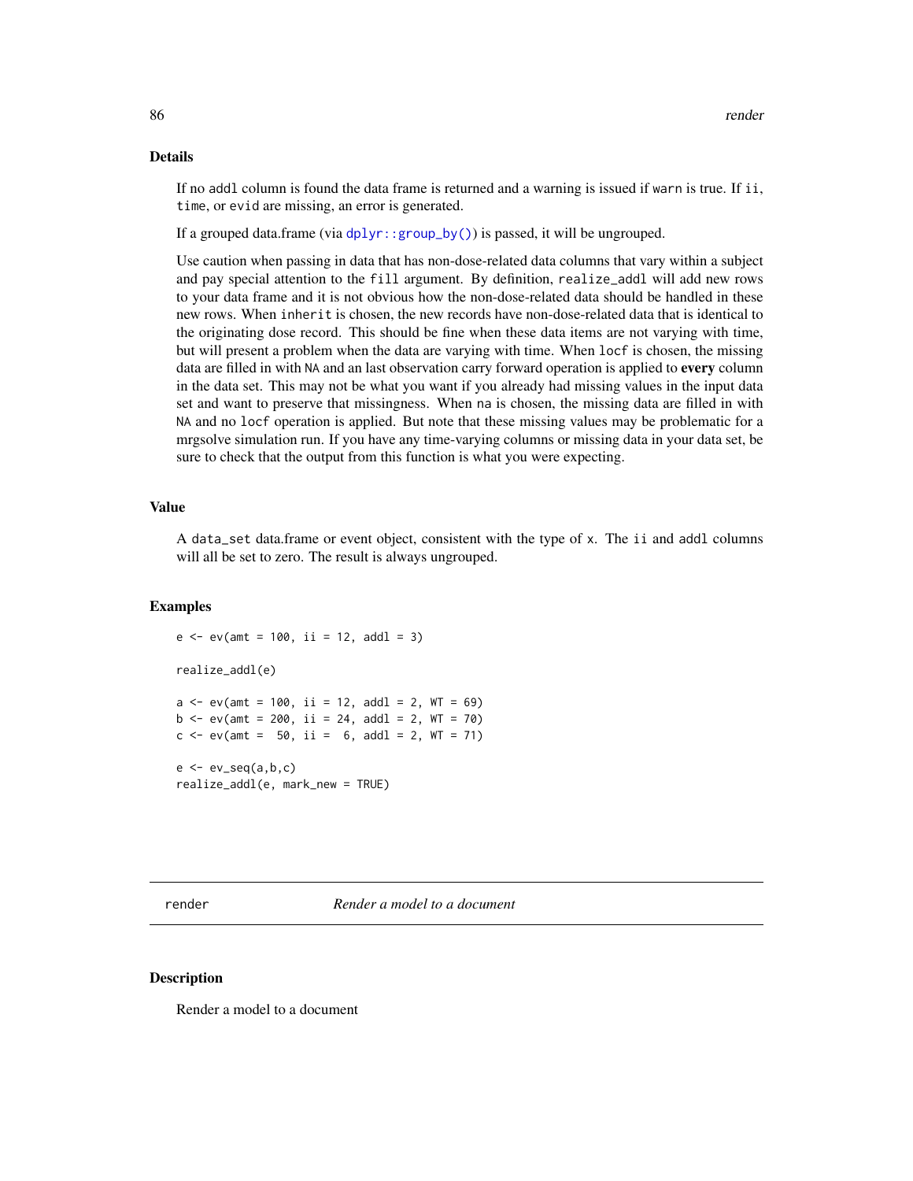### Details

If no `addl` column is found the data frame is returned and a warning is issued if `warn` is true. If `ii`, `time`, or `evid` are missing, an error is generated.

If a grouped data.frame (via `dplyr::group_by()`) is passed, it will be ungrouped.

Use caution when passing in data that has non-dose-related data columns that vary within a subject and pay special attention to the `fill` argument. By definition, `realize_addl` will add new rows to your data frame and it is not obvious how the non-dose-related data should be handled in these new rows. When `inherit` is chosen, the new records have non-dose-related data that is identical to the originating dose record. This should be fine when these data items are not varying with time, but will present a problem when the data are varying with time. When `locf` is chosen, the missing data are filled in with `NA` and an last observation carry forward operation is applied to **every** column in the data set. This may not be what you want if you already had missing values in the input data set and want to preserve that missingness. When `na` is chosen, the missing data are filled in with `NA` and no `locf` operation is applied. But note that these missing values may be problematic for a mrgsolve simulation run. If you have any time-varying columns or missing data in your data set, be sure to check that the output from this function is what you were expecting.

### Value

A `data_set` data.frame or event object, consistent with the type of `x`. The `ii` and `addl` columns will all be set to zero. The result is always ungrouped.

### Examples

```
e <- ev(amt = 100, ii = 12, addl = 3)

realize_addl(e)

a <- ev(amt = 100, ii = 12, addl = 2, WT = 69)
b <- ev(amt = 200, ii = 24, addl = 2, WT = 70)
c <- ev(amt =  50, ii =  6, addl = 2, WT = 71)

e <- ev_seq(a,b,c)
realize_addl(e, mark_new = TRUE)
```

---

## render — *Render a model to a document*

### Description

Render a model to a document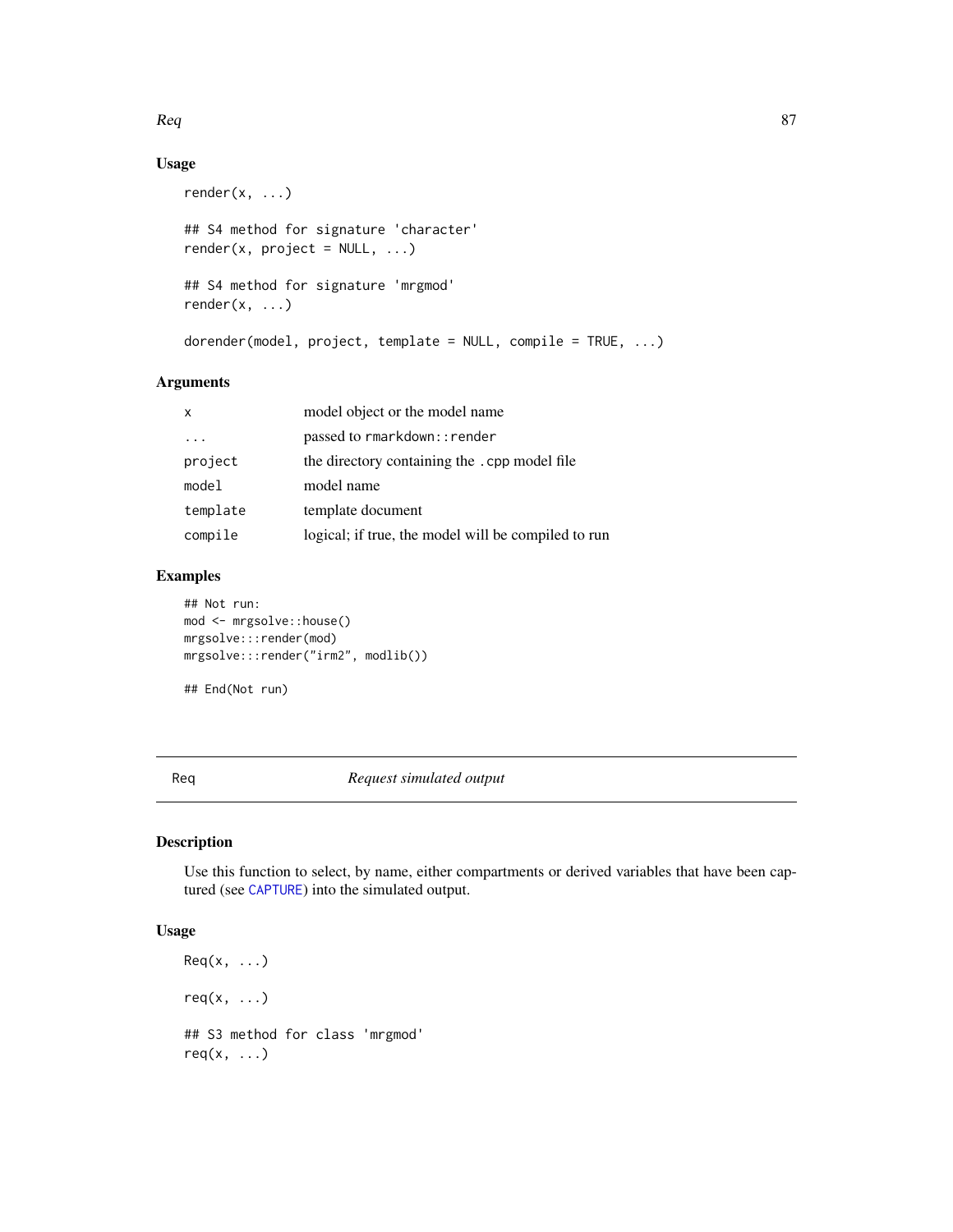### Usage

```
render(x, ...)

## S4 method for signature 'character'
render(x, project = NULL, ...)

## S4 method for signature 'mrgmod'
render(x, ...)

dorender(model, project, template = NULL, compile = TRUE, ...)
```

### Arguments

| | |
|---|---|
| `x` | model object or the model name |
| `...` | passed to `rmarkdown::render` |
| `project` | the directory containing the `.cpp` model file |
| `model` | model name |
| `template` | template document |
| `compile` | logical; if true, the model will be compiled to run |

### Examples

```
## Not run:
mod <- mrgsolve::house()
mrgsolve:::render(mod)
mrgsolve:::render("irm2", modlib())

## End(Not run)
```

---

## Req — *Request simulated output*

### Description

Use this function to select, by name, either compartments or derived variables that have been captured (see `CAPTURE`) into the simulated output.

### Usage

```
Req(x, ...)

req(x, ...)

## S3 method for class 'mrgmod'
req(x, ...)
```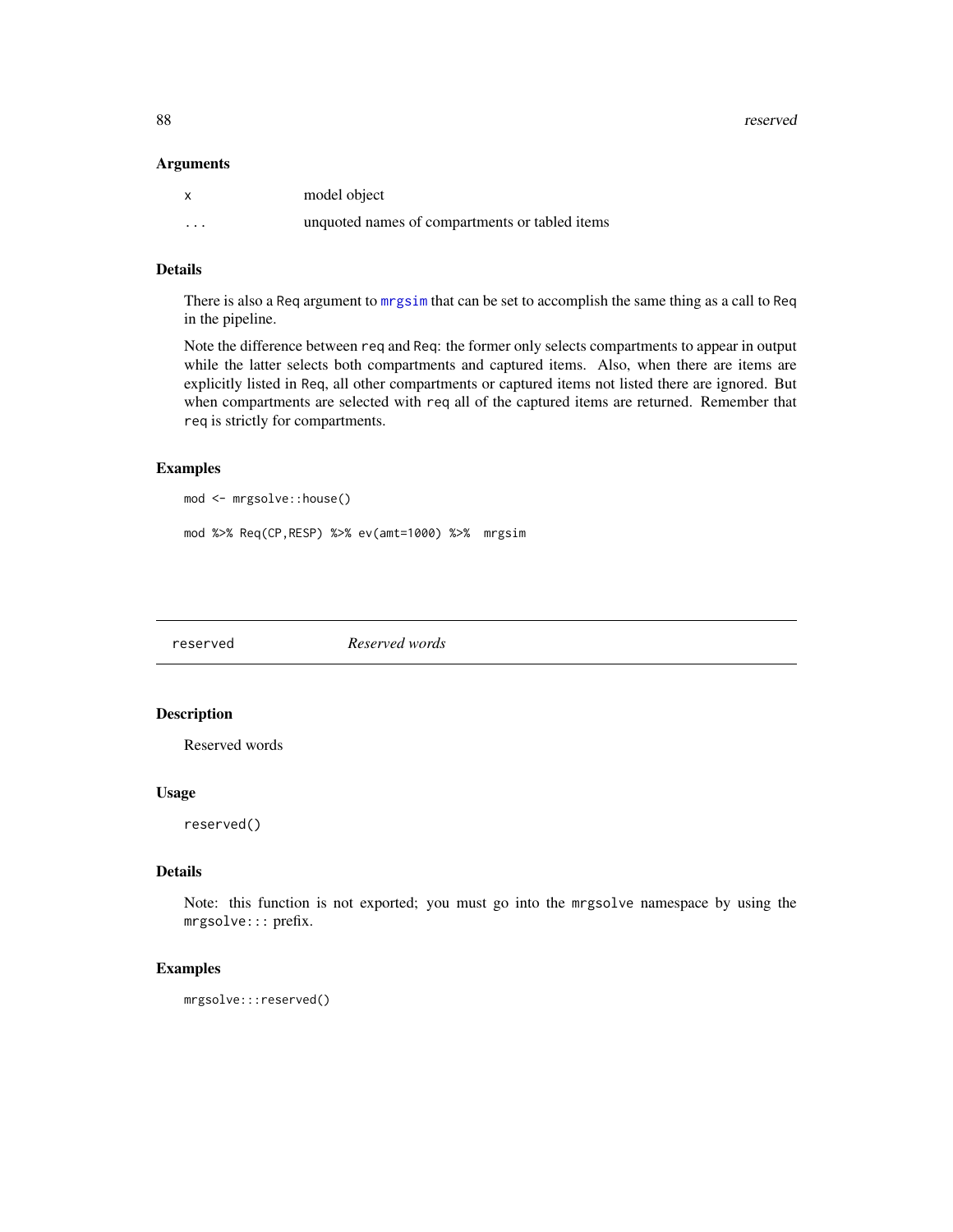### Arguments

| | |
|---|---|
| x | model object |
| ... | unquoted names of compartments or tabled items |

### Details

There is also a `Req` argument to `mrgsim` that can be set to accomplish the same thing as a call to `Req` in the pipeline.

Note the difference between `req` and `Req`: the former only selects compartments to appear in output while the latter selects both compartments and captured items. Also, when there are items are explicitly listed in `Req`, all other compartments or captured items not listed there are ignored. But when compartments are selected with `req` all of the captured items are returned. Remember that `req` is strictly for compartments.

### Examples

```
mod <- mrgsolve::house()

mod %>% Req(CP,RESP) %>% ev(amt=1000) %>%  mrgsim
```

---

## reserved &nbsp;&nbsp;&nbsp;&nbsp;&nbsp; *Reserved words*

---

### Description

Reserved words

### Usage

```
reserved()
```

### Details

Note: this function is not exported; you must go into the `mrgsolve` namespace by using the `mrgsolve:::` prefix.

### Examples

```
mrgsolve:::reserved()
```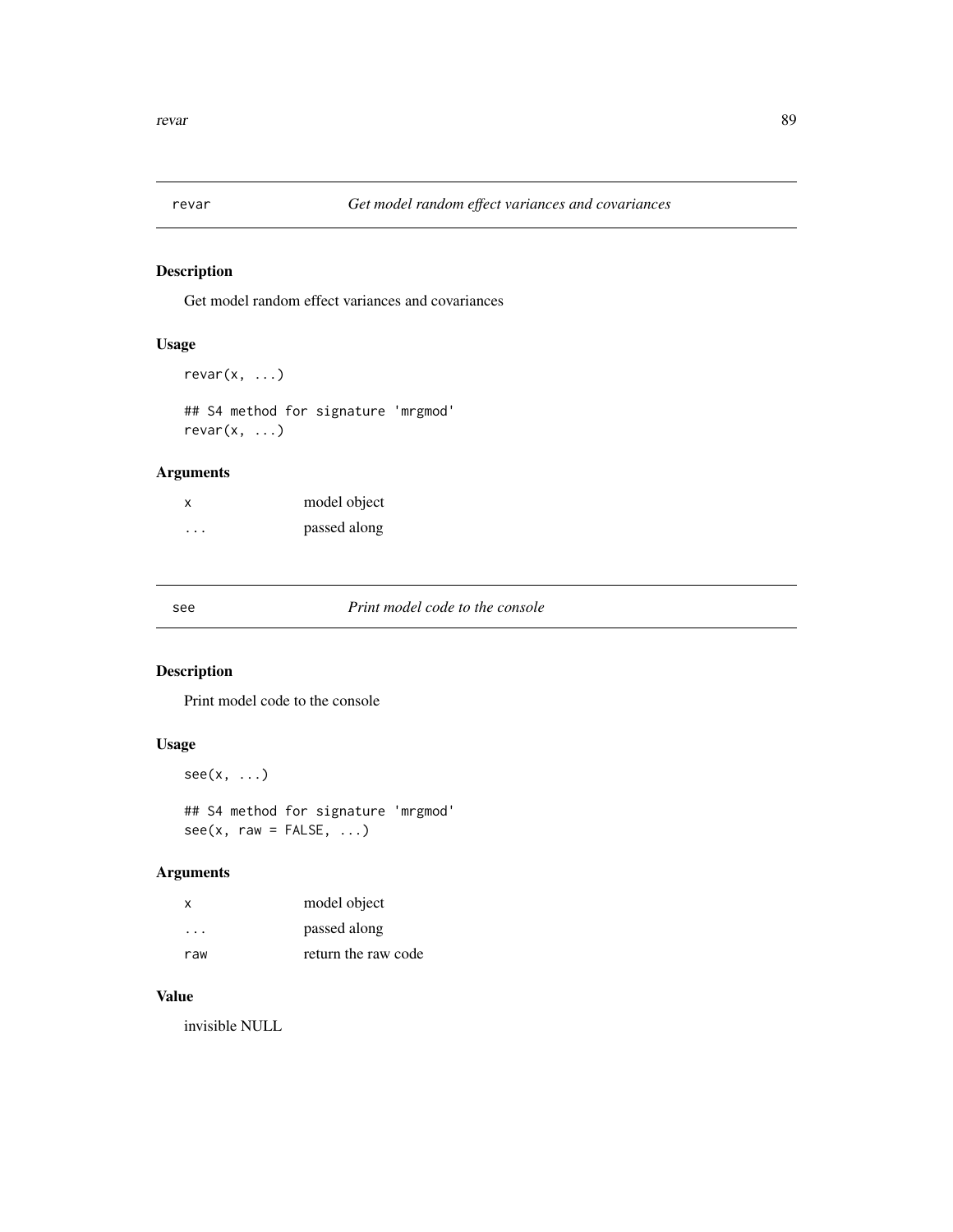## revar — *Get model random effect variances and covariances*

### Description

Get model random effect variances and covariances

### Usage

```
revar(x, ...)

## S4 method for signature 'mrgmod'
revar(x, ...)
```

### Arguments

| | |
|---|---|
| `x` | model object |
| `...` | passed along |

## see — *Print model code to the console*

### Description

Print model code to the console

### Usage

```
see(x, ...)

## S4 method for signature 'mrgmod'
see(x, raw = FALSE, ...)
```

### Arguments

| | |
|---|---|
| `x` | model object |
| `...` | passed along |
| `raw` | return the raw code |

### Value

invisible NULL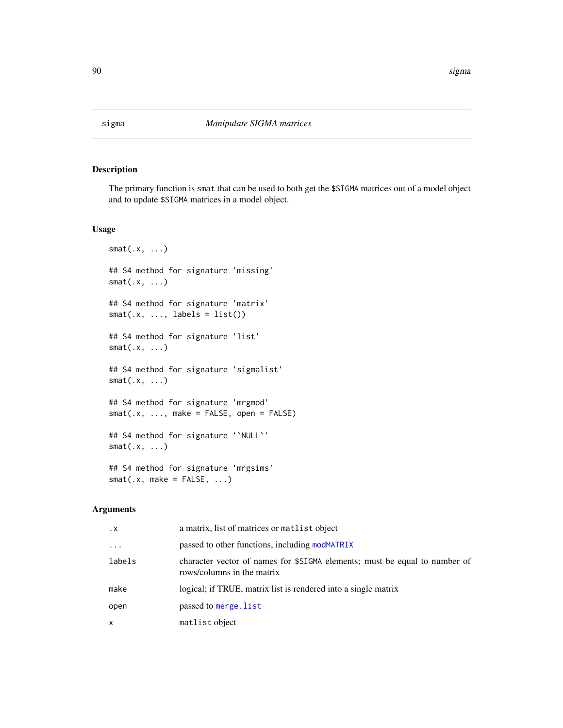# sigma *Manipulate SIGMA matrices*

## Description

The primary function is `smat` that can be used to both get the `$SIGMA` matrices out of a model object and to update `$SIGMA` matrices in a model object.

## Usage

```
smat(.x, ...)

## S4 method for signature 'missing'
smat(.x, ...)

## S4 method for signature 'matrix'
smat(.x, ..., labels = list())

## S4 method for signature 'list'
smat(.x, ...)

## S4 method for signature 'sigmalist'
smat(.x, ...)

## S4 method for signature 'mrgmod'
smat(.x, ..., make = FALSE, open = FALSE)

## S4 method for signature '`NULL`'
smat(.x, ...)

## S4 method for signature 'mrgsims'
smat(.x, make = FALSE, ...)
```

## Arguments

| | |
|---|---|
| `.x` | a matrix, list of matrices or `matlist` object |
| `...` | passed to other functions, including `modMATRIX` |
| `labels` | character vector of names for `$SIGMA` elements; must be equal to number of rows/columns in the matrix |
| `make` | logical; if TRUE, matrix list is rendered into a single matrix |
| `open` | passed to `merge.list` |
| `x` | `matlist` object |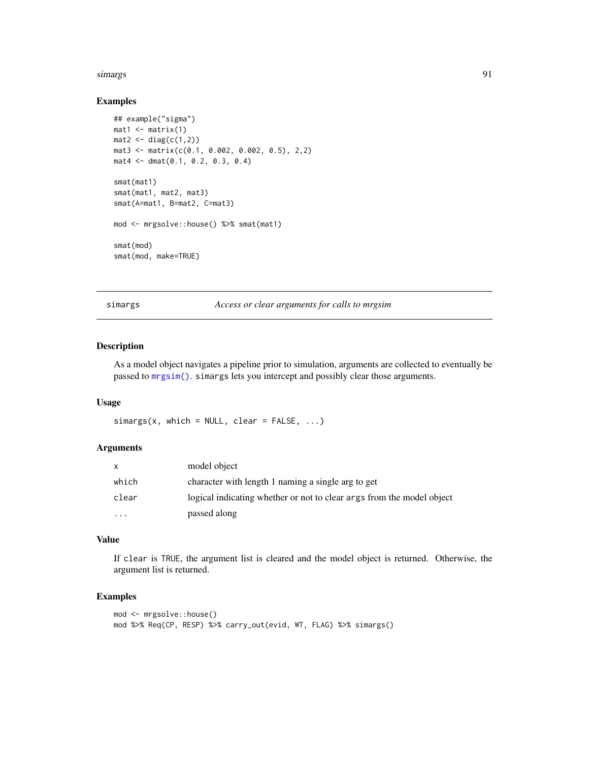### Examples

```
## example("sigma")
mat1 <- matrix(1)
mat2 <- diag(c(1,2))
mat3 <- matrix(c(0.1, 0.002, 0.002, 0.5), 2,2)
mat4 <- dmat(0.1, 0.2, 0.3, 0.4)

smat(mat1)
smat(mat1, mat2, mat3)
smat(A=mat1, B=mat2, C=mat3)

mod <- mrgsolve::house() %>% smat(mat1)

smat(mod)
smat(mod, make=TRUE)
```

---

## simargs — *Access or clear arguments for calls to mrgsim*

### Description

As a model object navigates a pipeline prior to simulation, arguments are collected to eventually be passed to `mrgsim()`. `simargs` lets you intercept and possibly clear those arguments.

### Usage

```
simargs(x, which = NULL, clear = FALSE, ...)
```

### Arguments

| | |
|---|---|
| `x` | model object |
| `which` | character with length 1 naming a single arg to get |
| `clear` | logical indicating whether or not to clear `args` from the model object |
| `...` | passed along |

### Value

If `clear` is `TRUE`, the argument list is cleared and the model object is returned. Otherwise, the argument list is returned.

### Examples

```
mod <- mrgsolve::house()
mod %>% Req(CP, RESP) %>% carry_out(evid, WT, FLAG) %>% simargs()
```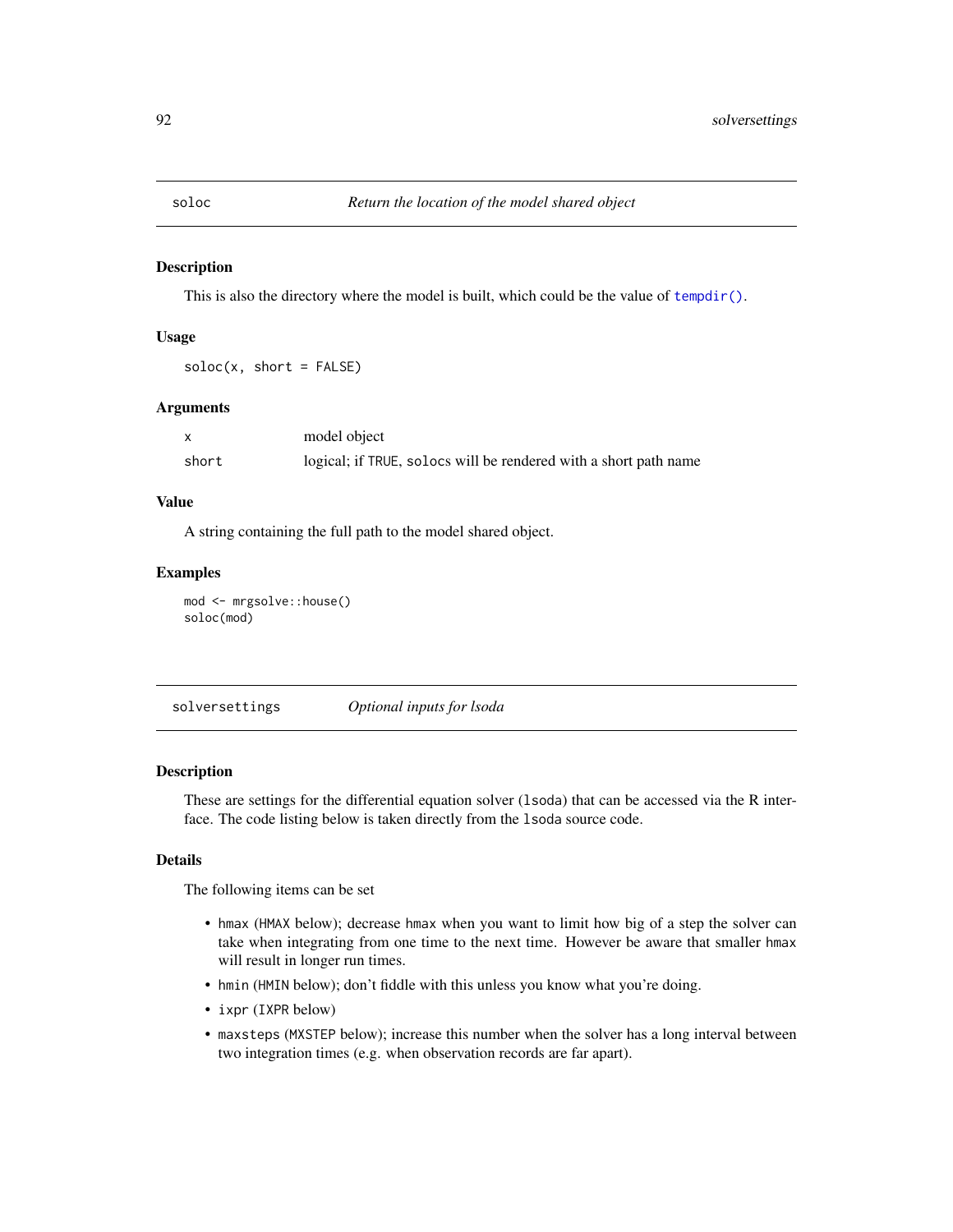## soloc — *Return the location of the model shared object*

### Description

This is also the directory where the model is built, which could be the value of `tempdir()`.

### Usage

```
soloc(x, short = FALSE)
```

### Arguments

| | |
|---|---|
| x | model object |
| short | logical; if `TRUE`, `solocs` will be rendered with a short path name |

### Value

A string containing the full path to the model shared object.

### Examples

```
mod <- mrgsolve::house()
soloc(mod)
```

## solversettings — *Optional inputs for lsoda*

### Description

These are settings for the differential equation solver (`lsoda`) that can be accessed via the R interface. The code listing below is taken directly from the `lsoda` source code.

### Details

The following items can be set

- `hmax` (`HMAX` below); decrease `hmax` when you want to limit how big of a step the solver can take when integrating from one time to the next time. However be aware that smaller `hmax` will result in longer run times.
- `hmin` (`HMIN` below); don't fiddle with this unless you know what you're doing.
- `ixpr` (`IXPR` below)
- `maxsteps` (`MXSTEP` below); increase this number when the solver has a long interval between two integration times (e.g. when observation records are far apart).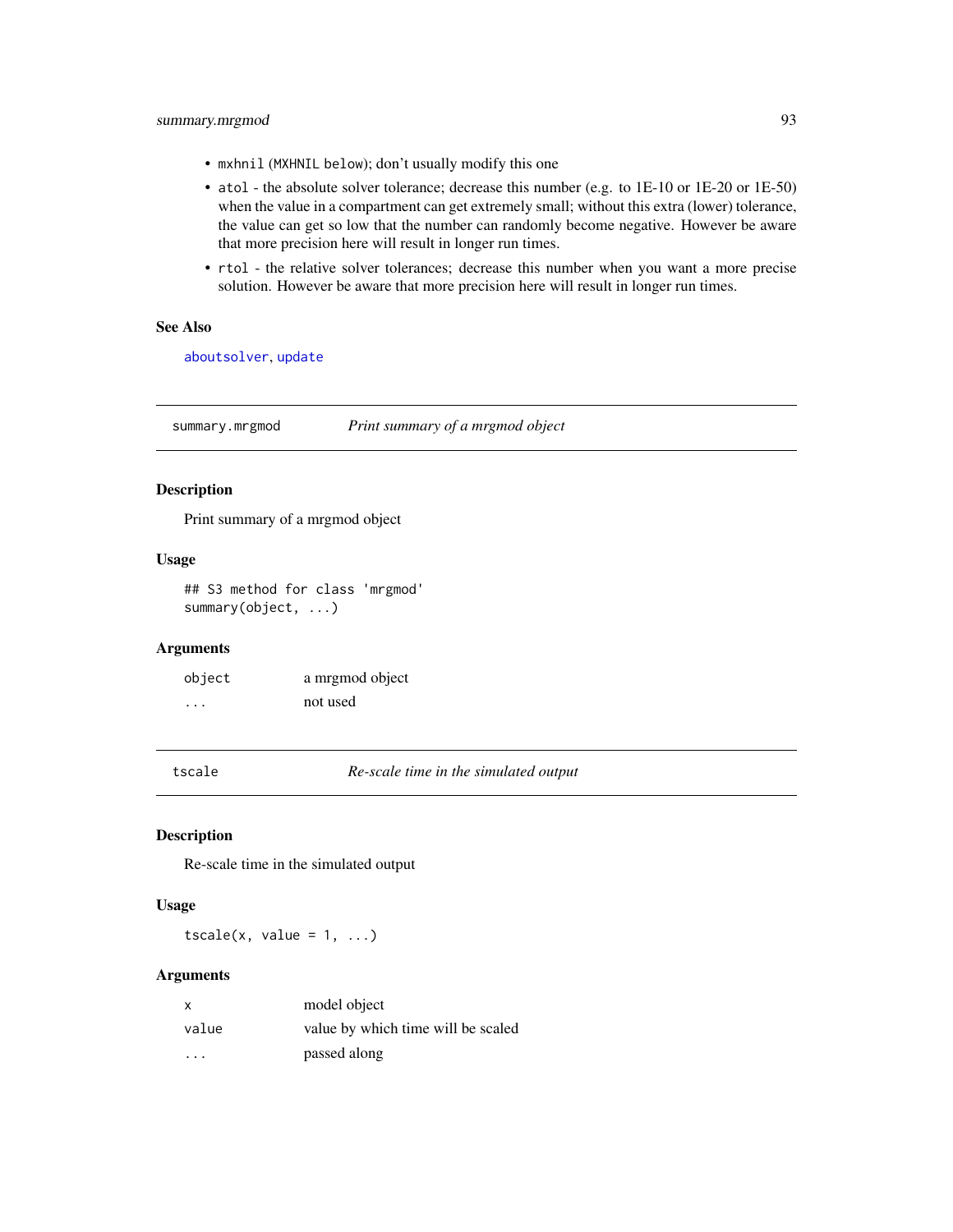- `mxhnil` (`MXHNIL below`); don't usually modify this one
- `atol` - the absolute solver tolerance; decrease this number (e.g. to 1E-10 or 1E-20 or 1E-50) when the value in a compartment can get extremely small; without this extra (lower) tolerance, the value can get so low that the number can randomly become negative. However be aware that more precision here will result in longer run times.
- `rtol` - the relative solver tolerances; decrease this number when you want a more precise solution. However be aware that more precision here will result in longer run times.

### See Also

`aboutsolver`, `update`

---

## summary.mrgmod — *Print summary of a mrgmod object*

### Description

Print summary of a mrgmod object

### Usage

```
## S3 method for class 'mrgmod'
summary(object, ...)
```

### Arguments

| | |
|---|---|
| `object` | a mrgmod object |
| `...` | not used |

---

## tscale — *Re-scale time in the simulated output*

### Description

Re-scale time in the simulated output

### Usage

```
tscale(x, value = 1, ...)
```

### Arguments

| | |
|---|---|
| `x` | model object |
| `value` | value by which time will be scaled |
| `...` | passed along |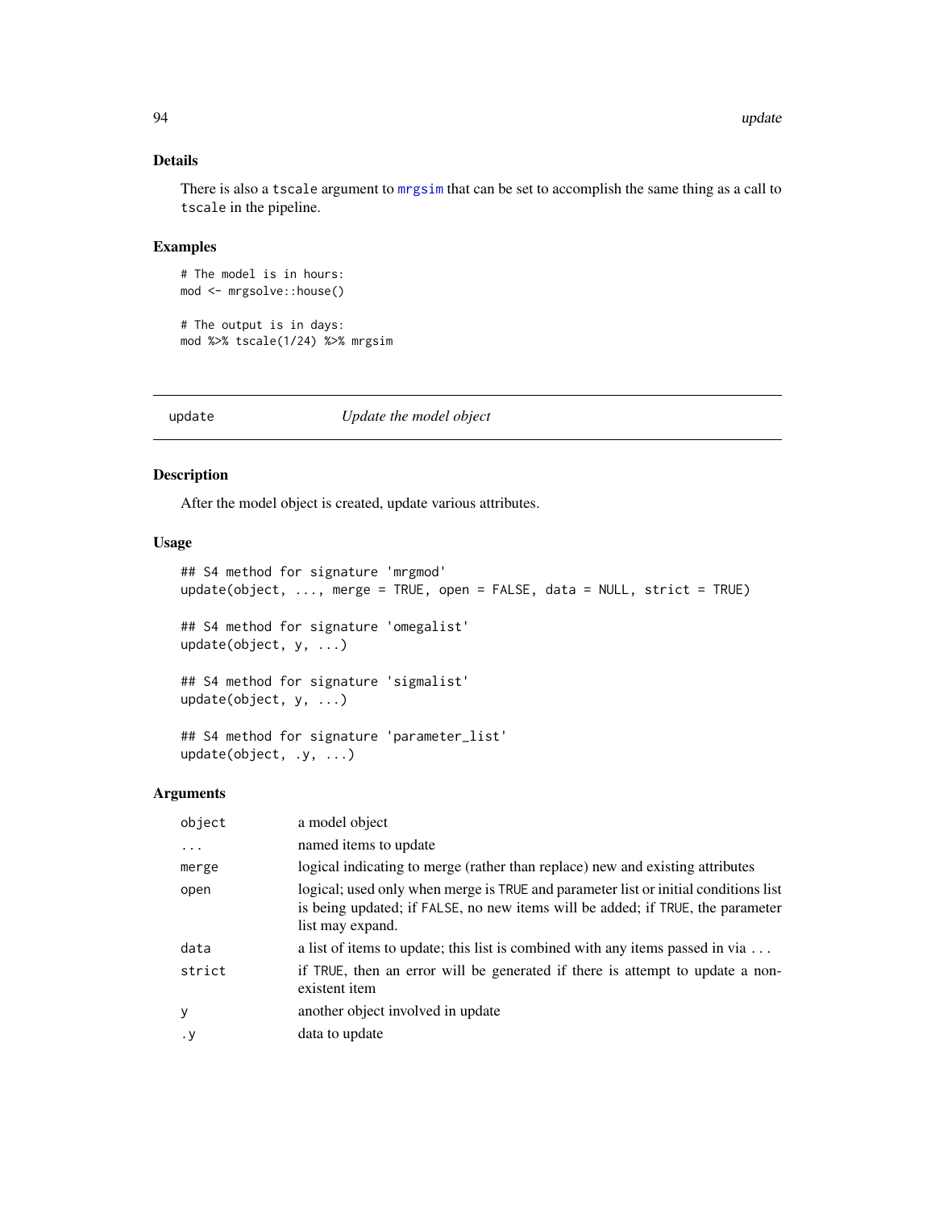### Details

There is also a `tscale` argument to `mrgsim` that can be set to accomplish the same thing as a call to `tscale` in the pipeline.

### Examples

```
# The model is in hours:
mod <- mrgsolve::house()

# The output is in days:
mod %>% tscale(1/24) %>% mrgsim
```

---

## update — *Update the model object*

---

### Description

After the model object is created, update various attributes.

### Usage

```
## S4 method for signature 'mrgmod'
update(object, ..., merge = TRUE, open = FALSE, data = NULL, strict = TRUE)

## S4 method for signature 'omegalist'
update(object, y, ...)

## S4 method for signature 'sigmalist'
update(object, y, ...)

## S4 method for signature 'parameter_list'
update(object, .y, ...)
```

### Arguments

| | |
|---|---|
| `object` | a model object |
| `...` | named items to update |
| `merge` | logical indicating to merge (rather than replace) new and existing attributes |
| `open` | logical; used only when merge is `TRUE` and parameter list or initial conditions list is being updated; if `FALSE`, no new items will be added; if `TRUE`, the parameter list may expand. |
| `data` | a list of items to update; this list is combined with any items passed in via ... |
| `strict` | if `TRUE`, then an error will be generated if there is attempt to update a non-existent item |
| `y` | another object involved in update |
| `.y` | data to update |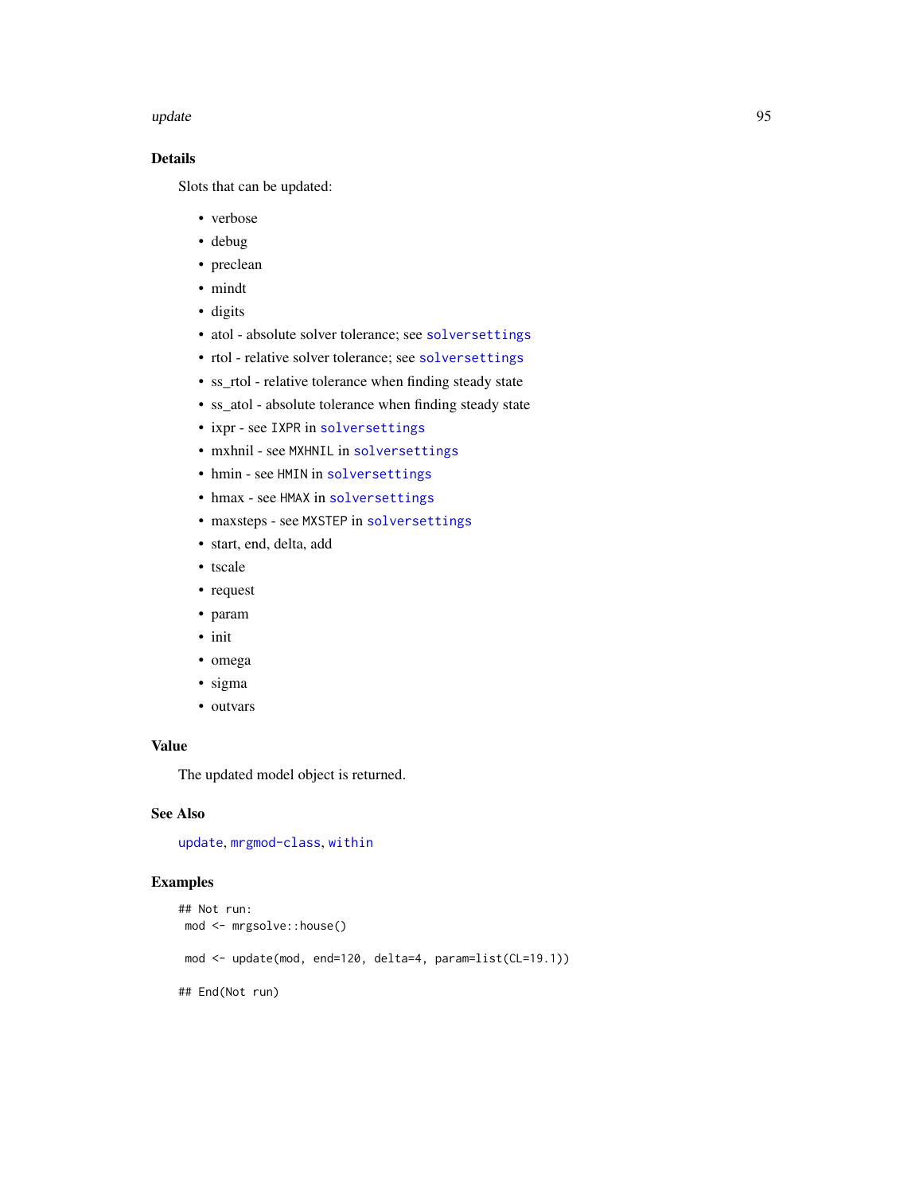## Details

Slots that can be updated:

- verbose
- debug
- preclean
- mindt
- digits
- atol - absolute solver tolerance; see solversettings
- rtol - relative solver tolerance; see solversettings
- ss_rtol - relative tolerance when finding steady state
- ss_atol - absolute tolerance when finding steady state
- ixpr - see IXPR in solversettings
- mxhnil - see MXHNIL in solversettings
- hmin - see HMIN in solversettings
- hmax - see HMAX in solversettings
- maxsteps - see MXSTEP in solversettings
- start, end, delta, add
- tscale
- request
- param
- init
- omega
- sigma
- outvars

## Value

The updated model object is returned.

## See Also

update, mrgmod-class, within

## Examples

```
## Not run:
 mod <- mrgsolve::house()

 mod <- update(mod, end=120, delta=4, param=list(CL=19.1))

## End(Not run)
```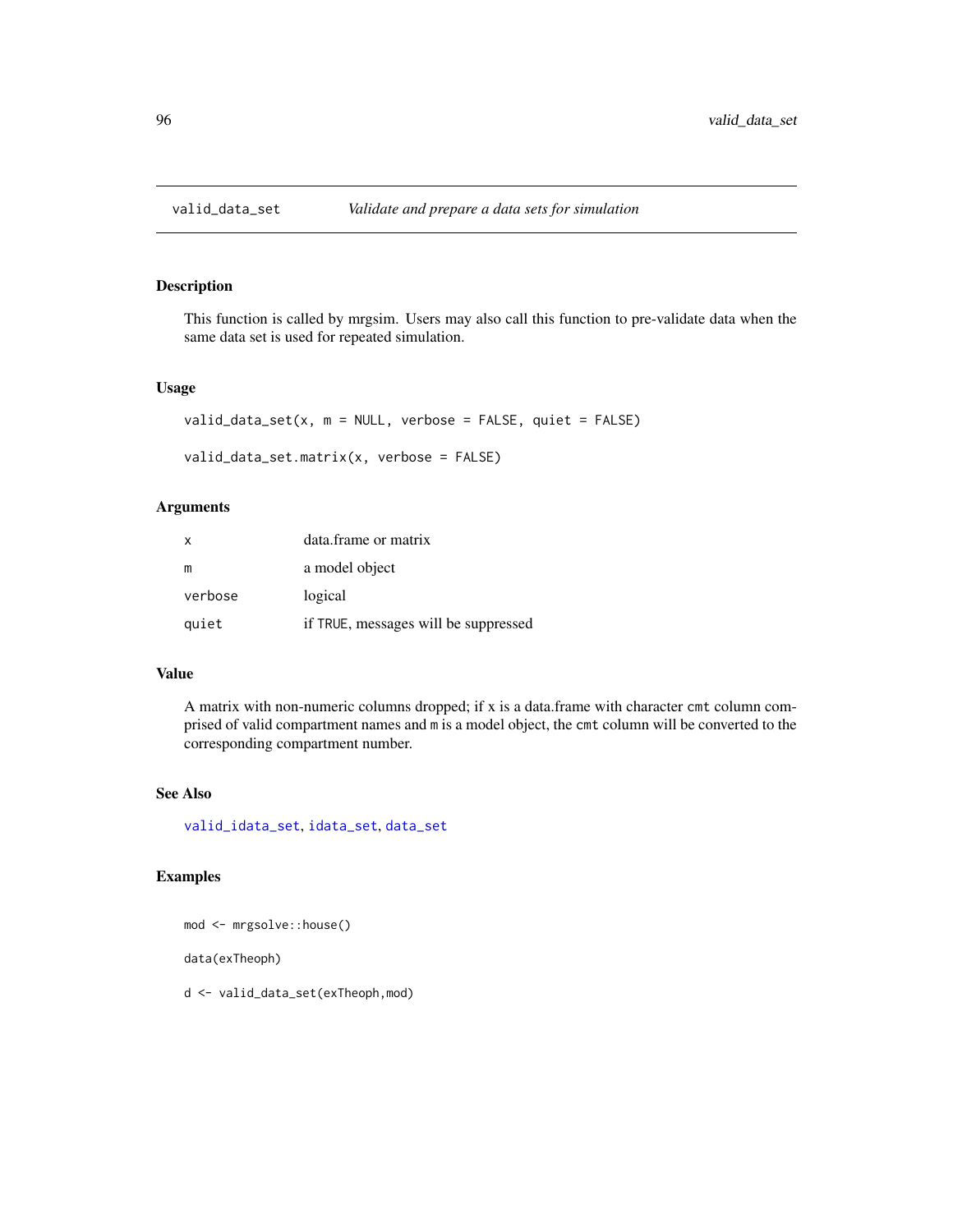# valid_data_set — *Validate and prepare a data sets for simulation*

## Description

This function is called by mrgsim. Users may also call this function to pre-validate data when the same data set is used for repeated simulation.

## Usage

```
valid_data_set(x, m = NULL, verbose = FALSE, quiet = FALSE)

valid_data_set.matrix(x, verbose = FALSE)
```

## Arguments

| | |
|---|---|
| x | data.frame or matrix |
| m | a model object |
| verbose | logical |
| quiet | if TRUE, messages will be suppressed |

## Value

A matrix with non-numeric columns dropped; if x is a data.frame with character `cmt` column comprised of valid compartment names and `m` is a model object, the `cmt` column will be converted to the corresponding compartment number.

## See Also

valid_idata_set, idata_set, data_set

## Examples

```
mod <- mrgsolve::house()

data(exTheoph)

d <- valid_data_set(exTheoph,mod)
```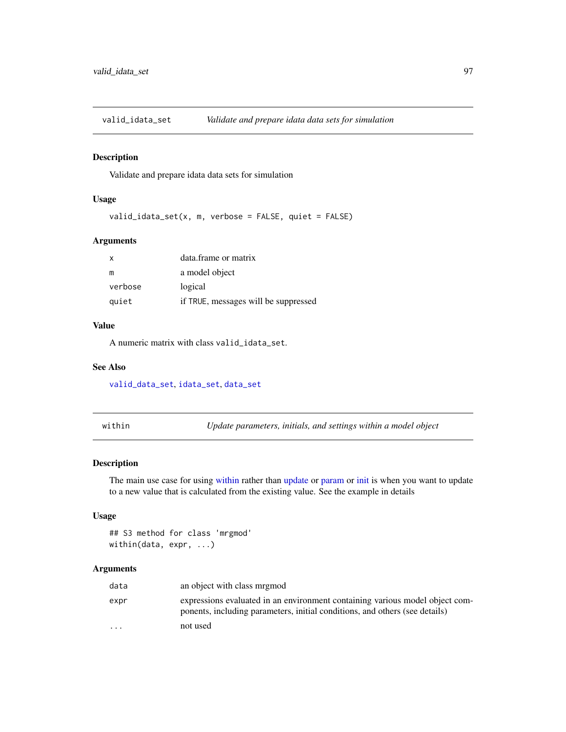## valid_idata_set — *Validate and prepare idata data sets for simulation*

### Description

Validate and prepare idata data sets for simulation

### Usage

```
valid_idata_set(x, m, verbose = FALSE, quiet = FALSE)
```

### Arguments

| | |
|---|---|
| `x` | data.frame or matrix |
| `m` | a model object |
| `verbose` | logical |
| `quiet` | if `TRUE`, messages will be suppressed |

### Value

A numeric matrix with class `valid_idata_set`.

### See Also

`valid_data_set`, `idata_set`, `data_set`

## within — *Update parameters, initials, and settings within a model object*

### Description

The main use case for using within rather than update or param or init is when you want to update to a new value that is calculated from the existing value. See the example in details

### Usage

```
## S3 method for class 'mrgmod'
within(data, expr, ...)
```

### Arguments

| | |
|---|---|
| `data` | an object with class mrgmod |
| `expr` | expressions evaluated in an environment containing various model object components, including parameters, initial conditions, and others (see details) |
| `...` | not used |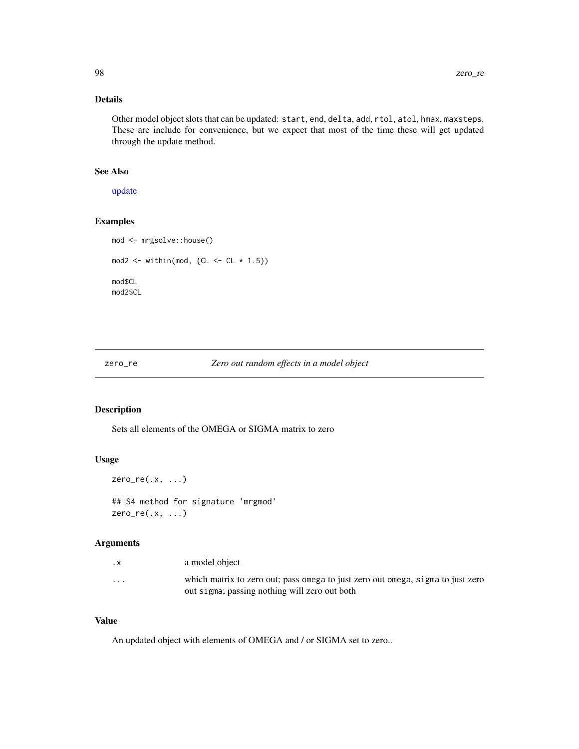## Details

Other model object slots that can be updated: `start`, `end`, `delta`, `add`, `rtol`, `atol`, `hmax`, `maxsteps`. These are include for convenience, but we expect that most of the time these will get updated through the update method.

## See Also

update

## Examples

```
mod <- mrgsolve::house()

mod2 <- within(mod, {CL <- CL * 1.5})

mod$CL
mod2$CL
```

---

# zero_re — *Zero out random effects in a model object*

## Description

Sets all elements of the OMEGA or SIGMA matrix to zero

## Usage

```
zero_re(.x, ...)

## S4 method for signature 'mrgmod'
zero_re(.x, ...)
```

## Arguments

| | |
|---|---|
| `.x` | a model object |
| `...` | which matrix to zero out; pass `omega` to just zero out `omega`, `sigma` to just zero out `sigma`; passing nothing will zero out both |

## Value

An updated object with elements of OMEGA and / or SIGMA set to zero..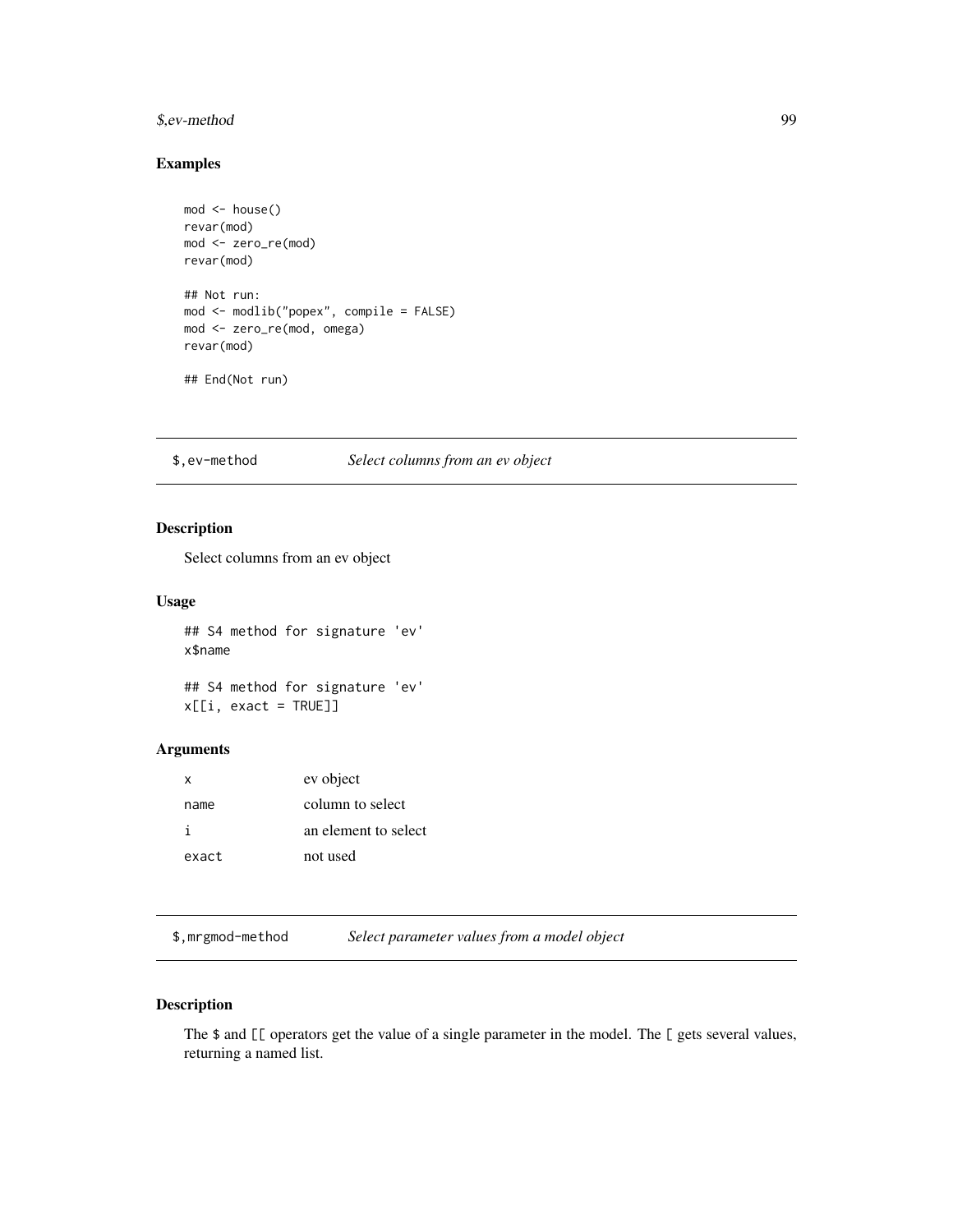## Examples

```
mod <- house()
revar(mod)
mod <- zero_re(mod)
revar(mod)

## Not run:
mod <- modlib("popex", compile = FALSE)
mod <- zero_re(mod, omega)
revar(mod)

## End(Not run)
```

---

`$,ev-method` *Select columns from an ev object*

---

### Description

Select columns from an ev object

### Usage

```
## S4 method for signature 'ev'
x$name

## S4 method for signature 'ev'
x[[i, exact = TRUE]]
```

### Arguments

| | |
|---|---|
| x | ev object |
| name | column to select |
| i | an element to select |
| exact | not used |

---

`$,mrgmod-method` *Select parameter values from a model object*

---

### Description

The `$` and `[[` operators get the value of a single parameter in the model. The `[` gets several values, returning a named list.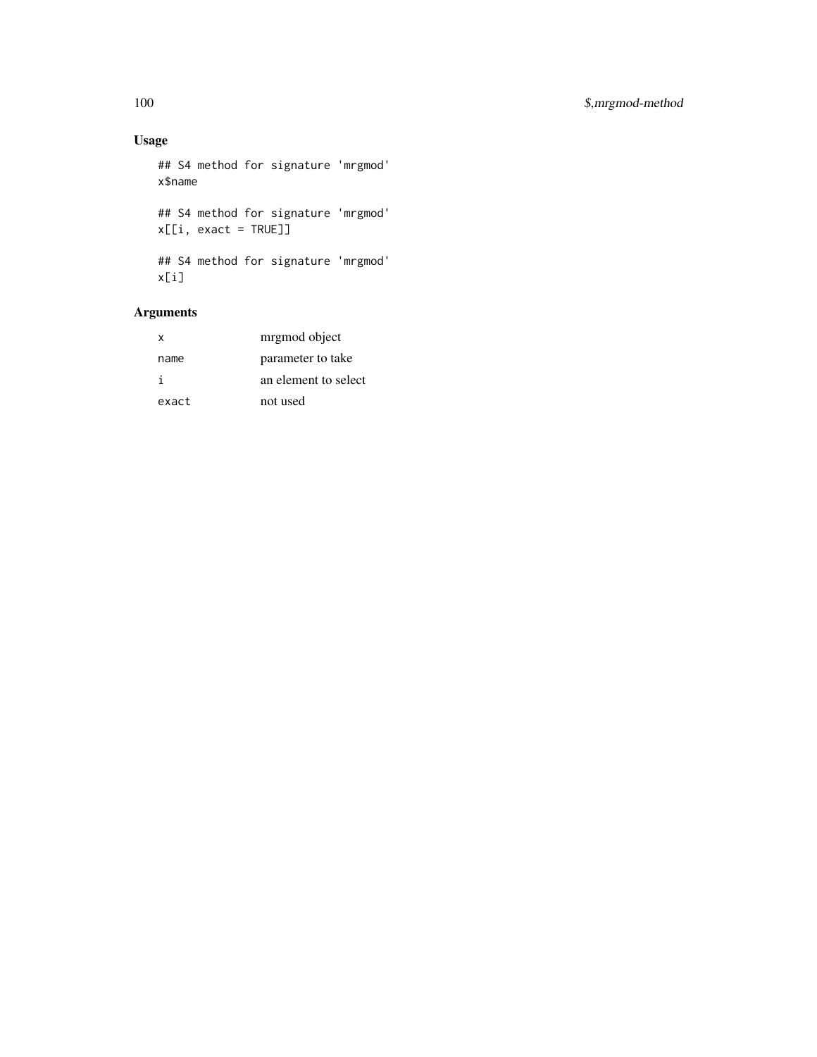## Usage

```
## S4 method for signature 'mrgmod'
x$name

## S4 method for signature 'mrgmod'
x[[i, exact = TRUE]]

## S4 method for signature 'mrgmod'
x[i]
```

## Arguments

| | |
|---|---|
| `x` | mrgmod object |
| `name` | parameter to take |
| `i` | an element to select |
| `exact` | not used |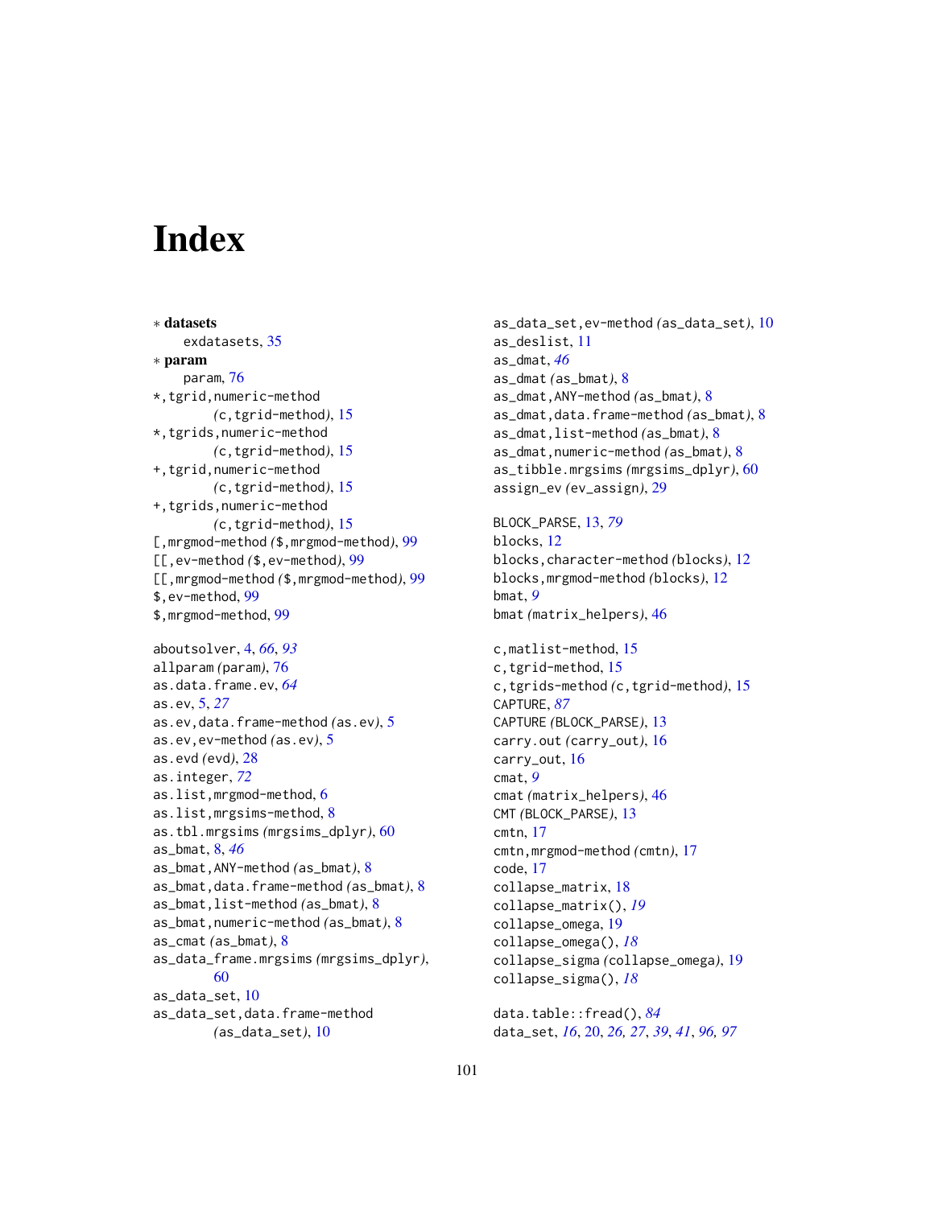# Index

∗ **datasets**
  exdatasets, 35
∗ **param**
  param, 76
*,tgrid,numeric-method (c,tgrid-method), 15
*,tgrids,numeric-method (c,tgrid-method), 15
+,tgrid,numeric-method (c,tgrid-method), 15
+,tgrids,numeric-method (c,tgrid-method), 15
[,mrgmod-method ($,mrgmod-method), 99
[[,ev-method ($,ev-method), 99
[[,mrgmod-method ($,mrgmod-method), 99
$,ev-method, 99
$,mrgmod-method, 99

aboutsolver, 4, *66*, *93*
allparam (param), 76
as.data.frame.ev, *64*
as.ev, 5, *27*
as.ev,data.frame-method (as.ev), 5
as.ev,ev-method (as.ev), 5
as.evd (evd), 28
as.integer, *72*
as.list,mrgmod-method, 6
as.list,mrgsims-method, 8
as.tbl.mrgsims (mrgsims_dplyr), 60
as_bmat, 8, *46*
as_bmat,ANY-method (as_bmat), 8
as_bmat,data.frame-method (as_bmat), 8
as_bmat,list-method (as_bmat), 8
as_bmat,numeric-method (as_bmat), 8
as_cmat (as_bmat), 8
as_data_frame.mrgsims (mrgsims_dplyr), 60
as_data_set, 10
as_data_set,data.frame-method (as_data_set), 10
as_data_set,ev-method (as_data_set), 10
as_deslist, 11
as_dmat, *46*
as_dmat (as_bmat), 8
as_dmat,ANY-method (as_bmat), 8
as_dmat,data.frame-method (as_bmat), 8
as_dmat,list-method (as_bmat), 8
as_dmat,numeric-method (as_bmat), 8
as_tibble.mrgsims (mrgsims_dplyr), 60
assign_ev (ev_assign), 29

BLOCK_PARSE, 13, *79*
blocks, 12
blocks,character-method (blocks), 12
blocks,mrgmod-method (blocks), 12
bmat, *9*
bmat (matrix_helpers), 46

c,matlist-method, 15
c,tgrid-method, 15
c,tgrids-method (c,tgrid-method), 15
CAPTURE, *87*
CAPTURE (BLOCK_PARSE), 13
carry.out (carry_out), 16
carry_out, 16
cmat, *9*
cmat (matrix_helpers), 46
CMT (BLOCK_PARSE), 13
cmtn, 17
cmtn,mrgmod-method (cmtn), 17
code, 17
collapse_matrix, 18
collapse_matrix(), *19*
collapse_omega, 19
collapse_omega(), *18*
collapse_sigma (collapse_omega), 19
collapse_sigma(), *18*

data.table::fread(), *84*
data_set, *16*, 20, *26*, *27*, *39*, *41*, *96*, *97*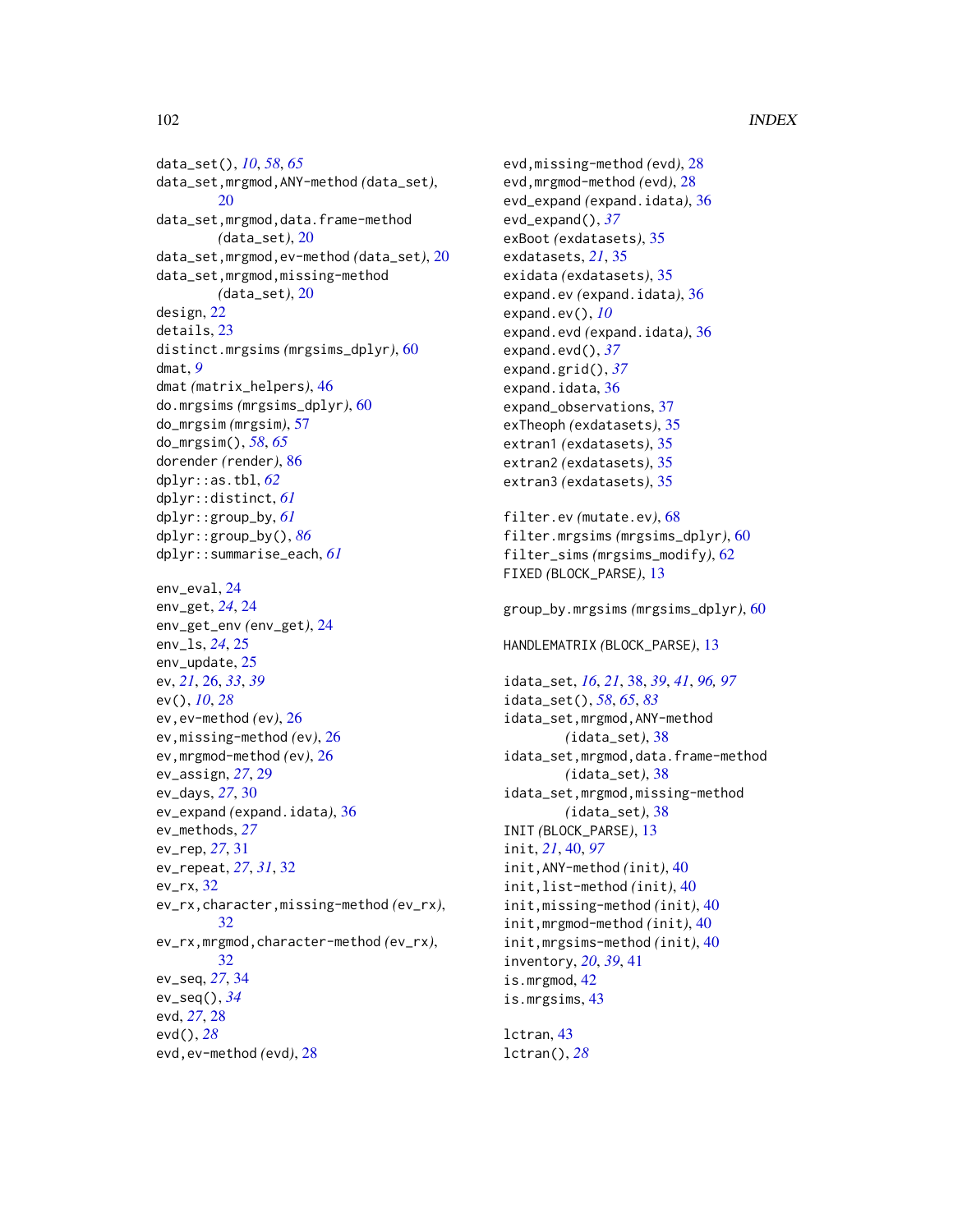data_set(), *10*, *58*, *65*
data_set,mrgmod,ANY-method *(data_set)*, 20
data_set,mrgmod,data.frame-method *(data_set)*, 20
data_set,mrgmod,ev-method *(data_set)*, 20
data_set,mrgmod,missing-method *(data_set)*, 20
design, 22
details, 23
distinct.mrgsims *(mrgsims_dplyr)*, 60
dmat, *9*
dmat *(matrix_helpers)*, 46
do.mrgsims *(mrgsims_dplyr)*, 60
do_mrgsim *(mrgsim)*, 57
do_mrgsim(), *58*, *65*
dorender *(render)*, 86
dplyr::as.tbl, *62*
dplyr::distinct, *61*
dplyr::group_by, *61*
dplyr::group_by(), *86*
dplyr::summarise_each, *61*

env_eval, 24
env_get, *24*, 24
env_get_env *(env_get)*, 24
env_ls, *24*, 25
env_update, 25
ev, *21*, 26, *33*, *39*
ev(), *10*, *28*
ev,ev-method *(ev)*, 26
ev,missing-method *(ev)*, 26
ev,mrgmod-method *(ev)*, 26
ev_assign, *27*, 29
ev_days, *27*, 30
ev_expand *(expand.idata)*, 36
ev_methods, *27*
ev_rep, *27*, 31
ev_repeat, *27*, *31*, 32
ev_rx, 32
ev_rx,character,missing-method *(ev_rx)*, 32
ev_rx,mrgmod,character-method *(ev_rx)*, 32
ev_seq, *27*, 34
ev_seq(), *34*
evd, *27*, 28
evd(), *28*
evd,ev-method *(evd)*, 28
evd,missing-method *(evd)*, 28
evd,mrgmod-method *(evd)*, 28
evd_expand *(expand.idata)*, 36
evd_expand(), *37*
exBoot *(exdatasets)*, 35
exdatasets, *21*, 35
exidata *(exdatasets)*, 35
expand.ev *(expand.idata)*, 36
expand.ev(), *10*
expand.evd *(expand.idata)*, 36
expand.evd(), *37*
expand.grid(), *37*
expand.idata, 36
expand_observations, 37
exTheoph *(exdatasets)*, 35
extran1 *(exdatasets)*, 35
extran2 *(exdatasets)*, 35
extran3 *(exdatasets)*, 35

filter.ev *(mutate.ev)*, 68
filter.mrgsims *(mrgsims_dplyr)*, 60
filter_sims *(mrgsims_modify)*, 62
FIXED *(BLOCK_PARSE)*, 13

group_by.mrgsims *(mrgsims_dplyr)*, 60

HANDLEMATRIX *(BLOCK_PARSE)*, 13

idata_set, *16*, *21*, 38, *39*, *41*, *96*, *97*
idata_set(), *58*, *65*, *83*
idata_set,mrgmod,ANY-method *(idata_set)*, 38
idata_set,mrgmod,data.frame-method *(idata_set)*, 38
idata_set,mrgmod,missing-method *(idata_set)*, 38
INIT *(BLOCK_PARSE)*, 13
init, *21*, 40, *97*
init,ANY-method *(init)*, 40
init,list-method *(init)*, 40
init,missing-method *(init)*, 40
init,mrgmod-method *(init)*, 40
init,mrgsims-method *(init)*, 40
inventory, *20*, *39*, 41
is.mrgmod, 42
is.mrgsims, 43

lctran, 43
lctran(), *28*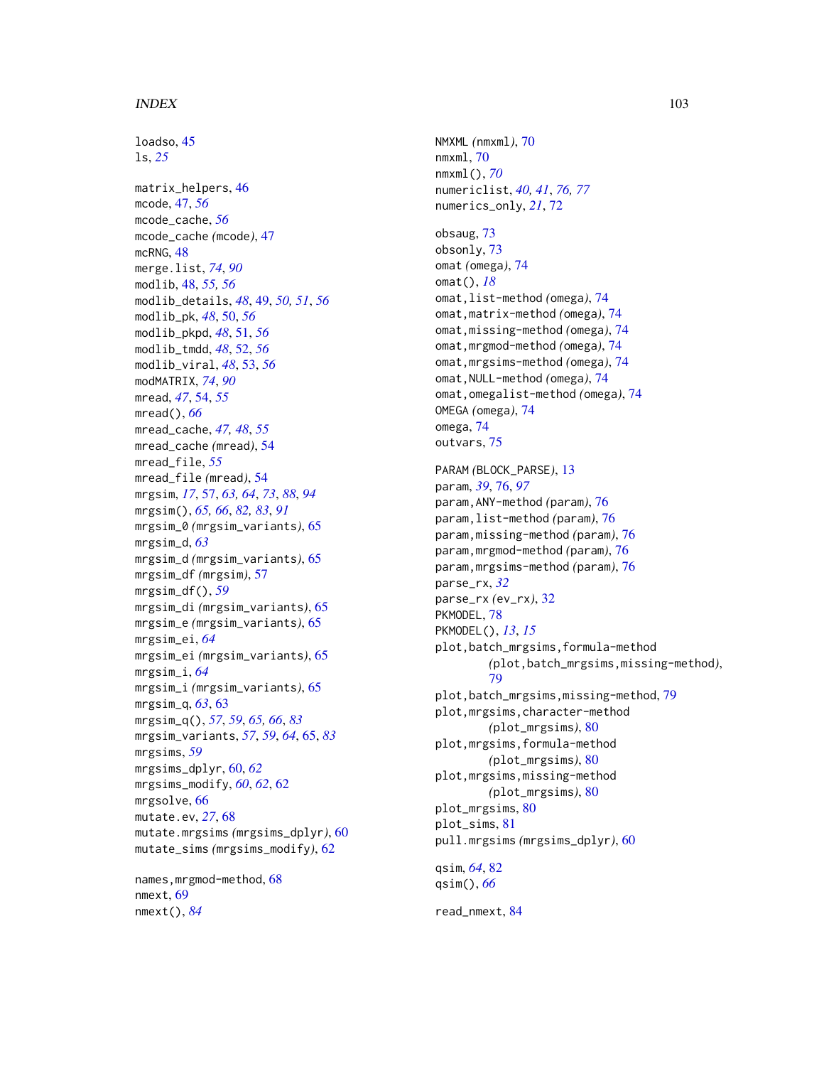loadso, 45
ls, *25*

matrix_helpers, 46
mcode, 47, *56*
mcode_cache, *56*
mcode_cache *(mcode)*, 47
mcRNG, 48
merge.list, *74*, *90*
modlib, 48, *55, 56*
modlib_details, *48*, 49, *50, 51*, *56*
modlib_pk, *48*, 50, *56*
modlib_pkpd, *48*, 51, *56*
modlib_tmdd, *48*, 52, *56*
modlib_viral, *48*, 53, *56*
modMATRIX, *74*, *90*
mread, *47*, 54, *55*
mread(), *66*
mread_cache, *47, 48*, *55*
mread_cache *(mread)*, 54
mread_file, *55*
mread_file *(mread)*, 54
mrgsim, *17*, 57, *63, 64*, *73*, *88*, *94*
mrgsim(), *65, 66*, *82, 83*, *91*
mrgsim_0 *(mrgsim_variants)*, 65
mrgsim_d, *63*
mrgsim_d *(mrgsim_variants)*, 65
mrgsim_df *(mrgsim)*, 57
mrgsim_df(), *59*
mrgsim_di *(mrgsim_variants)*, 65
mrgsim_e *(mrgsim_variants)*, 65
mrgsim_ei, *64*
mrgsim_ei *(mrgsim_variants)*, 65
mrgsim_i, *64*
mrgsim_i *(mrgsim_variants)*, 65
mrgsim_q, *63*, 63
mrgsim_q(), *57*, *59*, *65, 66*, *83*
mrgsim_variants, *57*, *59*, *64*, 65, *83*
mrgsims, *59*
mrgsims_dplyr, 60, *62*
mrgsims_modify, *60*, *62*, 62
mrgsolve, 66
mutate.ev, *27*, 68
mutate.mrgsims *(mrgsims_dplyr)*, 60
mutate_sims *(mrgsims_modify)*, 62

names,mrgmod-method, 68
nmext, 69
nmext(), *84*

NMXML *(nmxml)*, 70
nmxml, 70
nmxml(), *70*
numericlist, *40, 41*, *76, 77*
numerics_only, *21*, 72

obsaug, 73
obsonly, 73
omat *(omega)*, 74
omat(), *18*
omat,list-method *(omega)*, 74
omat,matrix-method *(omega)*, 74
omat,missing-method *(omega)*, 74
omat,mrgmod-method *(omega)*, 74
omat,mrgsims-method *(omega)*, 74
omat,NULL-method *(omega)*, 74
omat,omegalist-method *(omega)*, 74
OMEGA *(omega)*, 74
omega, 74
outvars, 75

PARAM *(BLOCK_PARSE)*, 13
param, *39*, 76, *97*
param,ANY-method *(param)*, 76
param,list-method *(param)*, 76
param,missing-method *(param)*, 76
param,mrgmod-method *(param)*, 76
param,mrgsims-method *(param)*, 76
parse_rx, *32*
parse_rx *(ev_rx)*, 32
PKMODEL, 78
PKMODEL(), *13*, *15*
plot,batch_mrgsims,formula-method *(plot,batch_mrgsims,missing-method)*, 79
plot,batch_mrgsims,missing-method, 79
plot,mrgsims,character-method *(plot_mrgsims)*, 80
plot,mrgsims,formula-method *(plot_mrgsims)*, 80
plot,mrgsims,missing-method *(plot_mrgsims)*, 80
plot_mrgsims, 80
plot_sims, 81
pull.mrgsims *(mrgsims_dplyr)*, 60

qsim, *64*, 82
qsim(), *66*

read_nmext, 84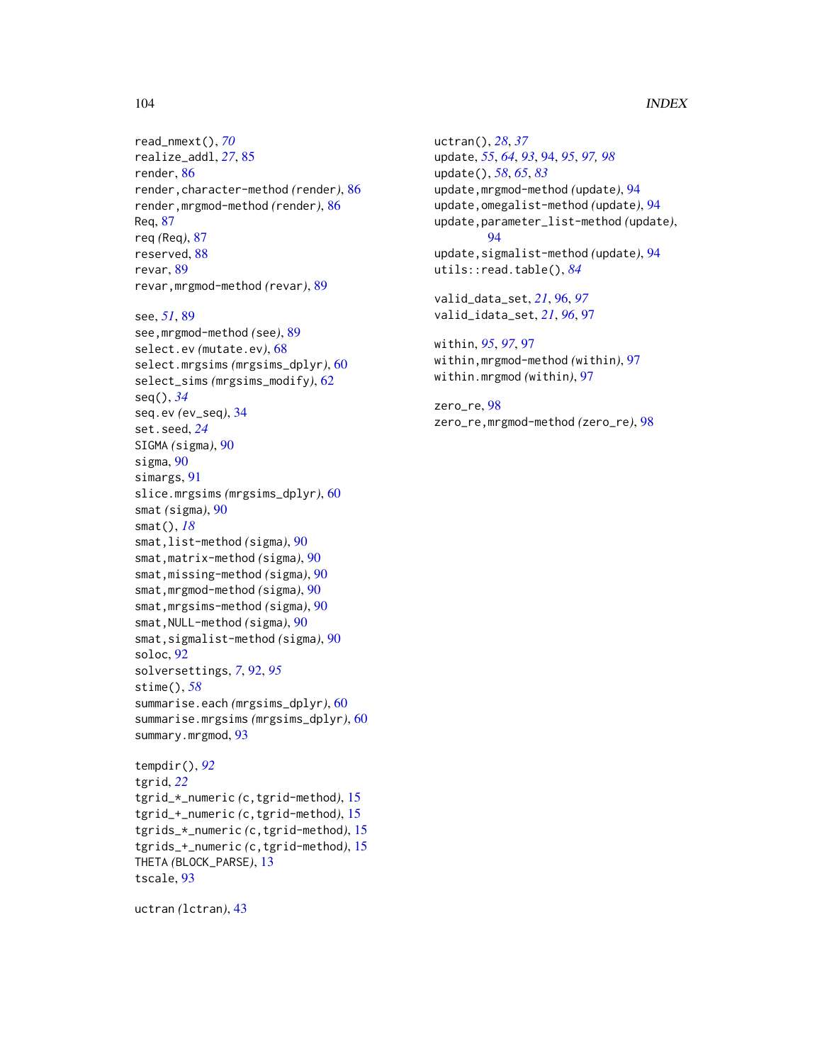read_nmext(), *70*
realize_addl, *27*, 85
render, 86
render,character-method *(render)*, 86
render,mrgmod-method *(render)*, 86
Req, 87
req *(Req)*, 87
reserved, 88
revar, 89
revar,mrgmod-method *(revar)*, 89

see, *51*, 89
see,mrgmod-method *(see)*, 89
select.ev *(mutate.ev)*, 68
select.mrgsims *(mrgsims_dplyr)*, 60
select_sims *(mrgsims_modify)*, 62
seq(), *34*
seq.ev *(ev_seq)*, 34
set.seed, *24*
SIGMA *(sigma)*, 90
sigma, 90
simargs, 91
slice.mrgsims *(mrgsims_dplyr)*, 60
smat *(sigma)*, 90
smat(), *18*
smat,list-method *(sigma)*, 90
smat,matrix-method *(sigma)*, 90
smat,missing-method *(sigma)*, 90
smat,mrgmod-method *(sigma)*, 90
smat,mrgsims-method *(sigma)*, 90
smat,NULL-method *(sigma)*, 90
smat,sigmalist-method *(sigma)*, 90
soloc, 92
solversettings, *7*, 92, *95*
stime(), *58*
summarise.each *(mrgsims_dplyr)*, 60
summarise.mrgsims *(mrgsims_dplyr)*, 60
summary.mrgmod, 93

tempdir(), *92*
tgrid, *22*
tgrid_*_numeric *(c,tgrid-method)*, 15
tgrid_+_numeric *(c,tgrid-method)*, 15
tgrids_*_numeric *(c,tgrid-method)*, 15
tgrids_+_numeric *(c,tgrid-method)*, 15
THETA *(BLOCK_PARSE)*, 13
tscale, 93

uctran *(lctran)*, 43
uctran(), *28*, *37*
update, *55*, *64*, *93*, 94, *95*, *97*, *98*
update(), *58*, *65*, *83*
update,mrgmod-method *(update)*, 94
update,omegalist-method *(update)*, 94
update,parameter_list-method *(update)*, 94
update,sigmalist-method *(update)*, 94
utils::read.table(), *84*

valid_data_set, *21*, 96, *97*
valid_idata_set, *21*, *96*, 97

within, *95*, *97*, 97
within,mrgmod-method *(within)*, 97
within.mrgmod *(within)*, 97

zero_re, 98
zero_re,mrgmod-method *(zero_re)*, 98